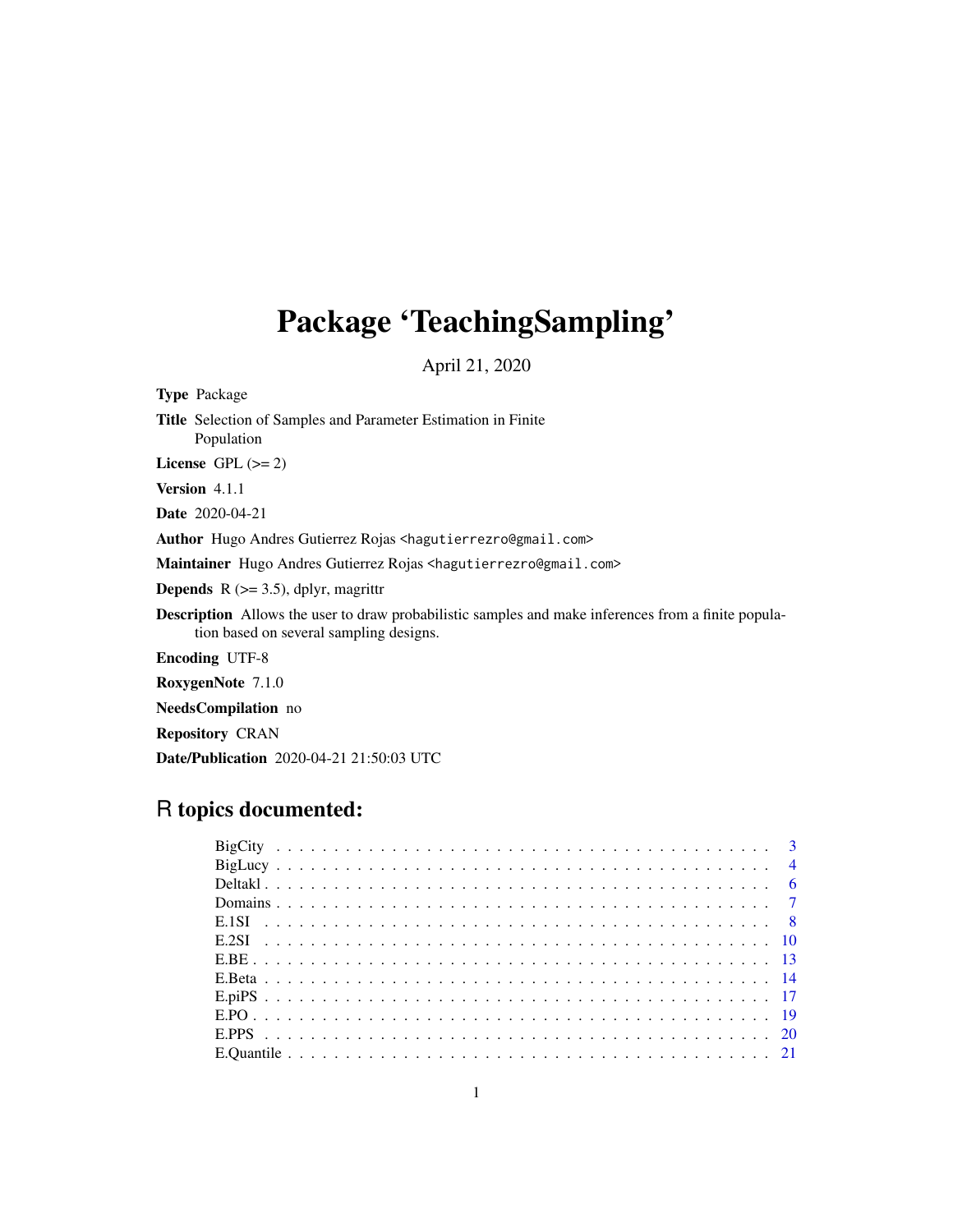# Package 'TeachingSampling'

April 21, 2020

**Type** Package

**Title** Selection of Samples and Parameter Estimation in Finite Population

**License** GPL (>= 2)

**Version** 4.1.1

**Date** 2020-04-21

**Author** Hugo Andres Gutierrez Rojas <hagutierrezro@gmail.com>

**Maintainer** Hugo Andres Gutierrez Rojas <hagutierrezro@gmail.com>

**Depends** R (>= 3.5), dplyr, magrittr

**Description** Allows the user to draw probabilistic samples and make inferences from a finite population based on several sampling designs.

**Encoding** UTF-8

**RoxygenNote** 7.1.0

**NeedsCompilation** no

**Repository** CRAN

**Date/Publication** 2020-04-21 21:50:03 UTC

## R topics documented:

- BigCity . . . 3
- BigLucy . . . 4
- Deltakl . . . 6
- Domains . . . 7
- E.1SI . . . 8
- E.2SI . . . 10
- E.BE . . . 13
- E.Beta . . . 14
- E.piPS . . . 17
- E.PO . . . 19
- E.PPS . . . 20
- E.Quantile . . . 21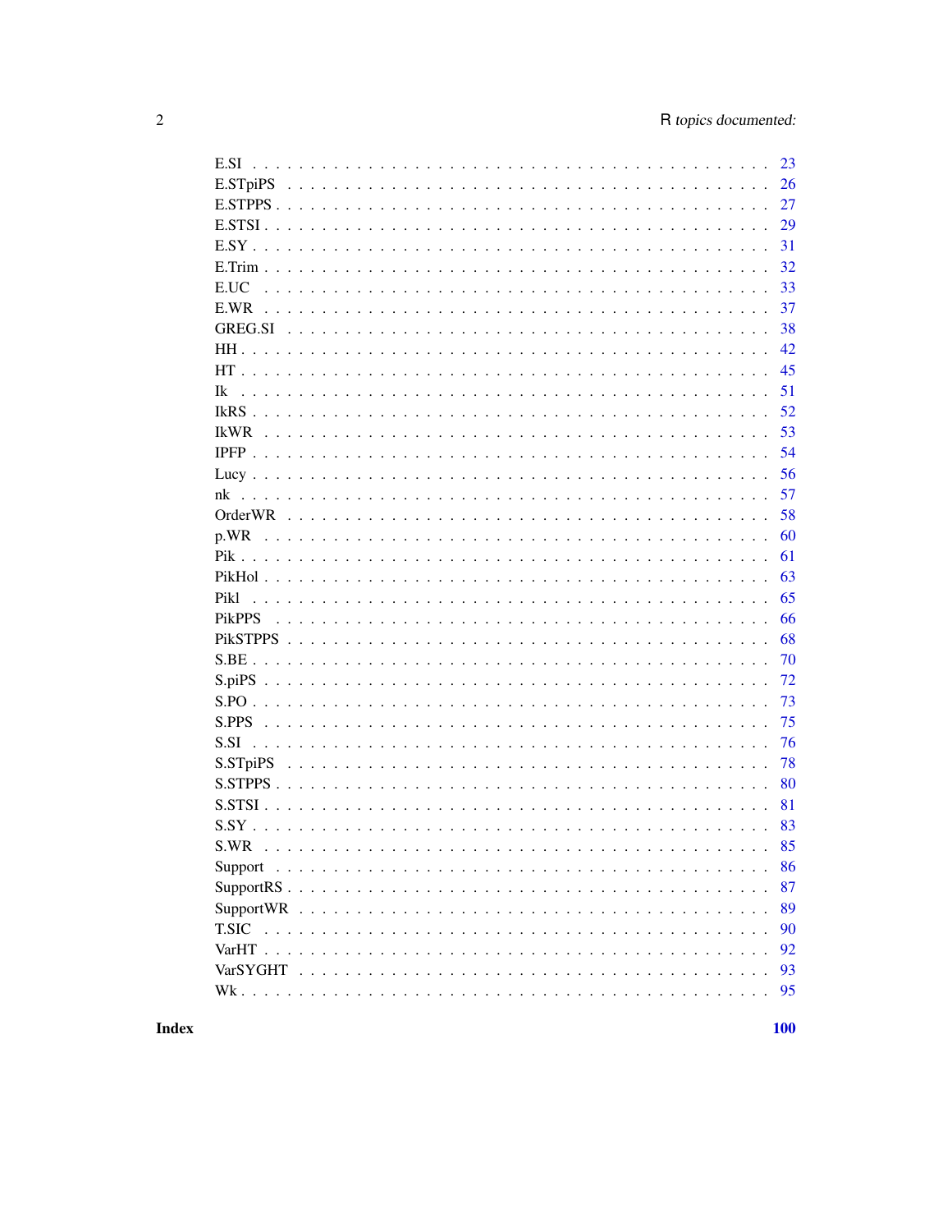E.SI . . . . . . . . . . . . . . . . . . . . . . . . . . . . . . . . . . . . . . . . 23
E.STpiPS . . . . . . . . . . . . . . . . . . . . . . . . . . . . . . . . . . . . . 26
E.STPPS . . . . . . . . . . . . . . . . . . . . . . . . . . . . . . . . . . . . . . 27
E.STSI . . . . . . . . . . . . . . . . . . . . . . . . . . . . . . . . . . . . . . . 29
E.SY . . . . . . . . . . . . . . . . . . . . . . . . . . . . . . . . . . . . . . . . 31
E.Trim . . . . . . . . . . . . . . . . . . . . . . . . . . . . . . . . . . . . . . . 32
E.UC . . . . . . . . . . . . . . . . . . . . . . . . . . . . . . . . . . . . . . . . 33
E.WR . . . . . . . . . . . . . . . . . . . . . . . . . . . . . . . . . . . . . . . . 37
GREG.SI . . . . . . . . . . . . . . . . . . . . . . . . . . . . . . . . . . . . . . 38
HH . . . . . . . . . . . . . . . . . . . . . . . . . . . . . . . . . . . . . . . . . 42
HT . . . . . . . . . . . . . . . . . . . . . . . . . . . . . . . . . . . . . . . . . 45
Ik . . . . . . . . . . . . . . . . . . . . . . . . . . . . . . . . . . . . . . . . . 51
IkRS . . . . . . . . . . . . . . . . . . . . . . . . . . . . . . . . . . . . . . . . 52
IkWR . . . . . . . . . . . . . . . . . . . . . . . . . . . . . . . . . . . . . . . . 53
IPFP . . . . . . . . . . . . . . . . . . . . . . . . . . . . . . . . . . . . . . . . 54
Lucy . . . . . . . . . . . . . . . . . . . . . . . . . . . . . . . . . . . . . . . . 56
nk . . . . . . . . . . . . . . . . . . . . . . . . . . . . . . . . . . . . . . . . . 57
OrderWR . . . . . . . . . . . . . . . . . . . . . . . . . . . . . . . . . . . . . . 58
p.WR . . . . . . . . . . . . . . . . . . . . . . . . . . . . . . . . . . . . . . . . 60
Pik . . . . . . . . . . . . . . . . . . . . . . . . . . . . . . . . . . . . . . . . . 61
PikHol . . . . . . . . . . . . . . . . . . . . . . . . . . . . . . . . . . . . . . . 63
Pikl . . . . . . . . . . . . . . . . . . . . . . . . . . . . . . . . . . . . . . . . 65
PikPPS . . . . . . . . . . . . . . . . . . . . . . . . . . . . . . . . . . . . . . . 66
PikSTPPS . . . . . . . . . . . . . . . . . . . . . . . . . . . . . . . . . . . . . 68
S.BE . . . . . . . . . . . . . . . . . . . . . . . . . . . . . . . . . . . . . . . . 70
S.piPS . . . . . . . . . . . . . . . . . . . . . . . . . . . . . . . . . . . . . . . 72
S.PO . . . . . . . . . . . . . . . . . . . . . . . . . . . . . . . . . . . . . . . . 73
S.PPS . . . . . . . . . . . . . . . . . . . . . . . . . . . . . . . . . . . . . . . . 75
S.SI . . . . . . . . . . . . . . . . . . . . . . . . . . . . . . . . . . . . . . . . 76
S.STpiPS . . . . . . . . . . . . . . . . . . . . . . . . . . . . . . . . . . . . . 78
S.STPPS . . . . . . . . . . . . . . . . . . . . . . . . . . . . . . . . . . . . . . 80
S.STSI . . . . . . . . . . . . . . . . . . . . . . . . . . . . . . . . . . . . . . . 81
S.SY . . . . . . . . . . . . . . . . . . . . . . . . . . . . . . . . . . . . . . . . 83
S.WR . . . . . . . . . . . . . . . . . . . . . . . . . . . . . . . . . . . . . . . . 85
Support . . . . . . . . . . . . . . . . . . . . . . . . . . . . . . . . . . . . . . . 86
SupportRS . . . . . . . . . . . . . . . . . . . . . . . . . . . . . . . . . . . . . 87
SupportWR . . . . . . . . . . . . . . . . . . . . . . . . . . . . . . . . . . . . . 89
T.SIC . . . . . . . . . . . . . . . . . . . . . . . . . . . . . . . . . . . . . . . . 90
VarHT . . . . . . . . . . . . . . . . . . . . . . . . . . . . . . . . . . . . . . . . 92
VarSYGHT . . . . . . . . . . . . . . . . . . . . . . . . . . . . . . . . . . . . . 93
Wk . . . . . . . . . . . . . . . . . . . . . . . . . . . . . . . . . . . . . . . . . 95

**Index** **100**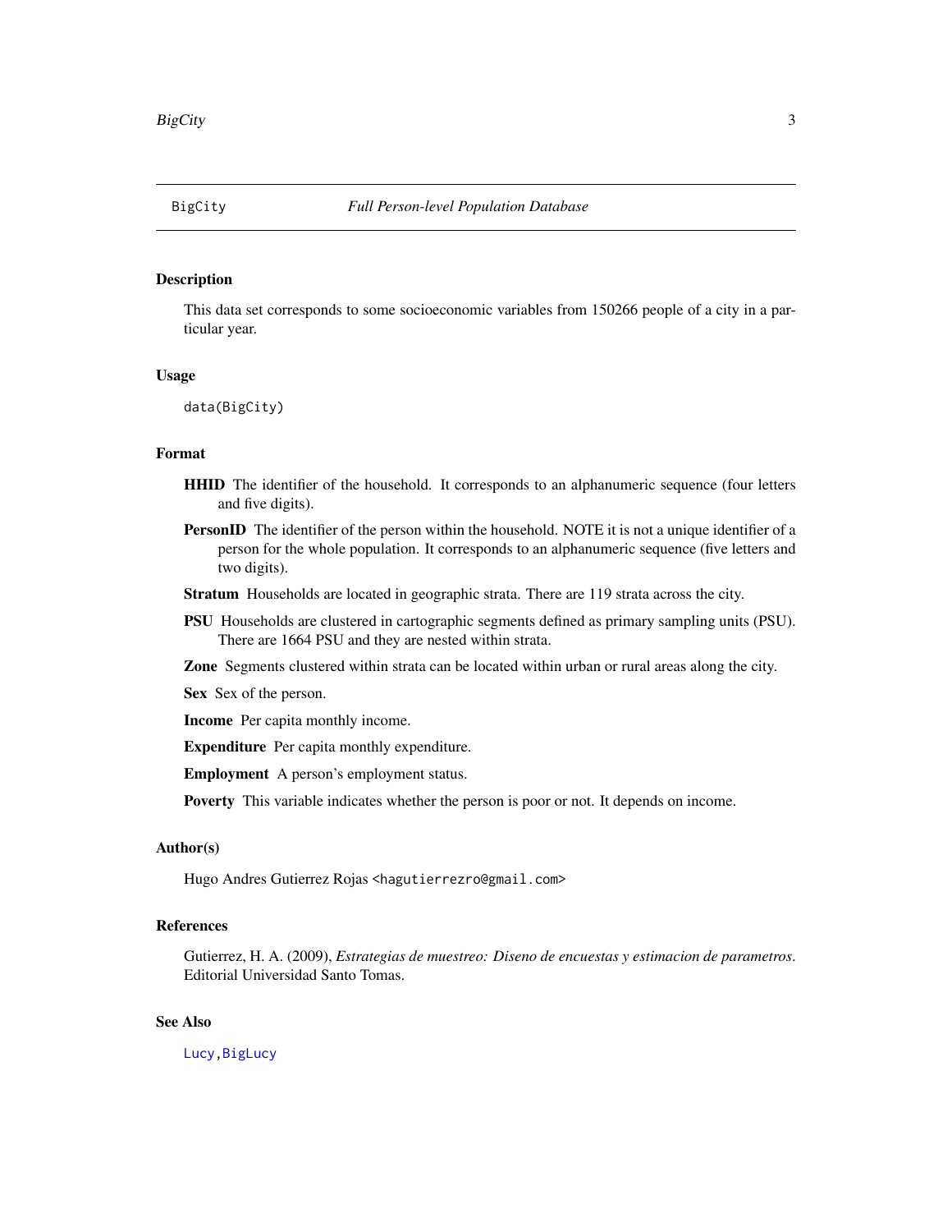## BigCity *Full Person-level Population Database*

### Description

This data set corresponds to some socioeconomic variables from 150266 people of a city in a particular year.

### Usage

```
data(BigCity)
```

### Format

- **HHID** The identifier of the household. It corresponds to an alphanumeric sequence (four letters and five digits).
- **PersonID** The identifier of the person within the household. NOTE it is not a unique identifier of a person for the whole population. It corresponds to an alphanumeric sequence (five letters and two digits).
- **Stratum** Households are located in geographic strata. There are 119 strata across the city.
- **PSU** Households are clustered in cartographic segments defined as primary sampling units (PSU). There are 1664 PSU and they are nested within strata.
- **Zone** Segments clustered within strata can be located within urban or rural areas along the city.
- **Sex** Sex of the person.
- **Income** Per capita monthly income.
- **Expenditure** Per capita monthly expenditure.
- **Employment** A person's employment status.
- **Poverty** This variable indicates whether the person is poor or not. It depends on income.

### Author(s)

Hugo Andres Gutierrez Rojas <hagutierrezro@gmail.com>

### References

Gutierrez, H. A. (2009), *Estrategias de muestreo: Diseno de encuestas y estimacion de parametros*. Editorial Universidad Santo Tomas.

### See Also

Lucy, BigLucy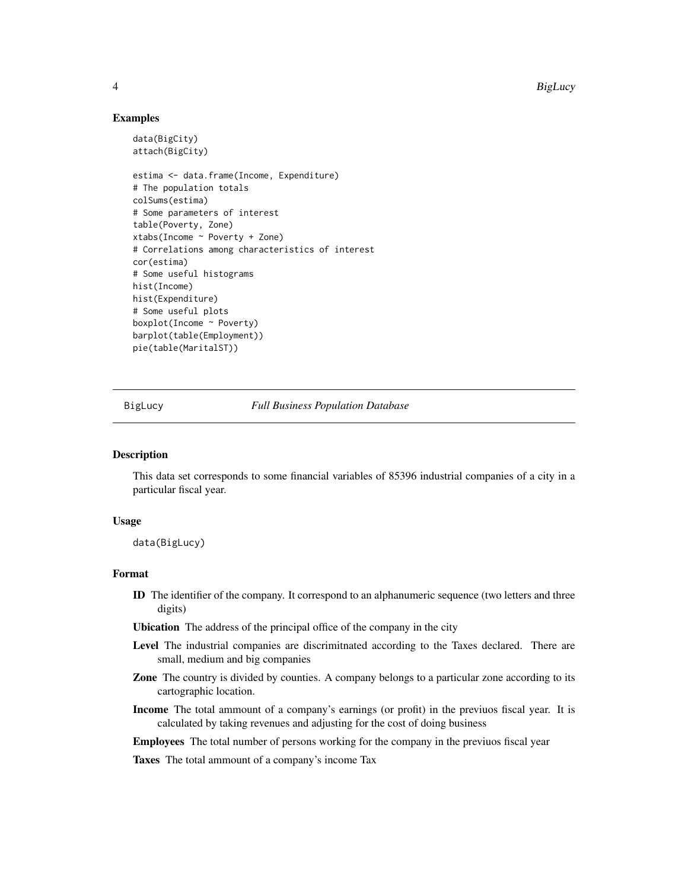### Examples

```
data(BigCity)
attach(BigCity)

estima <- data.frame(Income, Expenditure)
# The population totals
colSums(estima)
# Some parameters of interest
table(Poverty, Zone)
xtabs(Income ~ Poverty + Zone)
# Correlations among characteristics of interest
cor(estima)
# Some useful histograms
hist(Income)
hist(Expenditure)
# Some useful plots
boxplot(Income ~ Poverty)
barplot(table(Employment))
pie(table(MaritalST))
```

## BigLucy — *Full Business Population Database*

### Description

This data set corresponds to some financial variables of 85396 industrial companies of a city in a particular fiscal year.

### Usage

```
data(BigLucy)
```

### Format

- **ID** The identifier of the company. It correspond to an alphanumeric sequence (two letters and three digits)
- **Ubication** The address of the principal office of the company in the city
- **Level** The industrial companies are discrimitnated according to the Taxes declared. There are small, medium and big companies
- **Zone** The country is divided by counties. A company belongs to a particular zone according to its cartographic location.
- **Income** The total ammount of a company's earnings (or profit) in the previuos fiscal year. It is calculated by taking revenues and adjusting for the cost of doing business
- **Employees** The total number of persons working for the company in the previuos fiscal year
- **Taxes** The total ammount of a company's income Tax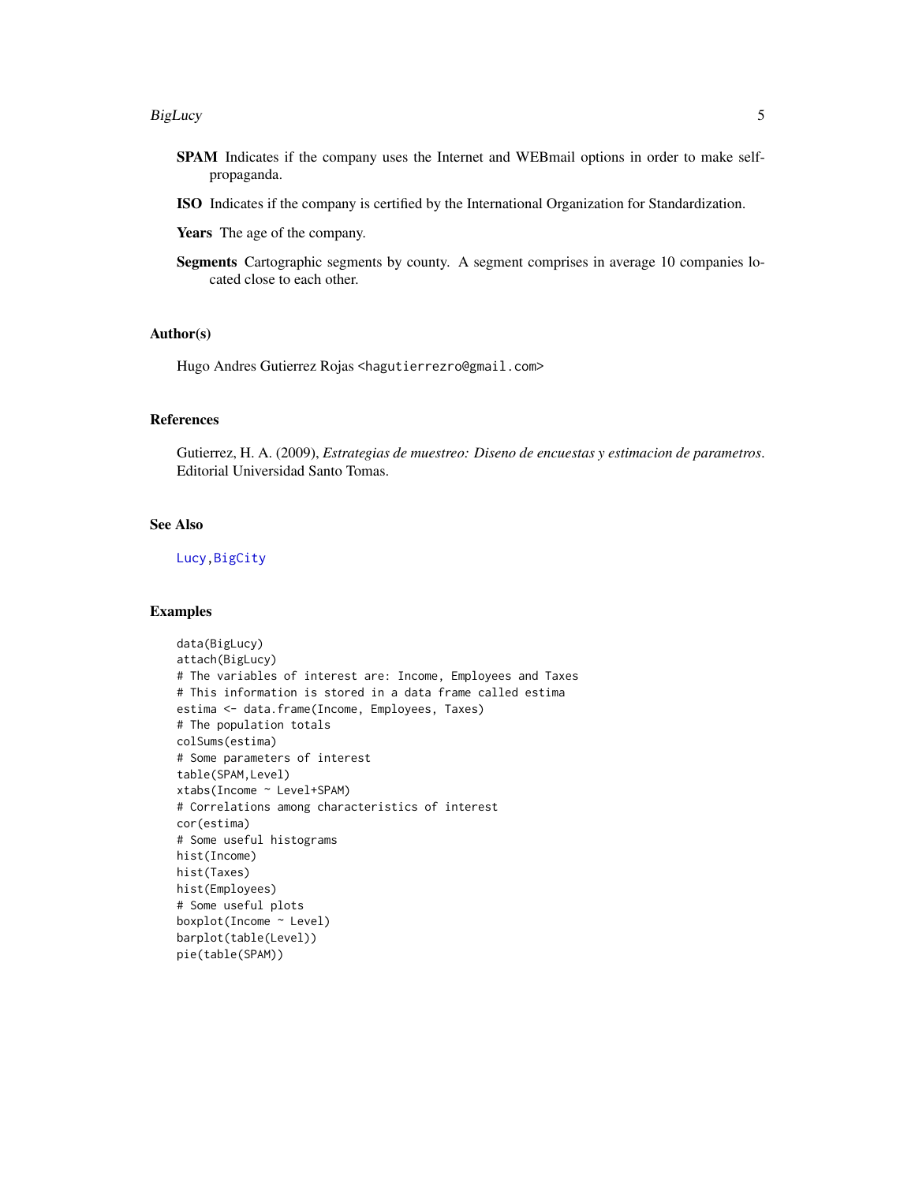**SPAM** Indicates if the company uses the Internet and WEBmail options in order to make self-propaganda.

**ISO** Indicates if the company is certified by the International Organization for Standardization.

**Years** The age of the company.

**Segments** Cartographic segments by county. A segment comprises in average 10 companies located close to each other.

## Author(s)

Hugo Andres Gutierrez Rojas <hagutierrezro@gmail.com>

## References

Gutierrez, H. A. (2009), *Estrategias de muestreo: Diseno de encuestas y estimacion de parametros*. Editorial Universidad Santo Tomas.

## See Also

Lucy, BigCity

## Examples

```
data(BigLucy)
attach(BigLucy)
# The variables of interest are: Income, Employees and Taxes
# This information is stored in a data frame called estima
estima <- data.frame(Income, Employees, Taxes)
# The population totals
colSums(estima)
# Some parameters of interest
table(SPAM,Level)
xtabs(Income ~ Level+SPAM)
# Correlations among characteristics of interest
cor(estima)
# Some useful histograms
hist(Income)
hist(Taxes)
hist(Employees)
# Some useful plots
boxplot(Income ~ Level)
barplot(table(Level))
pie(table(SPAM))
```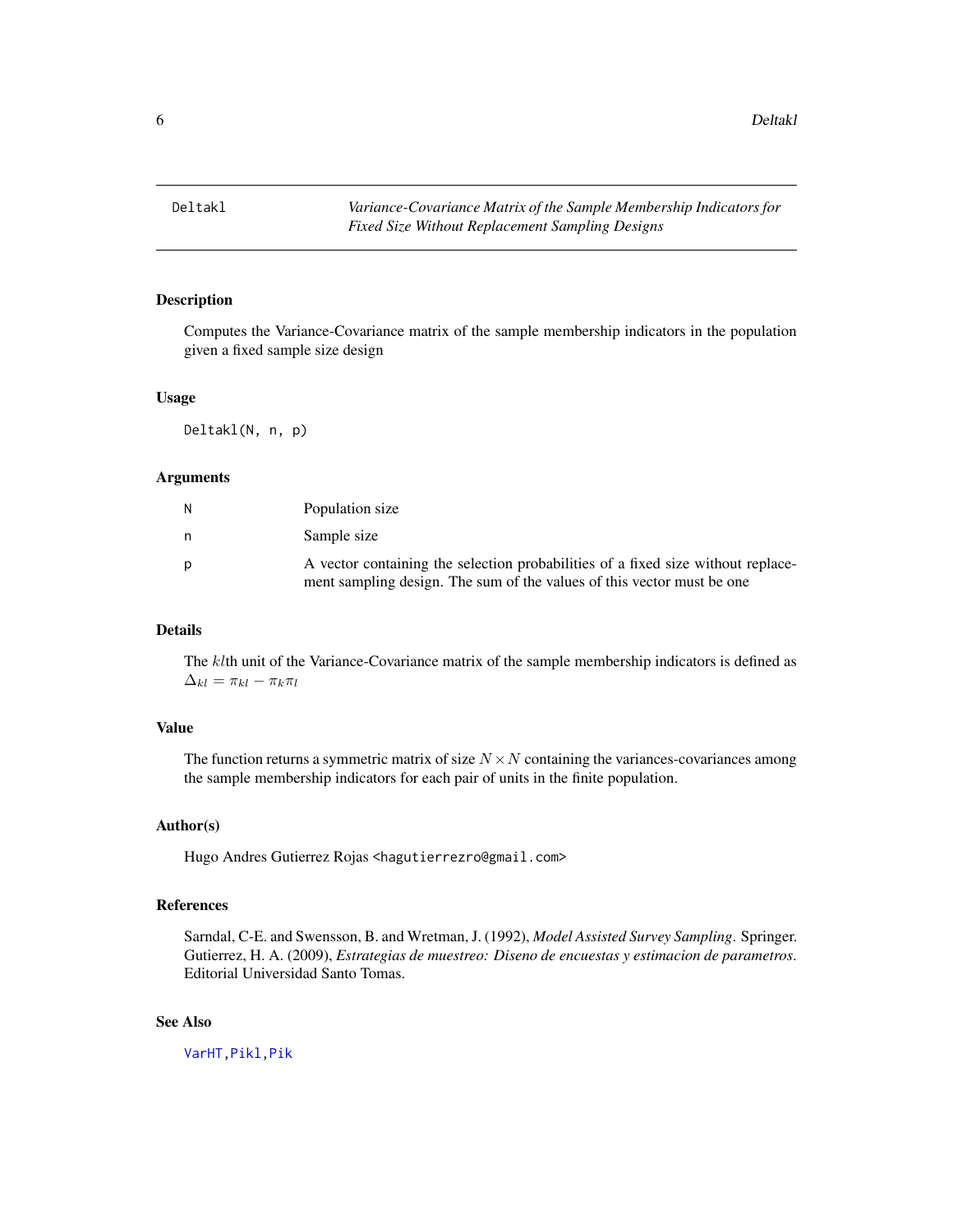# Deltakl — Variance-Covariance Matrix of the Sample Membership Indicators for Fixed Size Without Replacement Sampling Designs

## Description

Computes the Variance-Covariance matrix of the sample membership indicators in the population given a fixed sample size design

## Usage

```
Deltakl(N, n, p)
```

## Arguments

| | |
|---|---|
| N | Population size |
| n | Sample size |
| p | A vector containing the selection probabilities of a fixed size without replacement sampling design. The sum of the values of this vector must be one |

## Details

The $kl$th unit of the Variance-Covariance matrix of the sample membership indicators is defined as $\Delta_{kl} = \pi_{kl} - \pi_k \pi_l$

## Value

The function returns a symmetric matrix of size $N \times N$ containing the variances-covariances among the sample membership indicators for each pair of units in the finite population.

## Author(s)

Hugo Andres Gutierrez Rojas <hagutierrezro@gmail.com>

## References

Sarndal, C-E. and Swensson, B. and Wretman, J. (1992), *Model Assisted Survey Sampling*. Springer.
Gutierrez, H. A. (2009), *Estrategias de muestreo: Diseno de encuestas y estimacion de parametros*. Editorial Universidad Santo Tomas.

## See Also

VarHT, Pikl, Pik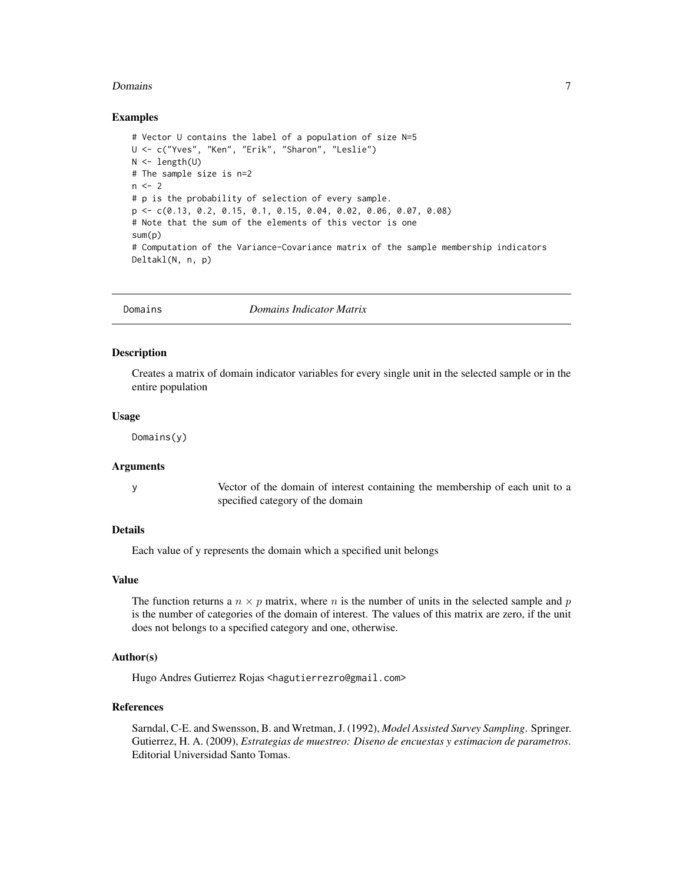## Examples

```
# Vector U contains the label of a population of size N=5
U <- c("Yves", "Ken", "Erik", "Sharon", "Leslie")
N <- length(U)
# The sample size is n=2
n <- 2
# p is the probability of selection of every sample.
p <- c(0.13, 0.2, 0.15, 0.1, 0.15, 0.04, 0.02, 0.06, 0.07, 0.08)
# Note that the sum of the elements of this vector is one
sum(p)
# Computation of the Variance-Covariance matrix of the sample membership indicators
Deltakl(N, n, p)
```

---

# Domains — *Domains Indicator Matrix*

## Description

Creates a matrix of domain indicator variables for every single unit in the selected sample or in the entire population

## Usage

```
Domains(y)
```

## Arguments

| | |
|---|---|
| y | Vector of the domain of interest containing the membership of each unit to a specified category of the domain |

## Details

Each value of y represents the domain which a specified unit belongs

## Value

The function returns a $n \times p$ matrix, where $n$ is the number of units in the selected sample and $p$ is the number of categories of the domain of interest. The values of this matrix are zero, if the unit does not belongs to a specified category and one, otherwise.

## Author(s)

Hugo Andres Gutierrez Rojas <hagutierrezro@gmail.com>

## References

Sarndal, C-E. and Swensson, B. and Wretman, J. (1992), *Model Assisted Survey Sampling*. Springer.
Gutierrez, H. A. (2009), *Estrategias de muestreo: Diseno de encuestas y estimacion de parametros*. Editorial Universidad Santo Tomas.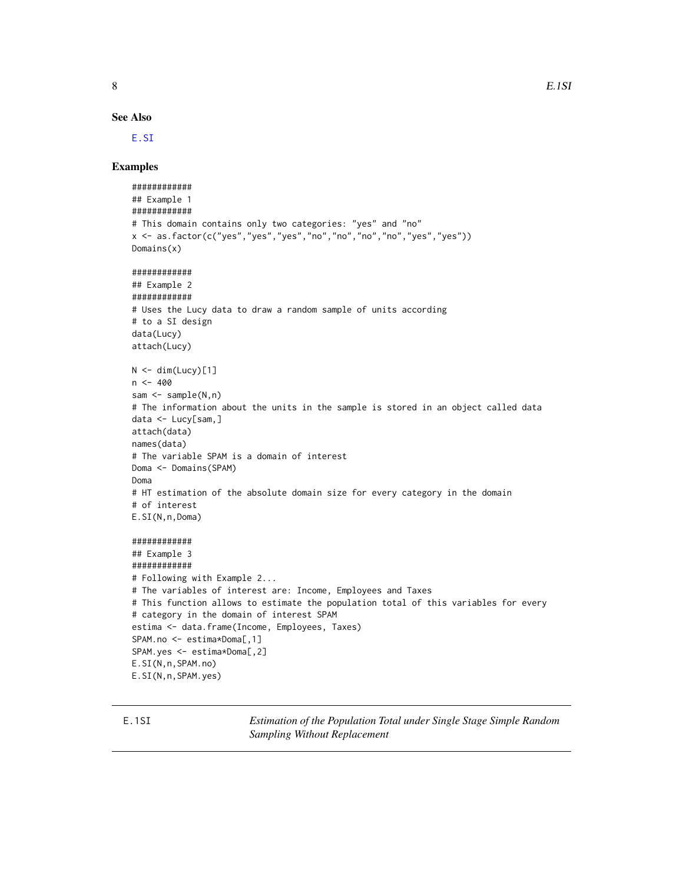### See Also

E.SI

### Examples

```
############
## Example 1
############
# This domain contains only two categories: "yes" and "no"
x <- as.factor(c("yes","yes","yes","no","no","no","no","yes","yes"))
Domains(x)

############
## Example 2
############
# Uses the Lucy data to draw a random sample of units according
# to a SI design
data(Lucy)
attach(Lucy)

N <- dim(Lucy)[1]
n <- 400
sam <- sample(N,n)
# The information about the units in the sample is stored in an object called data
data <- Lucy[sam,]
attach(data)
names(data)
# The variable SPAM is a domain of interest
Doma <- Domains(SPAM)
Doma
# HT estimation of the absolute domain size for every category in the domain
# of interest
E.SI(N,n,Doma)

############
## Example 3
############
# Following with Example 2...
# The variables of interest are: Income, Employees and Taxes
# This function allows to estimate the population total of this variables for every
# category in the domain of interest SPAM
estima <- data.frame(Income, Employees, Taxes)
SPAM.no <- estima*Doma[,1]
SPAM.yes <- estima*Doma[,2]
E.SI(N,n,SPAM.no)
E.SI(N,n,SPAM.yes)
```

---

## E.1SI *Estimation of the Population Total under Single Stage Simple Random Sampling Without Replacement*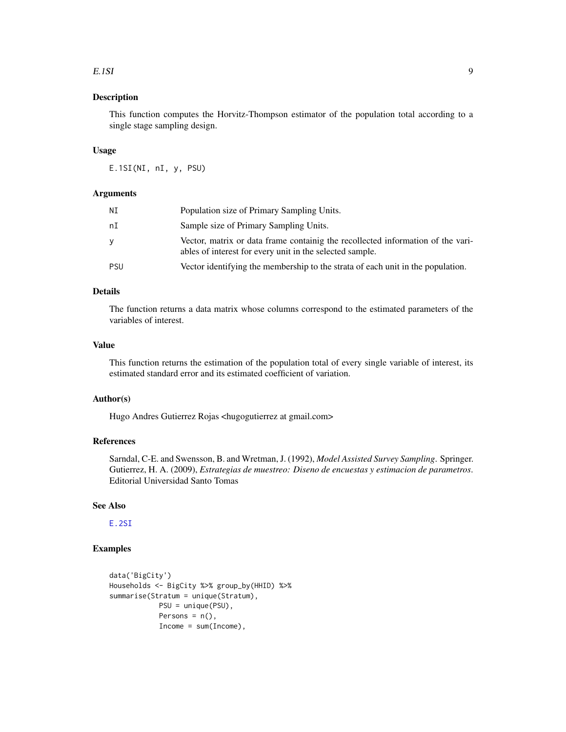## Description

This function computes the Horvitz-Thompson estimator of the population total according to a single stage sampling design.

## Usage

```
E.1SI(NI, nI, y, PSU)
```

## Arguments

| | |
|---|---|
| NI | Population size of Primary Sampling Units. |
| nI | Sample size of Primary Sampling Units. |
| y | Vector, matrix or data frame containig the recollected information of the variables of interest for every unit in the selected sample. |
| PSU | Vector identifying the membership to the strata of each unit in the population. |

## Details

The function returns a data matrix whose columns correspond to the estimated parameters of the variables of interest.

## Value

This function returns the estimation of the population total of every single variable of interest, its estimated standard error and its estimated coefficient of variation.

## Author(s)

Hugo Andres Gutierrez Rojas <hugogutierrez at gmail.com>

## References

Sarndal, C-E. and Swensson, B. and Wretman, J. (1992), *Model Assisted Survey Sampling*. Springer.
Gutierrez, H. A. (2009), *Estrategias de muestreo: Diseno de encuestas y estimacion de parametros*. Editorial Universidad Santo Tomas

## See Also

E.2SI

## Examples

```
data('BigCity')
Households <- BigCity %>% group_by(HHID) %>%
summarise(Stratum = unique(Stratum),
            PSU = unique(PSU),
            Persons = n(),
            Income = sum(Income),
```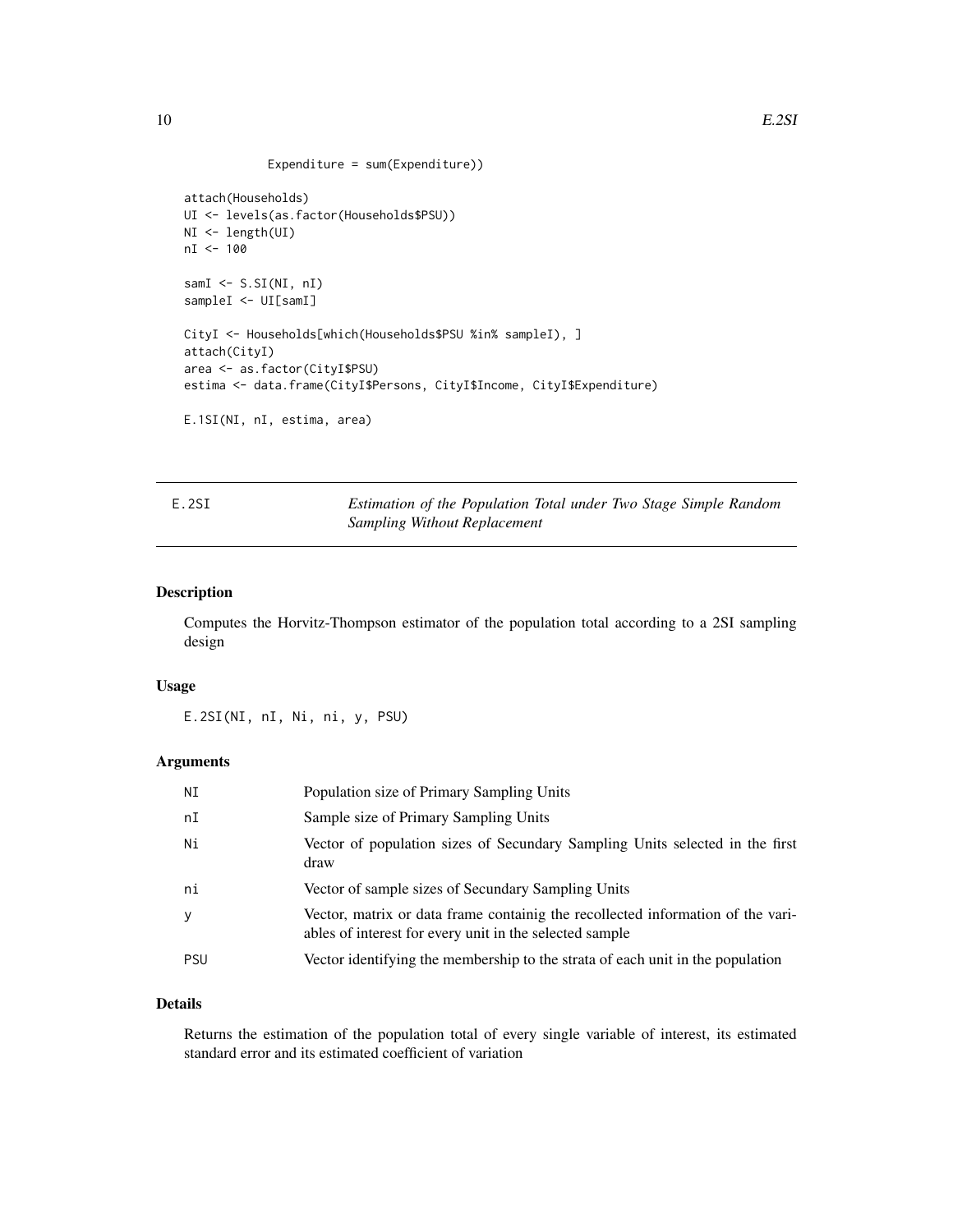```
            Expenditure = sum(Expenditure))

attach(Households)
UI <- levels(as.factor(Households$PSU))
NI <- length(UI)
nI <- 100

samI <- S.SI(NI, nI)
sampleI <- UI[samI]

CityI <- Households[which(Households$PSU %in% sampleI), ]
attach(CityI)
area <- as.factor(CityI$PSU)
estima <- data.frame(CityI$Persons, CityI$Income, CityI$Expenditure)

E.1SI(NI, nI, estima, area)
```

## E.2SI — *Estimation of the Population Total under Two Stage Simple Random Sampling Without Replacement*

### Description

Computes the Horvitz-Thompson estimator of the population total according to a 2SI sampling design

### Usage

```
E.2SI(NI, nI, Ni, ni, y, PSU)
```

### Arguments

| | |
|---|---|
| NI | Population size of Primary Sampling Units |
| nI | Sample size of Primary Sampling Units |
| Ni | Vector of population sizes of Secundary Sampling Units selected in the first draw |
| ni | Vector of sample sizes of Secundary Sampling Units |
| y | Vector, matrix or data frame containig the recollected information of the variables of interest for every unit in the selected sample |
| PSU | Vector identifying the membership to the strata of each unit in the population |

### Details

Returns the estimation of the population total of every single variable of interest, its estimated standard error and its estimated coefficient of variation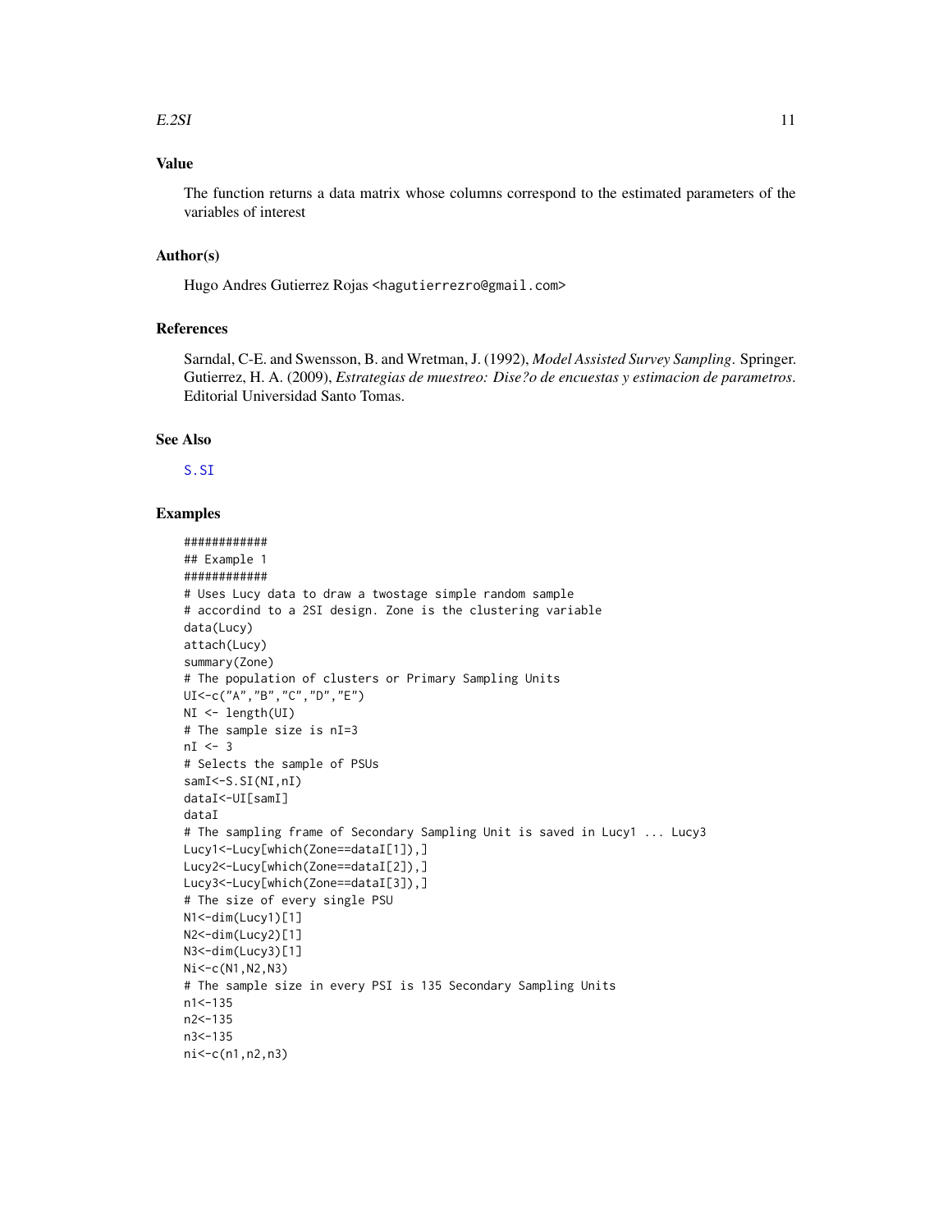### Value

The function returns a data matrix whose columns correspond to the estimated parameters of the variables of interest

### Author(s)

Hugo Andres Gutierrez Rojas <hagutierrezro@gmail.com>

### References

Sarndal, C-E. and Swensson, B. and Wretman, J. (1992), *Model Assisted Survey Sampling*. Springer. Gutierrez, H. A. (2009), *Estrategias de muestreo: Dise?o de encuestas y estimacion de parametros*. Editorial Universidad Santo Tomas.

### See Also

S.SI

### Examples

```
############
## Example 1
############
# Uses Lucy data to draw a twostage simple random sample
# accordind to a 2SI design. Zone is the clustering variable
data(Lucy)
attach(Lucy)
summary(Zone)
# The population of clusters or Primary Sampling Units
UI<-c("A","B","C","D","E")
NI <- length(UI)
# The sample size is nI=3
nI <- 3
# Selects the sample of PSUs
samI<-S.SI(NI,nI)
dataI<-UI[samI]
dataI
# The sampling frame of Secondary Sampling Unit is saved in Lucy1 ... Lucy3
Lucy1<-Lucy[which(Zone==dataI[1]),]
Lucy2<-Lucy[which(Zone==dataI[2]),]
Lucy3<-Lucy[which(Zone==dataI[3]),]
# The size of every single PSU
N1<-dim(Lucy1)[1]
N2<-dim(Lucy2)[1]
N3<-dim(Lucy3)[1]
Ni<-c(N1,N2,N3)
# The sample size in every PSI is 135 Secondary Sampling Units
n1<-135
n2<-135
n3<-135
ni<-c(n1,n2,n3)
```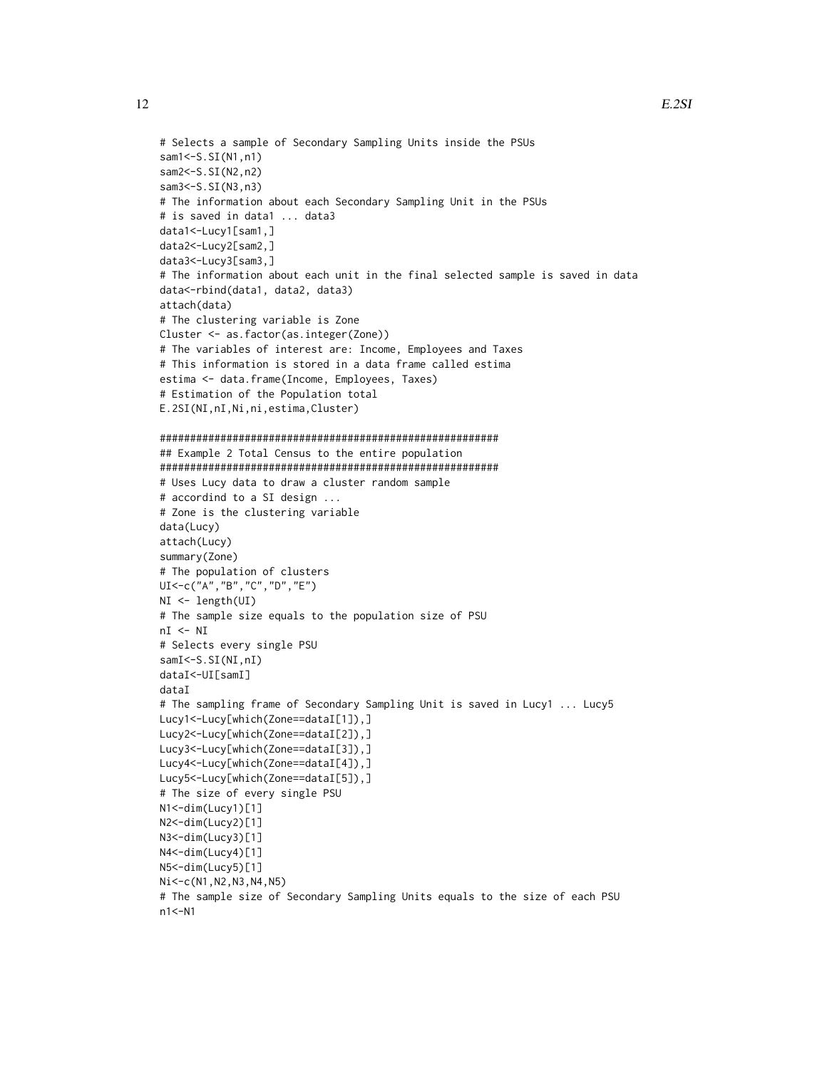```
# Selects a sample of Secondary Sampling Units inside the PSUs
sam1<-S.SI(N1,n1)
sam2<-S.SI(N2,n2)
sam3<-S.SI(N3,n3)
# The information about each Secondary Sampling Unit in the PSUs
# is saved in data1 ... data3
data1<-Lucy1[sam1,]
data2<-Lucy2[sam2,]
data3<-Lucy3[sam3,]
# The information about each unit in the final selected sample is saved in data
data<-rbind(data1, data2, data3)
attach(data)
# The clustering variable is Zone
Cluster <- as.factor(as.integer(Zone))
# The variables of interest are: Income, Employees and Taxes
# This information is stored in a data frame called estima
estima <- data.frame(Income, Employees, Taxes)
# Estimation of the Population total
E.2SI(NI,nI,Ni,ni,estima,Cluster)

########################################################
## Example 2 Total Census to the entire population
########################################################
# Uses Lucy data to draw a cluster random sample
# accordind to a SI design ...
# Zone is the clustering variable
data(Lucy)
attach(Lucy)
summary(Zone)
# The population of clusters
UI<-c("A","B","C","D","E")
NI <- length(UI)
# The sample size equals to the population size of PSU
nI <- NI
# Selects every single PSU
samI<-S.SI(NI,nI)
dataI<-UI[samI]
dataI
# The sampling frame of Secondary Sampling Unit is saved in Lucy1 ... Lucy5
Lucy1<-Lucy[which(Zone==dataI[1]),]
Lucy2<-Lucy[which(Zone==dataI[2]),]
Lucy3<-Lucy[which(Zone==dataI[3]),]
Lucy4<-Lucy[which(Zone==dataI[4]),]
Lucy5<-Lucy[which(Zone==dataI[5]),]
# The size of every single PSU
N1<-dim(Lucy1)[1]
N2<-dim(Lucy2)[1]
N3<-dim(Lucy3)[1]
N4<-dim(Lucy4)[1]
N5<-dim(Lucy5)[1]
Ni<-c(N1,N2,N3,N4,N5)
# The sample size of Secondary Sampling Units equals to the size of each PSU
n1<-N1
```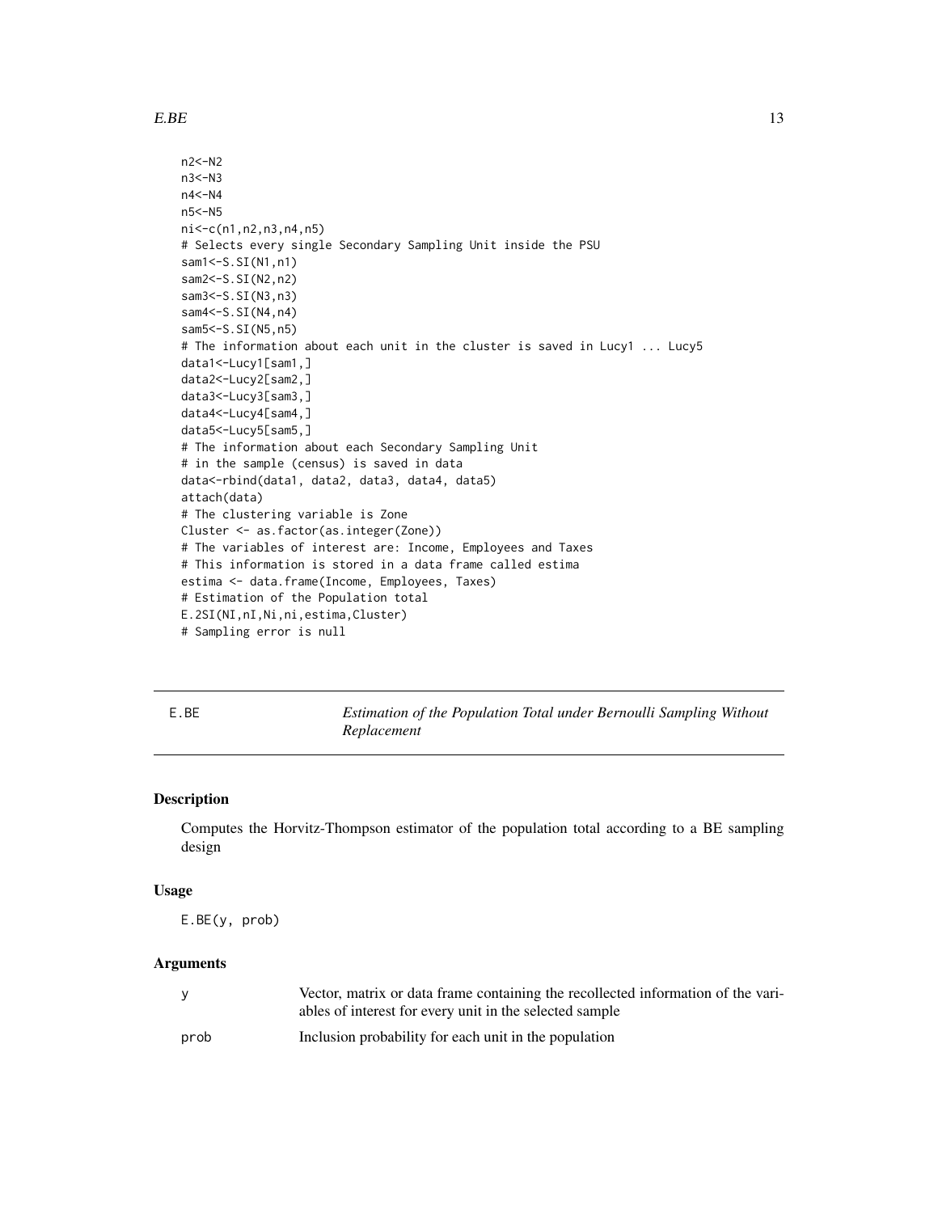```
n2<-N2
n3<-N3
n4<-N4
n5<-N5
ni<-c(n1,n2,n3,n4,n5)
# Selects every single Secondary Sampling Unit inside the PSU
sam1<-S.SI(N1,n1)
sam2<-S.SI(N2,n2)
sam3<-S.SI(N3,n3)
sam4<-S.SI(N4,n4)
sam5<-S.SI(N5,n5)
# The information about each unit in the cluster is saved in Lucy1 ... Lucy5
data1<-Lucy1[sam1,]
data2<-Lucy2[sam2,]
data3<-Lucy3[sam3,]
data4<-Lucy4[sam4,]
data5<-Lucy5[sam5,]
# The information about each Secondary Sampling Unit
# in the sample (census) is saved in data
data<-rbind(data1, data2, data3, data4, data5)
attach(data)
# The clustering variable is Zone
Cluster <- as.factor(as.integer(Zone))
# The variables of interest are: Income, Employees and Taxes
# This information is stored in a data frame called estima
estima <- data.frame(Income, Employees, Taxes)
# Estimation of the Population total
E.2SI(NI,nI,Ni,ni,estima,Cluster)
# Sampling error is null
```

---

## E.BE — *Estimation of the Population Total under Bernoulli Sampling Without Replacement*

### Description

Computes the Horvitz-Thompson estimator of the population total according to a BE sampling design

### Usage

```
E.BE(y, prob)
```

### Arguments

| | |
|---|---|
| y | Vector, matrix or data frame containing the recollected information of the variables of interest for every unit in the selected sample |
| prob | Inclusion probability for each unit in the population |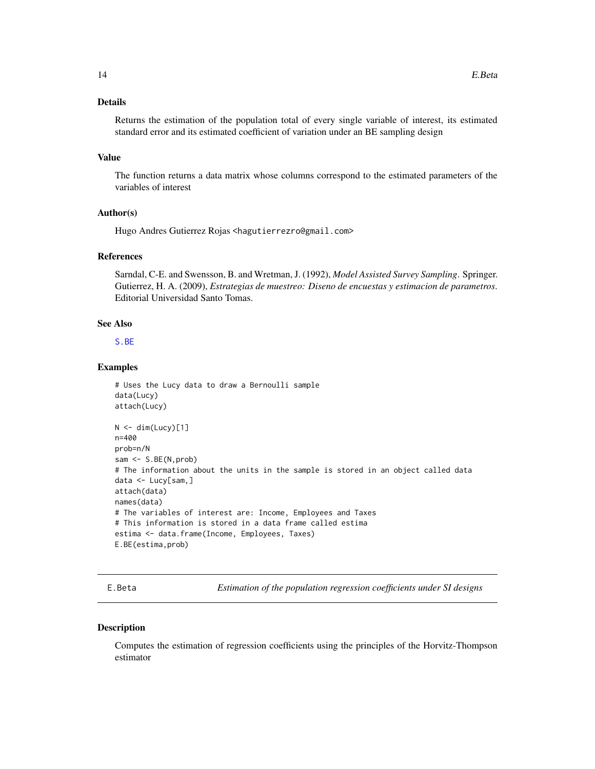### Details

Returns the estimation of the population total of every single variable of interest, its estimated standard error and its estimated coefficient of variation under an BE sampling design

### Value

The function returns a data matrix whose columns correspond to the estimated parameters of the variables of interest

### Author(s)

Hugo Andres Gutierrez Rojas <hagutierrezro@gmail.com>

### References

Sarndal, C-E. and Swensson, B. and Wretman, J. (1992), *Model Assisted Survey Sampling*. Springer.
Gutierrez, H. A. (2009), *Estrategias de muestreo: Diseno de encuestas y estimacion de parametros*. Editorial Universidad Santo Tomas.

### See Also

S.BE

### Examples

```
# Uses the Lucy data to draw a Bernoulli sample
data(Lucy)
attach(Lucy)

N <- dim(Lucy)[1]
n=400
prob=n/N
sam <- S.BE(N,prob)
# The information about the units in the sample is stored in an object called data
data <- Lucy[sam,]
attach(data)
names(data)
# The variables of interest are: Income, Employees and Taxes
# This information is stored in a data frame called estima
estima <- data.frame(Income, Employees, Taxes)
E.BE(estima,prob)
```

---

## E.Beta — *Estimation of the population regression coefficients under SI designs*

### Description

Computes the estimation of regression coefficients using the principles of the Horvitz-Thompson estimator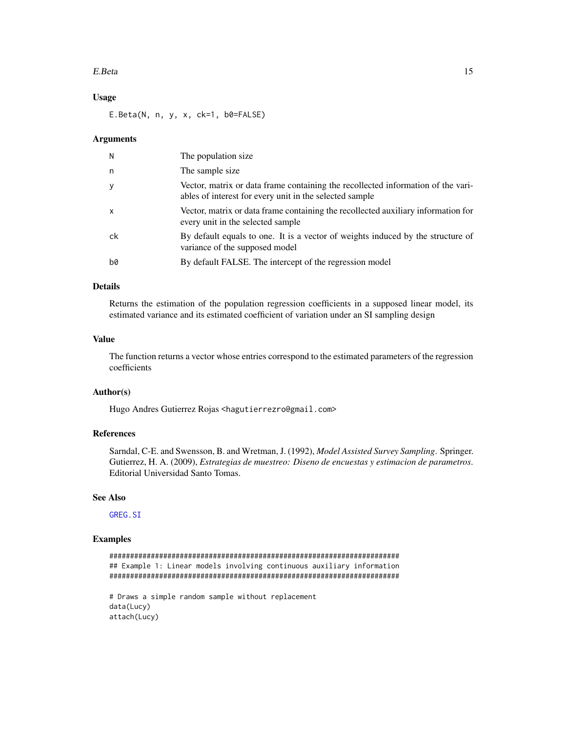### Usage

```
E.Beta(N, n, y, x, ck=1, b0=FALSE)
```

### Arguments

| | |
|---|---|
| N | The population size |
| n | The sample size |
| y | Vector, matrix or data frame containing the recollected information of the variables of interest for every unit in the selected sample |
| x | Vector, matrix or data frame containing the recollected auxiliary information for every unit in the selected sample |
| ck | By default equals to one. It is a vector of weights induced by the structure of variance of the supposed model |
| b0 | By default FALSE. The intercept of the regression model |

### Details

Returns the estimation of the population regression coefficients in a supposed linear model, its estimated variance and its estimated coefficient of variation under an SI sampling design

### Value

The function returns a vector whose entries correspond to the estimated parameters of the regression coefficients

### Author(s)

Hugo Andres Gutierrez Rojas <hagutierrezro@gmail.com>

### References

Sarndal, C-E. and Swensson, B. and Wretman, J. (1992), *Model Assisted Survey Sampling*. Springer.
Gutierrez, H. A. (2009), *Estrategias de muestreo: Diseno de encuestas y estimacion de parametros*. Editorial Universidad Santo Tomas.

### See Also

GREG.SI

### Examples

```
########################################################################
## Example 1: Linear models involving continuous auxiliary information
########################################################################

# Draws a simple random sample without replacement
data(Lucy)
attach(Lucy)
```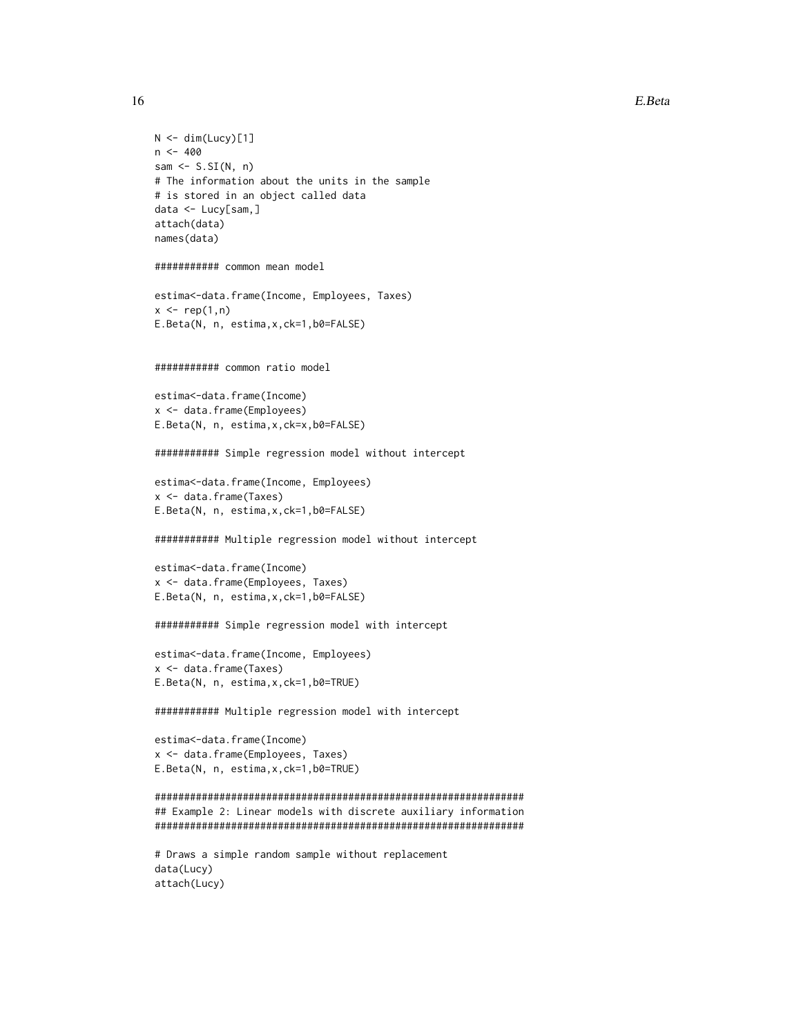```
N <- dim(Lucy)[1]
n <- 400
sam <- S.SI(N, n)
# The information about the units in the sample
# is stored in an object called data
data <- Lucy[sam,]
attach(data)
names(data)

########### common mean model

estima<-data.frame(Income, Employees, Taxes)
x <- rep(1,n)
E.Beta(N, n, estima,x,ck=1,b0=FALSE)


########### common ratio model

estima<-data.frame(Income)
x <- data.frame(Employees)
E.Beta(N, n, estima,x,ck=x,b0=FALSE)

########### Simple regression model without intercept

estima<-data.frame(Income, Employees)
x <- data.frame(Taxes)
E.Beta(N, n, estima,x,ck=1,b0=FALSE)

########### Multiple regression model without intercept

estima<-data.frame(Income)
x <- data.frame(Employees, Taxes)
E.Beta(N, n, estima,x,ck=1,b0=FALSE)

########### Simple regression model with intercept

estima<-data.frame(Income, Employees)
x <- data.frame(Taxes)
E.Beta(N, n, estima,x,ck=1,b0=TRUE)

########### Multiple regression model with intercept

estima<-data.frame(Income)
x <- data.frame(Employees, Taxes)
E.Beta(N, n, estima,x,ck=1,b0=TRUE)

###############################################################
## Example 2: Linear models with discrete auxiliary information
###############################################################

# Draws a simple random sample without replacement
data(Lucy)
attach(Lucy)
```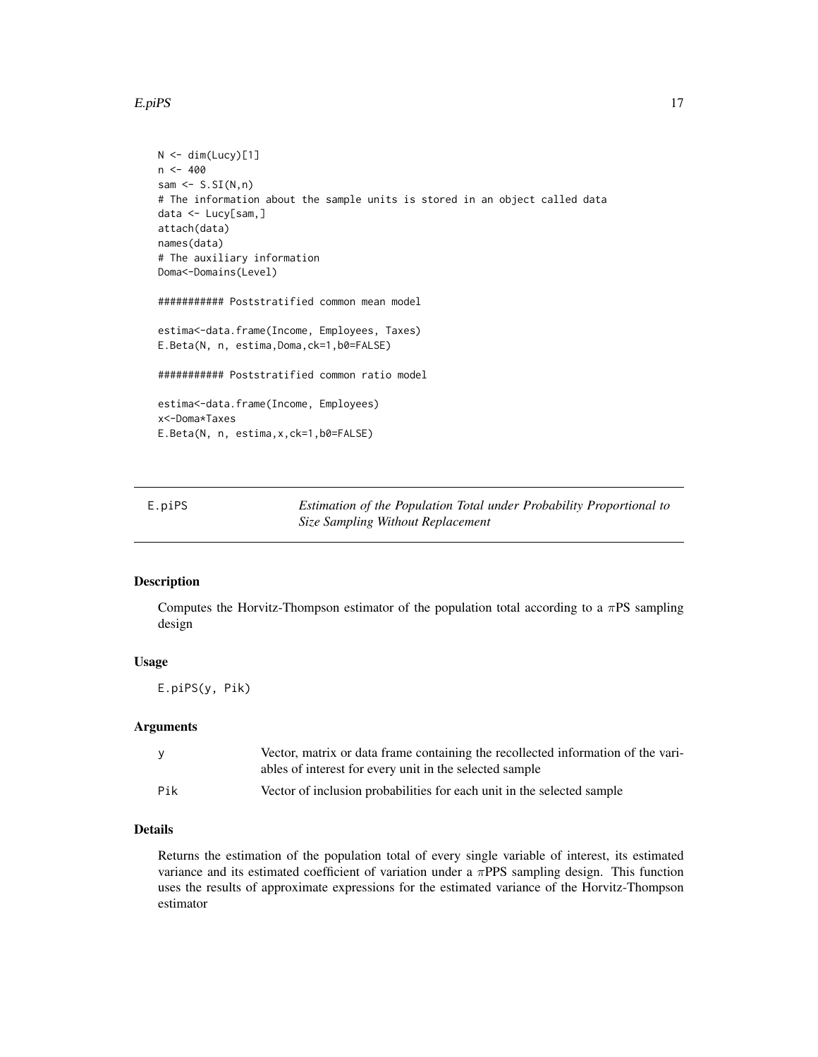```
N <- dim(Lucy)[1]
n <- 400
sam <- S.SI(N,n)
# The information about the sample units is stored in an object called data
data <- Lucy[sam,]
attach(data)
names(data)
# The auxiliary information
Doma<-Domains(Level)

########### Poststratified common mean model

estima<-data.frame(Income, Employees, Taxes)
E.Beta(N, n, estima,Doma,ck=1,b0=FALSE)

########### Poststratified common ratio model

estima<-data.frame(Income, Employees)
x<-Doma*Taxes
E.Beta(N, n, estima,x,ck=1,b0=FALSE)
```

---

E.piPS — *Estimation of the Population Total under Probability Proportional to Size Sampling Without Replacement*

---

## Description

Computes the Horvitz-Thompson estimator of the population total according to a $\pi$PS sampling design

## Usage

```
E.piPS(y, Pik)
```

## Arguments

| | |
|---|---|
| y | Vector, matrix or data frame containing the recollected information of the variables of interest for every unit in the selected sample |
| Pik | Vector of inclusion probabilities for each unit in the selected sample |

## Details

Returns the estimation of the population total of every single variable of interest, its estimated variance and its estimated coefficient of variation under a $\pi$PPS sampling design. This function uses the results of approximate expressions for the estimated variance of the Horvitz-Thompson estimator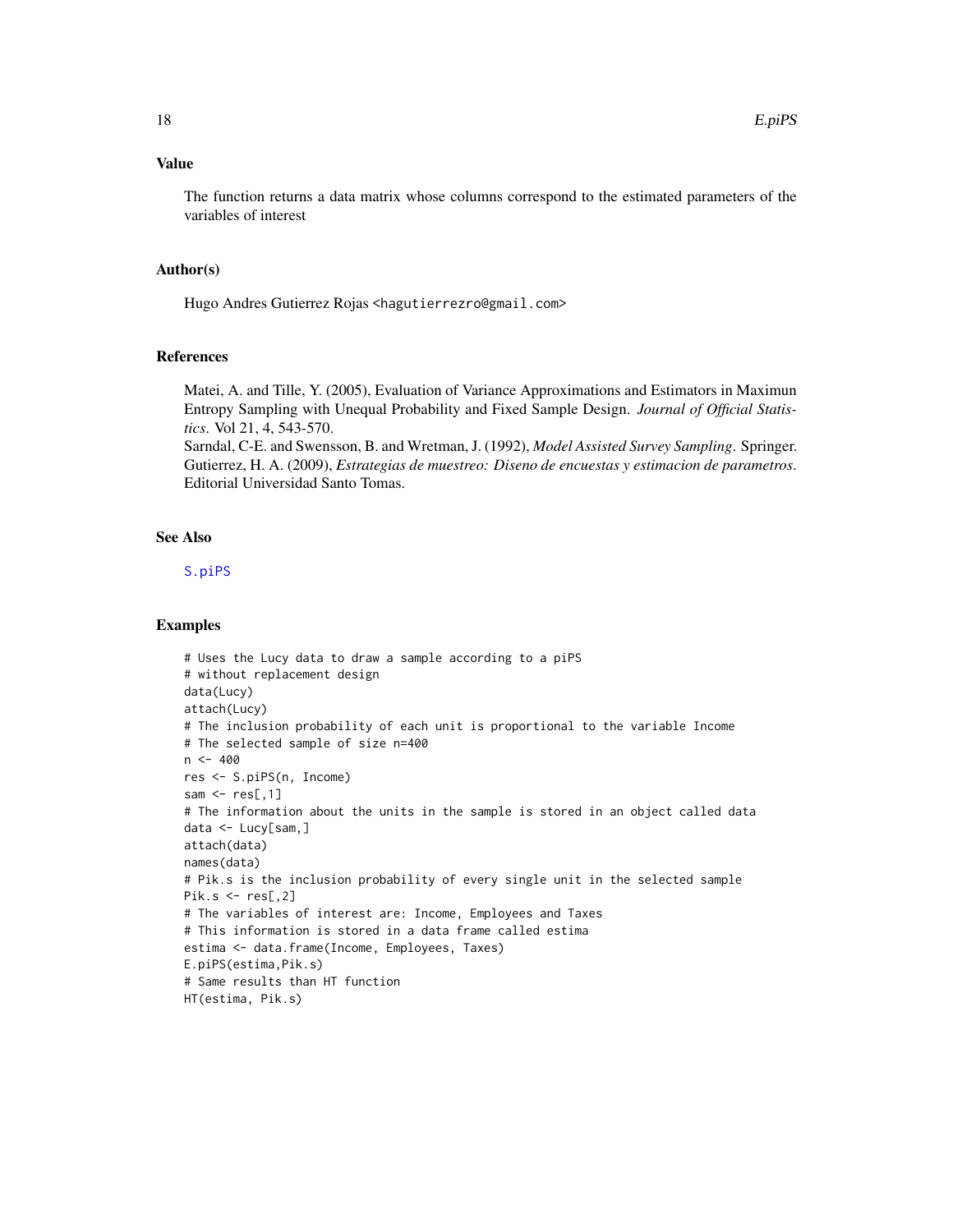### Value

The function returns a data matrix whose columns correspond to the estimated parameters of the variables of interest

### Author(s)

Hugo Andres Gutierrez Rojas <hagutierrezro@gmail.com>

### References

Matei, A. and Tille, Y. (2005), Evaluation of Variance Approximations and Estimators in Maximun Entropy Sampling with Unequal Probability and Fixed Sample Design. *Journal of Official Statistics*. Vol 21, 4, 543-570.
Sarndal, C-E. and Swensson, B. and Wretman, J. (1992), *Model Assisted Survey Sampling*. Springer.
Gutierrez, H. A. (2009), *Estrategias de muestreo: Diseno de encuestas y estimacion de parametros*. Editorial Universidad Santo Tomas.

### See Also

S.piPS

### Examples

```
# Uses the Lucy data to draw a sample according to a piPS
# without replacement design
data(Lucy)
attach(Lucy)
# The inclusion probability of each unit is proportional to the variable Income
# The selected sample of size n=400
n <- 400
res <- S.piPS(n, Income)
sam <- res[,1]
# The information about the units in the sample is stored in an object called data
data <- Lucy[sam,]
attach(data)
names(data)
# Pik.s is the inclusion probability of every single unit in the selected sample
Pik.s <- res[,2]
# The variables of interest are: Income, Employees and Taxes
# This information is stored in a data frame called estima
estima <- data.frame(Income, Employees, Taxes)
E.piPS(estima,Pik.s)
# Same results than HT function
HT(estima, Pik.s)
```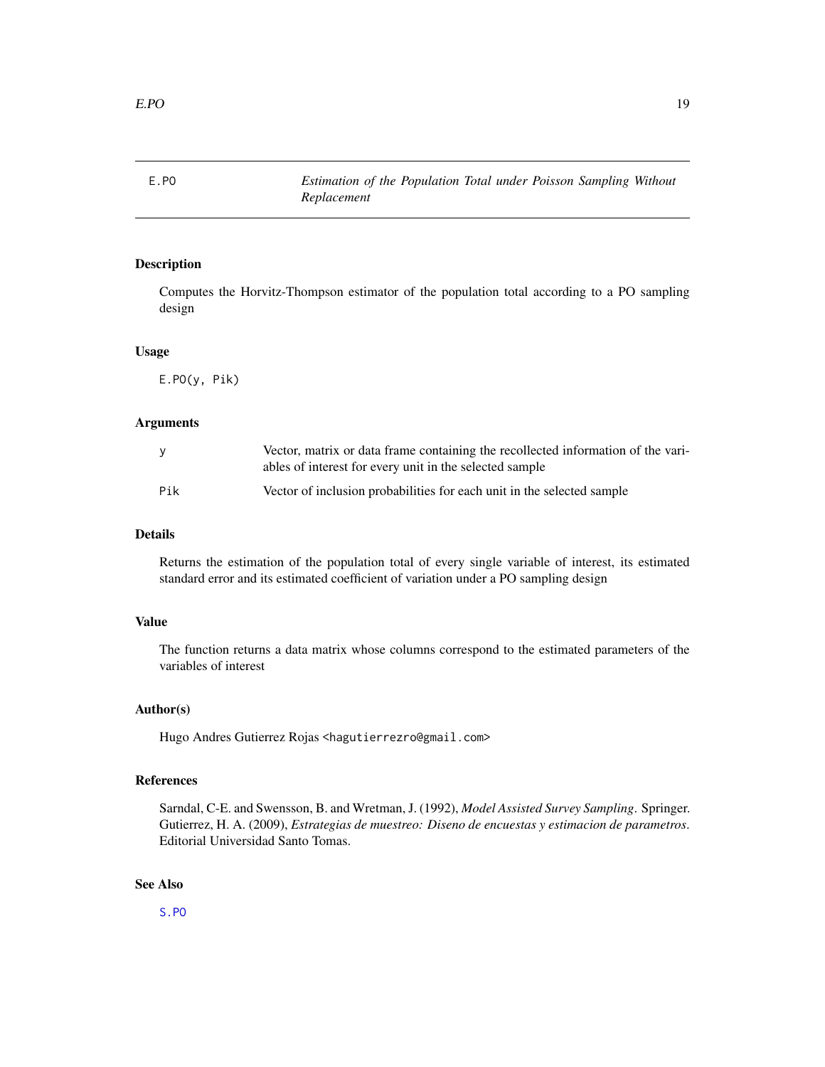# E.PO *Estimation of the Population Total under Poisson Sampling Without Replacement*

## Description

Computes the Horvitz-Thompson estimator of the population total according to a PO sampling design

## Usage

```
E.PO(y, Pik)
```

## Arguments

| | |
|---|---|
| y | Vector, matrix or data frame containing the recollected information of the variables of interest for every unit in the selected sample |
| Pik | Vector of inclusion probabilities for each unit in the selected sample |

## Details

Returns the estimation of the population total of every single variable of interest, its estimated standard error and its estimated coefficient of variation under a PO sampling design

## Value

The function returns a data matrix whose columns correspond to the estimated parameters of the variables of interest

## Author(s)

Hugo Andres Gutierrez Rojas <hagutierrezro@gmail.com>

## References

Sarndal, C-E. and Swensson, B. and Wretman, J. (1992), *Model Assisted Survey Sampling*. Springer.
Gutierrez, H. A. (2009), *Estrategias de muestreo: Diseno de encuestas y estimacion de parametros*. Editorial Universidad Santo Tomas.

## See Also

S.PO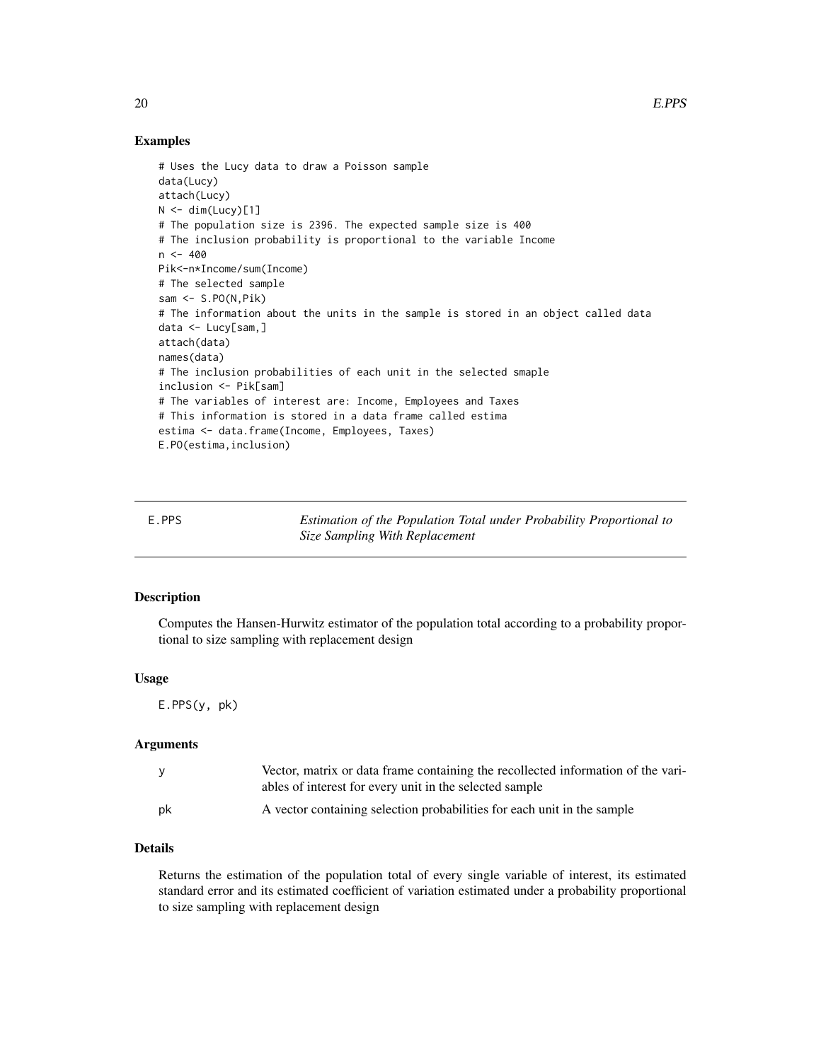## Examples

```
# Uses the Lucy data to draw a Poisson sample
data(Lucy)
attach(Lucy)
N <- dim(Lucy)[1]
# The population size is 2396. The expected sample size is 400
# The inclusion probability is proportional to the variable Income
n <- 400
Pik<-n*Income/sum(Income)
# The selected sample
sam <- S.PO(N,Pik)
# The information about the units in the sample is stored in an object called data
data <- Lucy[sam,]
attach(data)
names(data)
# The inclusion probabilities of each unit in the selected smaple
inclusion <- Pik[sam]
# The variables of interest are: Income, Employees and Taxes
# This information is stored in a data frame called estima
estima <- data.frame(Income, Employees, Taxes)
E.PO(estima,inclusion)
```

---

# E.PPS — *Estimation of the Population Total under Probability Proportional to Size Sampling With Replacement*

---

## Description

Computes the Hansen-Hurwitz estimator of the population total according to a probability proportional to size sampling with replacement design

## Usage

```
E.PPS(y, pk)
```

## Arguments

| | |
|---|---|
| y | Vector, matrix or data frame containing the recollected information of the variables of interest for every unit in the selected sample |
| pk | A vector containing selection probabilities for each unit in the sample |

## Details

Returns the estimation of the population total of every single variable of interest, its estimated standard error and its estimated coefficient of variation estimated under a probability proportional to size sampling with replacement design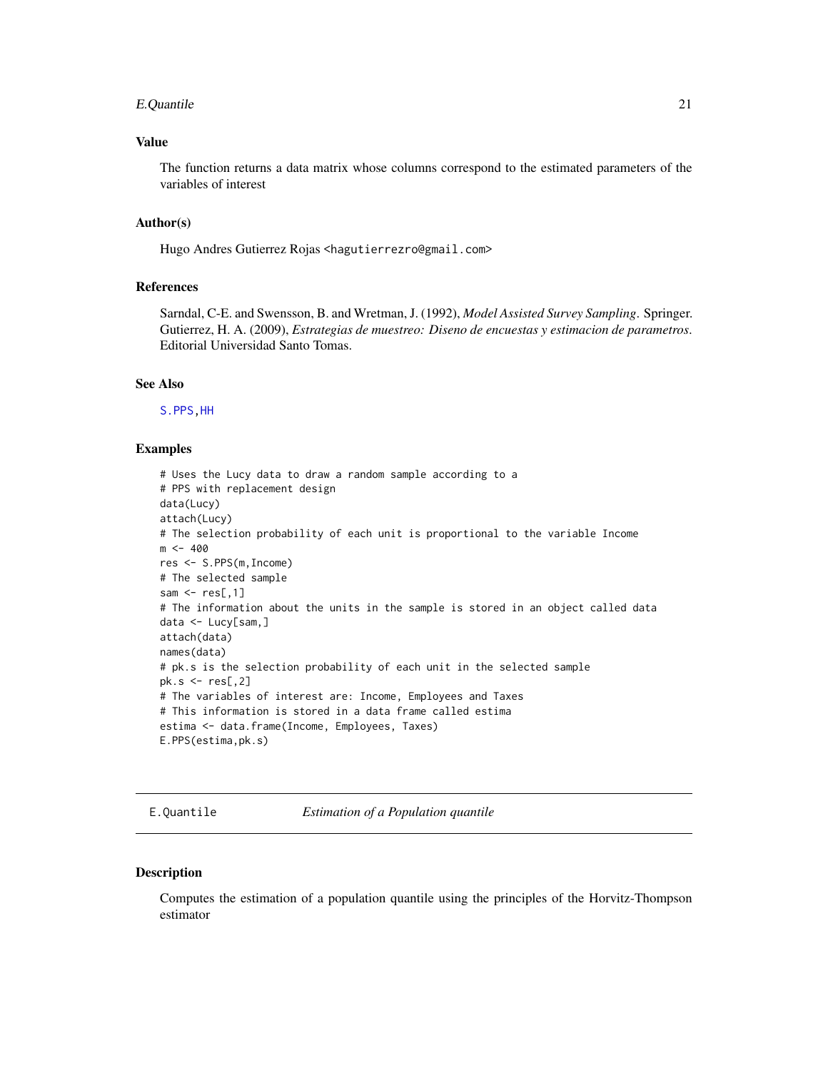## Value

The function returns a data matrix whose columns correspond to the estimated parameters of the variables of interest

## Author(s)

Hugo Andres Gutierrez Rojas <hagutierrezro@gmail.com>

## References

Sarndal, C-E. and Swensson, B. and Wretman, J. (1992), *Model Assisted Survey Sampling*. Springer.
Gutierrez, H. A. (2009), *Estrategias de muestreo: Diseno de encuestas y estimacion de parametros*. Editorial Universidad Santo Tomas.

## See Also

S.PPS, HH

## Examples

```
# Uses the Lucy data to draw a random sample according to a
# PPS with replacement design
data(Lucy)
attach(Lucy)
# The selection probability of each unit is proportional to the variable Income
m <- 400
res <- S.PPS(m,Income)
# The selected sample
sam <- res[,1]
# The information about the units in the sample is stored in an object called data
data <- Lucy[sam,]
attach(data)
names(data)
# pk.s is the selection probability of each unit in the selected sample
pk.s <- res[,2]
# The variables of interest are: Income, Employees and Taxes
# This information is stored in a data frame called estima
estima <- data.frame(Income, Employees, Taxes)
E.PPS(estima,pk.s)
```

---

# E.Quantile — *Estimation of a Population quantile*

## Description

Computes the estimation of a population quantile using the principles of the Horvitz-Thompson estimator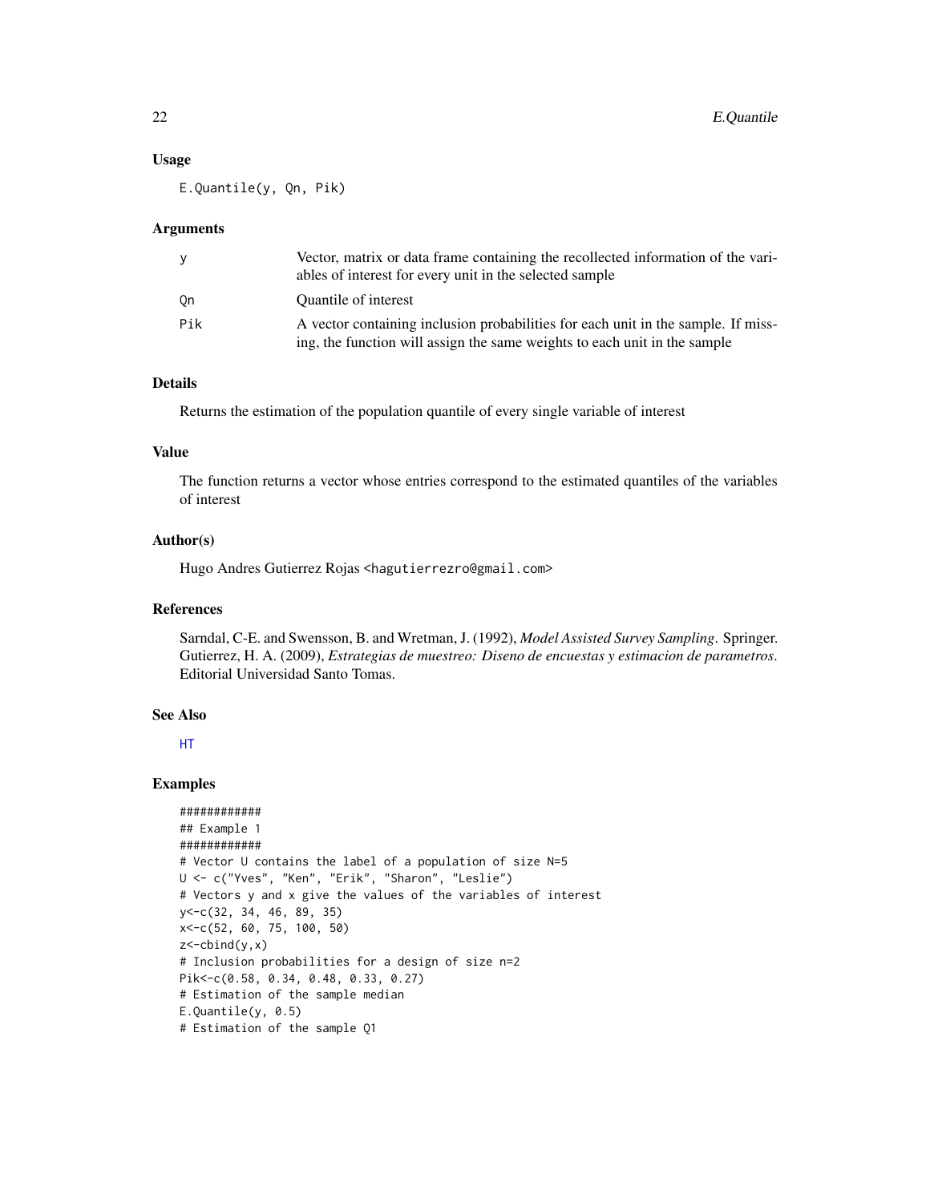### Usage

```
E.Quantile(y, Qn, Pik)
```

### Arguments

| | |
|---|---|
| y | Vector, matrix or data frame containing the recollected information of the variables of interest for every unit in the selected sample |
| Qn | Quantile of interest |
| Pik | A vector containing inclusion probabilities for each unit in the sample. If missing, the function will assign the same weights to each unit in the sample |

### Details

Returns the estimation of the population quantile of every single variable of interest

### Value

The function returns a vector whose entries correspond to the estimated quantiles of the variables of interest

### Author(s)

Hugo Andres Gutierrez Rojas <hagutierrezro@gmail.com>

### References

Sarndal, C-E. and Swensson, B. and Wretman, J. (1992), *Model Assisted Survey Sampling*. Springer.
Gutierrez, H. A. (2009), *Estrategias de muestreo: Diseno de encuestas y estimacion de parametros*. Editorial Universidad Santo Tomas.

### See Also

HT

### Examples

```
############
## Example 1
############
# Vector U contains the label of a population of size N=5
U <- c("Yves", "Ken", "Erik", "Sharon", "Leslie")
# Vectors y and x give the values of the variables of interest
y<-c(32, 34, 46, 89, 35)
x<-c(52, 60, 75, 100, 50)
z<-cbind(y,x)
# Inclusion probabilities for a design of size n=2
Pik<-c(0.58, 0.34, 0.48, 0.33, 0.27)
# Estimation of the sample median
E.Quantile(y, 0.5)
# Estimation of the sample Q1
```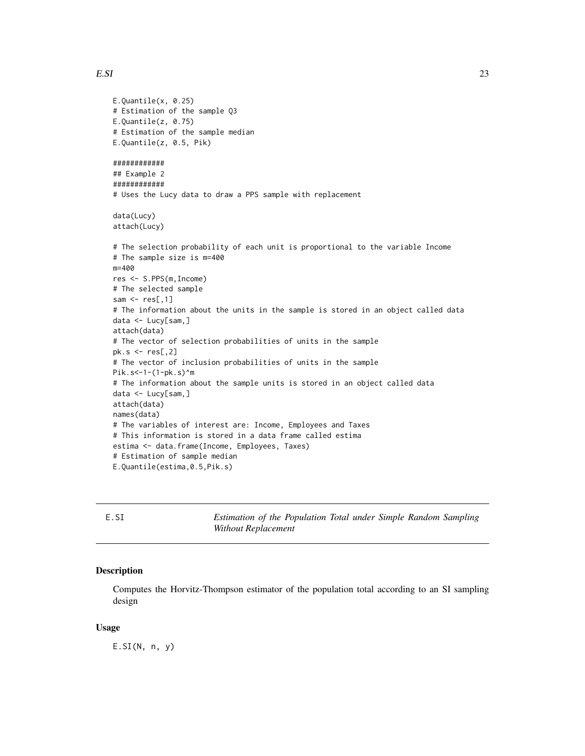```
E.Quantile(x, 0.25)
# Estimation of the sample Q3
E.Quantile(z, 0.75)
# Estimation of the sample median
E.Quantile(z, 0.5, Pik)

############
## Example 2
############
# Uses the Lucy data to draw a PPS sample with replacement

data(Lucy)
attach(Lucy)

# The selection probability of each unit is proportional to the variable Income
# The sample size is m=400
m=400
res <- S.PPS(m,Income)
# The selected sample
sam <- res[,1]
# The information about the units in the sample is stored in an object called data
data <- Lucy[sam,]
attach(data)
# The vector of selection probabilities of units in the sample
pk.s <- res[,2]
# The vector of inclusion probabilities of units in the sample
Pik.s<-1-(1-pk.s)^m
# The information about the sample units is stored in an object called data
data <- Lucy[sam,]
attach(data)
names(data)
# The variables of interest are: Income, Employees and Taxes
# This information is stored in a data frame called estima
estima <- data.frame(Income, Employees, Taxes)
# Estimation of sample median
E.Quantile(estima,0.5,Pik.s)
```

---

E.SI *Estimation of the Population Total under Simple Random Sampling Without Replacement*

---

### Description

Computes the Horvitz-Thompson estimator of the population total according to an SI sampling design

### Usage

```
E.SI(N, n, y)
```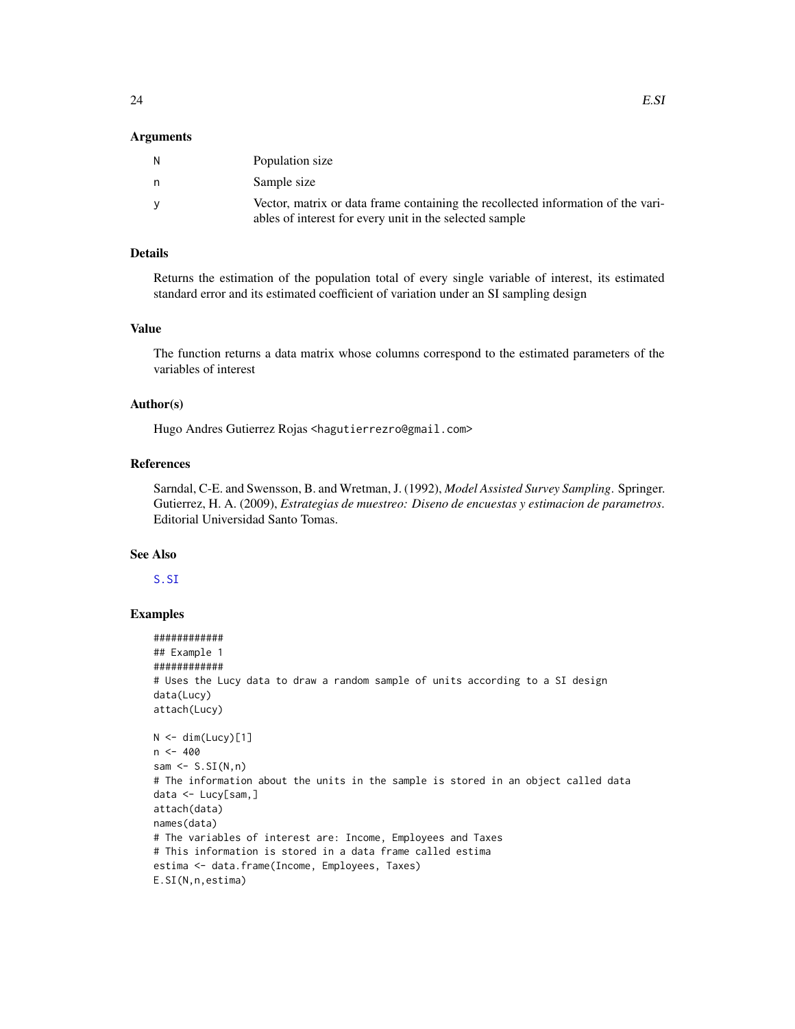## Arguments

| | |
|---|---|
| N | Population size |
| n | Sample size |
| y | Vector, matrix or data frame containing the recollected information of the variables of interest for every unit in the selected sample |

## Details

Returns the estimation of the population total of every single variable of interest, its estimated standard error and its estimated coefficient of variation under an SI sampling design

## Value

The function returns a data matrix whose columns correspond to the estimated parameters of the variables of interest

## Author(s)

Hugo Andres Gutierrez Rojas <hagutierrezro@gmail.com>

## References

Sarndal, C-E. and Swensson, B. and Wretman, J. (1992), *Model Assisted Survey Sampling*. Springer.
Gutierrez, H. A. (2009), *Estrategias de muestreo: Diseno de encuestas y estimacion de parametros*. Editorial Universidad Santo Tomas.

## See Also

S.SI

## Examples

```
############
## Example 1
############
# Uses the Lucy data to draw a random sample of units according to a SI design
data(Lucy)
attach(Lucy)

N <- dim(Lucy)[1]
n <- 400
sam <- S.SI(N,n)
# The information about the units in the sample is stored in an object called data
data <- Lucy[sam,]
attach(data)
names(data)
# The variables of interest are: Income, Employees and Taxes
# This information is stored in a data frame called estima
estima <- data.frame(Income, Employees, Taxes)
E.SI(N,n,estima)
```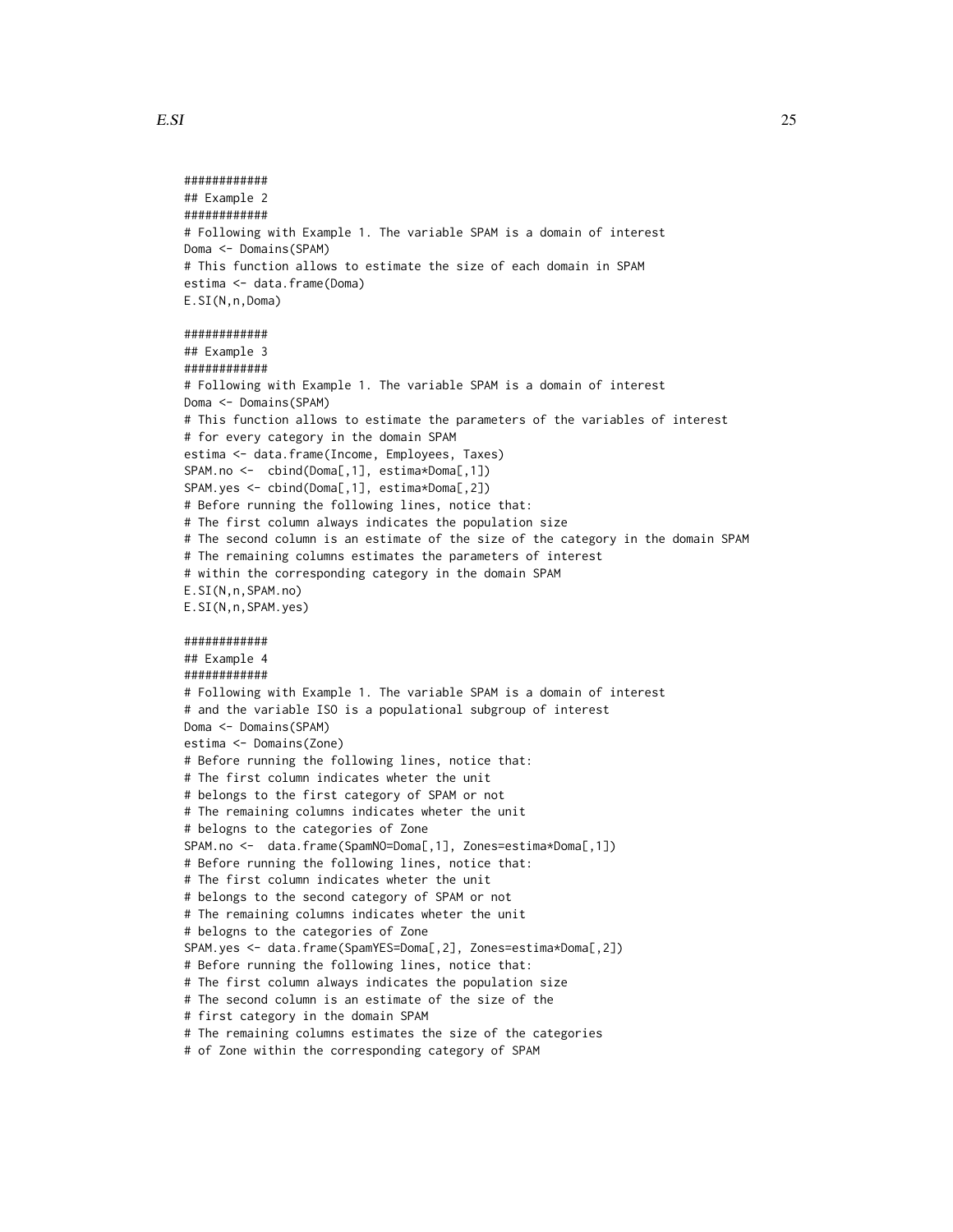```
############
## Example 2
############
# Following with Example 1. The variable SPAM is a domain of interest
Doma <- Domains(SPAM)
# This function allows to estimate the size of each domain in SPAM
estima <- data.frame(Doma)
E.SI(N,n,Doma)

############
## Example 3
############
# Following with Example 1. The variable SPAM is a domain of interest
Doma <- Domains(SPAM)
# This function allows to estimate the parameters of the variables of interest
# for every category in the domain SPAM
estima <- data.frame(Income, Employees, Taxes)
SPAM.no <-  cbind(Doma[,1], estima*Doma[,1])
SPAM.yes <- cbind(Doma[,1], estima*Doma[,2])
# Before running the following lines, notice that:
# The first column always indicates the population size
# The second column is an estimate of the size of the category in the domain SPAM
# The remaining columns estimates the parameters of interest
# within the corresponding category in the domain SPAM
E.SI(N,n,SPAM.no)
E.SI(N,n,SPAM.yes)

############
## Example 4
############
# Following with Example 1. The variable SPAM is a domain of interest
# and the variable ISO is a populational subgroup of interest
Doma <- Domains(SPAM)
estima <- Domains(Zone)
# Before running the following lines, notice that:
# The first column indicates wheter the unit
# belongs to the first category of SPAM or not
# The remaining columns indicates wheter the unit
# belogns to the categories of Zone
SPAM.no <-  data.frame(SpamNO=Doma[,1], Zones=estima*Doma[,1])
# Before running the following lines, notice that:
# The first column indicates wheter the unit
# belongs to the second category of SPAM or not
# The remaining columns indicates wheter the unit
# belogns to the categories of Zone
SPAM.yes <- data.frame(SpamYES=Doma[,2], Zones=estima*Doma[,2])
# Before running the following lines, notice that:
# The first column always indicates the population size
# The second column is an estimate of the size of the
# first category in the domain SPAM
# The remaining columns estimates the size of the categories
# of Zone within the corresponding category of SPAM
```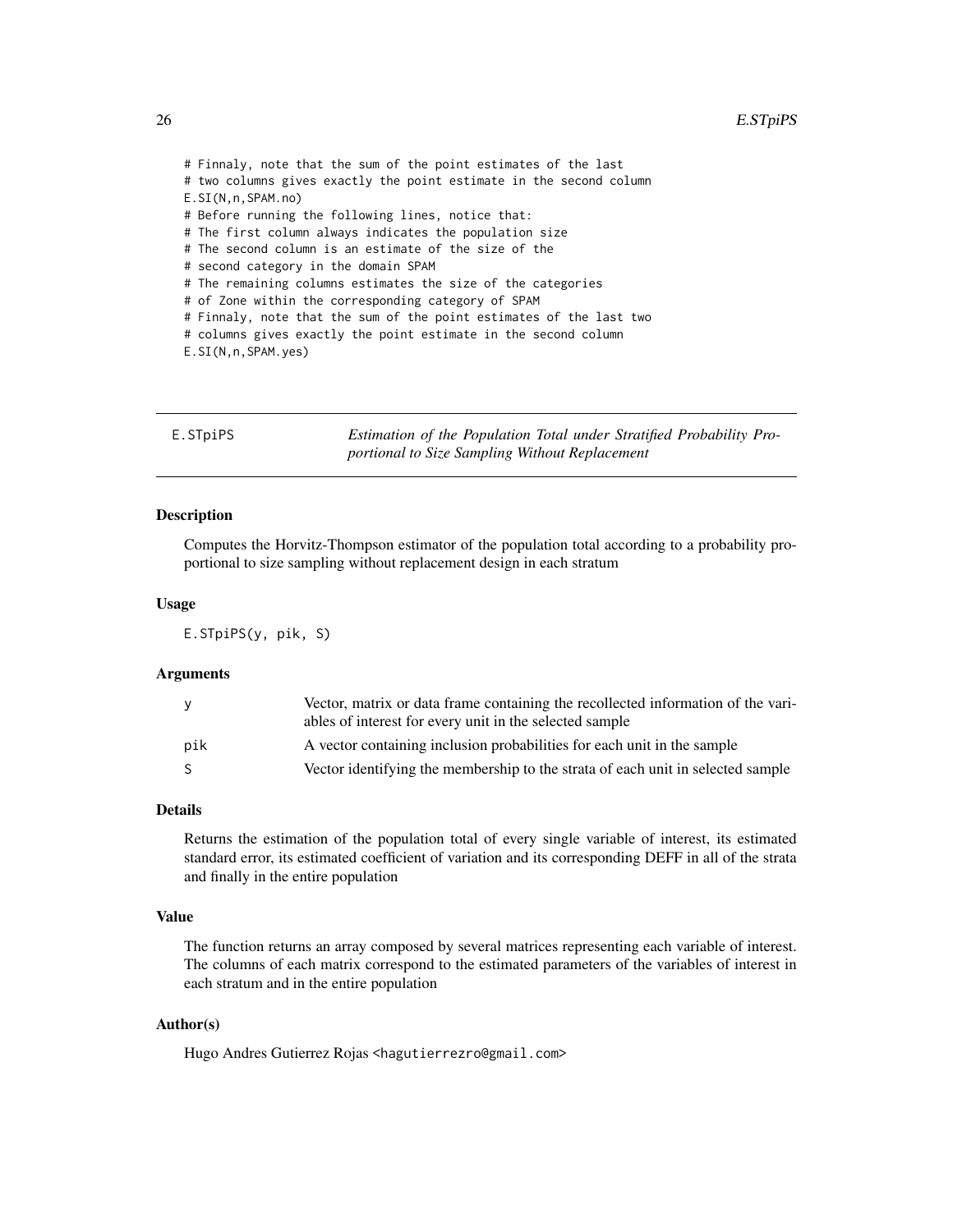```
# Finnaly, note that the sum of the point estimates of the last
# two columns gives exactly the point estimate in the second column
E.SI(N,n,SPAM.no)
# Before running the following lines, notice that:
# The first column always indicates the population size
# The second column is an estimate of the size of the
# second category in the domain SPAM
# The remaining columns estimates the size of the categories
# of Zone within the corresponding category of SPAM
# Finnaly, note that the sum of the point estimates of the last two
# columns gives exactly the point estimate in the second column
E.SI(N,n,SPAM.yes)
```

---

## E.STpiPS — *Estimation of the Population Total under Stratified Probability Proportional to Size Sampling Without Replacement*

---

### Description

Computes the Horvitz-Thompson estimator of the population total according to a probability proportional to size sampling without replacement design in each stratum

### Usage

```
E.STpiPS(y, pik, S)
```

### Arguments

| | |
|---|---|
| y | Vector, matrix or data frame containing the recollected information of the variables of interest for every unit in the selected sample |
| pik | A vector containing inclusion probabilities for each unit in the sample |
| S | Vector identifying the membership to the strata of each unit in selected sample |

### Details

Returns the estimation of the population total of every single variable of interest, its estimated standard error, its estimated coefficient of variation and its corresponding DEFF in all of the strata and finally in the entire population

### Value

The function returns an array composed by several matrices representing each variable of interest. The columns of each matrix correspond to the estimated parameters of the variables of interest in each stratum and in the entire population

### Author(s)

Hugo Andres Gutierrez Rojas <hagutierrezro@gmail.com>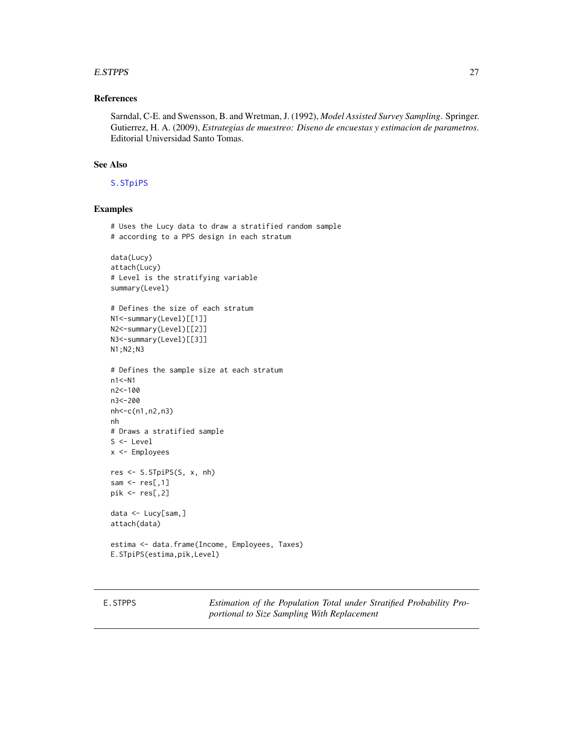### References

Sarndal, C-E. and Swensson, B. and Wretman, J. (1992), *Model Assisted Survey Sampling*. Springer.
Gutierrez, H. A. (2009), *Estrategias de muestreo: Diseno de encuestas y estimacion de parametros*. Editorial Universidad Santo Tomas.

### See Also

S.STpiPS

### Examples

```
# Uses the Lucy data to draw a stratified random sample
# according to a PPS design in each stratum

data(Lucy)
attach(Lucy)
# Level is the stratifying variable
summary(Level)

# Defines the size of each stratum
N1<-summary(Level)[[1]]
N2<-summary(Level)[[2]]
N3<-summary(Level)[[3]]
N1;N2;N3

# Defines the sample size at each stratum
n1<-N1
n2<-100
n3<-200
nh<-c(n1,n2,n3)
nh
# Draws a stratified sample
S <- Level
x <- Employees

res <- S.STpiPS(S, x, nh)
sam <- res[,1]
pik <- res[,2]

data <- Lucy[sam,]
attach(data)

estima <- data.frame(Income, Employees, Taxes)
E.STpiPS(estima,pik,Level)
```

---

## E.STPPS *Estimation of the Population Total under Stratified Probability Proportional to Size Sampling With Replacement*

---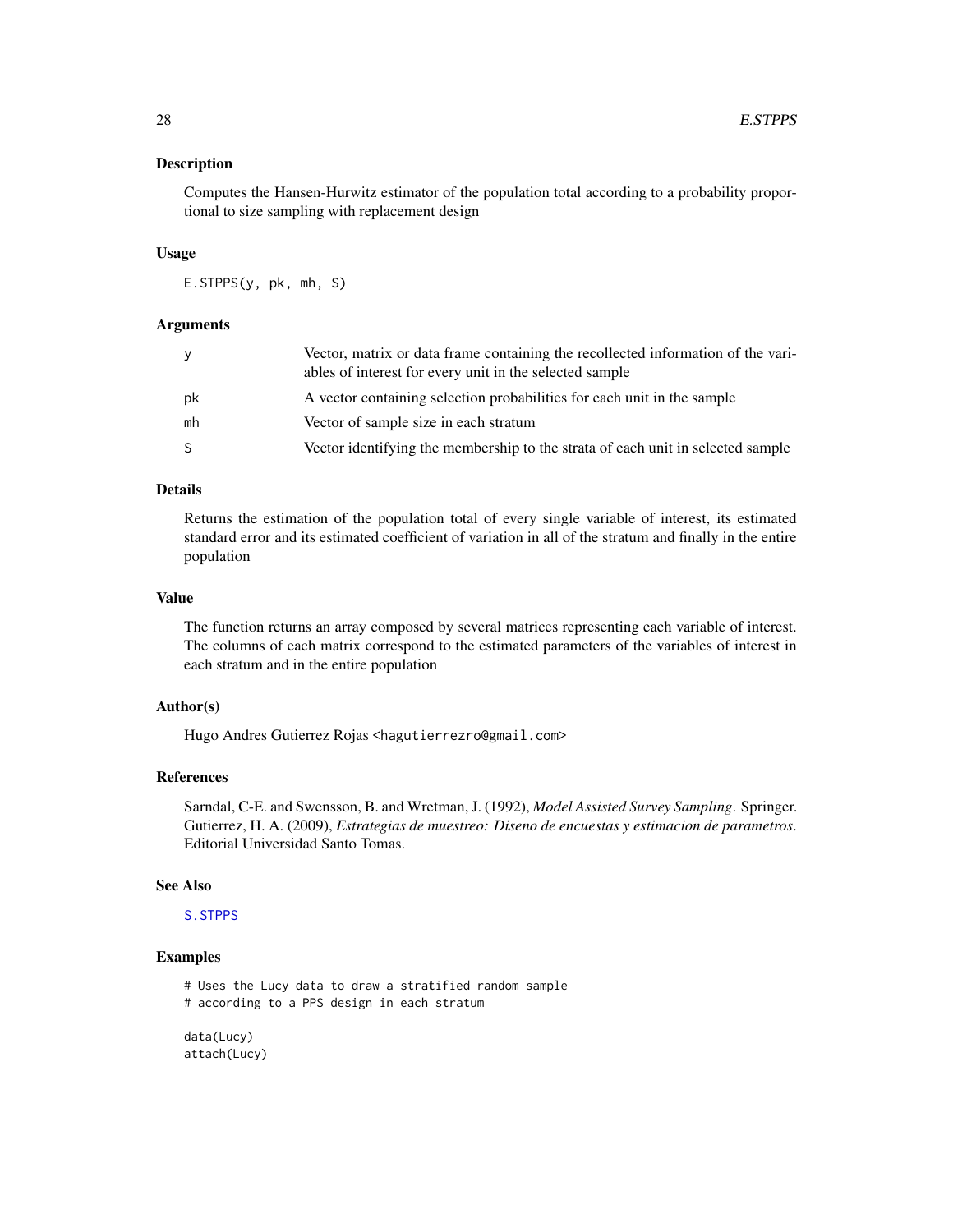## Description

Computes the Hansen-Hurwitz estimator of the population total according to a probability proportional to size sampling with replacement design

## Usage

```
E.STPPS(y, pk, mh, S)
```

## Arguments

| | |
|---|---|
| y | Vector, matrix or data frame containing the recollected information of the variables of interest for every unit in the selected sample |
| pk | A vector containing selection probabilities for each unit in the sample |
| mh | Vector of sample size in each stratum |
| S | Vector identifying the membership to the strata of each unit in selected sample |

## Details

Returns the estimation of the population total of every single variable of interest, its estimated standard error and its estimated coefficient of variation in all of the stratum and finally in the entire population

## Value

The function returns an array composed by several matrices representing each variable of interest. The columns of each matrix correspond to the estimated parameters of the variables of interest in each stratum and in the entire population

## Author(s)

Hugo Andres Gutierrez Rojas <hagutierrezro@gmail.com>

## References

Sarndal, C-E. and Swensson, B. and Wretman, J. (1992), *Model Assisted Survey Sampling*. Springer.
Gutierrez, H. A. (2009), *Estrategias de muestreo: Diseno de encuestas y estimacion de parametros*. Editorial Universidad Santo Tomas.

## See Also

S.STPPS

## Examples

```
# Uses the Lucy data to draw a stratified random sample
# according to a PPS design in each stratum

data(Lucy)
attach(Lucy)
```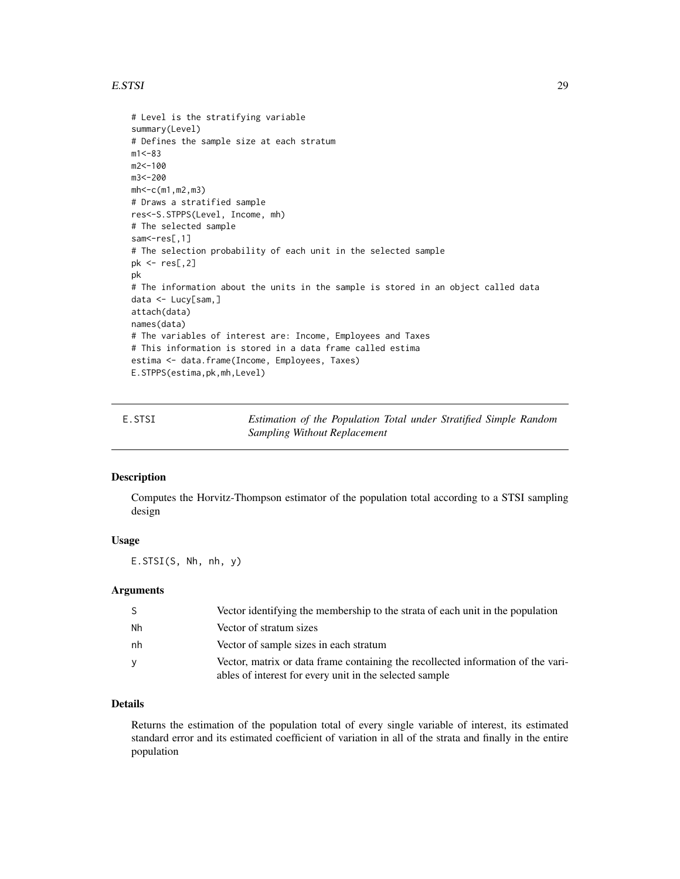```
# Level is the stratifying variable
summary(Level)
# Defines the sample size at each stratum
m1<-83
m2<-100
m3<-200
mh<-c(m1,m2,m3)
# Draws a stratified sample
res<-S.STPPS(Level, Income, mh)
# The selected sample
sam<-res[,1]
# The selection probability of each unit in the selected sample
pk <- res[,2]
pk
# The information about the units in the sample is stored in an object called data
data <- Lucy[sam,]
attach(data)
names(data)
# The variables of interest are: Income, Employees and Taxes
# This information is stored in a data frame called estima
estima <- data.frame(Income, Employees, Taxes)
E.STPPS(estima,pk,mh,Level)
```

---

## E.STSI — *Estimation of the Population Total under Stratified Simple Random Sampling Without Replacement*

---

### Description

Computes the Horvitz-Thompson estimator of the population total according to a STSI sampling design

### Usage

```
E.STSI(S, Nh, nh, y)
```

### Arguments

| | |
|---|---|
| S | Vector identifying the membership to the strata of each unit in the population |
| Nh | Vector of stratum sizes |
| nh | Vector of sample sizes in each stratum |
| y | Vector, matrix or data frame containing the recollected information of the variables of interest for every unit in the selected sample |

### Details

Returns the estimation of the population total of every single variable of interest, its estimated standard error and its estimated coefficient of variation in all of the strata and finally in the entire population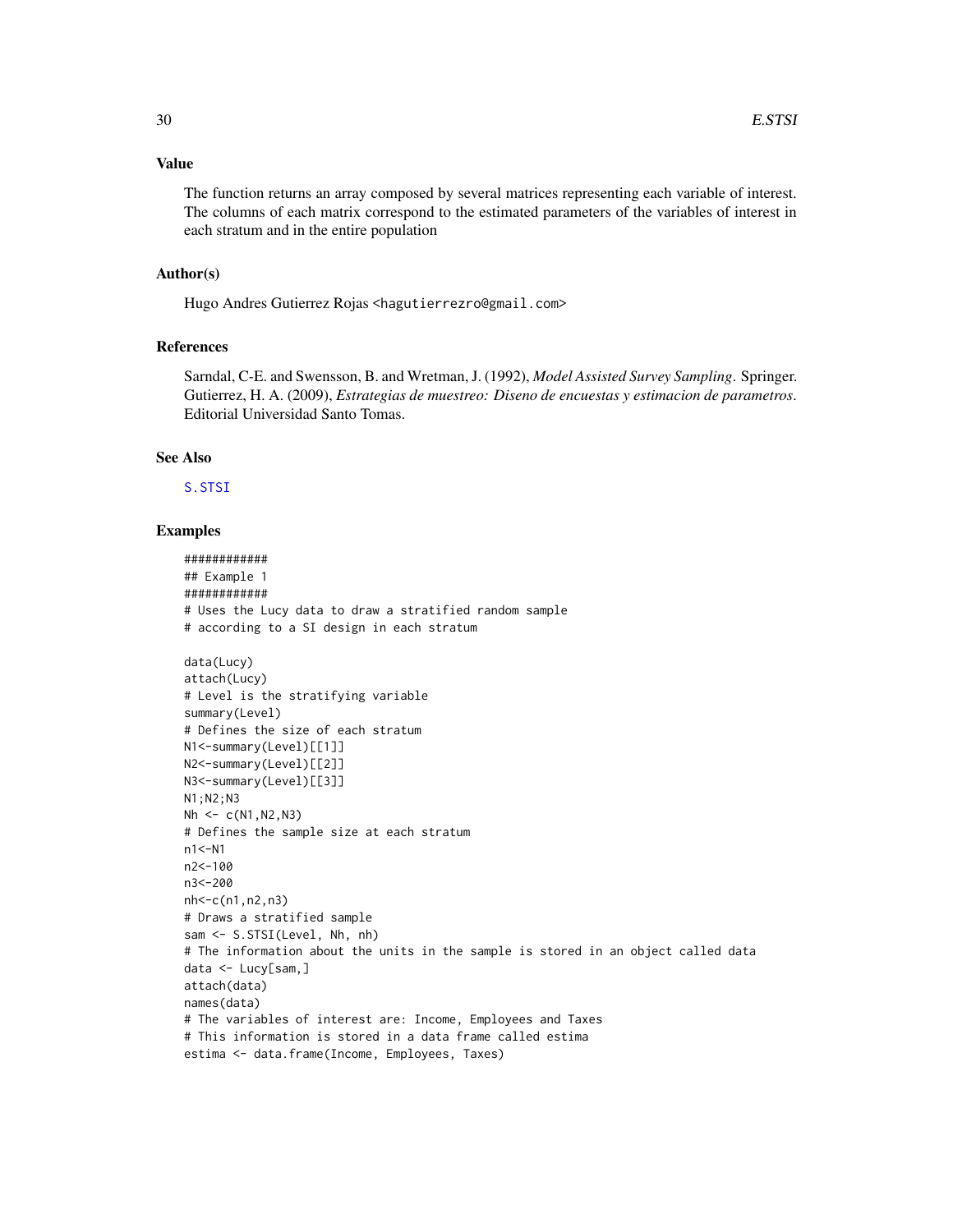### Value

The function returns an array composed by several matrices representing each variable of interest. The columns of each matrix correspond to the estimated parameters of the variables of interest in each stratum and in the entire population

### Author(s)

Hugo Andres Gutierrez Rojas <hagutierrezro@gmail.com>

### References

Sarndal, C-E. and Swensson, B. and Wretman, J. (1992), *Model Assisted Survey Sampling*. Springer.
Gutierrez, H. A. (2009), *Estrategias de muestreo: Diseno de encuestas y estimacion de parametros*. Editorial Universidad Santo Tomas.

### See Also

S.STSI

### Examples

```
############
## Example 1
############
# Uses the Lucy data to draw a stratified random sample
# according to a SI design in each stratum

data(Lucy)
attach(Lucy)
# Level is the stratifying variable
summary(Level)
# Defines the size of each stratum
N1<-summary(Level)[[1]]
N2<-summary(Level)[[2]]
N3<-summary(Level)[[3]]
N1;N2;N3
Nh <- c(N1,N2,N3)
# Defines the sample size at each stratum
n1<-N1
n2<-100
n3<-200
nh<-c(n1,n2,n3)
# Draws a stratified sample
sam <- S.STSI(Level, Nh, nh)
# The information about the units in the sample is stored in an object called data
data <- Lucy[sam,]
attach(data)
names(data)
# The variables of interest are: Income, Employees and Taxes
# This information is stored in a data frame called estima
estima <- data.frame(Income, Employees, Taxes)
```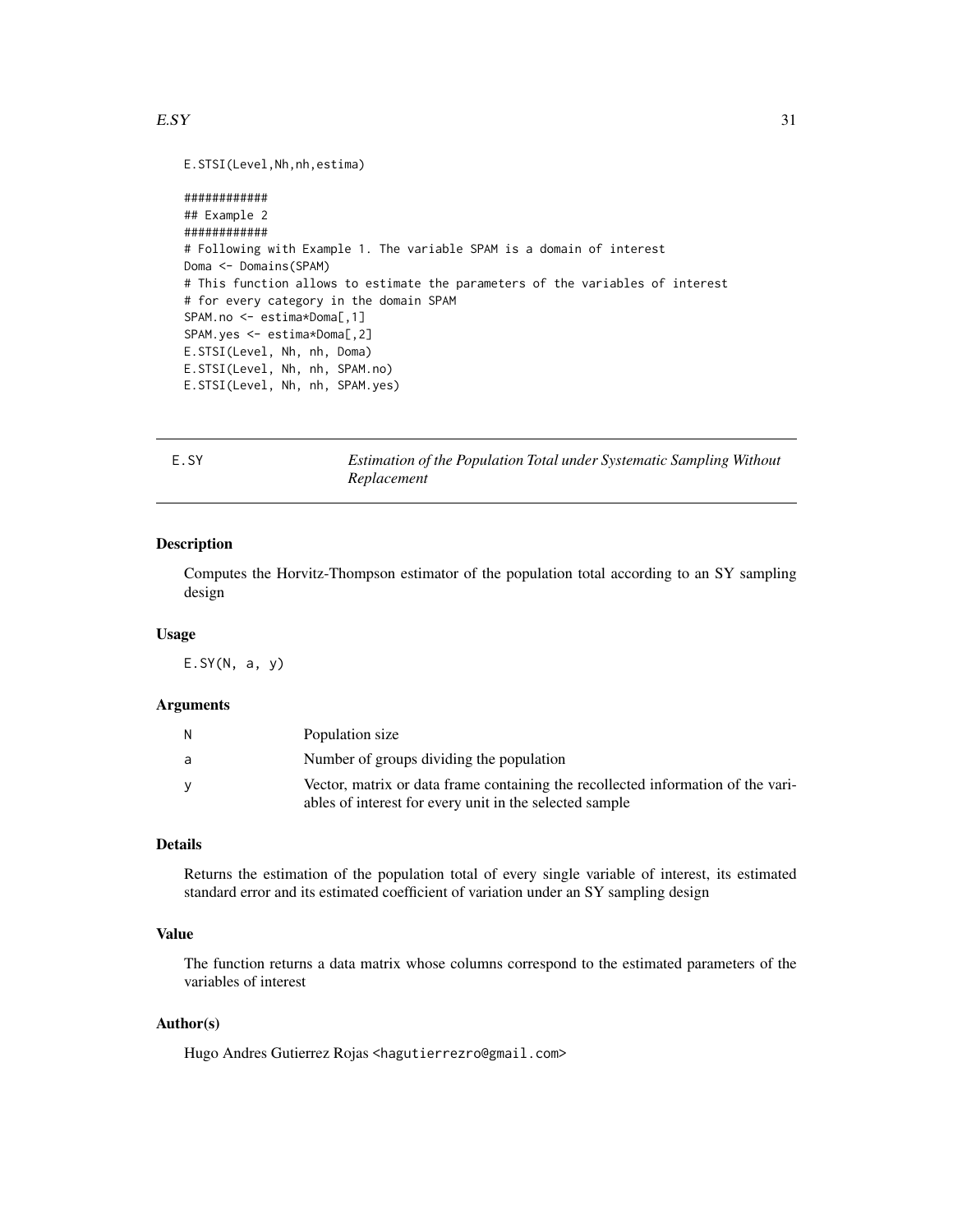```
E.STSI(Level,Nh,nh,estima)

############
## Example 2
############
# Following with Example 1. The variable SPAM is a domain of interest
Doma <- Domains(SPAM)
# This function allows to estimate the parameters of the variables of interest
# for every category in the domain SPAM
SPAM.no <- estima*Doma[,1]
SPAM.yes <- estima*Doma[,2]
E.STSI(Level, Nh, nh, Doma)
E.STSI(Level, Nh, nh, SPAM.no)
E.STSI(Level, Nh, nh, SPAM.yes)
```

## E.SY *Estimation of the Population Total under Systematic Sampling Without Replacement*

### Description

Computes the Horvitz-Thompson estimator of the population total according to an SY sampling design

### Usage

```
E.SY(N, a, y)
```

### Arguments

| | |
|---|---|
| N | Population size |
| a | Number of groups dividing the population |
| y | Vector, matrix or data frame containing the recollected information of the variables of interest for every unit in the selected sample |

### Details

Returns the estimation of the population total of every single variable of interest, its estimated standard error and its estimated coefficient of variation under an SY sampling design

### Value

The function returns a data matrix whose columns correspond to the estimated parameters of the variables of interest

### Author(s)

Hugo Andres Gutierrez Rojas <hagutierrezro@gmail.com>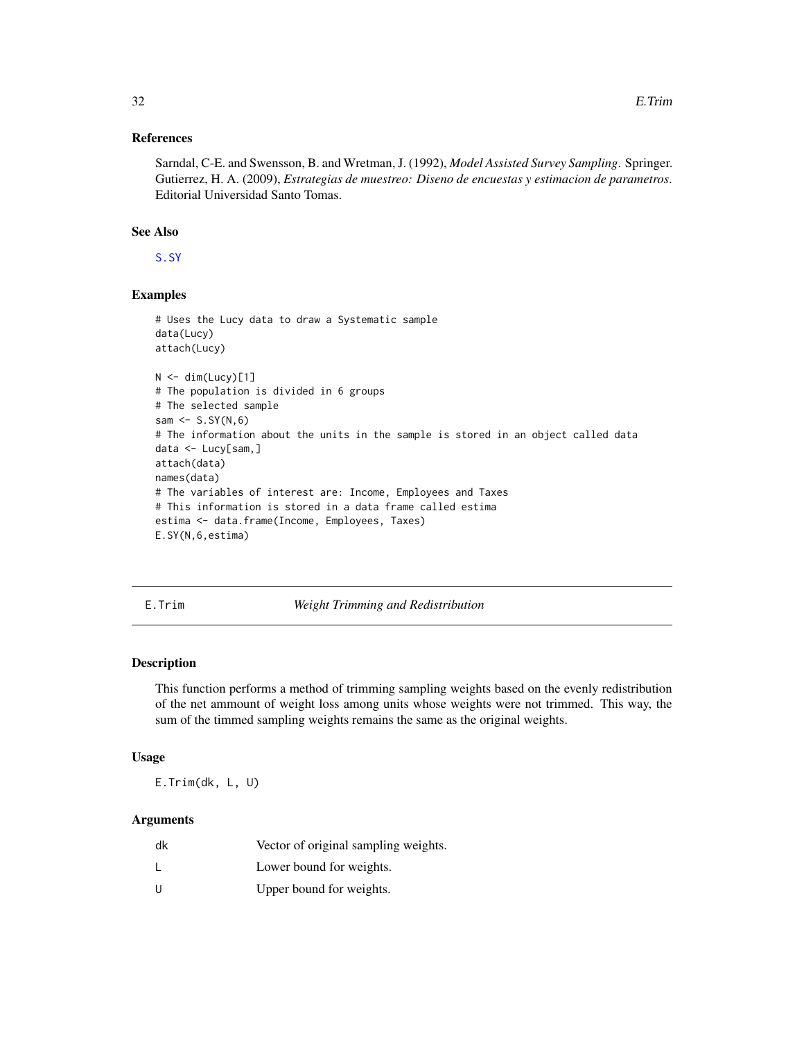## References

Sarndal, C-E. and Swensson, B. and Wretman, J. (1992), *Model Assisted Survey Sampling*. Springer.
Gutierrez, H. A. (2009), *Estrategias de muestreo: Diseno de encuestas y estimacion de parametros*. Editorial Universidad Santo Tomas.

## See Also

S.SY

## Examples

```
# Uses the Lucy data to draw a Systematic sample
data(Lucy)
attach(Lucy)

N <- dim(Lucy)[1]
# The population is divided in 6 groups
# The selected sample
sam <- S.SY(N,6)
# The information about the units in the sample is stored in an object called data
data <- Lucy[sam,]
attach(data)
names(data)
# The variables of interest are: Income, Employees and Taxes
# This information is stored in a data frame called estima
estima <- data.frame(Income, Employees, Taxes)
E.SY(N,6,estima)
```

---

# E.Trim — *Weight Trimming and Redistribution*

## Description

This function performs a method of trimming sampling weights based on the evenly redistribution of the net ammount of weight loss among units whose weights were not trimmed. This way, the sum of the timmed sampling weights remains the same as the original weights.

## Usage

```
E.Trim(dk, L, U)
```

## Arguments

| | |
|---|---|
| dk | Vector of original sampling weights. |
| L | Lower bound for weights. |
| U | Upper bound for weights. |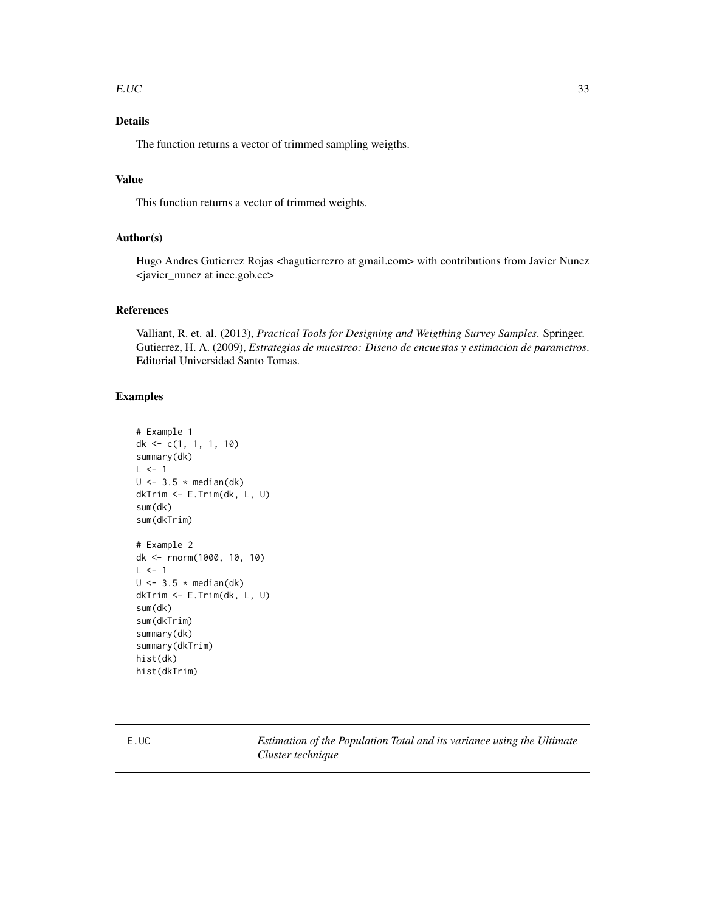## Details

The function returns a vector of trimmed sampling weigths.

## Value

This function returns a vector of trimmed weights.

## Author(s)

Hugo Andres Gutierrez Rojas <hagutierrezro at gmail.com> with contributions from Javier Nunez <javier_nunez at inec.gob.ec>

## References

Valliant, R. et. al. (2013), *Practical Tools for Designing and Weigthing Survey Samples*. Springer.
Gutierrez, H. A. (2009), *Estrategias de muestreo: Diseno de encuestas y estimacion de parametros*. Editorial Universidad Santo Tomas.

## Examples

```
# Example 1
dk <- c(1, 1, 1, 10)
summary(dk)
L <- 1
U <- 3.5 * median(dk)
dkTrim <- E.Trim(dk, L, U)
sum(dk)
sum(dkTrim)

# Example 2
dk <- rnorm(1000, 10, 10)
L <- 1
U <- 3.5 * median(dk)
dkTrim <- E.Trim(dk, L, U)
sum(dk)
sum(dkTrim)
summary(dk)
summary(dkTrim)
hist(dk)
hist(dkTrim)
```

---

# E.UC — *Estimation of the Population Total and its variance using the Ultimate Cluster technique*

---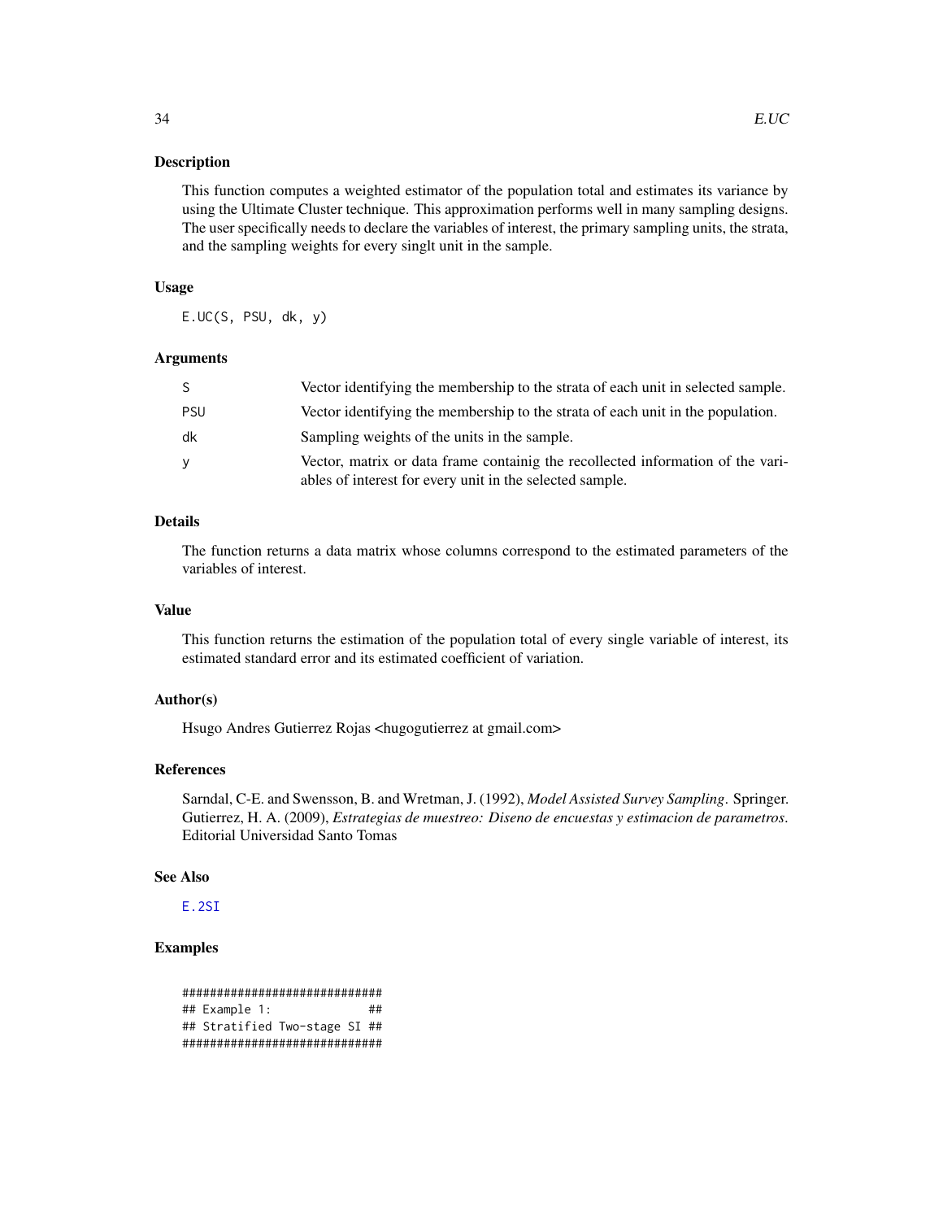## Description

This function computes a weighted estimator of the population total and estimates its variance by using the Ultimate Cluster technique. This approximation performs well in many sampling designs. The user specifically needs to declare the variables of interest, the primary sampling units, the strata, and the sampling weights for every singlt unit in the sample.

## Usage

```
E.UC(S, PSU, dk, y)
```

## Arguments

| | |
|---|---|
| S | Vector identifying the membership to the strata of each unit in selected sample. |
| PSU | Vector identifying the membership to the strata of each unit in the population. |
| dk | Sampling weights of the units in the sample. |
| y | Vector, matrix or data frame containig the recollected information of the variables of interest for every unit in the selected sample. |

## Details

The function returns a data matrix whose columns correspond to the estimated parameters of the variables of interest.

## Value

This function returns the estimation of the population total of every single variable of interest, its estimated standard error and its estimated coefficient of variation.

## Author(s)

Hsugo Andres Gutierrez Rojas <hugogutierrez at gmail.com>

## References

Sarndal, C-E. and Swensson, B. and Wretman, J. (1992), *Model Assisted Survey Sampling*. Springer.
Gutierrez, H. A. (2009), *Estrategias de muestreo: Diseno de encuestas y estimacion de parametros*. Editorial Universidad Santo Tomas

## See Also

E.2SI

## Examples

```
############################
## Example 1:             ##
## Stratified Two-stage SI ##
############################
```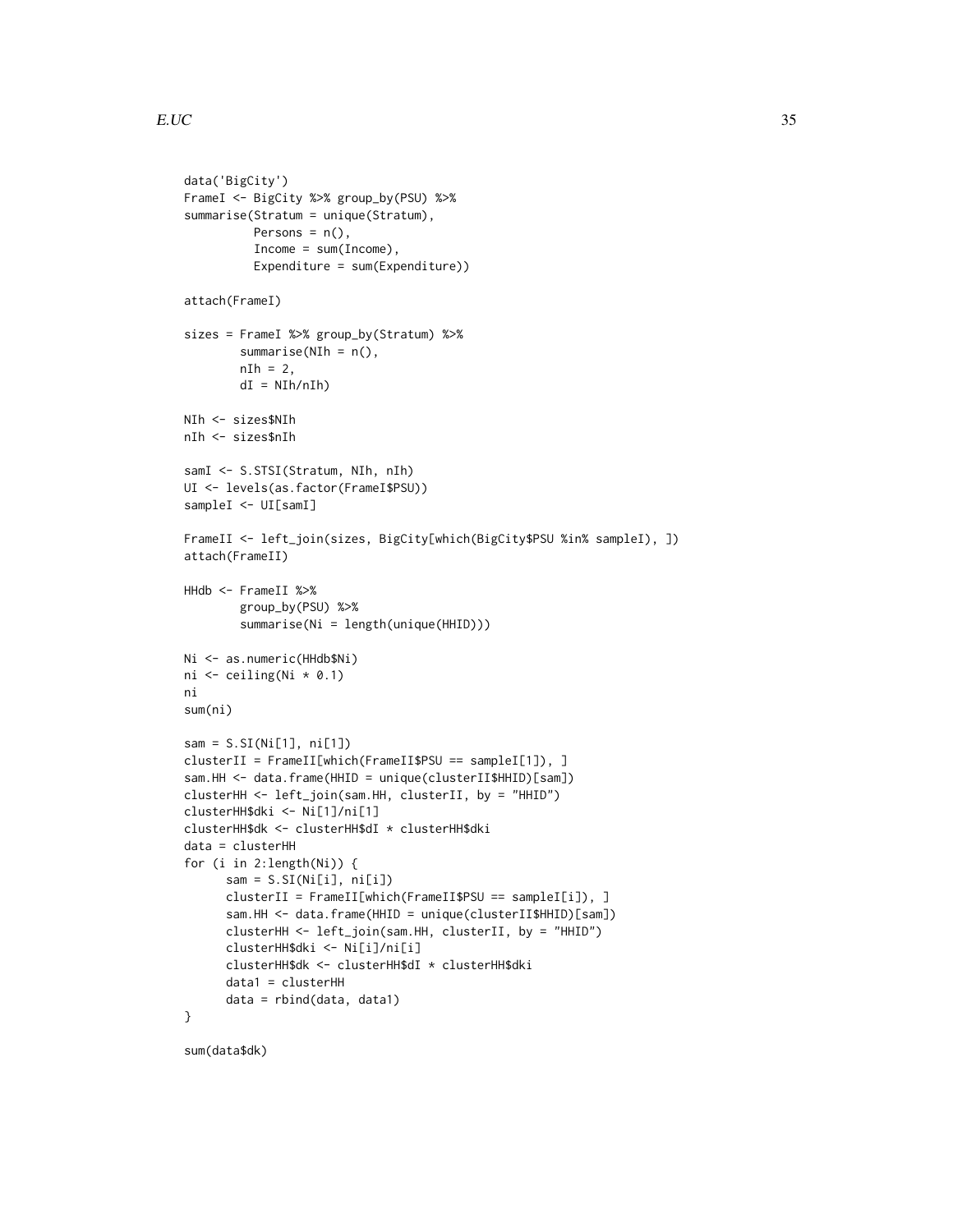```
data('BigCity')
FrameI <- BigCity %>% group_by(PSU) %>%
summarise(Stratum = unique(Stratum),
          Persons = n(),
          Income = sum(Income),
          Expenditure = sum(Expenditure))

attach(FrameI)

sizes = FrameI %>% group_by(Stratum) %>%
        summarise(NIh = n(),
        nIh = 2,
        dI = NIh/nIh)

NIh <- sizes$NIh
nIh <- sizes$nIh

samI <- S.STSI(Stratum, NIh, nIh)
UI <- levels(as.factor(FrameI$PSU))
sampleI <- UI[samI]

FrameII <- left_join(sizes, BigCity[which(BigCity$PSU %in% sampleI), ])
attach(FrameII)

HHdb <- FrameII %>%
        group_by(PSU) %>%
        summarise(Ni = length(unique(HHID)))

Ni <- as.numeric(HHdb$Ni)
ni <- ceiling(Ni * 0.1)
ni
sum(ni)

sam = S.SI(Ni[1], ni[1])
clusterII = FrameII[which(FrameII$PSU == sampleI[1]), ]
sam.HH <- data.frame(HHID = unique(clusterII$HHID)[sam])
clusterHH <- left_join(sam.HH, clusterII, by = "HHID")
clusterHH$dki <- Ni[1]/ni[1]
clusterHH$dk <- clusterHH$dI * clusterHH$dki
data = clusterHH
for (i in 2:length(Ni)) {
      sam = S.SI(Ni[i], ni[i])
      clusterII = FrameII[which(FrameII$PSU == sampleI[i]), ]
      sam.HH <- data.frame(HHID = unique(clusterII$HHID)[sam])
      clusterHH <- left_join(sam.HH, clusterII, by = "HHID")
      clusterHH$dki <- Ni[i]/ni[i]
      clusterHH$dk <- clusterHH$dI * clusterHH$dki
      data1 = clusterHH
      data = rbind(data, data1)
}

sum(data$dk)
```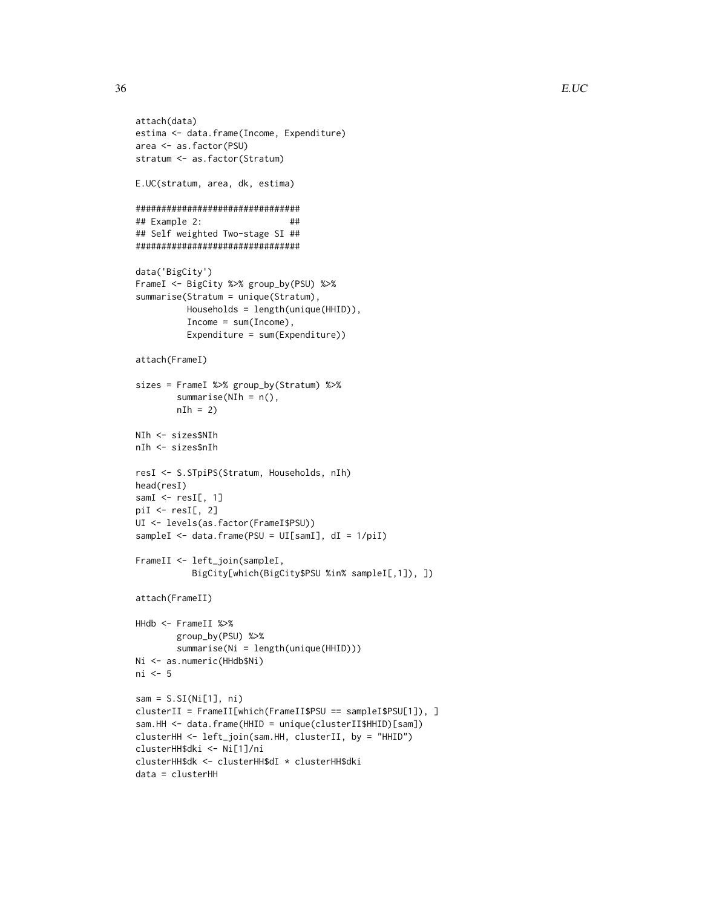```
attach(data)
estima <- data.frame(Income, Expenditure)
area <- as.factor(PSU)
stratum <- as.factor(Stratum)

E.UC(stratum, area, dk, estima)

################################
## Example 2:                 ##
## Self weighted Two-stage SI ##
################################

data('BigCity')
FrameI <- BigCity %>% group_by(PSU) %>%
summarise(Stratum = unique(Stratum),
          Households = length(unique(HHID)),
          Income = sum(Income),
          Expenditure = sum(Expenditure))

attach(FrameI)

sizes = FrameI %>% group_by(Stratum) %>%
        summarise(NIh = n(),
        nIh = 2)

NIh <- sizes$NIh
nIh <- sizes$nIh

resI <- S.STpiPS(Stratum, Households, nIh)
head(resI)
samI <- resI[, 1]
piI <- resI[, 2]
UI <- levels(as.factor(FrameI$PSU))
sampleI <- data.frame(PSU = UI[samI], dI = 1/piI)

FrameII <- left_join(sampleI,
           BigCity[which(BigCity$PSU %in% sampleI[,1]), ])

attach(FrameII)

HHdb <- FrameII %>%
        group_by(PSU) %>%
        summarise(Ni = length(unique(HHID)))
Ni <- as.numeric(HHdb$Ni)
ni <- 5

sam = S.SI(Ni[1], ni)
clusterII = FrameII[which(FrameII$PSU == sampleI$PSU[1]), ]
sam.HH <- data.frame(HHID = unique(clusterII$HHID)[sam])
clusterHH <- left_join(sam.HH, clusterII, by = "HHID")
clusterHH$dki <- Ni[1]/ni
clusterHH$dk <- clusterHH$dI * clusterHH$dki
data = clusterHH
```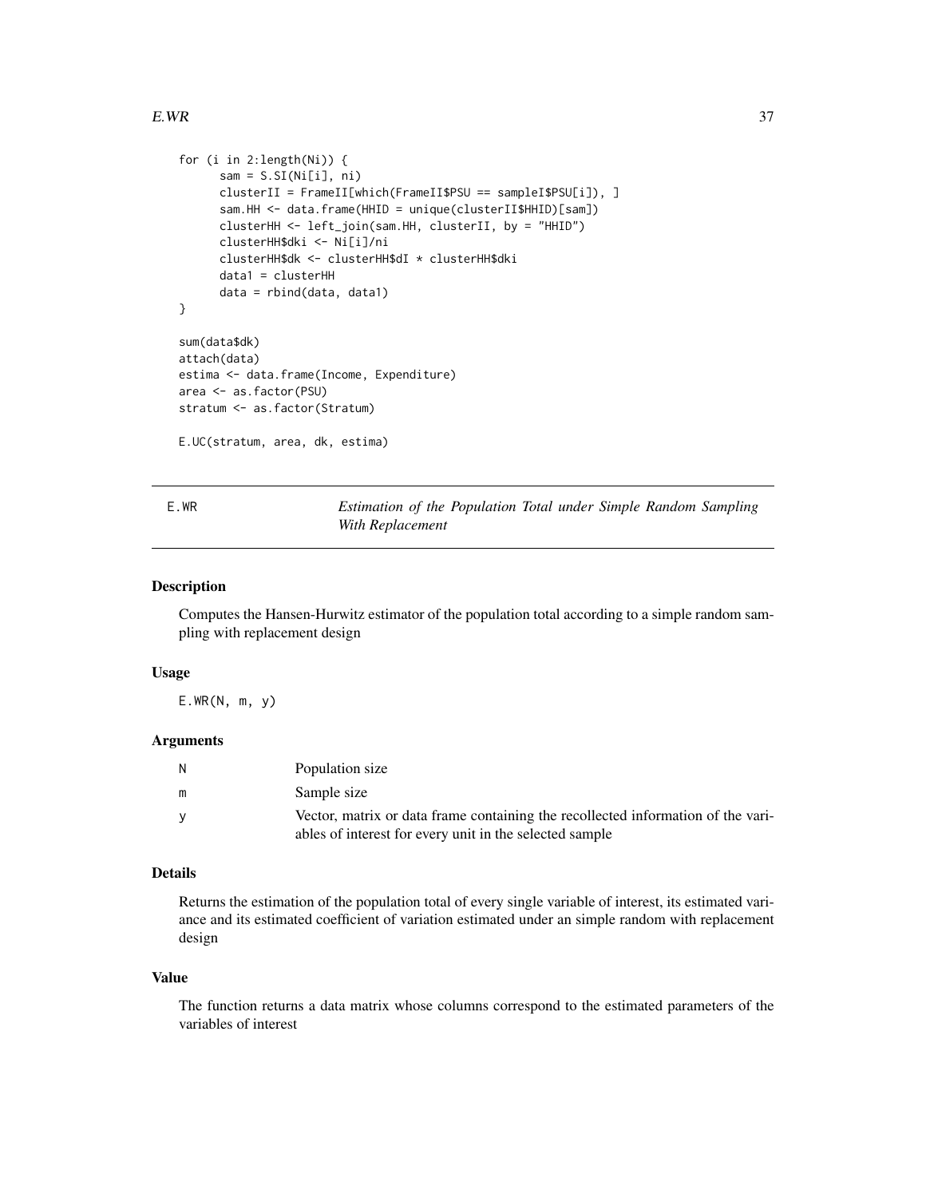```
for (i in 2:length(Ni)) {
      sam = S.SI(Ni[i], ni)
      clusterII = FrameII[which(FrameII$PSU == sampleI$PSU[i]), ]
      sam.HH <- data.frame(HHID = unique(clusterII$HHID)[sam])
      clusterHH <- left_join(sam.HH, clusterII, by = "HHID")
      clusterHH$dki <- Ni[i]/ni
      clusterHH$dk <- clusterHH$dI * clusterHH$dki
      data1 = clusterHH
      data = rbind(data, data1)
}

sum(data$dk)
attach(data)
estima <- data.frame(Income, Expenditure)
area <- as.factor(PSU)
stratum <- as.factor(Stratum)

E.UC(stratum, area, dk, estima)
```

## E.WR — *Estimation of the Population Total under Simple Random Sampling With Replacement*

### Description

Computes the Hansen-Hurwitz estimator of the population total according to a simple random sampling with replacement design

### Usage

```
E.WR(N, m, y)
```

### Arguments

| | |
|---|---|
| N | Population size |
| m | Sample size |
| y | Vector, matrix or data frame containing the recollected information of the variables of interest for every unit in the selected sample |

### Details

Returns the estimation of the population total of every single variable of interest, its estimated variance and its estimated coefficient of variation estimated under an simple random with replacement design

### Value

The function returns a data matrix whose columns correspond to the estimated parameters of the variables of interest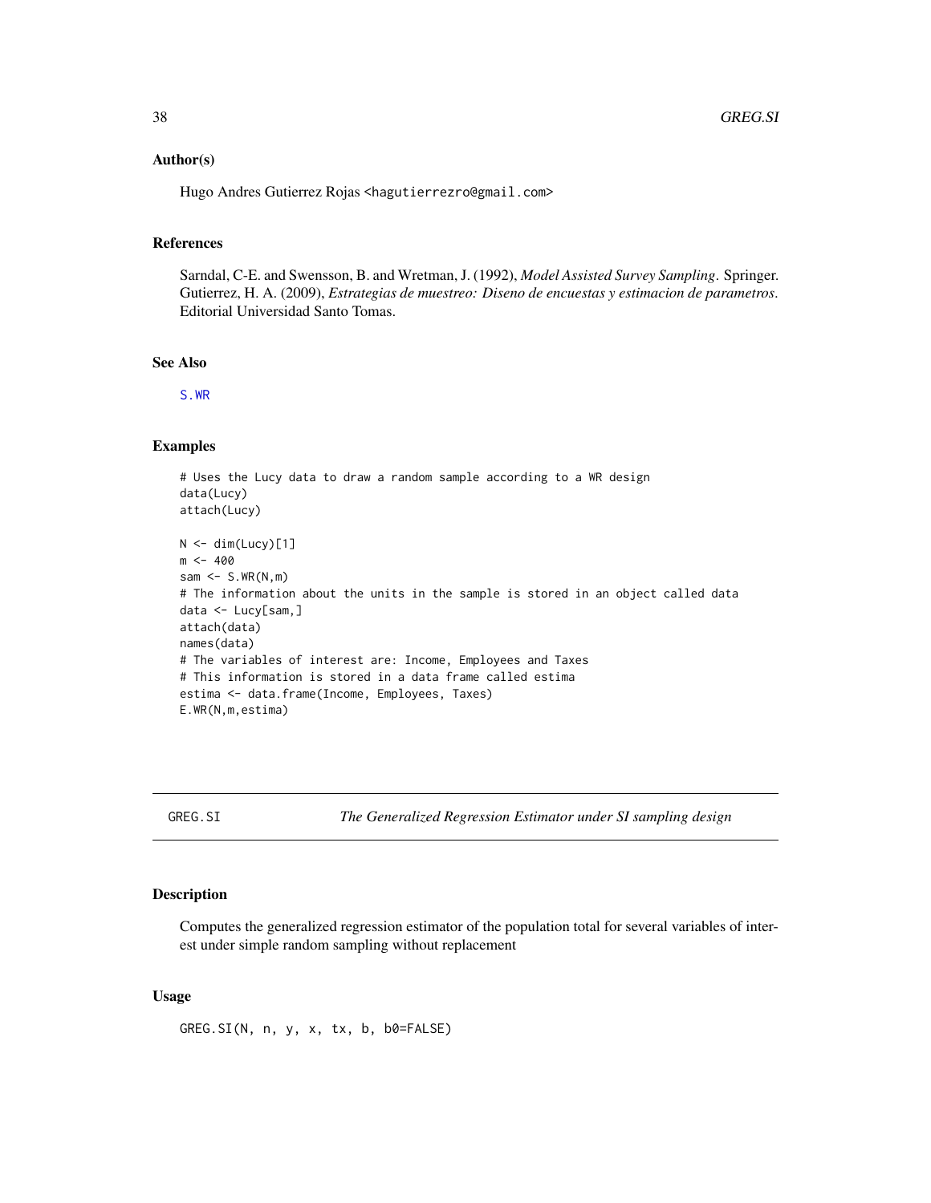### Author(s)

Hugo Andres Gutierrez Rojas <hagutierrezro@gmail.com>

### References

Sarndal, C-E. and Swensson, B. and Wretman, J. (1992), *Model Assisted Survey Sampling*. Springer.
Gutierrez, H. A. (2009), *Estrategias de muestreo: Diseno de encuestas y estimacion de parametros*. Editorial Universidad Santo Tomas.

### See Also

S.WR

### Examples

```
# Uses the Lucy data to draw a random sample according to a WR design
data(Lucy)
attach(Lucy)

N <- dim(Lucy)[1]
m <- 400
sam <- S.WR(N,m)
# The information about the units in the sample is stored in an object called data
data <- Lucy[sam,]
attach(data)
names(data)
# The variables of interest are: Income, Employees and Taxes
# This information is stored in a data frame called estima
estima <- data.frame(Income, Employees, Taxes)
E.WR(N,m,estima)
```

---

## GREG.SI — *The Generalized Regression Estimator under SI sampling design*

### Description

Computes the generalized regression estimator of the population total for several variables of interest under simple random sampling without replacement

### Usage

```
GREG.SI(N, n, y, x, tx, b, b0=FALSE)
```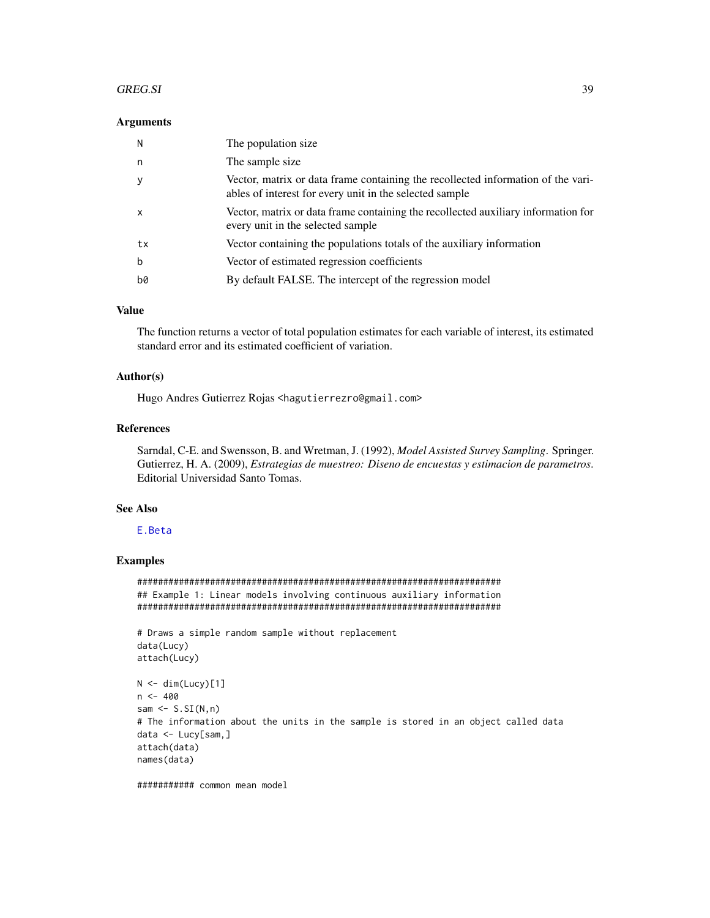### Arguments

| | |
|---|---|
| N | The population size |
| n | The sample size |
| y | Vector, matrix or data frame containing the recollected information of the variables of interest for every unit in the selected sample |
| x | Vector, matrix or data frame containing the recollected auxiliary information for every unit in the selected sample |
| tx | Vector containing the populations totals of the auxiliary information |
| b | Vector of estimated regression coefficients |
| b0 | By default FALSE. The intercept of the regression model |

### Value

The function returns a vector of total population estimates for each variable of interest, its estimated standard error and its estimated coefficient of variation.

### Author(s)

Hugo Andres Gutierrez Rojas <hagutierrezro@gmail.com>

### References

Sarndal, C-E. and Swensson, B. and Wretman, J. (1992), *Model Assisted Survey Sampling*. Springer.
Gutierrez, H. A. (2009), *Estrategias de muestreo: Diseno de encuestas y estimacion de parametros*. Editorial Universidad Santo Tomas.

### See Also

E.Beta

### Examples

```
########################################################################
## Example 1: Linear models involving continuous auxiliary information
########################################################################

# Draws a simple random sample without replacement
data(Lucy)
attach(Lucy)

N <- dim(Lucy)[1]
n <- 400
sam <- S.SI(N,n)
# The information about the units in the sample is stored in an object called data
data <- Lucy[sam,]
attach(data)
names(data)

########### common mean model
```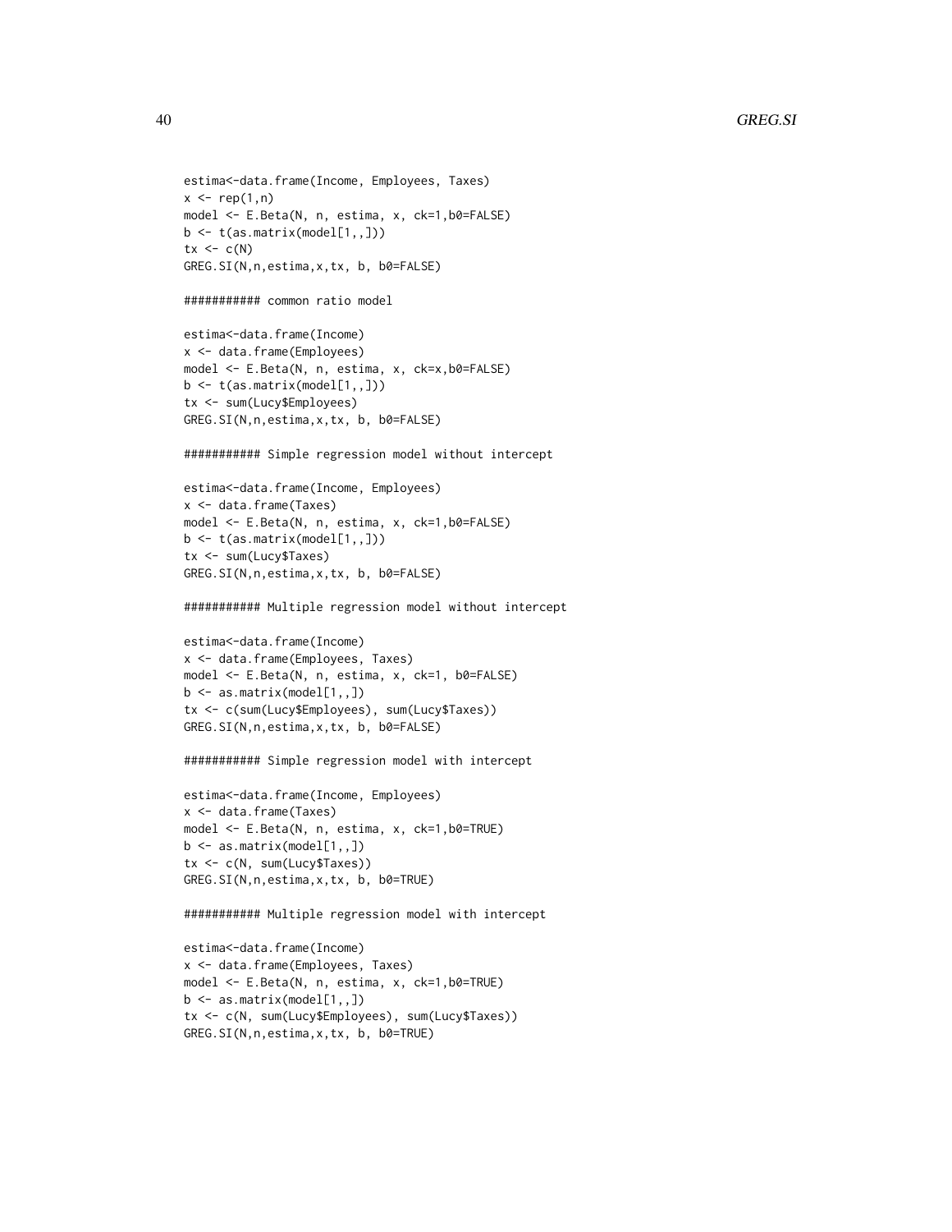```
estima<-data.frame(Income, Employees, Taxes)
x <- rep(1,n)
model <- E.Beta(N, n, estima, x, ck=1,b0=FALSE)
b <- t(as.matrix(model[1,,]))
tx <- c(N)
GREG.SI(N,n,estima,x,tx, b, b0=FALSE)

########### common ratio model

estima<-data.frame(Income)
x <- data.frame(Employees)
model <- E.Beta(N, n, estima, x, ck=x,b0=FALSE)
b <- t(as.matrix(model[1,,]))
tx <- sum(Lucy$Employees)
GREG.SI(N,n,estima,x,tx, b, b0=FALSE)

########### Simple regression model without intercept

estima<-data.frame(Income, Employees)
x <- data.frame(Taxes)
model <- E.Beta(N, n, estima, x, ck=1,b0=FALSE)
b <- t(as.matrix(model[1,,]))
tx <- sum(Lucy$Taxes)
GREG.SI(N,n,estima,x,tx, b, b0=FALSE)

########### Multiple regression model without intercept

estima<-data.frame(Income)
x <- data.frame(Employees, Taxes)
model <- E.Beta(N, n, estima, x, ck=1, b0=FALSE)
b <- as.matrix(model[1,,])
tx <- c(sum(Lucy$Employees), sum(Lucy$Taxes))
GREG.SI(N,n,estima,x,tx, b, b0=FALSE)

########### Simple regression model with intercept

estima<-data.frame(Income, Employees)
x <- data.frame(Taxes)
model <- E.Beta(N, n, estima, x, ck=1,b0=TRUE)
b <- as.matrix(model[1,,])
tx <- c(N, sum(Lucy$Taxes))
GREG.SI(N,n,estima,x,tx, b, b0=TRUE)

########### Multiple regression model with intercept

estima<-data.frame(Income)
x <- data.frame(Employees, Taxes)
model <- E.Beta(N, n, estima, x, ck=1,b0=TRUE)
b <- as.matrix(model[1,,])
tx <- c(N, sum(Lucy$Employees), sum(Lucy$Taxes))
GREG.SI(N,n,estima,x,tx, b, b0=TRUE)
```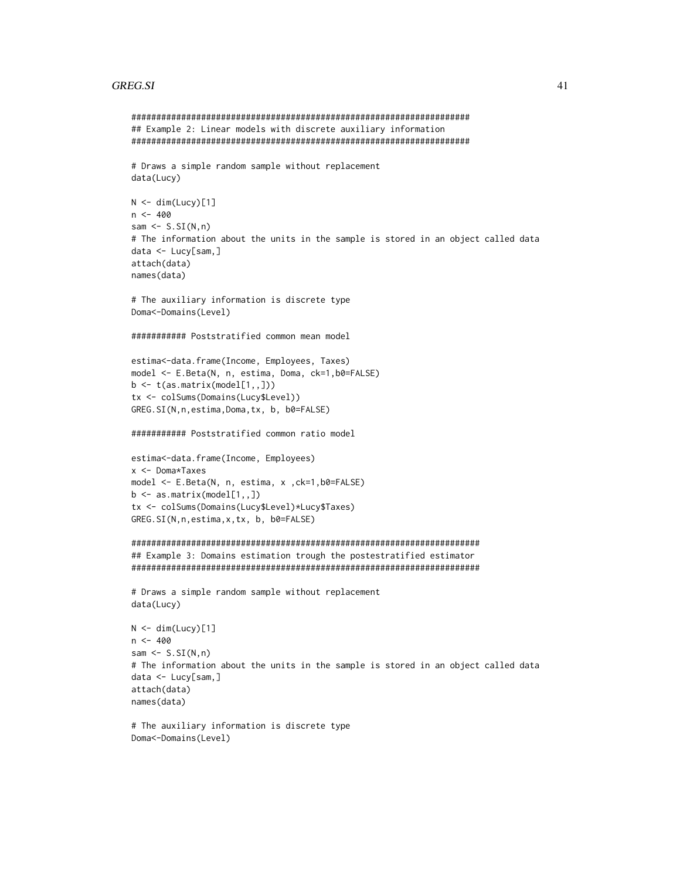```
######################################################################
## Example 2: Linear models with discrete auxiliary information
######################################################################

# Draws a simple random sample without replacement
data(Lucy)

N <- dim(Lucy)[1]
n <- 400
sam <- S.SI(N,n)
# The information about the units in the sample is stored in an object called data
data <- Lucy[sam,]
attach(data)
names(data)

# The auxiliary information is discrete type
Doma<-Domains(Level)

########### Poststratified common mean model

estima<-data.frame(Income, Employees, Taxes)
model <- E.Beta(N, n, estima, Doma, ck=1,b0=FALSE)
b <- t(as.matrix(model[1,,]))
tx <- colSums(Domains(Lucy$Level))
GREG.SI(N,n,estima,Doma,tx, b, b0=FALSE)

########### Poststratified common ratio model

estima<-data.frame(Income, Employees)
x <- Doma*Taxes
model <- E.Beta(N, n, estima, x ,ck=1,b0=FALSE)
b <- as.matrix(model[1,,])
tx <- colSums(Domains(Lucy$Level)*Lucy$Taxes)
GREG.SI(N,n,estima,x,tx, b, b0=FALSE)

########################################################################
## Example 3: Domains estimation trough the postestratified estimator
########################################################################

# Draws a simple random sample without replacement
data(Lucy)

N <- dim(Lucy)[1]
n <- 400
sam <- S.SI(N,n)
# The information about the units in the sample is stored in an object called data
data <- Lucy[sam,]
attach(data)
names(data)

# The auxiliary information is discrete type
Doma<-Domains(Level)
```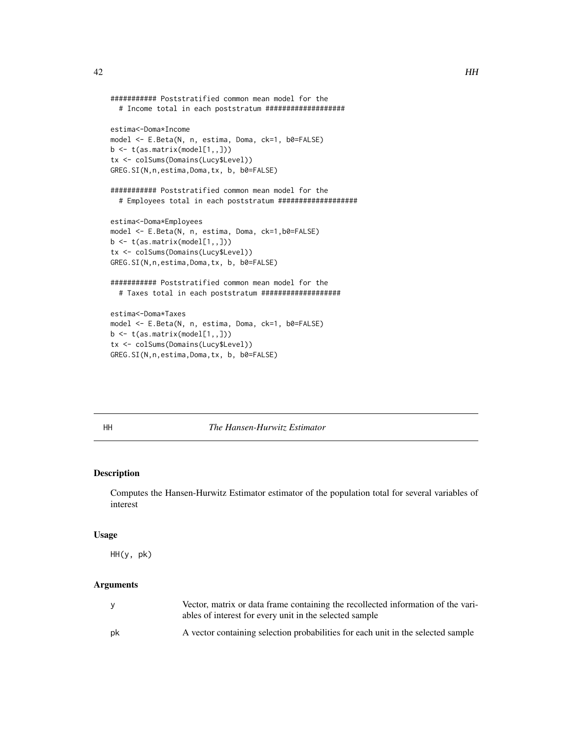```
########### Poststratified common mean model for the
  # Income total in each poststratum ###################

estima<-Doma*Income
model <- E.Beta(N, n, estima, Doma, ck=1, b0=FALSE)
b <- t(as.matrix(model[1,,]))
tx <- colSums(Domains(Lucy$Level))
GREG.SI(N,n,estima,Doma,tx, b, b0=FALSE)

########### Poststratified common mean model for the
  # Employees total in each poststratum ###################

estima<-Doma*Employees
model <- E.Beta(N, n, estima, Doma, ck=1,b0=FALSE)
b <- t(as.matrix(model[1,,]))
tx <- colSums(Domains(Lucy$Level))
GREG.SI(N,n,estima,Doma,tx, b, b0=FALSE)

########### Poststratified common mean model for the
  # Taxes total in each poststratum ###################

estima<-Doma*Taxes
model <- E.Beta(N, n, estima, Doma, ck=1, b0=FALSE)
b <- t(as.matrix(model[1,,]))
tx <- colSums(Domains(Lucy$Level))
GREG.SI(N,n,estima,Doma,tx, b, b0=FALSE)
```

---

## HH — *The Hansen-Hurwitz Estimator*

### Description

Computes the Hansen-Hurwitz Estimator estimator of the population total for several variables of interest

### Usage

```
HH(y, pk)
```

### Arguments

| | |
|---|---|
| y | Vector, matrix or data frame containing the recollected information of the variables of interest for every unit in the selected sample |
| pk | A vector containing selection probabilities for each unit in the selected sample |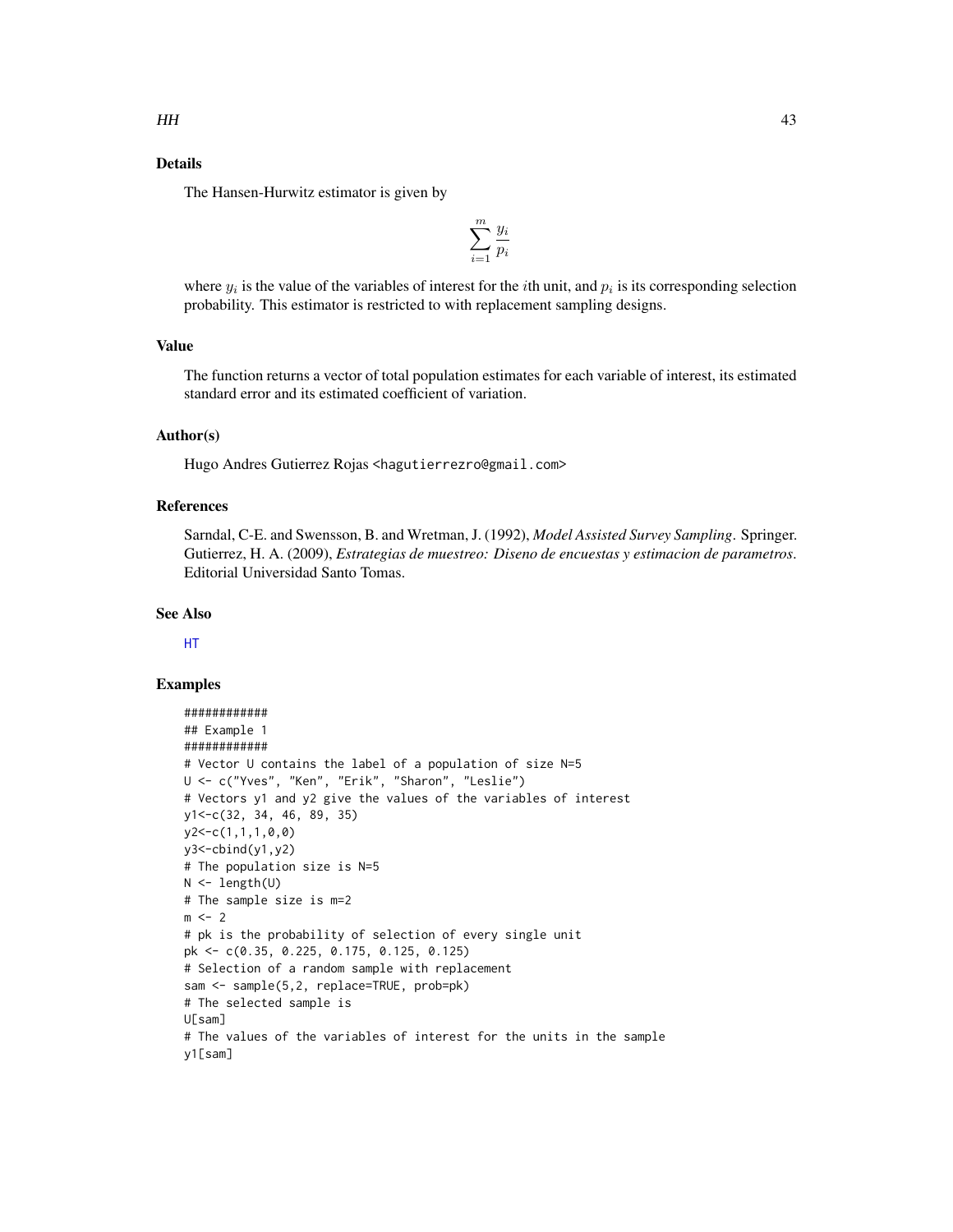## Details

The Hansen-Hurwitz estimator is given by

$$\sum_{i=1}^{m} \frac{y_i}{p_i}$$

where $y_i$ is the value of the variables of interest for the $i$th unit, and $p_i$ is its corresponding selection probability. This estimator is restricted to with replacement sampling designs.

## Value

The function returns a vector of total population estimates for each variable of interest, its estimated standard error and its estimated coefficient of variation.

## Author(s)

Hugo Andres Gutierrez Rojas <hagutierrezro@gmail.com>

## References

Sarndal, C-E. and Swensson, B. and Wretman, J. (1992), *Model Assisted Survey Sampling*. Springer.
Gutierrez, H. A. (2009), *Estrategias de muestreo: Diseno de encuestas y estimacion de parametros*. Editorial Universidad Santo Tomas.

## See Also

HT

## Examples

```
############
## Example 1
############
# Vector U contains the label of a population of size N=5
U <- c("Yves", "Ken", "Erik", "Sharon", "Leslie")
# Vectors y1 and y2 give the values of the variables of interest
y1<-c(32, 34, 46, 89, 35)
y2<-c(1,1,1,0,0)
y3<-cbind(y1,y2)
# The population size is N=5
N <- length(U)
# The sample size is m=2
m <- 2
# pk is the probability of selection of every single unit
pk <- c(0.35, 0.225, 0.175, 0.125, 0.125)
# Selection of a random sample with replacement
sam <- sample(5,2, replace=TRUE, prob=pk)
# The selected sample is
U[sam]
# The values of the variables of interest for the units in the sample
y1[sam]
```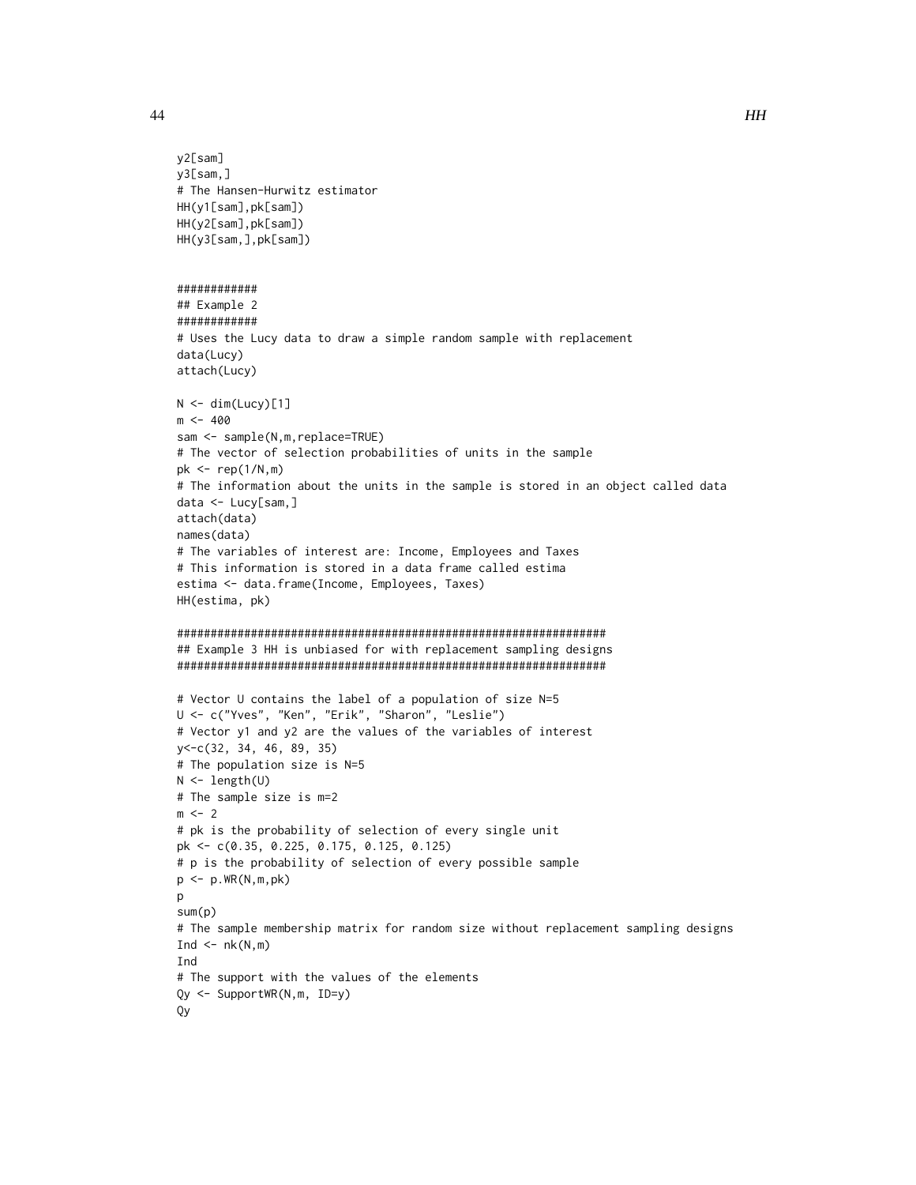```
y2[sam]
y3[sam,]
# The Hansen-Hurwitz estimator
HH(y1[sam],pk[sam])
HH(y2[sam],pk[sam])
HH(y3[sam,],pk[sam])


############
## Example 2
############
# Uses the Lucy data to draw a simple random sample with replacement
data(Lucy)
attach(Lucy)

N <- dim(Lucy)[1]
m <- 400
sam <- sample(N,m,replace=TRUE)
# The vector of selection probabilities of units in the sample
pk <- rep(1/N,m)
# The information about the units in the sample is stored in an object called data
data <- Lucy[sam,]
attach(data)
names(data)
# The variables of interest are: Income, Employees and Taxes
# This information is stored in a data frame called estima
estima <- data.frame(Income, Employees, Taxes)
HH(estima, pk)

#################################################################
## Example 3 HH is unbiased for with replacement sampling designs
#################################################################

# Vector U contains the label of a population of size N=5
U <- c("Yves", "Ken", "Erik", "Sharon", "Leslie")
# Vector y1 and y2 are the values of the variables of interest
y<-c(32, 34, 46, 89, 35)
# The population size is N=5
N <- length(U)
# The sample size is m=2
m <- 2
# pk is the probability of selection of every single unit
pk <- c(0.35, 0.225, 0.175, 0.125, 0.125)
# p is the probability of selection of every possible sample
p <- p.WR(N,m,pk)
p
sum(p)
# The sample membership matrix for random size without replacement sampling designs
Ind <- nk(N,m)
Ind
# The support with the values of the elements
Qy <- SupportWR(N,m, ID=y)
Qy
```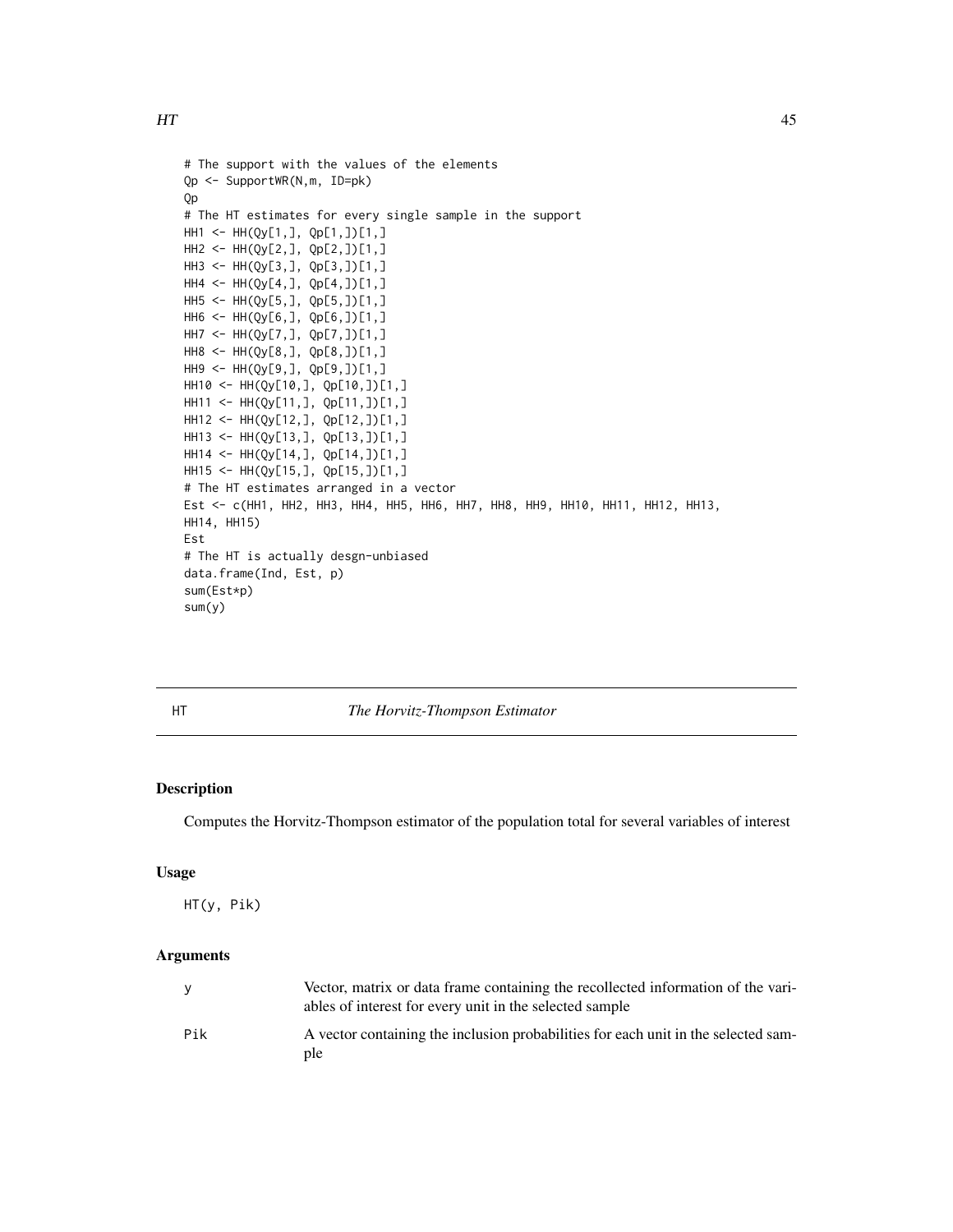```
# The support with the values of the elements
Qp <- SupportWR(N,m, ID=pk)
Qp
# The HT estimates for every single sample in the support
HH1 <- HH(Qy[1,], Qp[1,])[1,]
HH2 <- HH(Qy[2,], Qp[2,])[1,]
HH3 <- HH(Qy[3,], Qp[3,])[1,]
HH4 <- HH(Qy[4,], Qp[4,])[1,]
HH5 <- HH(Qy[5,], Qp[5,])[1,]
HH6 <- HH(Qy[6,], Qp[6,])[1,]
HH7 <- HH(Qy[7,], Qp[7,])[1,]
HH8 <- HH(Qy[8,], Qp[8,])[1,]
HH9 <- HH(Qy[9,], Qp[9,])[1,]
HH10 <- HH(Qy[10,], Qp[10,])[1,]
HH11 <- HH(Qy[11,], Qp[11,])[1,]
HH12 <- HH(Qy[12,], Qp[12,])[1,]
HH13 <- HH(Qy[13,], Qp[13,])[1,]
HH14 <- HH(Qy[14,], Qp[14,])[1,]
HH15 <- HH(Qy[15,], Qp[15,])[1,]
# The HT estimates arranged in a vector
Est <- c(HH1, HH2, HH3, HH4, HH5, HH6, HH7, HH8, HH9, HH10, HH11, HH12, HH13,
HH14, HH15)
Est
# The HT is actually desgn-unbiased
data.frame(Ind, Est, p)
sum(Est*p)
sum(y)
```

---

## HT — *The Horvitz-Thompson Estimator*

### Description

Computes the Horvitz-Thompson estimator of the population total for several variables of interest

### Usage

```
HT(y, Pik)
```

### Arguments

| | |
|---|---|
| y | Vector, matrix or data frame containing the recollected information of the variables of interest for every unit in the selected sample |
| Pik | A vector containing the inclusion probabilities for each unit in the selected sample |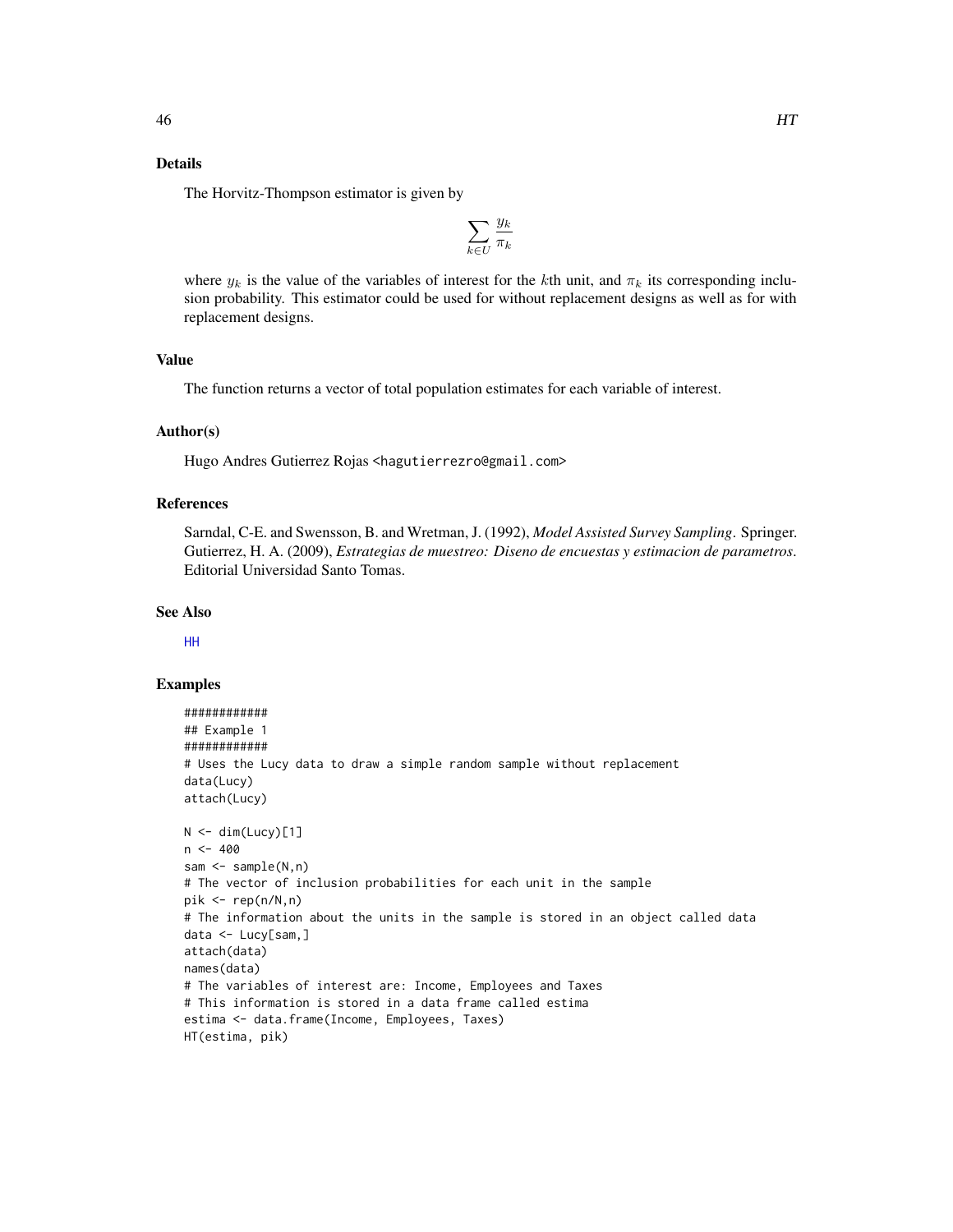## Details

The Horvitz-Thompson estimator is given by

$$\sum_{k \in U} \frac{y_k}{\pi_k}$$

where $y_k$ is the value of the variables of interest for the $k$th unit, and $\pi_k$ its corresponding inclusion probability. This estimator could be used for without replacement designs as well as for with replacement designs.

## Value

The function returns a vector of total population estimates for each variable of interest.

## Author(s)

Hugo Andres Gutierrez Rojas <hagutierrezro@gmail.com>

## References

Sarndal, C-E. and Swensson, B. and Wretman, J. (1992), *Model Assisted Survey Sampling*. Springer.
Gutierrez, H. A. (2009), *Estrategias de muestreo: Diseno de encuestas y estimacion de parametros*. Editorial Universidad Santo Tomas.

## See Also

HH

## Examples

```
############
## Example 1
############
# Uses the Lucy data to draw a simple random sample without replacement
data(Lucy)
attach(Lucy)

N <- dim(Lucy)[1]
n <- 400
sam <- sample(N,n)
# The vector of inclusion probabilities for each unit in the sample
pik <- rep(n/N,n)
# The information about the units in the sample is stored in an object called data
data <- Lucy[sam,]
attach(data)
names(data)
# The variables of interest are: Income, Employees and Taxes
# This information is stored in a data frame called estima
estima <- data.frame(Income, Employees, Taxes)
HT(estima, pik)
```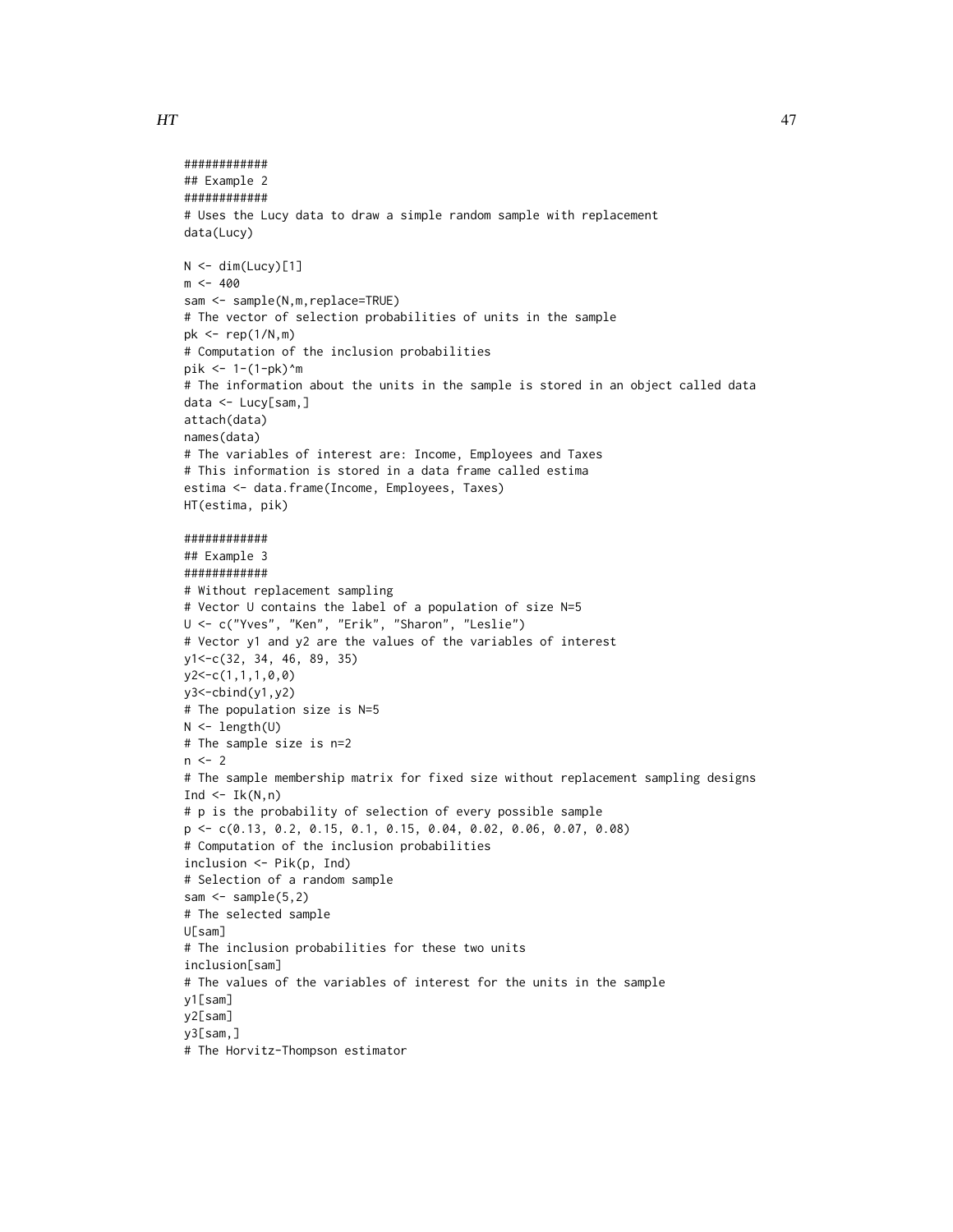```
############
## Example 2
############
# Uses the Lucy data to draw a simple random sample with replacement
data(Lucy)

N <- dim(Lucy)[1]
m <- 400
sam <- sample(N,m,replace=TRUE)
# The vector of selection probabilities of units in the sample
pk <- rep(1/N,m)
# Computation of the inclusion probabilities
pik <- 1-(1-pk)^m
# The information about the units in the sample is stored in an object called data
data <- Lucy[sam,]
attach(data)
names(data)
# The variables of interest are: Income, Employees and Taxes
# This information is stored in a data frame called estima
estima <- data.frame(Income, Employees, Taxes)
HT(estima, pik)

############
## Example 3
############
# Without replacement sampling
# Vector U contains the label of a population of size N=5
U <- c("Yves", "Ken", "Erik", "Sharon", "Leslie")
# Vector y1 and y2 are the values of the variables of interest
y1<-c(32, 34, 46, 89, 35)
y2<-c(1,1,1,0,0)
y3<-cbind(y1,y2)
# The population size is N=5
N <- length(U)
# The sample size is n=2
n <- 2
# The sample membership matrix for fixed size without replacement sampling designs
Ind <- Ik(N,n)
# p is the probability of selection of every possible sample
p <- c(0.13, 0.2, 0.15, 0.1, 0.15, 0.04, 0.02, 0.06, 0.07, 0.08)
# Computation of the inclusion probabilities
inclusion <- Pik(p, Ind)
# Selection of a random sample
sam <- sample(5,2)
# The selected sample
U[sam]
# The inclusion probabilities for these two units
inclusion[sam]
# The values of the variables of interest for the units in the sample
y1[sam]
y2[sam]
y3[sam,]
# The Horvitz-Thompson estimator
```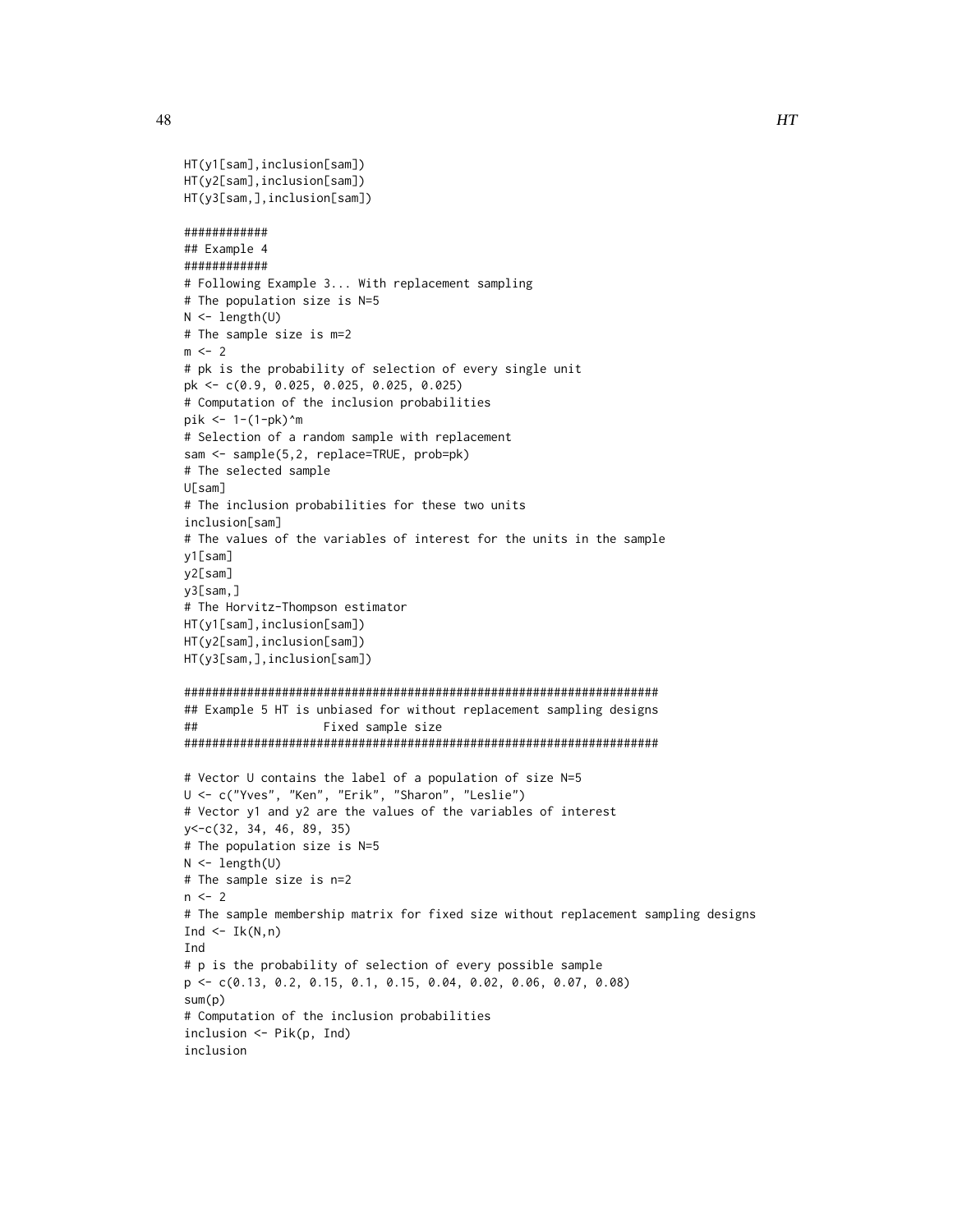```
HT(y1[sam],inclusion[sam])
HT(y2[sam],inclusion[sam])
HT(y3[sam,],inclusion[sam])

############
## Example 4
############
# Following Example 3... With replacement sampling
# The population size is N=5
N <- length(U)
# The sample size is m=2
m <- 2
# pk is the probability of selection of every single unit
pk <- c(0.9, 0.025, 0.025, 0.025, 0.025)
# Computation of the inclusion probabilities
pik <- 1-(1-pk)^m
# Selection of a random sample with replacement
sam <- sample(5,2, replace=TRUE, prob=pk)
# The selected sample
U[sam]
# The inclusion probabilities for these two units
inclusion[sam]
# The values of the variables of interest for the units in the sample
y1[sam]
y2[sam]
y3[sam,]
# The Horvitz-Thompson estimator
HT(y1[sam],inclusion[sam])
HT(y2[sam],inclusion[sam])
HT(y3[sam,],inclusion[sam])

####################################################################
## Example 5 HT is unbiased for without replacement sampling designs
##                   Fixed sample size
####################################################################

# Vector U contains the label of a population of size N=5
U <- c("Yves", "Ken", "Erik", "Sharon", "Leslie")
# Vector y1 and y2 are the values of the variables of interest
y<-c(32, 34, 46, 89, 35)
# The population size is N=5
N <- length(U)
# The sample size is n=2
n <- 2
# The sample membership matrix for fixed size without replacement sampling designs
Ind <- Ik(N,n)
Ind
# p is the probability of selection of every possible sample
p <- c(0.13, 0.2, 0.15, 0.1, 0.15, 0.04, 0.02, 0.06, 0.07, 0.08)
sum(p)
# Computation of the inclusion probabilities
inclusion <- Pik(p, Ind)
inclusion
```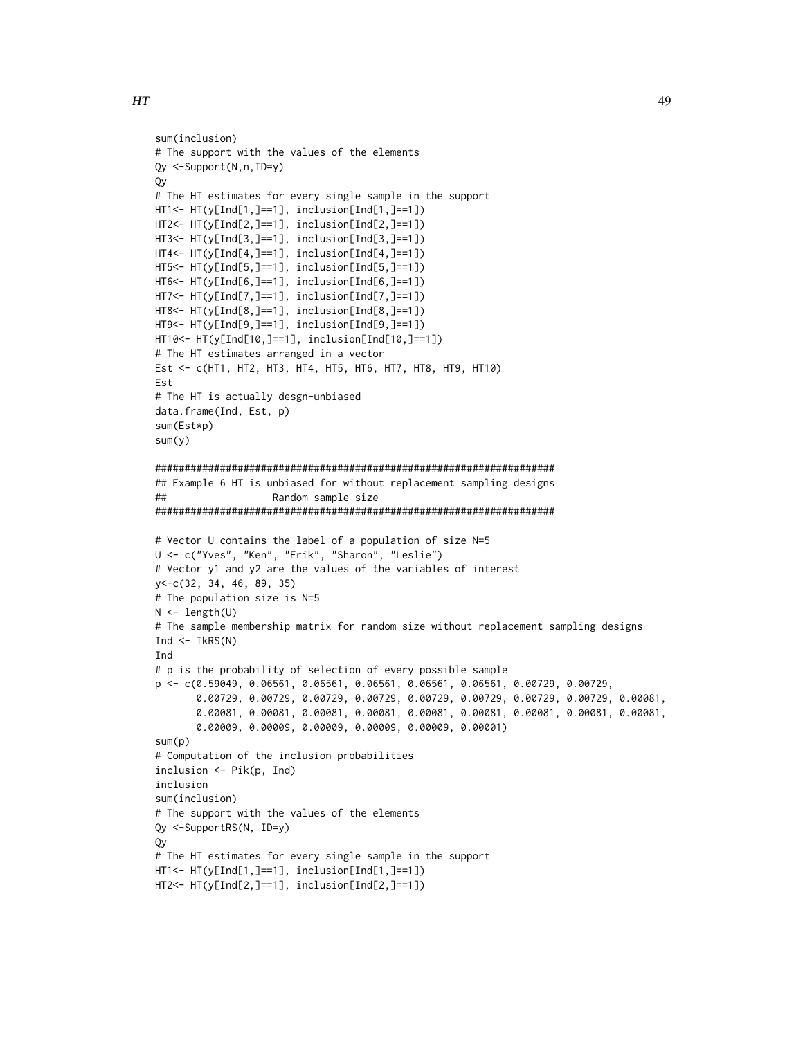```
sum(inclusion)
# The support with the values of the elements
Qy <-Support(N,n,ID=y)
Qy
# The HT estimates for every single sample in the support
HT1<- HT(y[Ind[1,]==1], inclusion[Ind[1,]==1])
HT2<- HT(y[Ind[2,]==1], inclusion[Ind[2,]==1])
HT3<- HT(y[Ind[3,]==1], inclusion[Ind[3,]==1])
HT4<- HT(y[Ind[4,]==1], inclusion[Ind[4,]==1])
HT5<- HT(y[Ind[5,]==1], inclusion[Ind[5,]==1])
HT6<- HT(y[Ind[6,]==1], inclusion[Ind[6,]==1])
HT7<- HT(y[Ind[7,]==1], inclusion[Ind[7,]==1])
HT8<- HT(y[Ind[8,]==1], inclusion[Ind[8,]==1])
HT9<- HT(y[Ind[9,]==1], inclusion[Ind[9,]==1])
HT10<- HT(y[Ind[10,]==1], inclusion[Ind[10,]==1])
# The HT estimates arranged in a vector
Est <- c(HT1, HT2, HT3, HT4, HT5, HT6, HT7, HT8, HT9, HT10)
Est
# The HT is actually desgn-unbiased
data.frame(Ind, Est, p)
sum(Est*p)
sum(y)

####################################################################
## Example 6 HT is unbiased for without replacement sampling designs
##                 Random sample size
####################################################################

# Vector U contains the label of a population of size N=5
U <- c("Yves", "Ken", "Erik", "Sharon", "Leslie")
# Vector y1 and y2 are the values of the variables of interest
y<-c(32, 34, 46, 89, 35)
# The population size is N=5
N <- length(U)
# The sample membership matrix for random size without replacement sampling designs
Ind <- IkRS(N)
Ind
# p is the probability of selection of every possible sample
p <- c(0.59049, 0.06561, 0.06561, 0.06561, 0.06561, 0.06561, 0.00729, 0.00729,
       0.00729, 0.00729, 0.00729, 0.00729, 0.00729, 0.00729, 0.00729, 0.00729, 0.00081,
       0.00081, 0.00081, 0.00081, 0.00081, 0.00081, 0.00081, 0.00081, 0.00081, 0.00081,
       0.00009, 0.00009, 0.00009, 0.00009, 0.00009, 0.00001)
sum(p)
# Computation of the inclusion probabilities
inclusion <- Pik(p, Ind)
inclusion
sum(inclusion)
# The support with the values of the elements
Qy <-SupportRS(N, ID=y)
Qy
# The HT estimates for every single sample in the support
HT1<- HT(y[Ind[1,]==1], inclusion[Ind[1,]==1])
HT2<- HT(y[Ind[2,]==1], inclusion[Ind[2,]==1])
```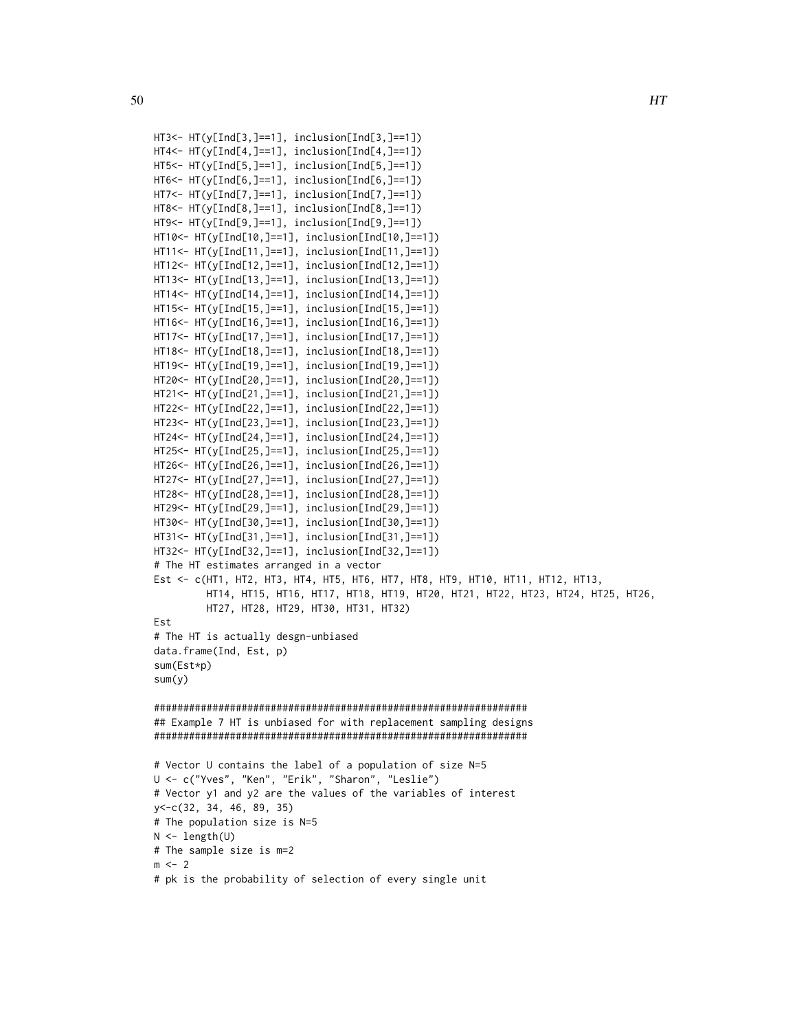```
HT3<- HT(y[Ind[3,]==1], inclusion[Ind[3,]==1])
HT4<- HT(y[Ind[4,]==1], inclusion[Ind[4,]==1])
HT5<- HT(y[Ind[5,]==1], inclusion[Ind[5,]==1])
HT6<- HT(y[Ind[6,]==1], inclusion[Ind[6,]==1])
HT7<- HT(y[Ind[7,]==1], inclusion[Ind[7,]==1])
HT8<- HT(y[Ind[8,]==1], inclusion[Ind[8,]==1])
HT9<- HT(y[Ind[9,]==1], inclusion[Ind[9,]==1])
HT10<- HT(y[Ind[10,]==1], inclusion[Ind[10,]==1])
HT11<- HT(y[Ind[11,]==1], inclusion[Ind[11,]==1])
HT12<- HT(y[Ind[12,]==1], inclusion[Ind[12,]==1])
HT13<- HT(y[Ind[13,]==1], inclusion[Ind[13,]==1])
HT14<- HT(y[Ind[14,]==1], inclusion[Ind[14,]==1])
HT15<- HT(y[Ind[15,]==1], inclusion[Ind[15,]==1])
HT16<- HT(y[Ind[16,]==1], inclusion[Ind[16,]==1])
HT17<- HT(y[Ind[17,]==1], inclusion[Ind[17,]==1])
HT18<- HT(y[Ind[18,]==1], inclusion[Ind[18,]==1])
HT19<- HT(y[Ind[19,]==1], inclusion[Ind[19,]==1])
HT20<- HT(y[Ind[20,]==1], inclusion[Ind[20,]==1])
HT21<- HT(y[Ind[21,]==1], inclusion[Ind[21,]==1])
HT22<- HT(y[Ind[22,]==1], inclusion[Ind[22,]==1])
HT23<- HT(y[Ind[23,]==1], inclusion[Ind[23,]==1])
HT24<- HT(y[Ind[24,]==1], inclusion[Ind[24,]==1])
HT25<- HT(y[Ind[25,]==1], inclusion[Ind[25,]==1])
HT26<- HT(y[Ind[26,]==1], inclusion[Ind[26,]==1])
HT27<- HT(y[Ind[27,]==1], inclusion[Ind[27,]==1])
HT28<- HT(y[Ind[28,]==1], inclusion[Ind[28,]==1])
HT29<- HT(y[Ind[29,]==1], inclusion[Ind[29,]==1])
HT30<- HT(y[Ind[30,]==1], inclusion[Ind[30,]==1])
HT31<- HT(y[Ind[31,]==1], inclusion[Ind[31,]==1])
HT32<- HT(y[Ind[32,]==1], inclusion[Ind[32,]==1])
# The HT estimates arranged in a vector
Est <- c(HT1, HT2, HT3, HT4, HT5, HT6, HT7, HT8, HT9, HT10, HT11, HT12, HT13,
        HT14, HT15, HT16, HT17, HT18, HT19, HT20, HT21, HT22, HT23, HT24, HT25, HT26,
        HT27, HT28, HT29, HT30, HT31, HT32)
Est
# The HT is actually desgn-unbiased
data.frame(Ind, Est, p)
sum(Est*p)
sum(y)

################################################################
## Example 7 HT is unbiased for with replacement sampling designs
################################################################

# Vector U contains the label of a population of size N=5
U <- c("Yves", "Ken", "Erik", "Sharon", "Leslie")
# Vector y1 and y2 are the values of the variables of interest
y<-c(32, 34, 46, 89, 35)
# The population size is N=5
N <- length(U)
# The sample size is m=2
m <- 2
# pk is the probability of selection of every single unit
```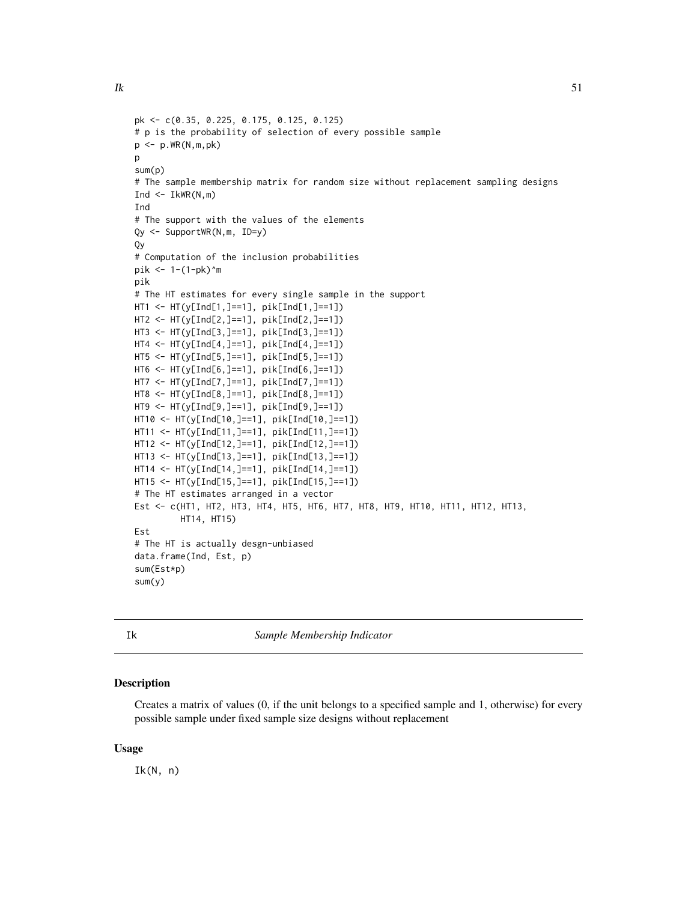```
pk <- c(0.35, 0.225, 0.175, 0.125, 0.125)
# p is the probability of selection of every possible sample
p <- p.WR(N,m,pk)
p
sum(p)
# The sample membership matrix for random size without replacement sampling designs
Ind <- IkWR(N,m)
Ind
# The support with the values of the elements
Qy <- SupportWR(N,m, ID=y)
Qy
# Computation of the inclusion probabilities
pik <- 1-(1-pk)^m
pik
# The HT estimates for every single sample in the support
HT1 <- HT(y[Ind[1,]==1], pik[Ind[1,]==1])
HT2 <- HT(y[Ind[2,]==1], pik[Ind[2,]==1])
HT3 <- HT(y[Ind[3,]==1], pik[Ind[3,]==1])
HT4 <- HT(y[Ind[4,]==1], pik[Ind[4,]==1])
HT5 <- HT(y[Ind[5,]==1], pik[Ind[5,]==1])
HT6 <- HT(y[Ind[6,]==1], pik[Ind[6,]==1])
HT7 <- HT(y[Ind[7,]==1], pik[Ind[7,]==1])
HT8 <- HT(y[Ind[8,]==1], pik[Ind[8,]==1])
HT9 <- HT(y[Ind[9,]==1], pik[Ind[9,]==1])
HT10 <- HT(y[Ind[10,]==1], pik[Ind[10,]==1])
HT11 <- HT(y[Ind[11,]==1], pik[Ind[11,]==1])
HT12 <- HT(y[Ind[12,]==1], pik[Ind[12,]==1])
HT13 <- HT(y[Ind[13,]==1], pik[Ind[13,]==1])
HT14 <- HT(y[Ind[14,]==1], pik[Ind[14,]==1])
HT15 <- HT(y[Ind[15,]==1], pik[Ind[15,]==1])
# The HT estimates arranged in a vector
Est <- c(HT1, HT2, HT3, HT4, HT5, HT6, HT7, HT8, HT9, HT10, HT11, HT12, HT13,
         HT14, HT15)
Est
# The HT is actually desgn-unbiased
data.frame(Ind, Est, p)
sum(Est*p)
sum(y)
```

---

## Ik *Sample Membership Indicator*

### Description

Creates a matrix of values (0, if the unit belongs to a specified sample and 1, otherwise) for every possible sample under fixed sample size designs without replacement

### Usage

```
Ik(N, n)
```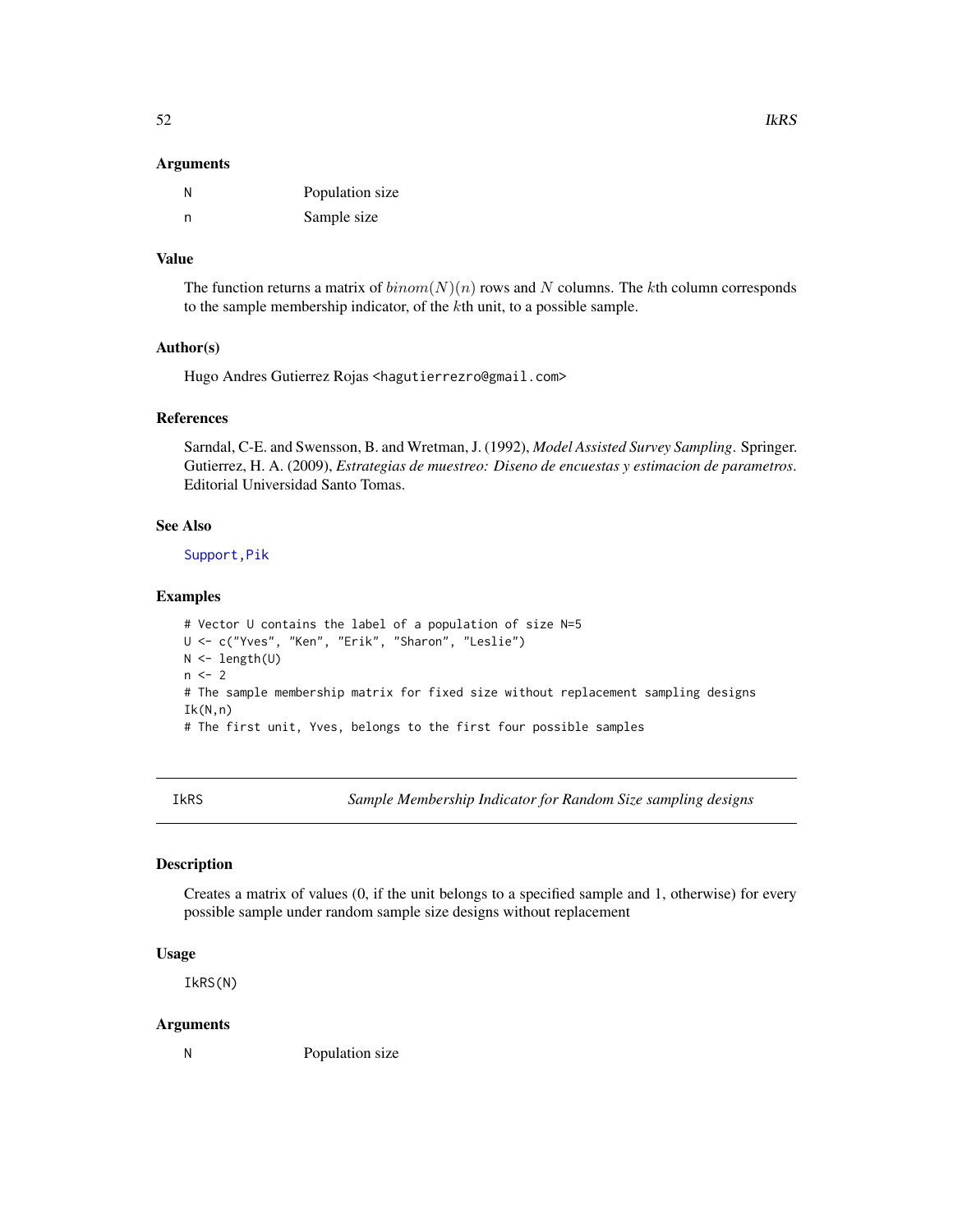### Arguments

| | |
|---|---|
| N | Population size |
| n | Sample size |

### Value

The function returns a matrix of $binom(N)(n)$ rows and $N$ columns. The $k$th column corresponds to the sample membership indicator, of the $k$th unit, to a possible sample.

### Author(s)

Hugo Andres Gutierrez Rojas <hagutierrezro@gmail.com>

### References

Sarndal, C-E. and Swensson, B. and Wretman, J. (1992), *Model Assisted Survey Sampling*. Springer.
Gutierrez, H. A. (2009), *Estrategias de muestreo: Diseno de encuestas y estimacion de parametros*. Editorial Universidad Santo Tomas.

### See Also

Support, Pik

### Examples

```
# Vector U contains the label of a population of size N=5
U <- c("Yves", "Ken", "Erik", "Sharon", "Leslie")
N <- length(U)
n <- 2
# The sample membership matrix for fixed size without replacement sampling designs
Ik(N,n)
# The first unit, Yves, belongs to the first four possible samples
```

---

## IkRS — *Sample Membership Indicator for Random Size sampling designs*

### Description

Creates a matrix of values (0, if the unit belongs to a specified sample and 1, otherwise) for every possible sample under random sample size designs without replacement

### Usage

```
IkRS(N)
```

### Arguments

| | |
|---|---|
| N | Population size |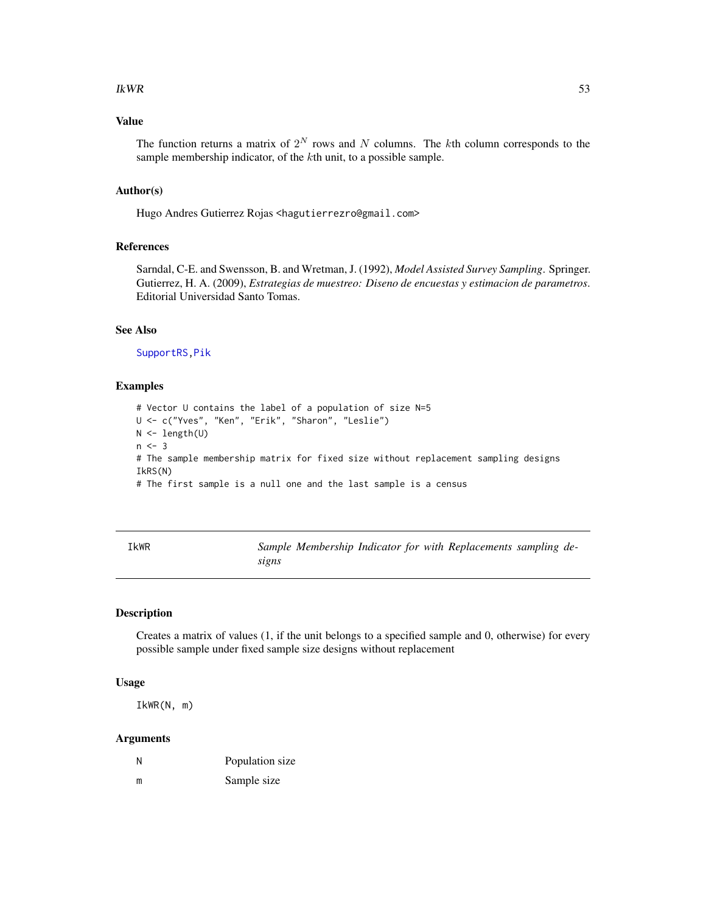### Value

The function returns a matrix of $2^N$ rows and $N$ columns. The $k$th column corresponds to the sample membership indicator, of the $k$th unit, to a possible sample.

### Author(s)

Hugo Andres Gutierrez Rojas <hagutierrezro@gmail.com>

### References

Sarndal, C-E. and Swensson, B. and Wretman, J. (1992), *Model Assisted Survey Sampling*. Springer.
Gutierrez, H. A. (2009), *Estrategias de muestreo: Diseno de encuestas y estimacion de parametros*. Editorial Universidad Santo Tomas.

### See Also

SupportRS, Pik

### Examples

```
# Vector U contains the label of a population of size N=5
U <- c("Yves", "Ken", "Erik", "Sharon", "Leslie")
N <- length(U)
n <- 3
# The sample membership matrix for fixed size without replacement sampling designs
IkRS(N)
# The first sample is a null one and the last sample is a census
```

---

## IkWR — *Sample Membership Indicator for with Replacements sampling designs*

### Description

Creates a matrix of values (1, if the unit belongs to a specified sample and 0, otherwise) for every possible sample under fixed sample size designs without replacement

### Usage

```
IkWR(N, m)
```

### Arguments

| | |
|---|---|
| N | Population size |
| m | Sample size |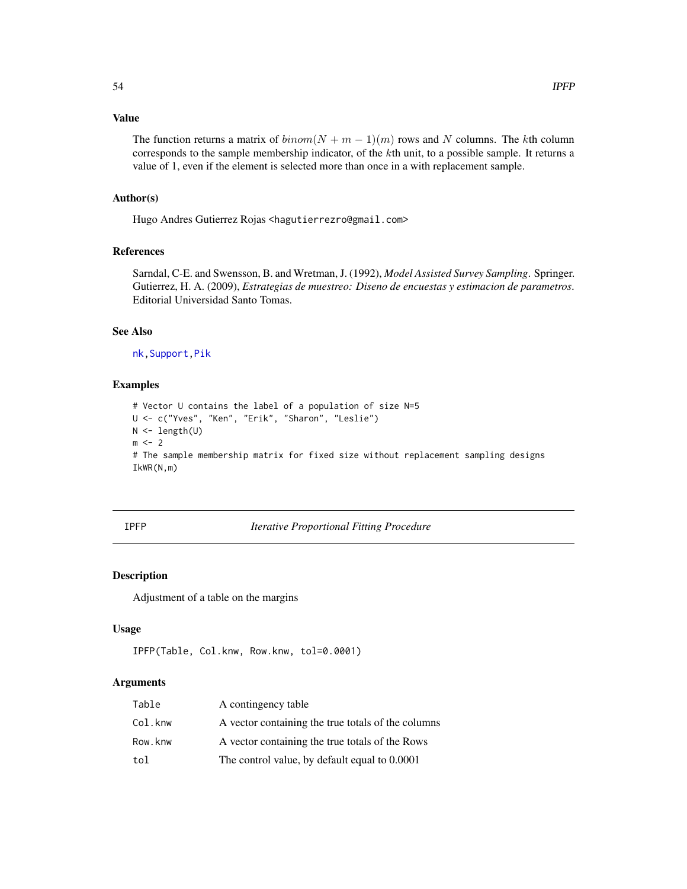### Value

The function returns a matrix of $binom(N + m - 1)(m)$ rows and $N$ columns. The $k$th column corresponds to the sample membership indicator, of the $k$th unit, to a possible sample. It returns a value of 1, even if the element is selected more than once in a with replacement sample.

### Author(s)

Hugo Andres Gutierrez Rojas <hagutierrezro@gmail.com>

### References

Sarndal, C-E. and Swensson, B. and Wretman, J. (1992), *Model Assisted Survey Sampling*. Springer.
Gutierrez, H. A. (2009), *Estrategias de muestreo: Diseno de encuestas y estimacion de parametros*. Editorial Universidad Santo Tomas.

### See Also

nk, Support, Pik

### Examples

```
# Vector U contains the label of a population of size N=5
U <- c("Yves", "Ken", "Erik", "Sharon", "Leslie")
N <- length(U)
m <- 2
# The sample membership matrix for fixed size without replacement sampling designs
IkWR(N,m)
```

---

## IPFP — *Iterative Proportional Fitting Procedure*

---

### Description

Adjustment of a table on the margins

### Usage

```
IPFP(Table, Col.knw, Row.knw, tol=0.0001)
```

### Arguments

| | |
|---|---|
| Table | A contingency table |
| Col.knw | A vector containing the true totals of the columns |
| Row.knw | A vector containing the true totals of the Rows |
| tol | The control value, by default equal to 0.0001 |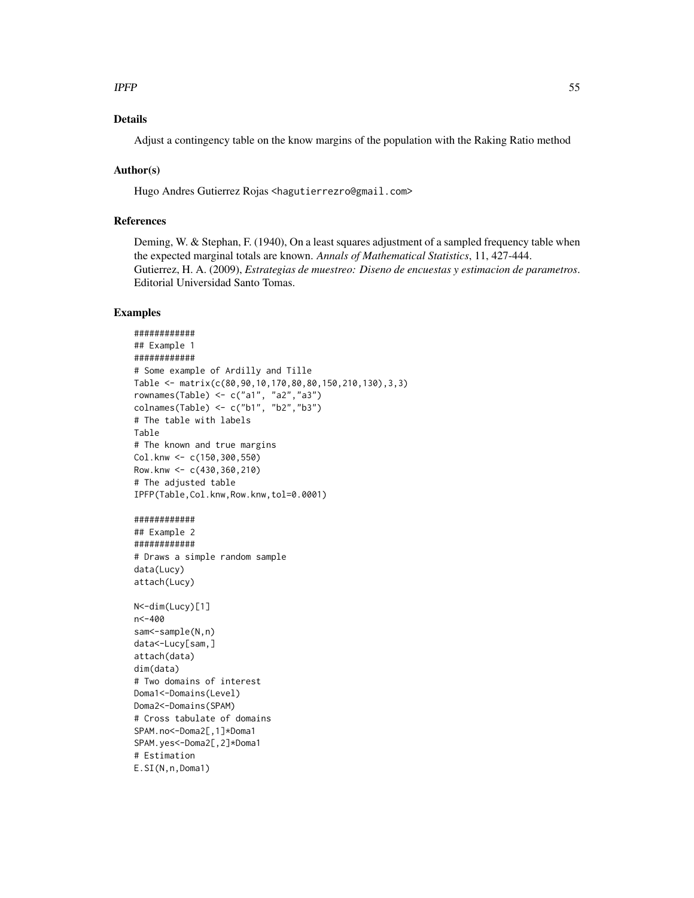## Details

Adjust a contingency table on the know margins of the population with the Raking Ratio method

## Author(s)

Hugo Andres Gutierrez Rojas <hagutierrezro@gmail.com>

## References

Deming, W. & Stephan, F. (1940), On a least squares adjustment of a sampled frequency table when the expected marginal totals are known. *Annals of Mathematical Statistics*, 11, 427-444.
Gutierrez, H. A. (2009), *Estrategias de muestreo: Diseno de encuestas y estimacion de parametros*. Editorial Universidad Santo Tomas.

## Examples

```
############
## Example 1
############
# Some example of Ardilly and Tille
Table <- matrix(c(80,90,10,170,80,80,150,210,130),3,3)
rownames(Table) <- c("a1", "a2","a3")
colnames(Table) <- c("b1", "b2","b3")
# The table with labels
Table
# The known and true margins
Col.knw <- c(150,300,550)
Row.knw <- c(430,360,210)
# The adjusted table
IPFP(Table,Col.knw,Row.knw,tol=0.0001)

############
## Example 2
############
# Draws a simple random sample
data(Lucy)
attach(Lucy)

N<-dim(Lucy)[1]
n<-400
sam<-sample(N,n)
data<-Lucy[sam,]
attach(data)
dim(data)
# Two domains of interest
Doma1<-Domains(Level)
Doma2<-Domains(SPAM)
# Cross tabulate of domains
SPAM.no<-Doma2[,1]*Doma1
SPAM.yes<-Doma2[,2]*Doma1
# Estimation
E.SI(N,n,Doma1)
```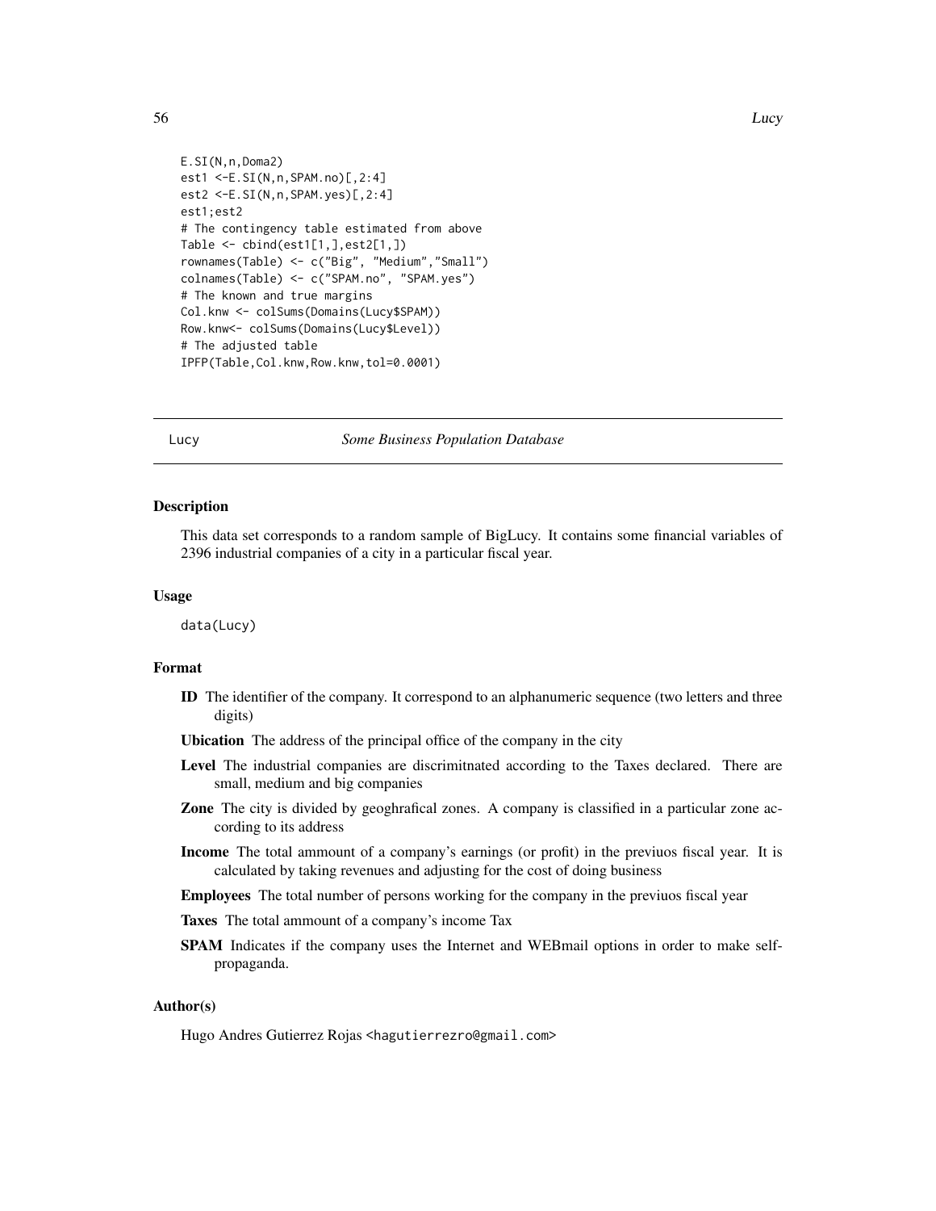```
E.SI(N,n,Doma2)
est1 <-E.SI(N,n,SPAM.no)[,2:4]
est2 <-E.SI(N,n,SPAM.yes)[,2:4]
est1;est2
# The contingency table estimated from above
Table <- cbind(est1[1,],est2[1,])
rownames(Table) <- c("Big", "Medium","Small")
colnames(Table) <- c("SPAM.no", "SPAM.yes")
# The known and true margins
Col.knw <- colSums(Domains(Lucy$SPAM))
Row.knw<- colSums(Domains(Lucy$Level))
# The adjusted table
IPFP(Table,Col.knw,Row.knw,tol=0.0001)
```

## Lucy *Some Business Population Database*

### Description

This data set corresponds to a random sample of BigLucy. It contains some financial variables of 2396 industrial companies of a city in a particular fiscal year.

### Usage

```
data(Lucy)
```

### Format

- **ID** The identifier of the company. It correspond to an alphanumeric sequence (two letters and three digits)
- **Ubication** The address of the principal office of the company in the city
- **Level** The industrial companies are discrimitnated according to the Taxes declared. There are small, medium and big companies
- **Zone** The city is divided by geoghrafical zones. A company is classified in a particular zone according to its address
- **Income** The total ammount of a company's earnings (or profit) in the previuos fiscal year. It is calculated by taking revenues and adjusting for the cost of doing business
- **Employees** The total number of persons working for the company in the previuos fiscal year
- **Taxes** The total ammount of a company's income Tax
- **SPAM** Indicates if the company uses the Internet and WEBmail options in order to make self-propaganda.

### Author(s)

Hugo Andres Gutierrez Rojas <hagutierrezro@gmail.com>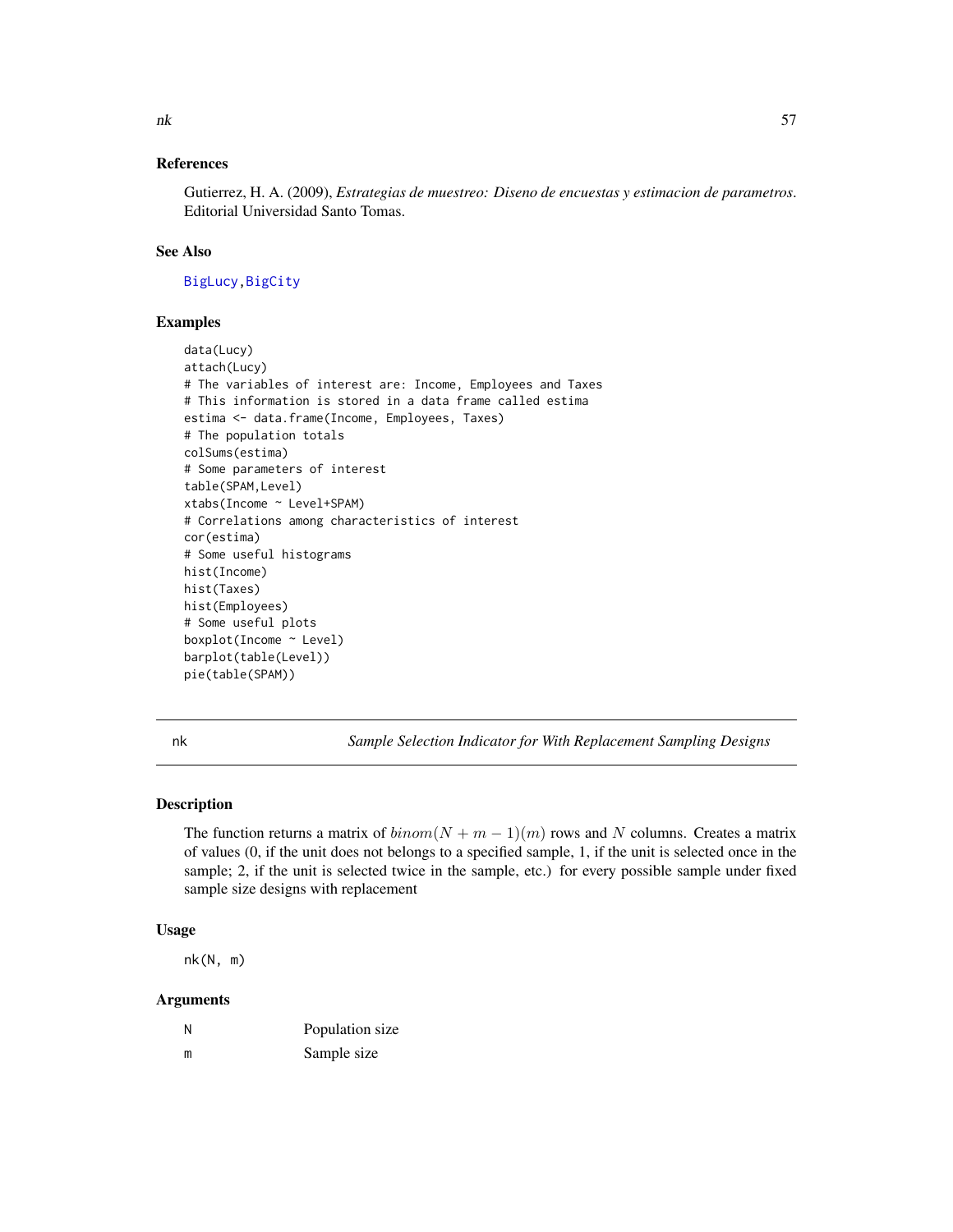## References

Gutierrez, H. A. (2009), *Estrategias de muestreo: Diseno de encuestas y estimacion de parametros*. Editorial Universidad Santo Tomas.

## See Also

BigLucy, BigCity

## Examples

```
data(Lucy)
attach(Lucy)
# The variables of interest are: Income, Employees and Taxes
# This information is stored in a data frame called estima
estima <- data.frame(Income, Employees, Taxes)
# The population totals
colSums(estima)
# Some parameters of interest
table(SPAM,Level)
xtabs(Income ~ Level+SPAM)
# Correlations among characteristics of interest
cor(estima)
# Some useful histograms
hist(Income)
hist(Taxes)
hist(Employees)
# Some useful plots
boxplot(Income ~ Level)
barplot(table(Level))
pie(table(SPAM))
```

---

# nk — *Sample Selection Indicator for With Replacement Sampling Designs*

## Description

The function returns a matrix of $binom(N + m - 1)(m)$ rows and $N$ columns. Creates a matrix of values (0, if the unit does not belongs to a specified sample, 1, if the unit is selected once in the sample; 2, if the unit is selected twice in the sample, etc.) for every possible sample under fixed sample size designs with replacement

## Usage

```
nk(N, m)
```

## Arguments

| | |
|---|---|
| N | Population size |
| m | Sample size |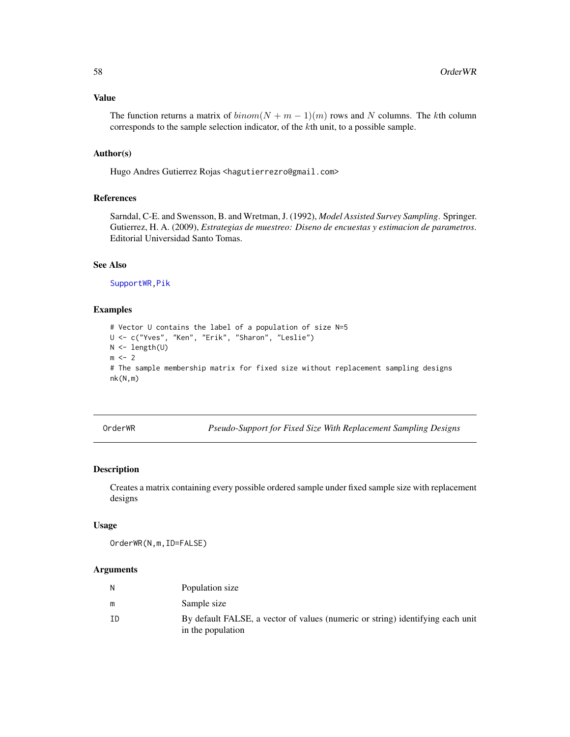### Value

The function returns a matrix of $binom(N + m - 1)(m)$ rows and $N$ columns. The $k$th column corresponds to the sample selection indicator, of the $k$th unit, to a possible sample.

### Author(s)

Hugo Andres Gutierrez Rojas <hagutierrezro@gmail.com>

### References

Sarndal, C-E. and Swensson, B. and Wretman, J. (1992), *Model Assisted Survey Sampling*. Springer.
Gutierrez, H. A. (2009), *Estrategias de muestreo: Diseno de encuestas y estimacion de parametros*. Editorial Universidad Santo Tomas.

### See Also

SupportWR, Pik

### Examples

```
# Vector U contains the label of a population of size N=5
U <- c("Yves", "Ken", "Erik", "Sharon", "Leslie")
N <- length(U)
m <- 2
# The sample membership matrix for fixed size without replacement sampling designs
nk(N,m)
```

---

## OrderWR — *Pseudo-Support for Fixed Size With Replacement Sampling Designs*

### Description

Creates a matrix containing every possible ordered sample under fixed sample size with replacement designs

### Usage

```
OrderWR(N,m,ID=FALSE)
```

### Arguments

| | |
|---|---|
| N | Population size |
| m | Sample size |
| ID | By default FALSE, a vector of values (numeric or string) identifying each unit in the population |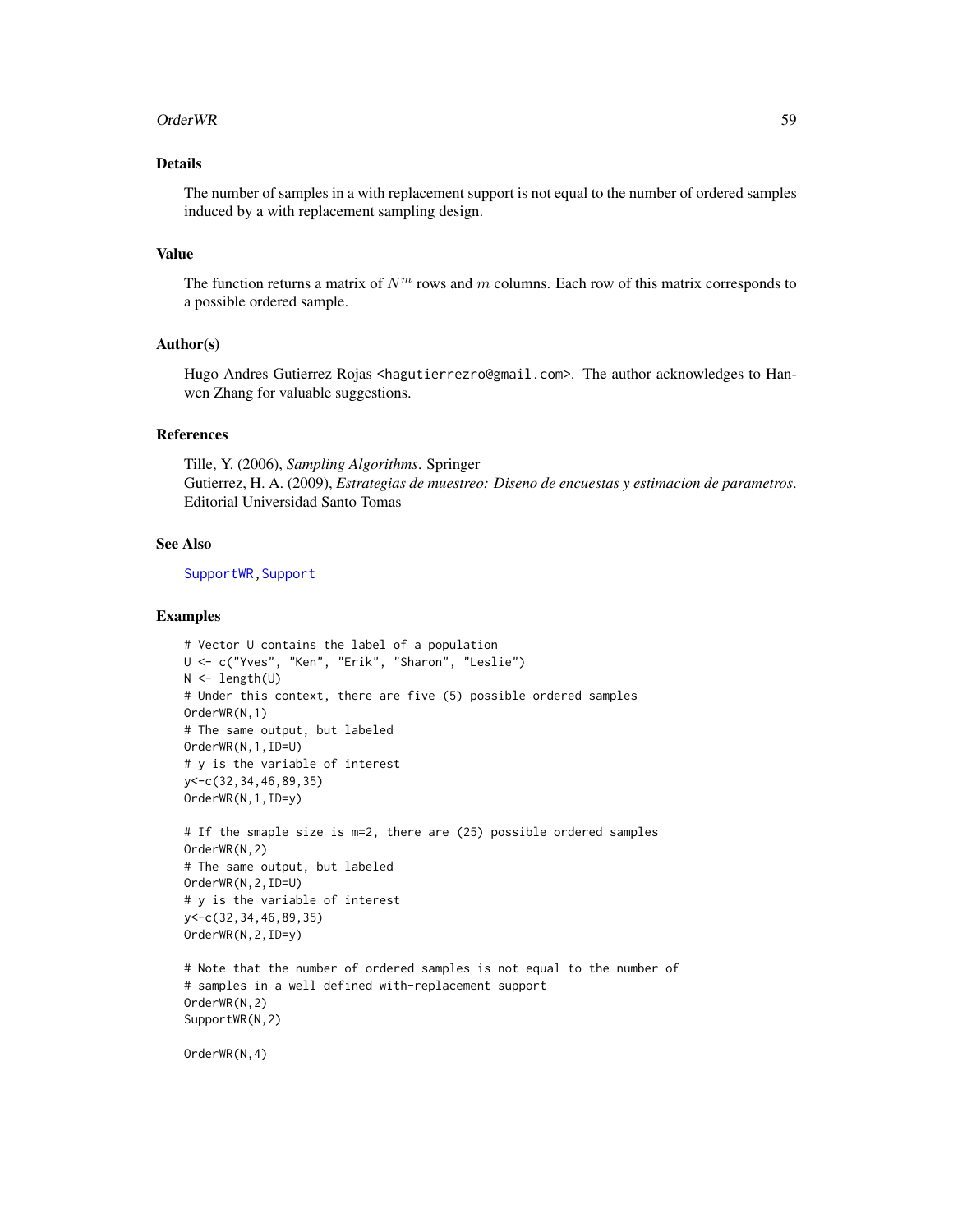## Details

The number of samples in a with replacement support is not equal to the number of ordered samples induced by a with replacement sampling design.

## Value

The function returns a matrix of $N^m$ rows and $m$ columns. Each row of this matrix corresponds to a possible ordered sample.

## Author(s)

Hugo Andres Gutierrez Rojas <hagutierrezro@gmail.com>. The author acknowledges to Hanwen Zhang for valuable suggestions.

## References

Tille, Y. (2006), *Sampling Algorithms*. Springer
Gutierrez, H. A. (2009), *Estrategias de muestreo: Diseno de encuestas y estimacion de parametros*. Editorial Universidad Santo Tomas

## See Also

SupportWR, Support

## Examples

```
# Vector U contains the label of a population
U <- c("Yves", "Ken", "Erik", "Sharon", "Leslie")
N <- length(U)
# Under this context, there are five (5) possible ordered samples
OrderWR(N,1)
# The same output, but labeled
OrderWR(N,1,ID=U)
# y is the variable of interest
y<-c(32,34,46,89,35)
OrderWR(N,1,ID=y)

# If the smaple size is m=2, there are (25) possible ordered samples
OrderWR(N,2)
# The same output, but labeled
OrderWR(N,2,ID=U)
# y is the variable of interest
y<-c(32,34,46,89,35)
OrderWR(N,2,ID=y)

# Note that the number of ordered samples is not equal to the number of
# samples in a well defined with-replacement support
OrderWR(N,2)
SupportWR(N,2)

OrderWR(N,4)
```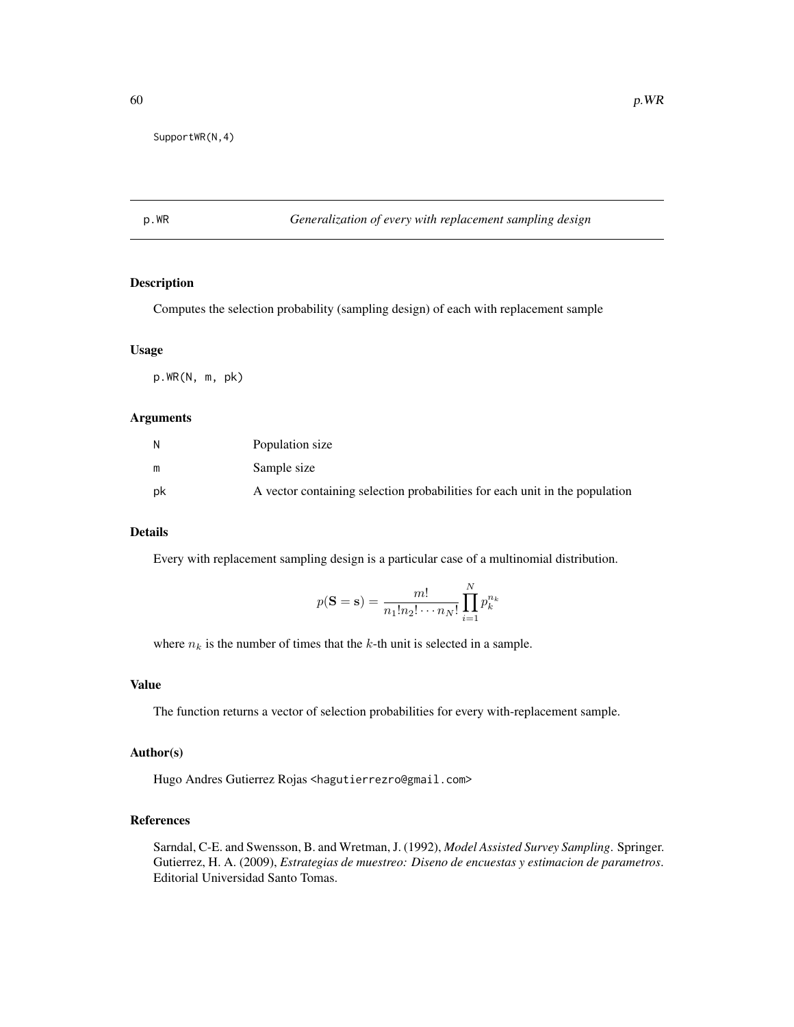```
SupportWR(N,4)
```

## p.WR — *Generalization of every with replacement sampling design*

### Description

Computes the selection probability (sampling design) of each with replacement sample

### Usage

```
p.WR(N, m, pk)
```

### Arguments

| | |
|---|---|
| N | Population size |
| m | Sample size |
| pk | A vector containing selection probabilities for each unit in the population |

### Details

Every with replacement sampling design is a particular case of a multinomial distribution.

$$p(\mathbf{S} = \mathbf{s}) = \frac{m!}{n_1! n_2! \cdots n_N!} \prod_{i=1}^{N} p_k^{n_k}$$

where $n_k$ is the number of times that the $k$-th unit is selected in a sample.

### Value

The function returns a vector of selection probabilities for every with-replacement sample.

### Author(s)

Hugo Andres Gutierrez Rojas <hagutierrezro@gmail.com>

### References

Sarndal, C-E. and Swensson, B. and Wretman, J. (1992), *Model Assisted Survey Sampling*. Springer.
Gutierrez, H. A. (2009), *Estrategias de muestreo: Diseno de encuestas y estimacion de parametros*. Editorial Universidad Santo Tomas.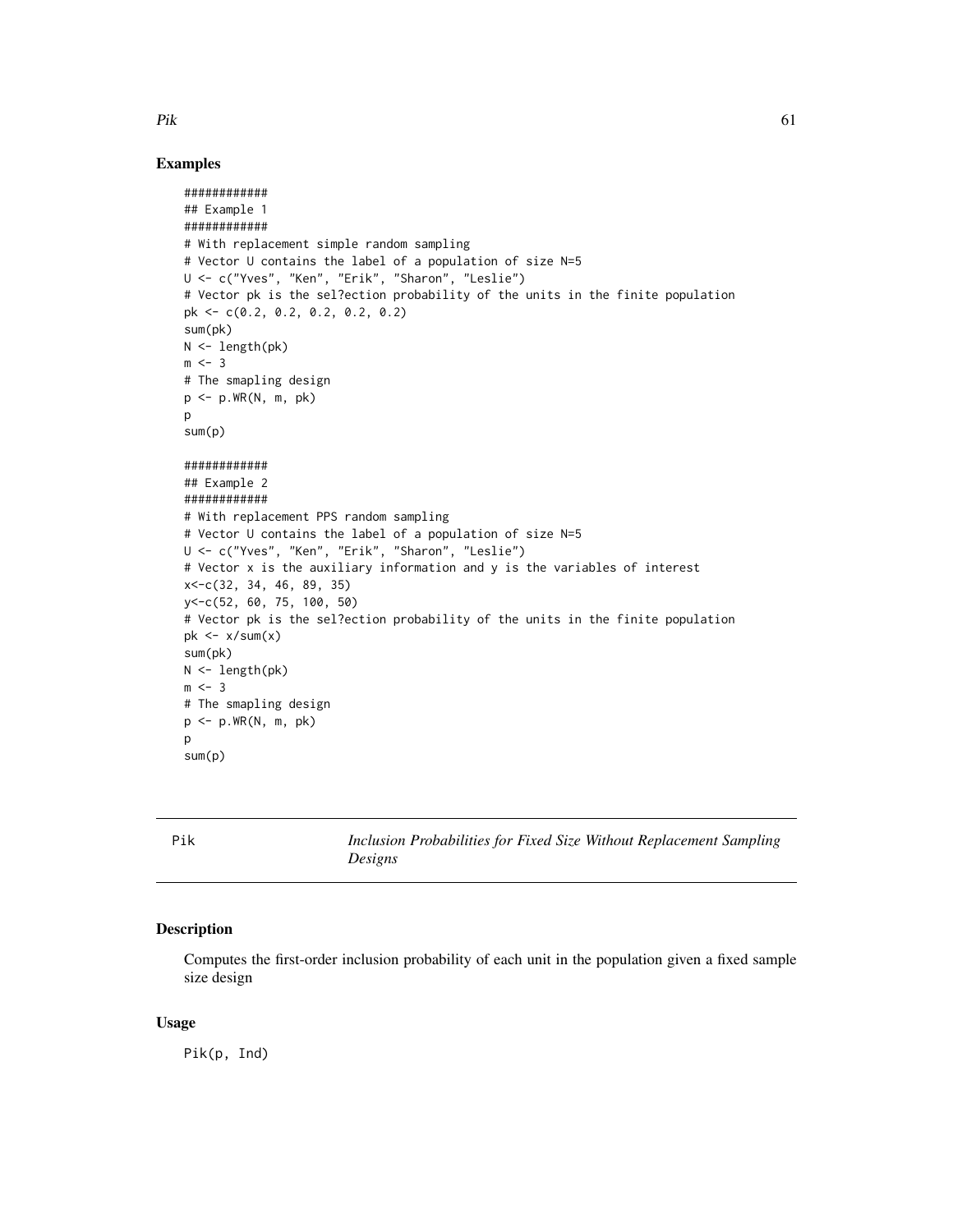## Examples

```
############
## Example 1
############
# With replacement simple random sampling
# Vector U contains the label of a population of size N=5
U <- c("Yves", "Ken", "Erik", "Sharon", "Leslie")
# Vector pk is the sel?ection probability of the units in the finite population
pk <- c(0.2, 0.2, 0.2, 0.2, 0.2)
sum(pk)
N <- length(pk)
m <- 3
# The smapling design
p <- p.WR(N, m, pk)
p
sum(p)

############
## Example 2
############
# With replacement PPS random sampling
# Vector U contains the label of a population of size N=5
U <- c("Yves", "Ken", "Erik", "Sharon", "Leslie")
# Vector x is the auxiliary information and y is the variables of interest
x<-c(32, 34, 46, 89, 35)
y<-c(52, 60, 75, 100, 50)
# Vector pk is the sel?ection probability of the units in the finite population
pk <- x/sum(x)
sum(pk)
N <- length(pk)
m <- 3
# The smapling design
p <- p.WR(N, m, pk)
p
sum(p)
```

---

Pik — *Inclusion Probabilities for Fixed Size Without Replacement Sampling Designs*

---

## Description

Computes the first-order inclusion probability of each unit in the population given a fixed sample size design

## Usage

```
Pik(p, Ind)
```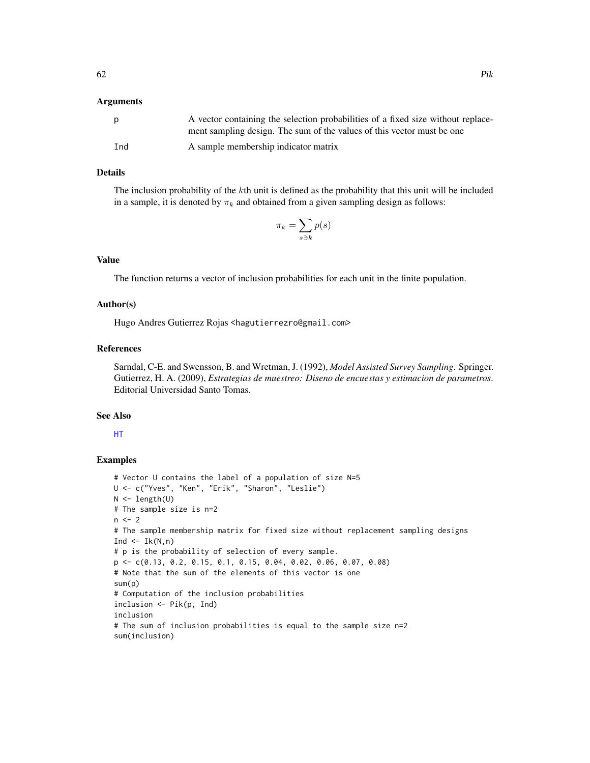### Arguments

| | |
|---|---|
| p | A vector containing the selection probabilities of a fixed size without replacement sampling design. The sum of the values of this vector must be one |
| Ind | A sample membership indicator matrix |

### Details

The inclusion probability of the $k$th unit is defined as the probability that this unit will be included in a sample, it is denoted by $\pi_k$ and obtained from a given sampling design as follows:

$$\pi_k = \sum_{s \ni k} p(s)$$

### Value

The function returns a vector of inclusion probabilities for each unit in the finite population.

### Author(s)

Hugo Andres Gutierrez Rojas <hagutierrezro@gmail.com>

### References

Sarndal, C-E. and Swensson, B. and Wretman, J. (1992), *Model Assisted Survey Sampling*. Springer.
Gutierrez, H. A. (2009), *Estrategias de muestreo: Diseno de encuestas y estimacion de parametros*. Editorial Universidad Santo Tomas.

### See Also

HT

### Examples

```
# Vector U contains the label of a population of size N=5
U <- c("Yves", "Ken", "Erik", "Sharon", "Leslie")
N <- length(U)
# The sample size is n=2
n <- 2
# The sample membership matrix for fixed size without replacement sampling designs
Ind <- Ik(N,n)
# p is the probability of selection of every sample.
p <- c(0.13, 0.2, 0.15, 0.1, 0.15, 0.04, 0.02, 0.06, 0.07, 0.08)
# Note that the sum of the elements of this vector is one
sum(p)
# Computation of the inclusion probabilities
inclusion <- Pik(p, Ind)
inclusion
# The sum of inclusion probabilities is equal to the sample size n=2
sum(inclusion)
```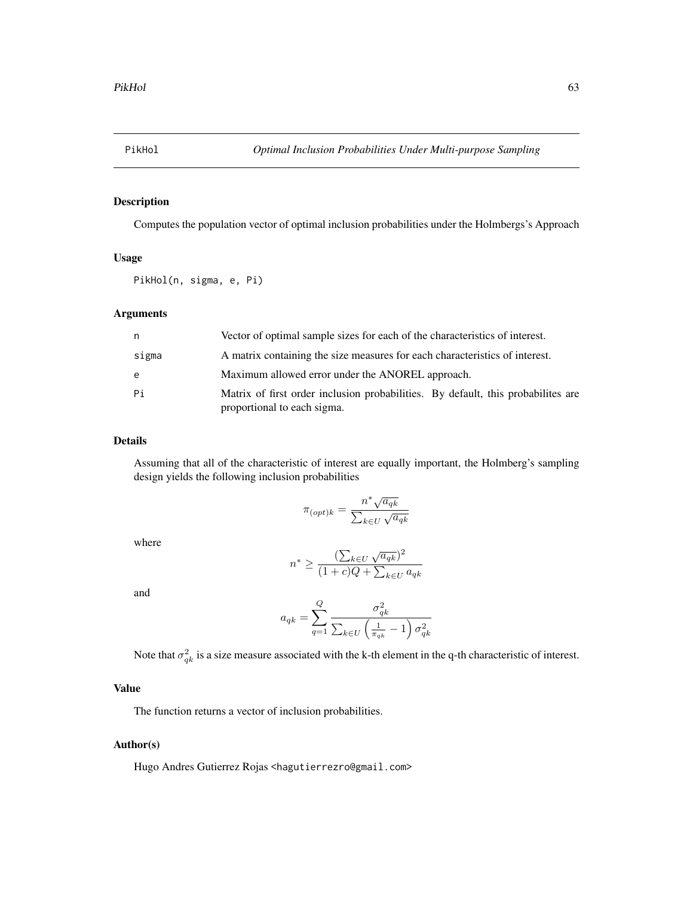# PikHol — *Optimal Inclusion Probabilities Under Multi-purpose Sampling*

## Description

Computes the population vector of optimal inclusion probabilities under the Holmbergs's Approach

## Usage

```
PikHol(n, sigma, e, Pi)
```

## Arguments

| | |
|---|---|
| n | Vector of optimal sample sizes for each of the characteristics of interest. |
| sigma | A matrix containing the size measures for each characteristics of interest. |
| e | Maximum allowed error under the ANOREL approach. |
| Pi | Matrix of first order inclusion probabilities. By default, this probabilites are proportional to each sigma. |

## Details

Assuming that all of the characteristic of interest are equally important, the Holmberg's sampling design yields the following inclusion probabilities

$$\pi_{(opt)k} = \frac{n^* \sqrt{a_{qk}}}{\sum_{k \in U} \sqrt{a_{qk}}}$$

where

$$n^* \geq \frac{(\sum_{k \in U} \sqrt{a_{qk}})^2}{(1+c)Q + \sum_{k \in U} a_{qk}}$$

and

$$a_{qk} = \sum_{q=1}^{Q} \frac{\sigma^2_{qk}}{\sum_{k \in U} \left(\frac{1}{\pi_{qk}} - 1\right) \sigma^2_{qk}}$$

Note that $\sigma^2_{qk}$ is a size measure associated with the k-th element in the q-th characteristic of interest.

## Value

The function returns a vector of inclusion probabilities.

## Author(s)

Hugo Andres Gutierrez Rojas <hagutierrezro@gmail.com>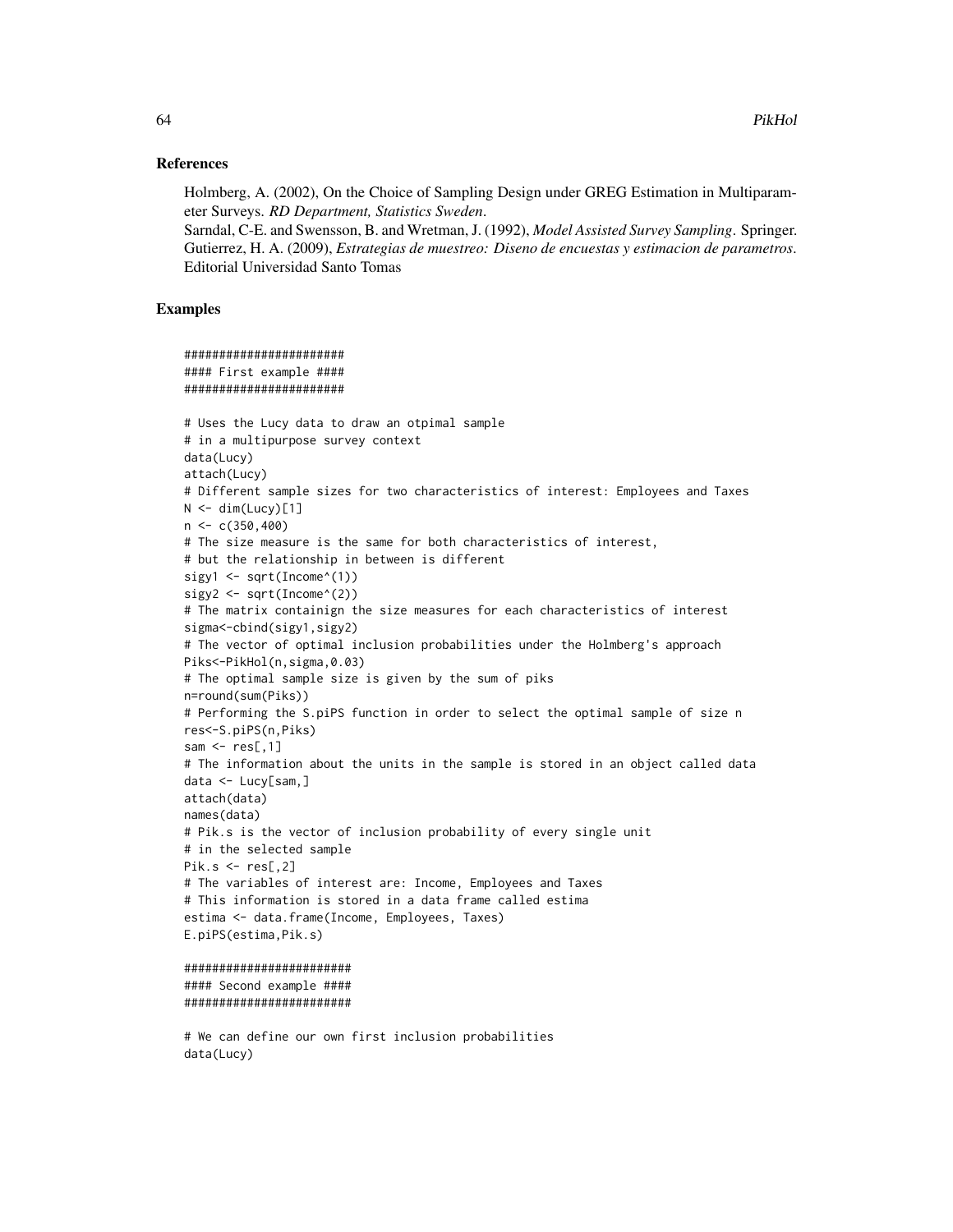### References

Holmberg, A. (2002), On the Choice of Sampling Design under GREG Estimation in Multiparameter Surveys. *RD Department, Statistics Sweden*.
Sarndal, C-E. and Swensson, B. and Wretman, J. (1992), *Model Assisted Survey Sampling*. Springer.
Gutierrez, H. A. (2009), *Estrategias de muestreo: Diseno de encuestas y estimacion de parametros*. Editorial Universidad Santo Tomas

### Examples

```
######################
#### First example ####
######################

# Uses the Lucy data to draw an otpimal sample
# in a multipurpose survey context
data(Lucy)
attach(Lucy)
# Different sample sizes for two characteristics of interest: Employees and Taxes
N <- dim(Lucy)[1]
n <- c(350,400)
# The size measure is the same for both characteristics of interest,
# but the relationship in between is different
sigy1 <- sqrt(Income^(1))
sigy2 <- sqrt(Income^(2))
# The matrix containign the size measures for each characteristics of interest
sigma<-cbind(sigy1,sigy2)
# The vector of optimal inclusion probabilities under the Holmberg's approach
Piks<-PikHol(n,sigma,0.03)
# The optimal sample size is given by the sum of piks
n=round(sum(Piks))
# Performing the S.piPS function in order to select the optimal sample of size n
res<-S.piPS(n,Piks)
sam <- res[,1]
# The information about the units in the sample is stored in an object called data
data <- Lucy[sam,]
attach(data)
names(data)
# Pik.s is the vector of inclusion probability of every single unit
# in the selected sample
Pik.s <- res[,2]
# The variables of interest are: Income, Employees and Taxes
# This information is stored in a data frame called estima
estima <- data.frame(Income, Employees, Taxes)
E.piPS(estima,Pik.s)

#######################
#### Second example ####
#######################

# We can define our own first inclusion probabilities
data(Lucy)
```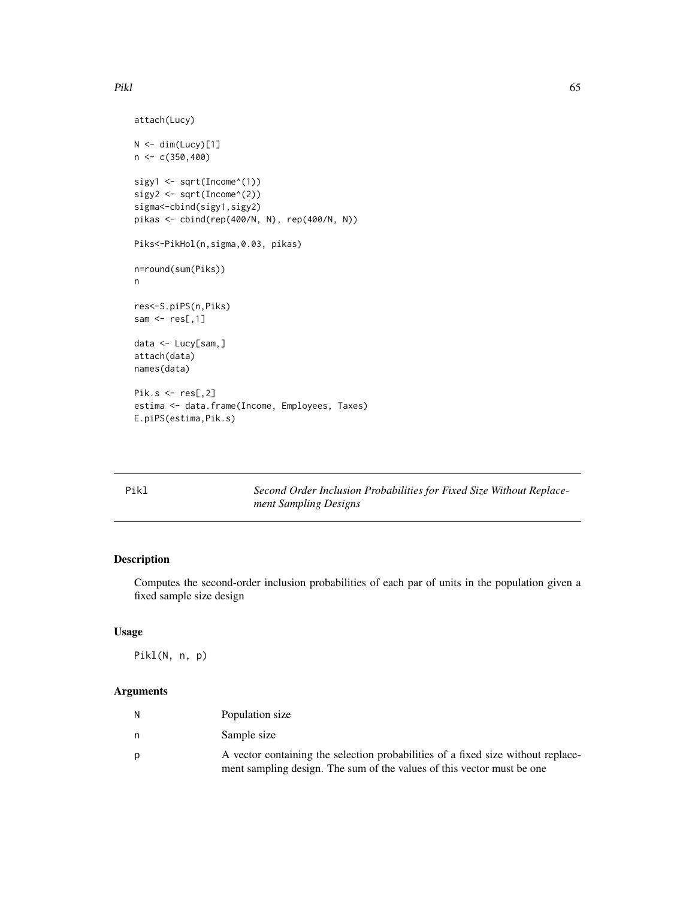```
attach(Lucy)

N <- dim(Lucy)[1]
n <- c(350,400)

sigy1 <- sqrt(Income^(1))
sigy2 <- sqrt(Income^(2))
sigma<-cbind(sigy1,sigy2)
pikas <- cbind(rep(400/N, N), rep(400/N, N))

Piks<-PikHol(n,sigma,0.03, pikas)

n=round(sum(Piks))
n

res<-S.piPS(n,Piks)
sam <- res[,1]

data <- Lucy[sam,]
attach(data)
names(data)

Pik.s <- res[,2]
estima <- data.frame(Income, Employees, Taxes)
E.piPS(estima,Pik.s)
```

---

Pikl — *Second Order Inclusion Probabilities for Fixed Size Without Replacement Sampling Designs*

---

## Description

Computes the second-order inclusion probabilities of each par of units in the population given a fixed sample size design

## Usage

```
Pikl(N, n, p)
```

## Arguments

| | |
|---|---|
| N | Population size |
| n | Sample size |
| p | A vector containing the selection probabilities of a fixed size without replacement sampling design. The sum of the values of this vector must be one |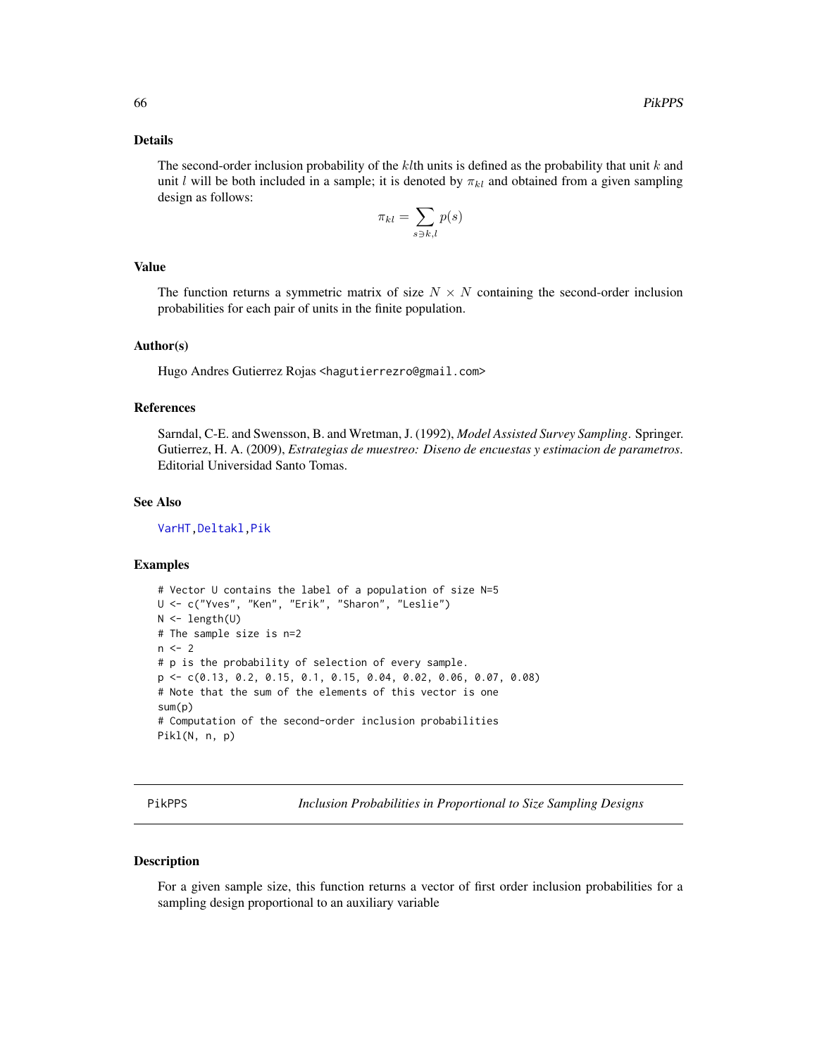### Details

The second-order inclusion probability of the $kl$th units is defined as the probability that unit $k$ and unit $l$ will be both included in a sample; it is denoted by $\pi_{kl}$ and obtained from a given sampling design as follows:

$$\pi_{kl} = \sum_{s \ni k,l} p(s)$$

### Value

The function returns a symmetric matrix of size $N \times N$ containing the second-order inclusion probabilities for each pair of units in the finite population.

### Author(s)

Hugo Andres Gutierrez Rojas <hagutierrezro@gmail.com>

### References

Sarndal, C-E. and Swensson, B. and Wretman, J. (1992), *Model Assisted Survey Sampling*. Springer.
Gutierrez, H. A. (2009), *Estrategias de muestreo: Diseno de encuestas y estimacion de parametros*. Editorial Universidad Santo Tomas.

### See Also

VarHT, Deltakl, Pik

### Examples

```
# Vector U contains the label of a population of size N=5
U <- c("Yves", "Ken", "Erik", "Sharon", "Leslie")
N <- length(U)
# The sample size is n=2
n <- 2
# p is the probability of selection of every sample.
p <- c(0.13, 0.2, 0.15, 0.1, 0.15, 0.04, 0.02, 0.06, 0.07, 0.08)
# Note that the sum of the elements of this vector is one
sum(p)
# Computation of the second-order inclusion probabilities
Pikl(N, n, p)
```

---

## PikPPS — *Inclusion Probabilities in Proportional to Size Sampling Designs*

### Description

For a given sample size, this function returns a vector of first order inclusion probabilities for a sampling design proportional to an auxiliary variable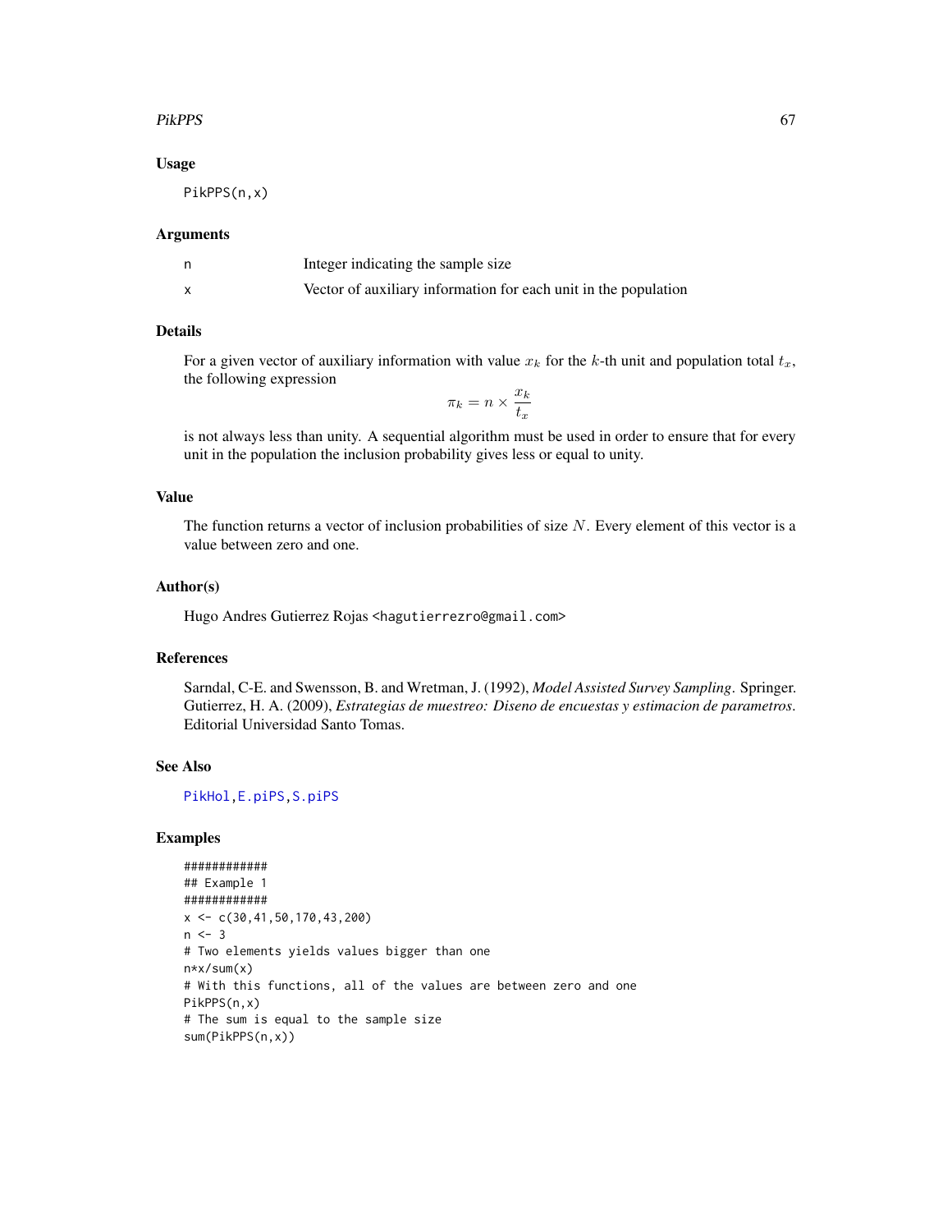### Usage

```
PikPPS(n,x)
```

### Arguments

| | |
|---|---|
| n | Integer indicating the sample size |
| x | Vector of auxiliary information for each unit in the population |

### Details

For a given vector of auxiliary information with value $x_k$ for the $k$-th unit and population total $t_x$, the following expression

$$\pi_k = n \times \frac{x_k}{t_x}$$

is not always less than unity. A sequential algorithm must be used in order to ensure that for every unit in the population the inclusion probability gives less or equal to unity.

### Value

The function returns a vector of inclusion probabilities of size $N$. Every element of this vector is a value between zero and one.

### Author(s)

Hugo Andres Gutierrez Rojas <hagutierrezro@gmail.com>

### References

Sarndal, C-E. and Swensson, B. and Wretman, J. (1992), *Model Assisted Survey Sampling*. Springer.
Gutierrez, H. A. (2009), *Estrategias de muestreo: Diseno de encuestas y estimacion de parametros*. Editorial Universidad Santo Tomas.

### See Also

PikHol, E.piPS, S.piPS

### Examples

```
############
## Example 1
############
x <- c(30,41,50,170,43,200)
n <- 3
# Two elements yields values bigger than one
n*x/sum(x)
# With this functions, all of the values are between zero and one
PikPPS(n,x)
# The sum is equal to the sample size
sum(PikPPS(n,x))
```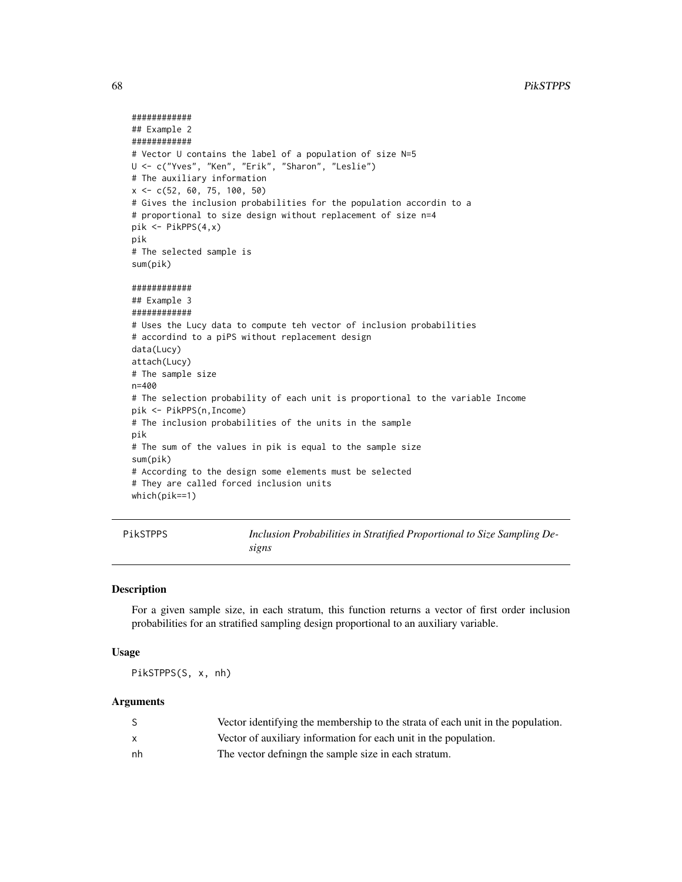```
############
## Example 2
############
# Vector U contains the label of a population of size N=5
U <- c("Yves", "Ken", "Erik", "Sharon", "Leslie")
# The auxiliary information
x <- c(52, 60, 75, 100, 50)
# Gives the inclusion probabilities for the population accordin to a
# proportional to size design without replacement of size n=4
pik <- PikPPS(4,x)
pik
# The selected sample is
sum(pik)

############
## Example 3
############
# Uses the Lucy data to compute teh vector of inclusion probabilities
# accordind to a piPS without replacement design
data(Lucy)
attach(Lucy)
# The sample size
n=400
# The selection probability of each unit is proportional to the variable Income
pik <- PikPPS(n,Income)
# The inclusion probabilities of the units in the sample
pik
# The sum of the values in pik is equal to the sample size
sum(pik)
# According to the design some elements must be selected
# They are called forced inclusion units
which(pik==1)
```

## PikSTPPS *Inclusion Probabilities in Stratified Proportional to Size Sampling Designs*

### Description

For a given sample size, in each stratum, this function returns a vector of first order inclusion probabilities for an stratified sampling design proportional to an auxiliary variable.

### Usage

```
PikSTPPS(S, x, nh)
```

### Arguments

| | |
|---|---|
| S | Vector identifying the membership to the strata of each unit in the population. |
| x | Vector of auxiliary information for each unit in the population. |
| nh | The vector defningn the sample size in each stratum. |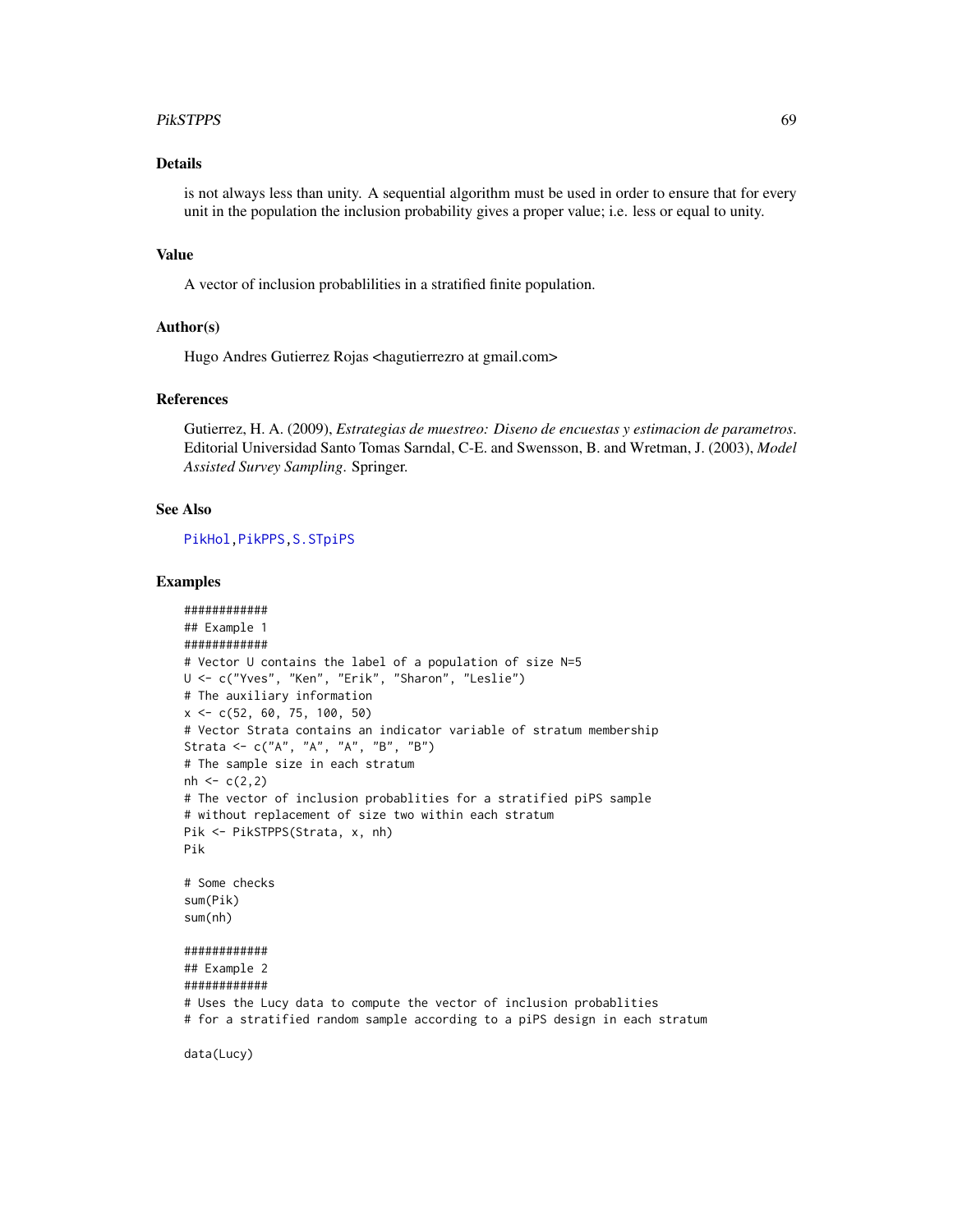## Details

is not always less than unity. A sequential algorithm must be used in order to ensure that for every unit in the population the inclusion probability gives a proper value; i.e. less or equal to unity.

## Value

A vector of inclusion probablilities in a stratified finite population.

## Author(s)

Hugo Andres Gutierrez Rojas <hagutierrezro at gmail.com>

## References

Gutierrez, H. A. (2009), *Estrategias de muestreo: Diseno de encuestas y estimacion de parametros*. Editorial Universidad Santo Tomas Sarndal, C-E. and Swensson, B. and Wretman, J. (2003), *Model Assisted Survey Sampling*. Springer.

## See Also

PikHol, PikPPS, S.STpiPS

## Examples

```
############
## Example 1
############
# Vector U contains the label of a population of size N=5
U <- c("Yves", "Ken", "Erik", "Sharon", "Leslie")
# The auxiliary information
x <- c(52, 60, 75, 100, 50)
# Vector Strata contains an indicator variable of stratum membership
Strata <- c("A", "A", "A", "B", "B")
# The sample size in each stratum
nh <- c(2,2)
# The vector of inclusion probablities for a stratified piPS sample
# without replacement of size two within each stratum
Pik <- PikSTPPS(Strata, x, nh)
Pik

# Some checks
sum(Pik)
sum(nh)

############
## Example 2
############
# Uses the Lucy data to compute the vector of inclusion probablities
# for a stratified random sample according to a piPS design in each stratum

data(Lucy)
```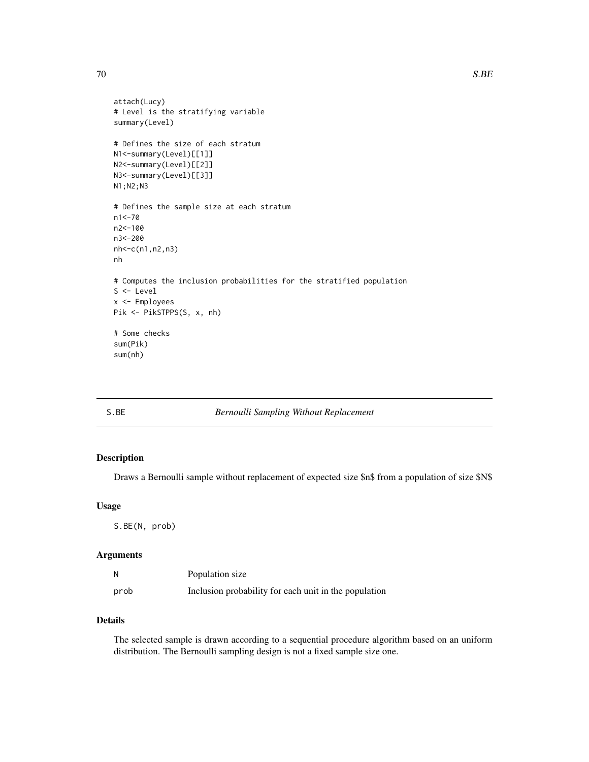```
attach(Lucy)
# Level is the stratifying variable
summary(Level)

# Defines the size of each stratum
N1<-summary(Level)[[1]]
N2<-summary(Level)[[2]]
N3<-summary(Level)[[3]]
N1;N2;N3

# Defines the sample size at each stratum
n1<-70
n2<-100
n3<-200
nh<-c(n1,n2,n3)
nh

# Computes the inclusion probabilities for the stratified population
S <- Level
x <- Employees
Pik <- PikSTPPS(S, x, nh)

# Some checks
sum(Pik)
sum(nh)
```

## S.BE *Bernoulli Sampling Without Replacement*

### Description

Draws a Bernoulli sample without replacement of expected size $n$ from a population of size $N$

### Usage

```
S.BE(N, prob)
```

### Arguments

| | |
|---|---|
| N | Population size |
| prob | Inclusion probability for each unit in the population |

### Details

The selected sample is drawn according to a sequential procedure algorithm based on an uniform distribution. The Bernoulli sampling design is not a fixed sample size one.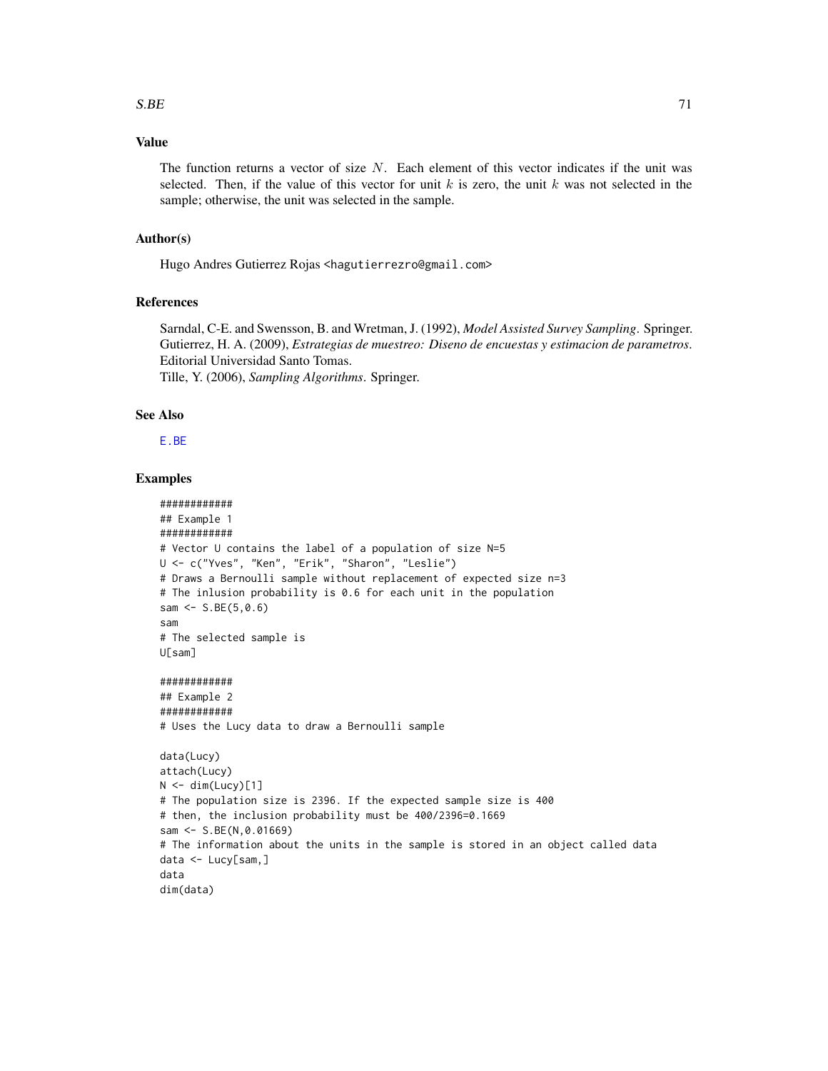### Value

The function returns a vector of size $N$. Each element of this vector indicates if the unit was selected. Then, if the value of this vector for unit $k$ is zero, the unit $k$ was not selected in the sample; otherwise, the unit was selected in the sample.

### Author(s)

Hugo Andres Gutierrez Rojas <hagutierrezro@gmail.com>

### References

Sarndal, C-E. and Swensson, B. and Wretman, J. (1992), *Model Assisted Survey Sampling*. Springer.
Gutierrez, H. A. (2009), *Estrategias de muestreo: Diseno de encuestas y estimacion de parametros*. Editorial Universidad Santo Tomas.
Tille, Y. (2006), *Sampling Algorithms*. Springer.

### See Also

E.BE

### Examples

```
############
## Example 1
############
# Vector U contains the label of a population of size N=5
U <- c("Yves", "Ken", "Erik", "Sharon", "Leslie")
# Draws a Bernoulli sample without replacement of expected size n=3
# The inlusion probability is 0.6 for each unit in the population
sam <- S.BE(5,0.6)
sam
# The selected sample is
U[sam]

############
## Example 2
############
# Uses the Lucy data to draw a Bernoulli sample

data(Lucy)
attach(Lucy)
N <- dim(Lucy)[1]
# The population size is 2396. If the expected sample size is 400
# then, the inclusion probability must be 400/2396=0.1669
sam <- S.BE(N,0.01669)
# The information about the units in the sample is stored in an object called data
data <- Lucy[sam,]
data
dim(data)
```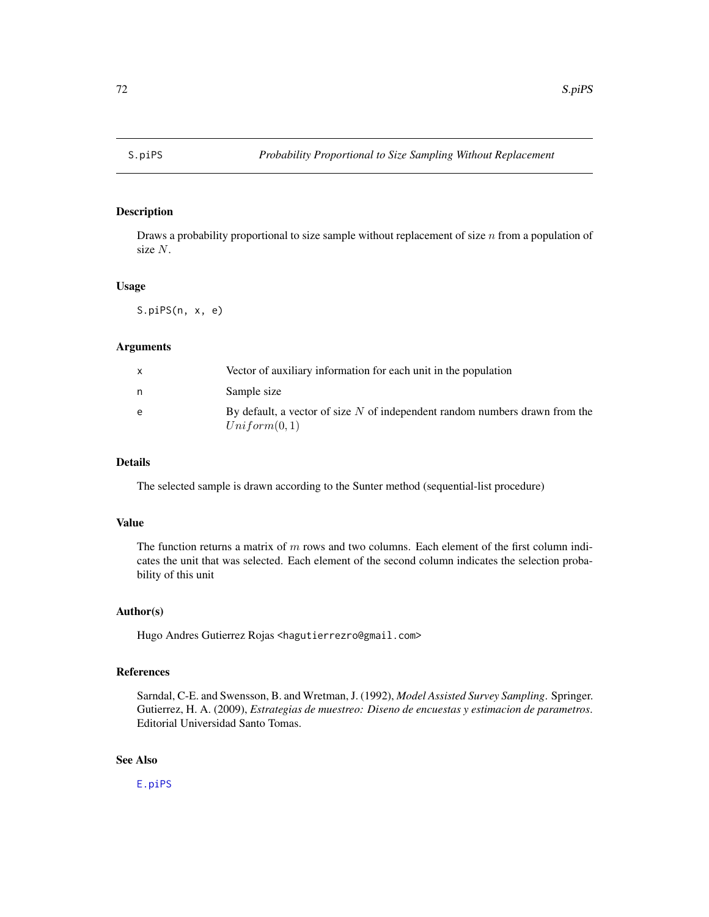S.piPS *Probability Proportional to Size Sampling Without Replacement*

## Description

Draws a probability proportional to size sample without replacement of size $n$ from a population of size $N$.

## Usage

```
S.piPS(n, x, e)
```

## Arguments

| | |
|---|---|
| x | Vector of auxiliary information for each unit in the population |
| n | Sample size |
| e | By default, a vector of size $N$ of independent random numbers drawn from the $Uniform(0, 1)$ |

## Details

The selected sample is drawn according to the Sunter method (sequential-list procedure)

## Value

The function returns a matrix of $m$ rows and two columns. Each element of the first column indicates the unit that was selected. Each element of the second column indicates the selection probability of this unit

## Author(s)

Hugo Andres Gutierrez Rojas <hagutierrezro@gmail.com>

## References

Sarndal, C-E. and Swensson, B. and Wretman, J. (1992), *Model Assisted Survey Sampling*. Springer.
Gutierrez, H. A. (2009), *Estrategias de muestreo: Diseno de encuestas y estimacion de parametros*. Editorial Universidad Santo Tomas.

## See Also

E.piPS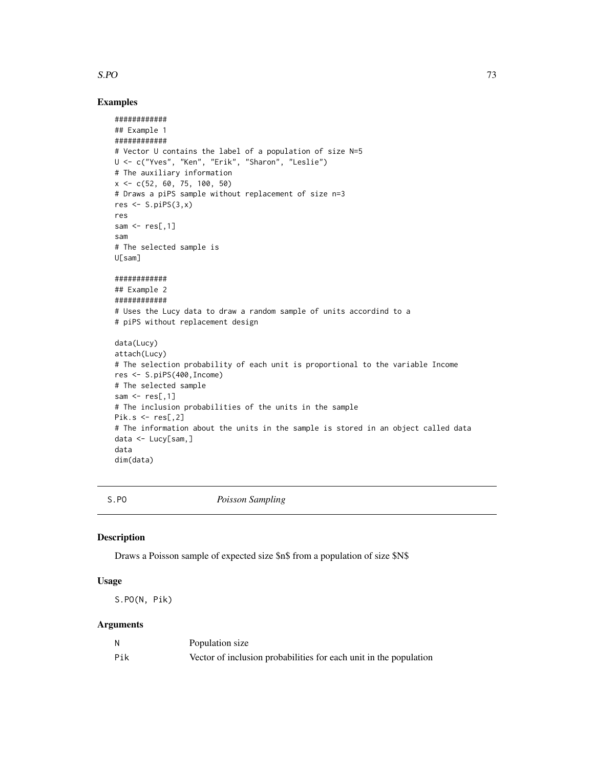## Examples

```
############
## Example 1
############
# Vector U contains the label of a population of size N=5
U <- c("Yves", "Ken", "Erik", "Sharon", "Leslie")
# The auxiliary information
x <- c(52, 60, 75, 100, 50)
# Draws a piPS sample without replacement of size n=3
res <- S.piPS(3,x)
res
sam <- res[,1]
sam
# The selected sample is
U[sam]

############
## Example 2
############
# Uses the Lucy data to draw a random sample of units accordind to a
# piPS without replacement design

data(Lucy)
attach(Lucy)
# The selection probability of each unit is proportional to the variable Income
res <- S.piPS(400,Income)
# The selected sample
sam <- res[,1]
# The inclusion probabilities of the units in the sample
Pik.s <- res[,2]
# The information about the units in the sample is stored in an object called data
data <- Lucy[sam,]
data
dim(data)
```

---

S.PO &nbsp;&nbsp;&nbsp;&nbsp;&nbsp; *Poisson Sampling*

---

## Description

Draws a Poisson sample of expected size $n$ from a population of size $N$

## Usage

```
S.PO(N, Pik)
```

## Arguments

| | |
|---|---|
| N | Population size |
| Pik | Vector of inclusion probabilities for each unit in the population |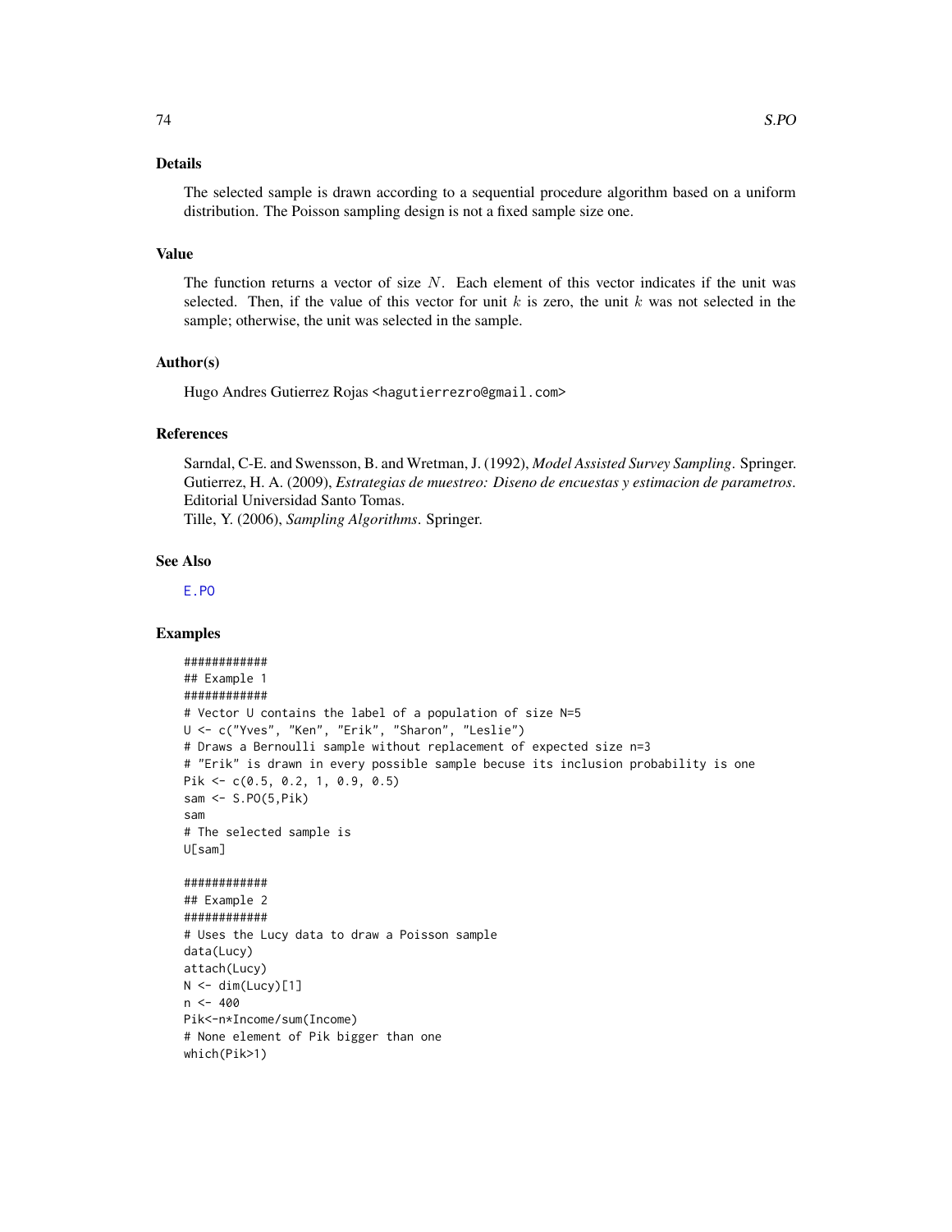### Details

The selected sample is drawn according to a sequential procedure algorithm based on a uniform distribution. The Poisson sampling design is not a fixed sample size one.

### Value

The function returns a vector of size $N$. Each element of this vector indicates if the unit was selected. Then, if the value of this vector for unit $k$ is zero, the unit $k$ was not selected in the sample; otherwise, the unit was selected in the sample.

### Author(s)

Hugo Andres Gutierrez Rojas <hagutierrezro@gmail.com>

### References

Sarndal, C-E. and Swensson, B. and Wretman, J. (1992), *Model Assisted Survey Sampling*. Springer.
Gutierrez, H. A. (2009), *Estrategias de muestreo: Diseno de encuestas y estimacion de parametros*. Editorial Universidad Santo Tomas.
Tille, Y. (2006), *Sampling Algorithms*. Springer.

### See Also

E.PO

### Examples

```
############
## Example 1
############
# Vector U contains the label of a population of size N=5
U <- c("Yves", "Ken", "Erik", "Sharon", "Leslie")
# Draws a Bernoulli sample without replacement of expected size n=3
# "Erik" is drawn in every possible sample becuse its inclusion probability is one
Pik <- c(0.5, 0.2, 1, 0.9, 0.5)
sam <- S.PO(5,Pik)
sam
# The selected sample is
U[sam]

############
## Example 2
############
# Uses the Lucy data to draw a Poisson sample
data(Lucy)
attach(Lucy)
N <- dim(Lucy)[1]
n <- 400
Pik<-n*Income/sum(Income)
# None element of Pik bigger than one
which(Pik>1)
```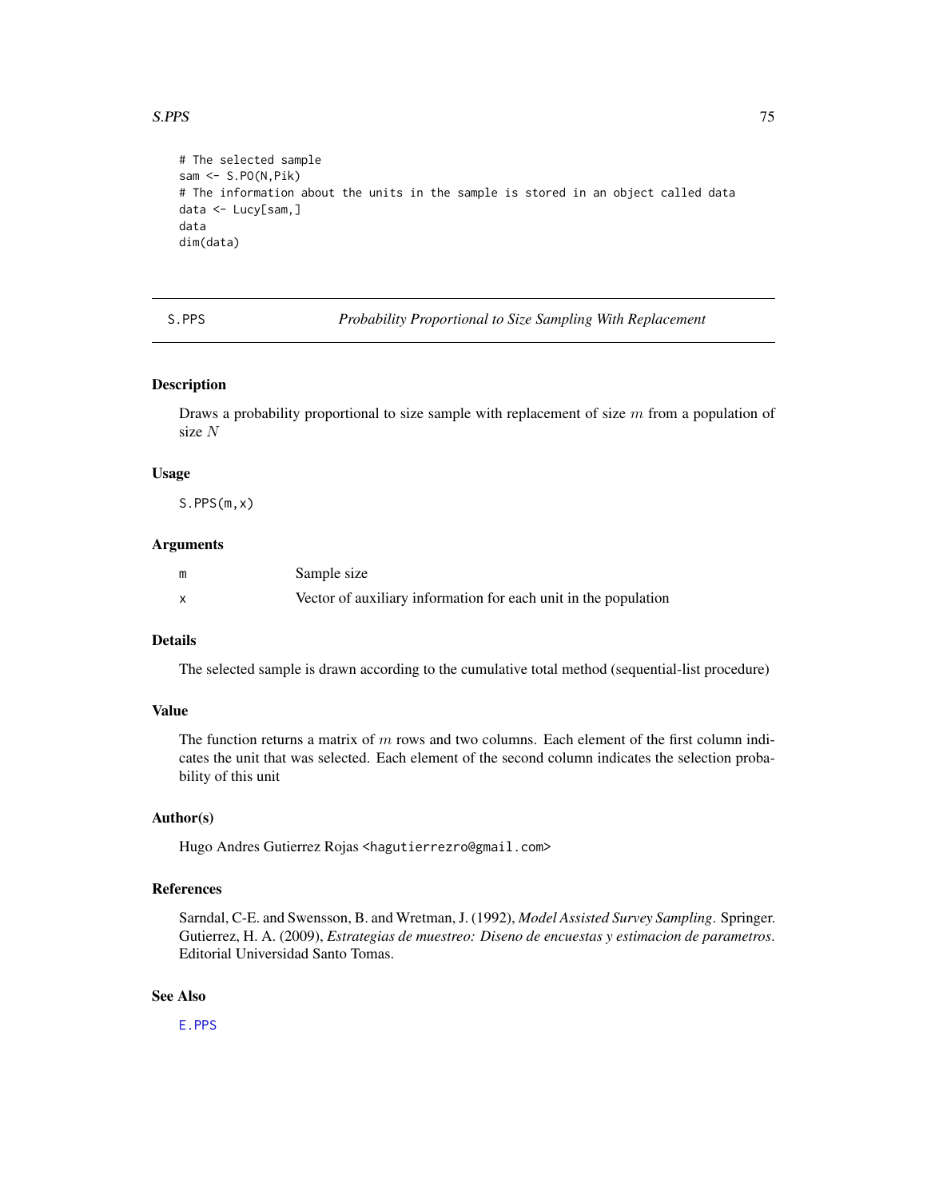```
# The selected sample
sam <- S.PO(N,Pik)
# The information about the units in the sample is stored in an object called data
data <- Lucy[sam,]
data
dim(data)
```

## S.PPS — *Probability Proportional to Size Sampling With Replacement*

### Description

Draws a probability proportional to size sample with replacement of size $m$ from a population of size $N$

### Usage

```
S.PPS(m,x)
```

### Arguments

| | |
|---|---|
| m | Sample size |
| x | Vector of auxiliary information for each unit in the population |

### Details

The selected sample is drawn according to the cumulative total method (sequential-list procedure)

### Value

The function returns a matrix of $m$ rows and two columns. Each element of the first column indicates the unit that was selected. Each element of the second column indicates the selection probability of this unit

### Author(s)

Hugo Andres Gutierrez Rojas <hagutierrezro@gmail.com>

### References

Sarndal, C-E. and Swensson, B. and Wretman, J. (1992), *Model Assisted Survey Sampling*. Springer.
Gutierrez, H. A. (2009), *Estrategias de muestreo: Diseno de encuestas y estimacion de parametros*. Editorial Universidad Santo Tomas.

### See Also

E.PPS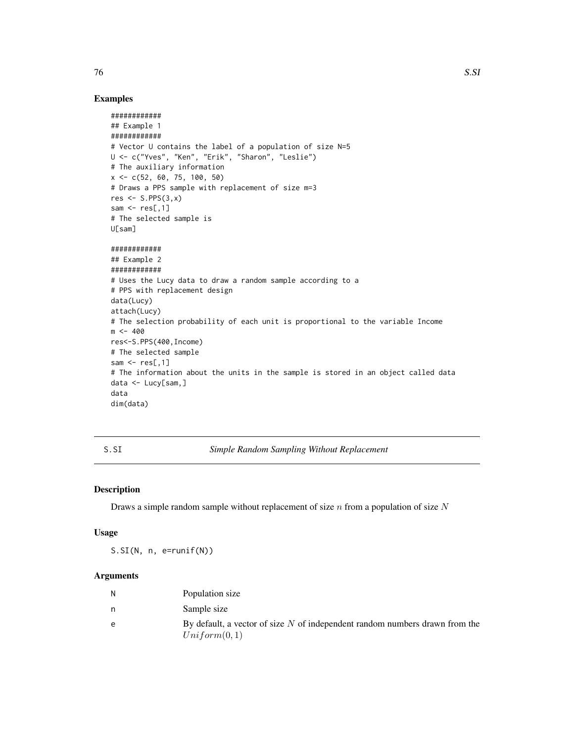## Examples

```
############
## Example 1
############
# Vector U contains the label of a population of size N=5
U <- c("Yves", "Ken", "Erik", "Sharon", "Leslie")
# The auxiliary information
x <- c(52, 60, 75, 100, 50)
# Draws a PPS sample with replacement of size m=3
res <- S.PPS(3,x)
sam <- res[,1]
# The selected sample is
U[sam]

############
## Example 2
############
# Uses the Lucy data to draw a random sample according to a
# PPS with replacement design
data(Lucy)
attach(Lucy)
# The selection probability of each unit is proportional to the variable Income
m <- 400
res<-S.PPS(400,Income)
# The selected sample
sam <- res[,1]
# The information about the units in the sample is stored in an object called data
data <- Lucy[sam,]
data
dim(data)
```

---

## S.SI — *Simple Random Sampling Without Replacement*

### Description

Draws a simple random sample without replacement of size $n$ from a population of size $N$

### Usage

```
S.SI(N, n, e=runif(N))
```

### Arguments

| | |
|---|---|
| N | Population size |
| n | Sample size |
| e | By default, a vector of size $N$ of independent random numbers drawn from the $Uniform(0,1)$ |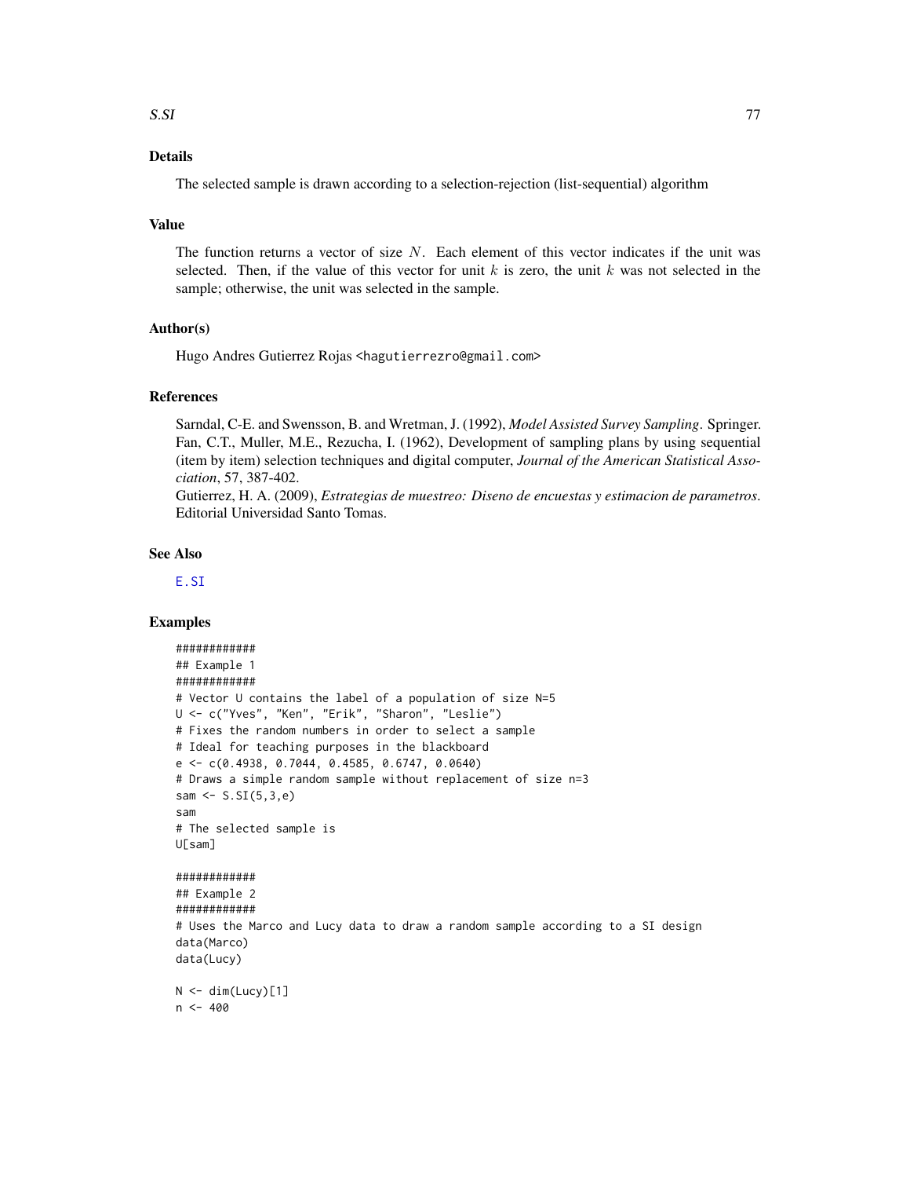## Details

The selected sample is drawn according to a selection-rejection (list-sequential) algorithm

## Value

The function returns a vector of size $N$. Each element of this vector indicates if the unit was selected. Then, if the value of this vector for unit $k$ is zero, the unit $k$ was not selected in the sample; otherwise, the unit was selected in the sample.

## Author(s)

Hugo Andres Gutierrez Rojas <hagutierrezro@gmail.com>

## References

Sarndal, C-E. and Swensson, B. and Wretman, J. (1992), *Model Assisted Survey Sampling*. Springer.
Fan, C.T., Muller, M.E., Rezucha, I. (1962), Development of sampling plans by using sequential (item by item) selection techniques and digital computer, *Journal of the American Statistical Association*, 57, 387-402.
Gutierrez, H. A. (2009), *Estrategias de muestreo: Diseno de encuestas y estimacion de parametros*. Editorial Universidad Santo Tomas.

## See Also

E.SI

## Examples

```
############
## Example 1
############
# Vector U contains the label of a population of size N=5
U <- c("Yves", "Ken", "Erik", "Sharon", "Leslie")
# Fixes the random numbers in order to select a sample
# Ideal for teaching purposes in the blackboard
e <- c(0.4938, 0.7044, 0.4585, 0.6747, 0.0640)
# Draws a simple random sample without replacement of size n=3
sam <- S.SI(5,3,e)
sam
# The selected sample is
U[sam]

############
## Example 2
############
# Uses the Marco and Lucy data to draw a random sample according to a SI design
data(Marco)
data(Lucy)

N <- dim(Lucy)[1]
n <- 400
```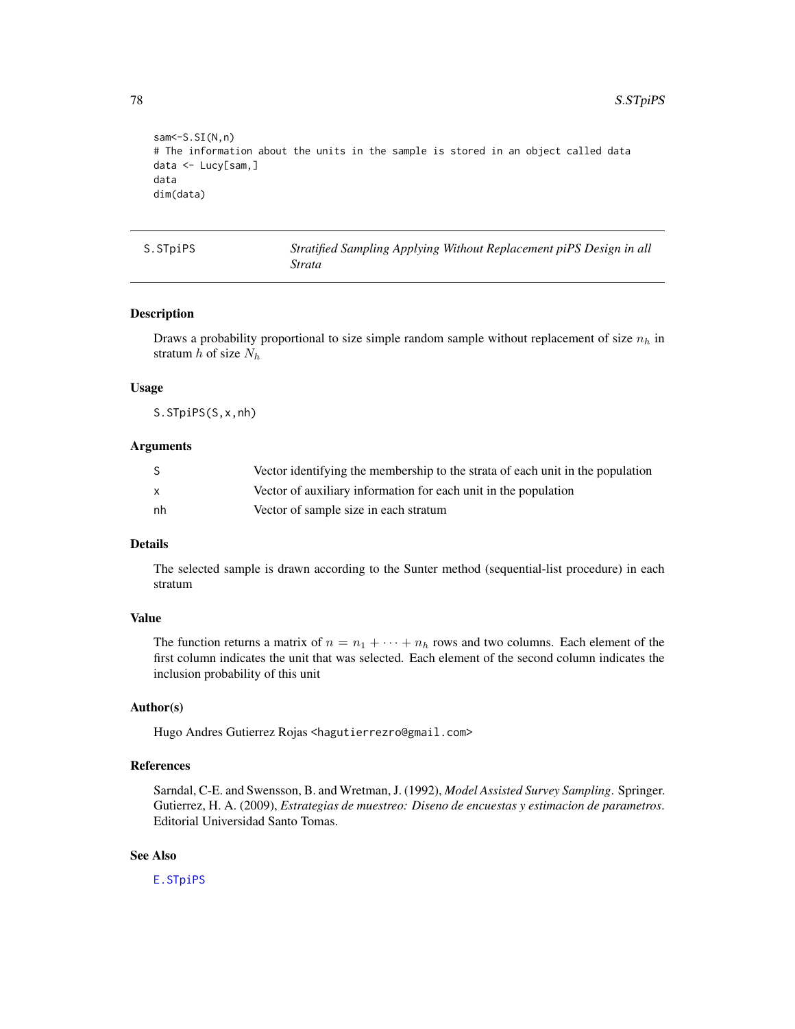```
sam<-S.SI(N,n)
# The information about the units in the sample is stored in an object called data
data <- Lucy[sam,]
data
dim(data)
```

## S.STpiPS — *Stratified Sampling Applying Without Replacement piPS Design in all Strata*

### Description

Draws a probability proportional to size simple random sample without replacement of size $n_h$ in stratum $h$ of size $N_h$

### Usage

```
S.STpiPS(S,x,nh)
```

### Arguments

| | |
|---|---|
| S | Vector identifying the membership to the strata of each unit in the population |
| x | Vector of auxiliary information for each unit in the population |
| nh | Vector of sample size in each stratum |

### Details

The selected sample is drawn according to the Sunter method (sequential-list procedure) in each stratum

### Value

The function returns a matrix of $n = n_1 + \cdots + n_h$ rows and two columns. Each element of the first column indicates the unit that was selected. Each element of the second column indicates the inclusion probability of this unit

### Author(s)

Hugo Andres Gutierrez Rojas <hagutierrezro@gmail.com>

### References

Sarndal, C-E. and Swensson, B. and Wretman, J. (1992), *Model Assisted Survey Sampling*. Springer.
Gutierrez, H. A. (2009), *Estrategias de muestreo: Diseno de encuestas y estimacion de parametros*. Editorial Universidad Santo Tomas.

### See Also

E.STpiPS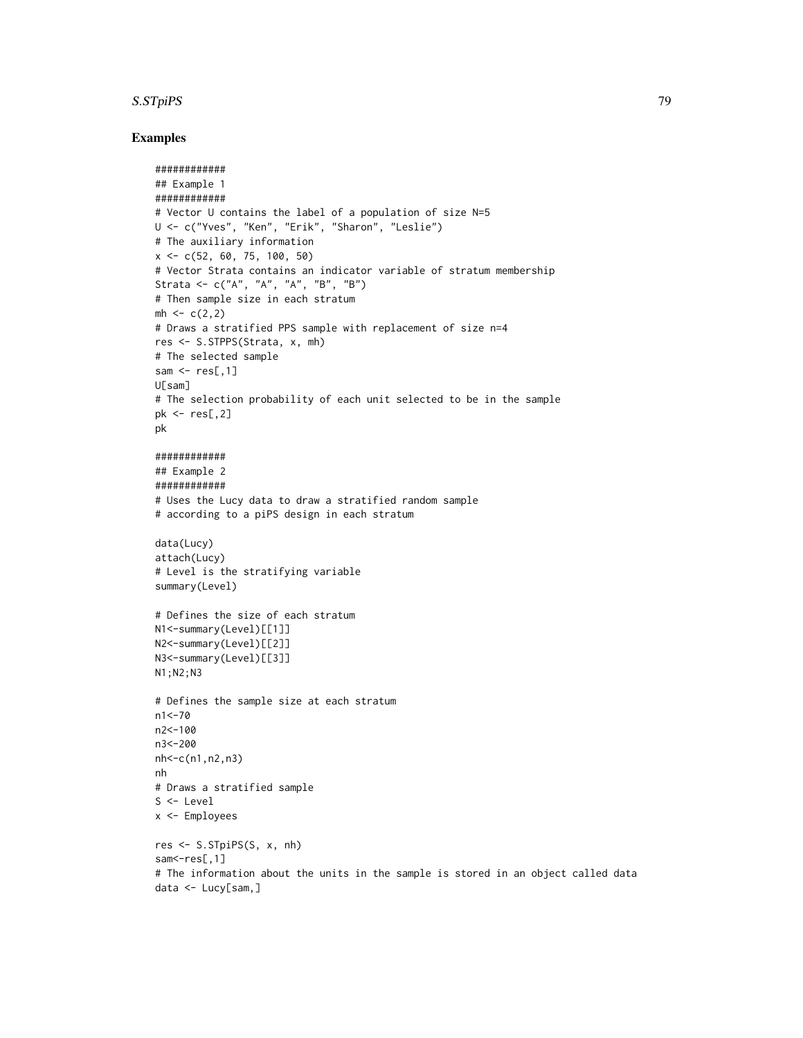## Examples

```
############
## Example 1
############
# Vector U contains the label of a population of size N=5
U <- c("Yves", "Ken", "Erik", "Sharon", "Leslie")
# The auxiliary information
x <- c(52, 60, 75, 100, 50)
# Vector Strata contains an indicator variable of stratum membership
Strata <- c("A", "A", "A", "B", "B")
# Then sample size in each stratum
mh <- c(2,2)
# Draws a stratified PPS sample with replacement of size n=4
res <- S.STPPS(Strata, x, mh)
# The selected sample
sam <- res[,1]
U[sam]
# The selection probability of each unit selected to be in the sample
pk <- res[,2]
pk

############
## Example 2
############
# Uses the Lucy data to draw a stratified random sample
# according to a piPS design in each stratum

data(Lucy)
attach(Lucy)
# Level is the stratifying variable
summary(Level)

# Defines the size of each stratum
N1<-summary(Level)[[1]]
N2<-summary(Level)[[2]]
N3<-summary(Level)[[3]]
N1;N2;N3

# Defines the sample size at each stratum
n1<-70
n2<-100
n3<-200
nh<-c(n1,n2,n3)
nh
# Draws a stratified sample
S <- Level
x <- Employees

res <- S.STpiPS(S, x, nh)
sam<-res[,1]
# The information about the units in the sample is stored in an object called data
data <- Lucy[sam,]
```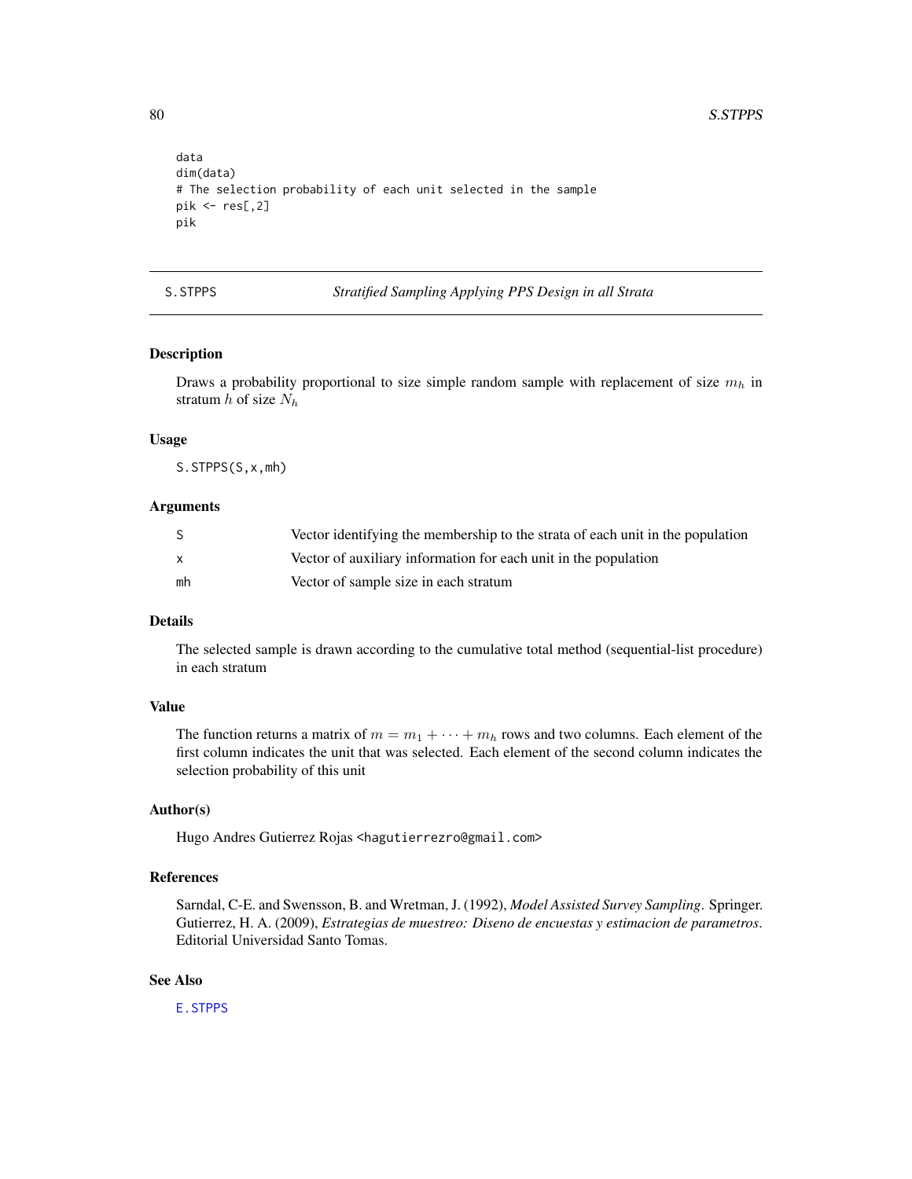```
data
dim(data)
# The selection probability of each unit selected in the sample
pik <- res[,2]
pik
```

## S.STPPS — *Stratified Sampling Applying PPS Design in all Strata*

### Description

Draws a probability proportional to size simple random sample with replacement of size $m_h$ in stratum $h$ of size $N_h$

### Usage

```
S.STPPS(S,x,mh)
```

### Arguments

| | |
|---|---|
| S | Vector identifying the membership to the strata of each unit in the population |
| x | Vector of auxiliary information for each unit in the population |
| mh | Vector of sample size in each stratum |

### Details

The selected sample is drawn according to the cumulative total method (sequential-list procedure) in each stratum

### Value

The function returns a matrix of $m = m_1 + \cdots + m_h$ rows and two columns. Each element of the first column indicates the unit that was selected. Each element of the second column indicates the selection probability of this unit

### Author(s)

Hugo Andres Gutierrez Rojas <hagutierrezro@gmail.com>

### References

Sarndal, C-E. and Swensson, B. and Wretman, J. (1992), *Model Assisted Survey Sampling*. Springer.
Gutierrez, H. A. (2009), *Estrategias de muestreo: Diseno de encuestas y estimacion de parametros*. Editorial Universidad Santo Tomas.

### See Also

E.STPPS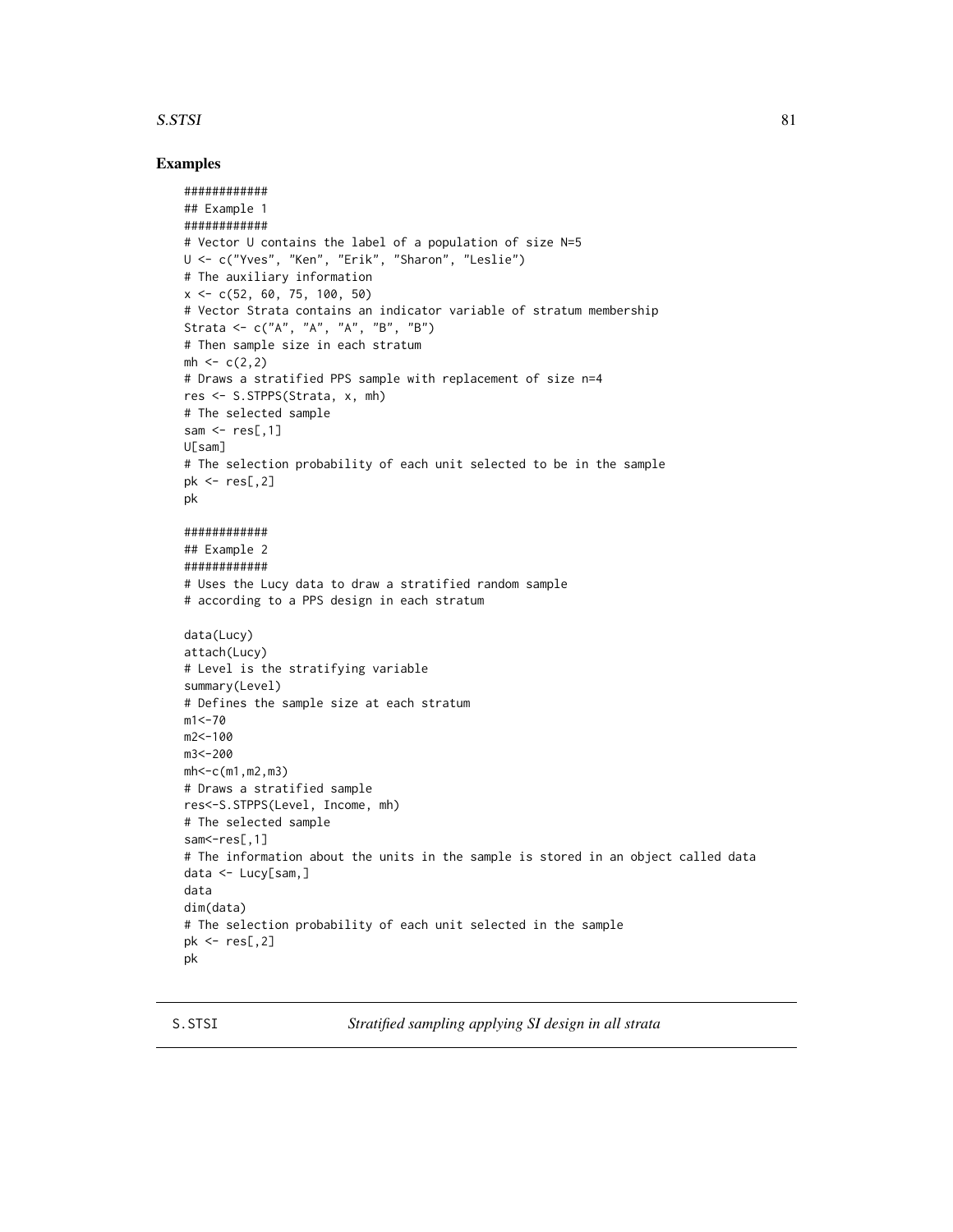## Examples

```
############
## Example 1
############
# Vector U contains the label of a population of size N=5
U <- c("Yves", "Ken", "Erik", "Sharon", "Leslie")
# The auxiliary information
x <- c(52, 60, 75, 100, 50)
# Vector Strata contains an indicator variable of stratum membership
Strata <- c("A", "A", "A", "B", "B")
# Then sample size in each stratum
mh <- c(2,2)
# Draws a stratified PPS sample with replacement of size n=4
res <- S.STPPS(Strata, x, mh)
# The selected sample
sam <- res[,1]
U[sam]
# The selection probability of each unit selected to be in the sample
pk <- res[,2]
pk

############
## Example 2
############
# Uses the Lucy data to draw a stratified random sample
# according to a PPS design in each stratum

data(Lucy)
attach(Lucy)
# Level is the stratifying variable
summary(Level)
# Defines the sample size at each stratum
m1<-70
m2<-100
m3<-200
mh<-c(m1,m2,m3)
# Draws a stratified sample
res<-S.STPPS(Level, Income, mh)
# The selected sample
sam<-res[,1]
# The information about the units in the sample is stored in an object called data
data <- Lucy[sam,]
data
dim(data)
# The selection probability of each unit selected in the sample
pk <- res[,2]
pk
```

---

S.STSI *Stratified sampling applying SI design in all strata*

---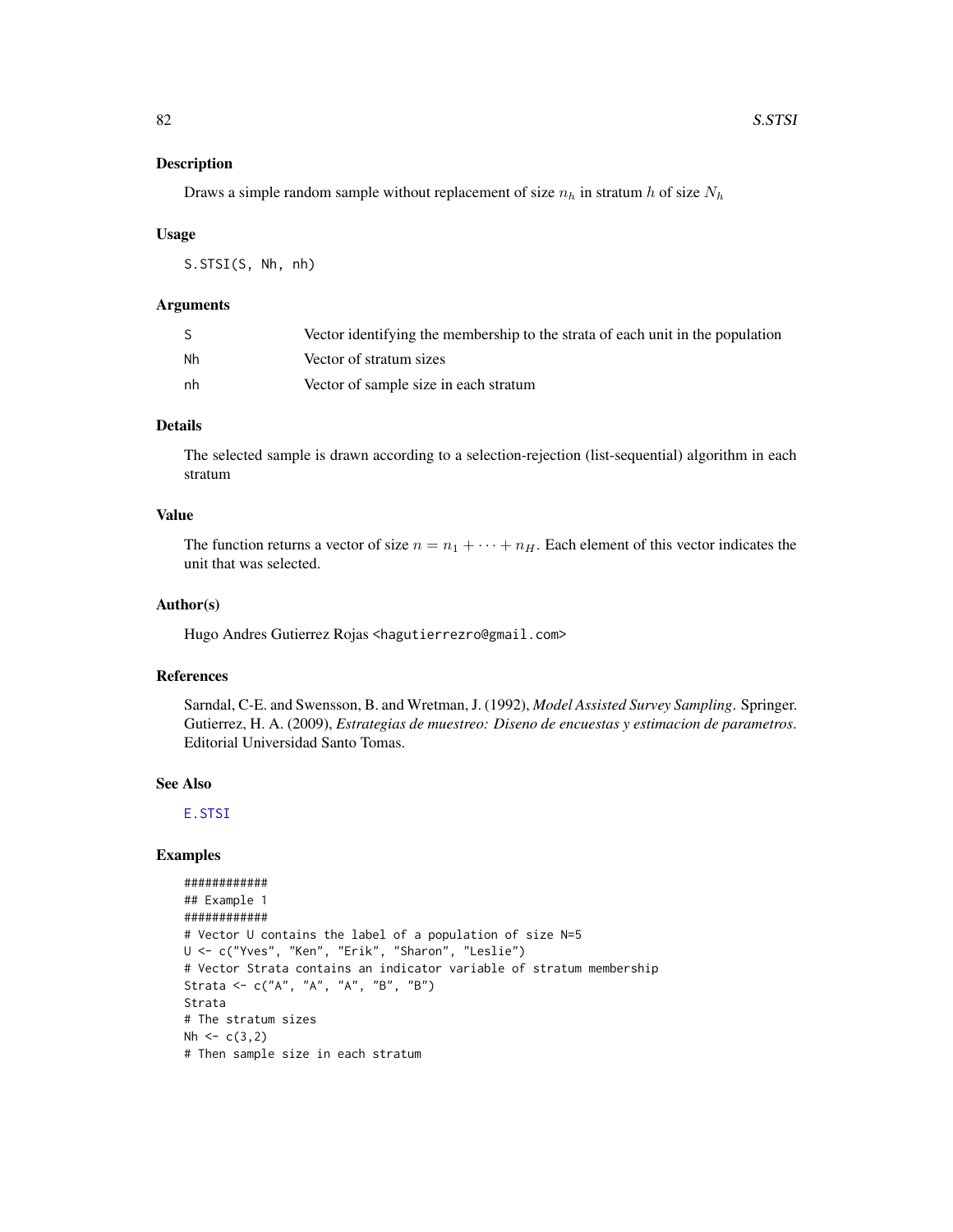## Description

Draws a simple random sample without replacement of size $n_h$ in stratum $h$ of size $N_h$

## Usage

```
S.STSI(S, Nh, nh)
```

## Arguments

| | |
|---|---|
| S | Vector identifying the membership to the strata of each unit in the population |
| Nh | Vector of stratum sizes |
| nh | Vector of sample size in each stratum |

## Details

The selected sample is drawn according to a selection-rejection (list-sequential) algorithm in each stratum

## Value

The function returns a vector of size $n = n_1 + \cdots + n_H$. Each element of this vector indicates the unit that was selected.

## Author(s)

Hugo Andres Gutierrez Rojas <hagutierrezro@gmail.com>

## References

Sarndal, C-E. and Swensson, B. and Wretman, J. (1992), *Model Assisted Survey Sampling*. Springer.
Gutierrez, H. A. (2009), *Estrategias de muestreo: Diseno de encuestas y estimacion de parametros*. Editorial Universidad Santo Tomas.

## See Also

E.STSI

## Examples

```
############
## Example 1
############
# Vector U contains the label of a population of size N=5
U <- c("Yves", "Ken", "Erik", "Sharon", "Leslie")
# Vector Strata contains an indicator variable of stratum membership
Strata <- c("A", "A", "A", "B", "B")
Strata
# The stratum sizes
Nh <- c(3,2)
# Then sample size in each stratum
```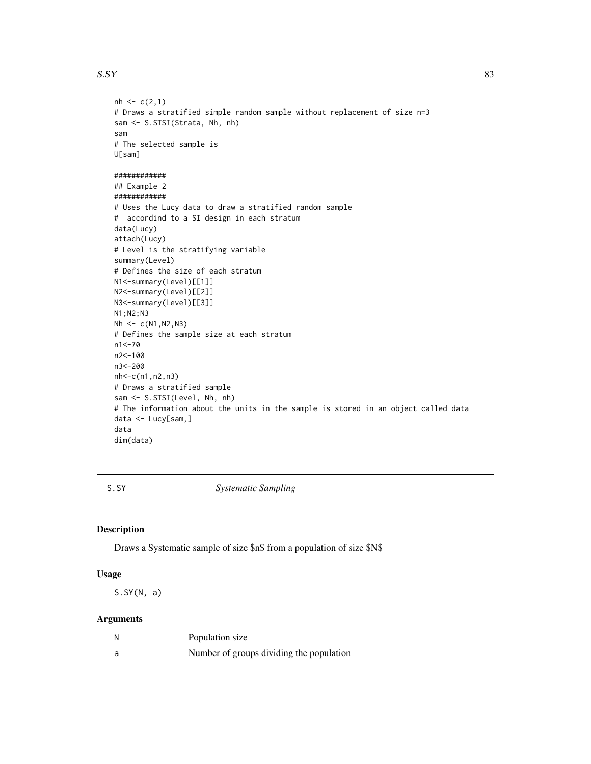```
nh <- c(2,1)
# Draws a stratified simple random sample without replacement of size n=3
sam <- S.STSI(Strata, Nh, nh)
sam
# The selected sample is
U[sam]

############
## Example 2
############
# Uses the Lucy data to draw a stratified random sample
#  accordind to a SI design in each stratum
data(Lucy)
attach(Lucy)
# Level is the stratifying variable
summary(Level)
# Defines the size of each stratum
N1<-summary(Level)[[1]]
N2<-summary(Level)[[2]]
N3<-summary(Level)[[3]]
N1;N2;N3
Nh <- c(N1,N2,N3)
# Defines the sample size at each stratum
n1<-70
n2<-100
n3<-200
nh<-c(n1,n2,n3)
# Draws a stratified sample
sam <- S.STSI(Level, Nh, nh)
# The information about the units in the sample is stored in an object called data
data <- Lucy[sam,]
data
dim(data)
```

## S.SY *Systematic Sampling*

### Description

Draws a Systematic sample of size $n$ from a population of size $N$

### Usage

```
S.SY(N, a)
```

### Arguments

| | |
|---|---|
| N | Population size |
| a | Number of groups dividing the population |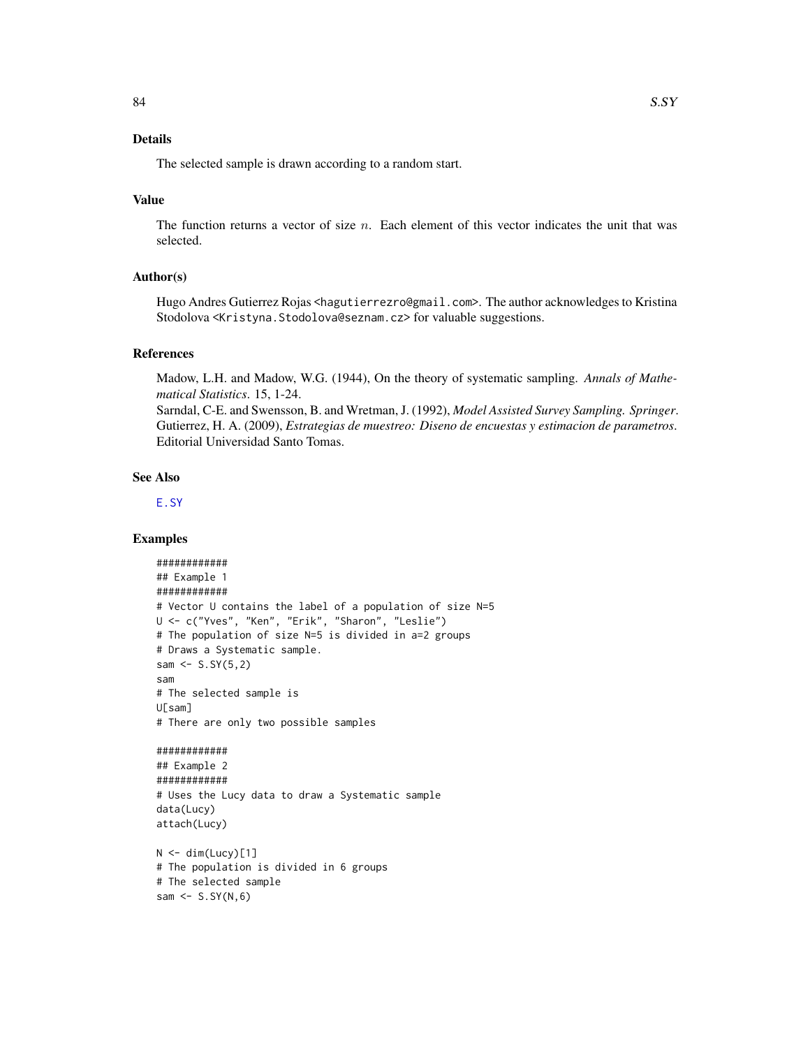### Details

The selected sample is drawn according to a random start.

### Value

The function returns a vector of size $n$. Each element of this vector indicates the unit that was selected.

### Author(s)

Hugo Andres Gutierrez Rojas <hagutierrezro@gmail.com>. The author acknowledges to Kristina Stodolova <Kristyna.Stodolova@seznam.cz> for valuable suggestions.

### References

Madow, L.H. and Madow, W.G. (1944), On the theory of systematic sampling. *Annals of Mathematical Statistics*. 15, 1-24.
Sarndal, C-E. and Swensson, B. and Wretman, J. (1992), *Model Assisted Survey Sampling. Springer*.
Gutierrez, H. A. (2009), *Estrategias de muestreo: Diseno de encuestas y estimacion de parametros*. Editorial Universidad Santo Tomas.

### See Also

E.SY

### Examples

```
############
## Example 1
############
# Vector U contains the label of a population of size N=5
U <- c("Yves", "Ken", "Erik", "Sharon", "Leslie")
# The population of size N=5 is divided in a=2 groups
# Draws a Systematic sample.
sam <- S.SY(5,2)
sam
# The selected sample is
U[sam]
# There are only two possible samples

############
## Example 2
############
# Uses the Lucy data to draw a Systematic sample
data(Lucy)
attach(Lucy)

N <- dim(Lucy)[1]
# The population is divided in 6 groups
# The selected sample
sam <- S.SY(N,6)
```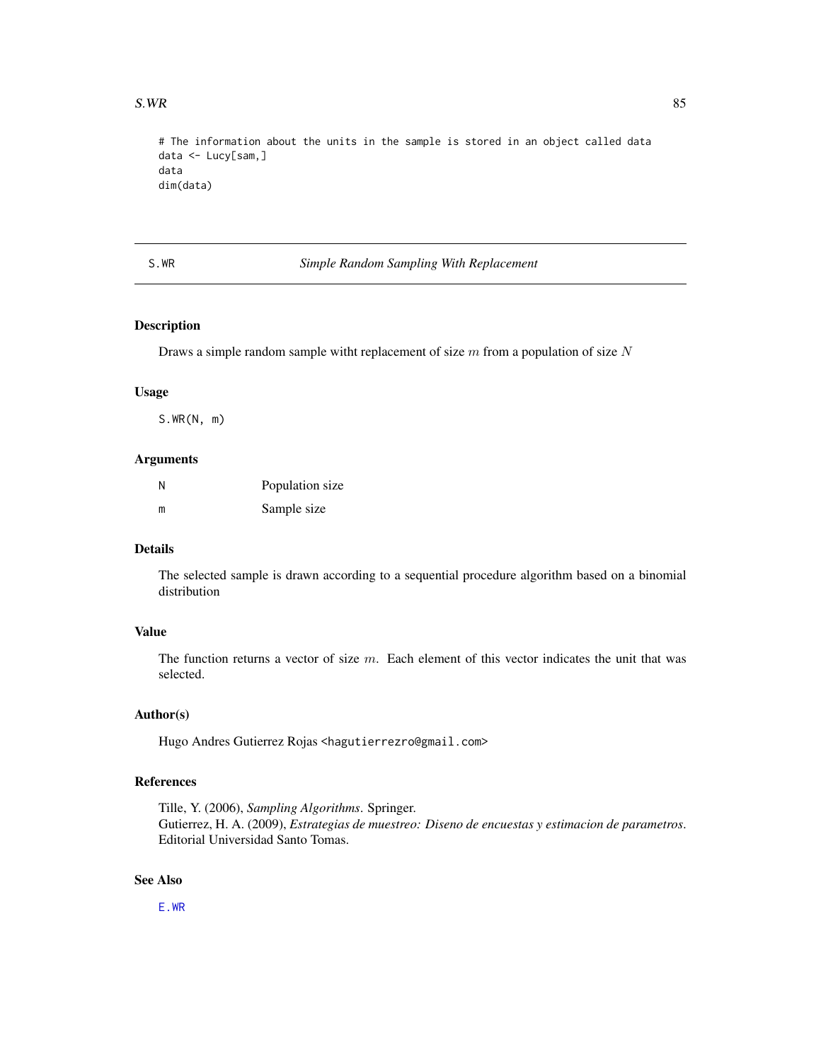```
# The information about the units in the sample is stored in an object called data
data <- Lucy[sam,]
data
dim(data)
```

## S.WR — *Simple Random Sampling With Replacement*

### Description

Draws a simple random sample witht replacement of size $m$ from a population of size $N$

### Usage

```
S.WR(N, m)
```

### Arguments

| | |
|---|---|
| N | Population size |
| m | Sample size |

### Details

The selected sample is drawn according to a sequential procedure algorithm based on a binomial distribution

### Value

The function returns a vector of size $m$. Each element of this vector indicates the unit that was selected.

### Author(s)

Hugo Andres Gutierrez Rojas <hagutierrezro@gmail.com>

### References

Tille, Y. (2006), *Sampling Algorithms*. Springer.
Gutierrez, H. A. (2009), *Estrategias de muestreo: Diseno de encuestas y estimacion de parametros*. Editorial Universidad Santo Tomas.

### See Also

E.WR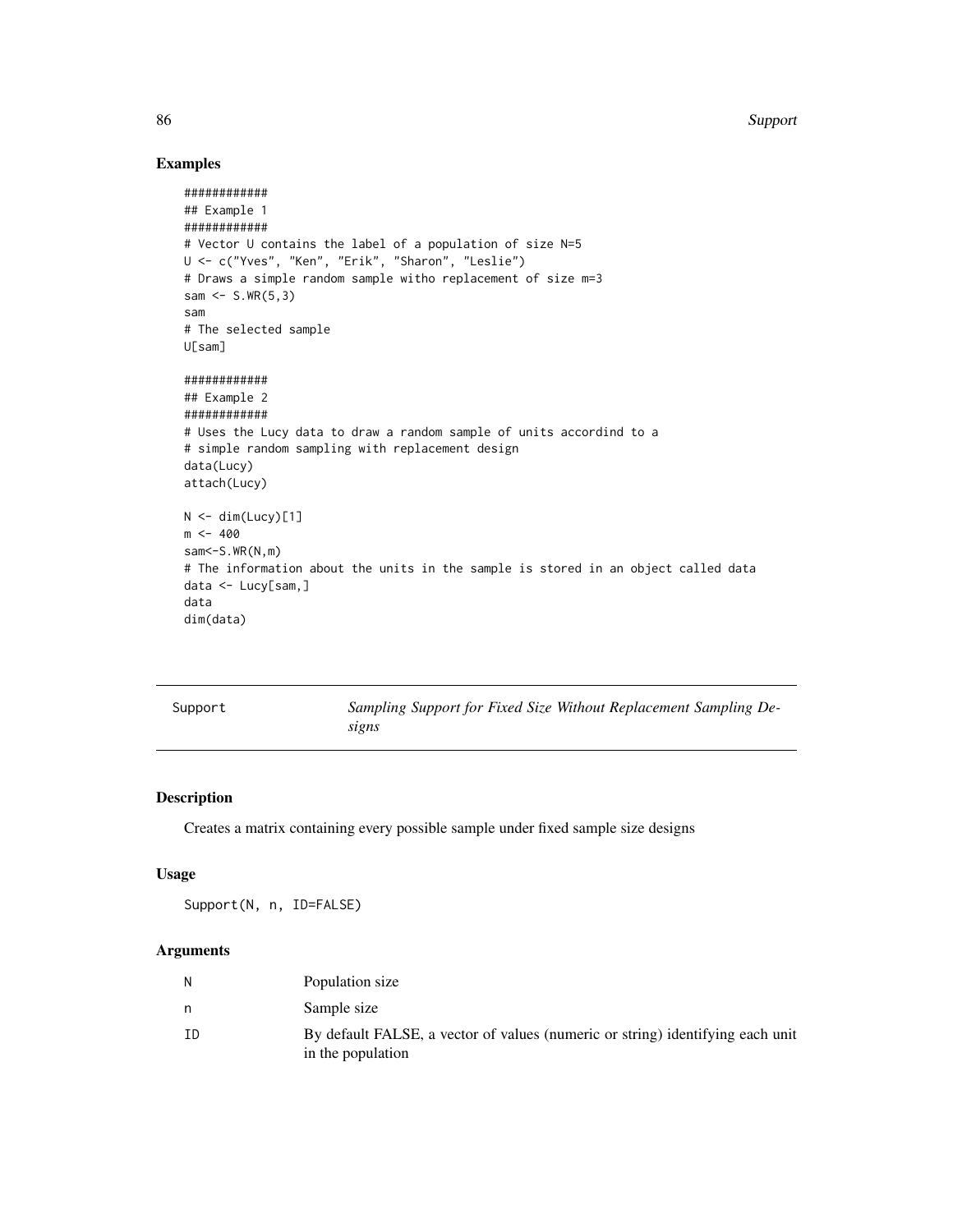## Examples

```
############
## Example 1
############
# Vector U contains the label of a population of size N=5
U <- c("Yves", "Ken", "Erik", "Sharon", "Leslie")
# Draws a simple random sample witho replacement of size m=3
sam <- S.WR(5,3)
sam
# The selected sample
U[sam]

############
## Example 2
############
# Uses the Lucy data to draw a random sample of units accordind to a
# simple random sampling with replacement design
data(Lucy)
attach(Lucy)

N <- dim(Lucy)[1]
m <- 400
sam<-S.WR(N,m)
# The information about the units in the sample is stored in an object called data
data <- Lucy[sam,]
data
dim(data)
```

---

Support    *Sampling Support for Fixed Size Without Replacement Sampling Designs*

---

## Description

Creates a matrix containing every possible sample under fixed sample size designs

## Usage

```
Support(N, n, ID=FALSE)
```

## Arguments

| | |
|---|---|
| N | Population size |
| n | Sample size |
| ID | By default FALSE, a vector of values (numeric or string) identifying each unit in the population |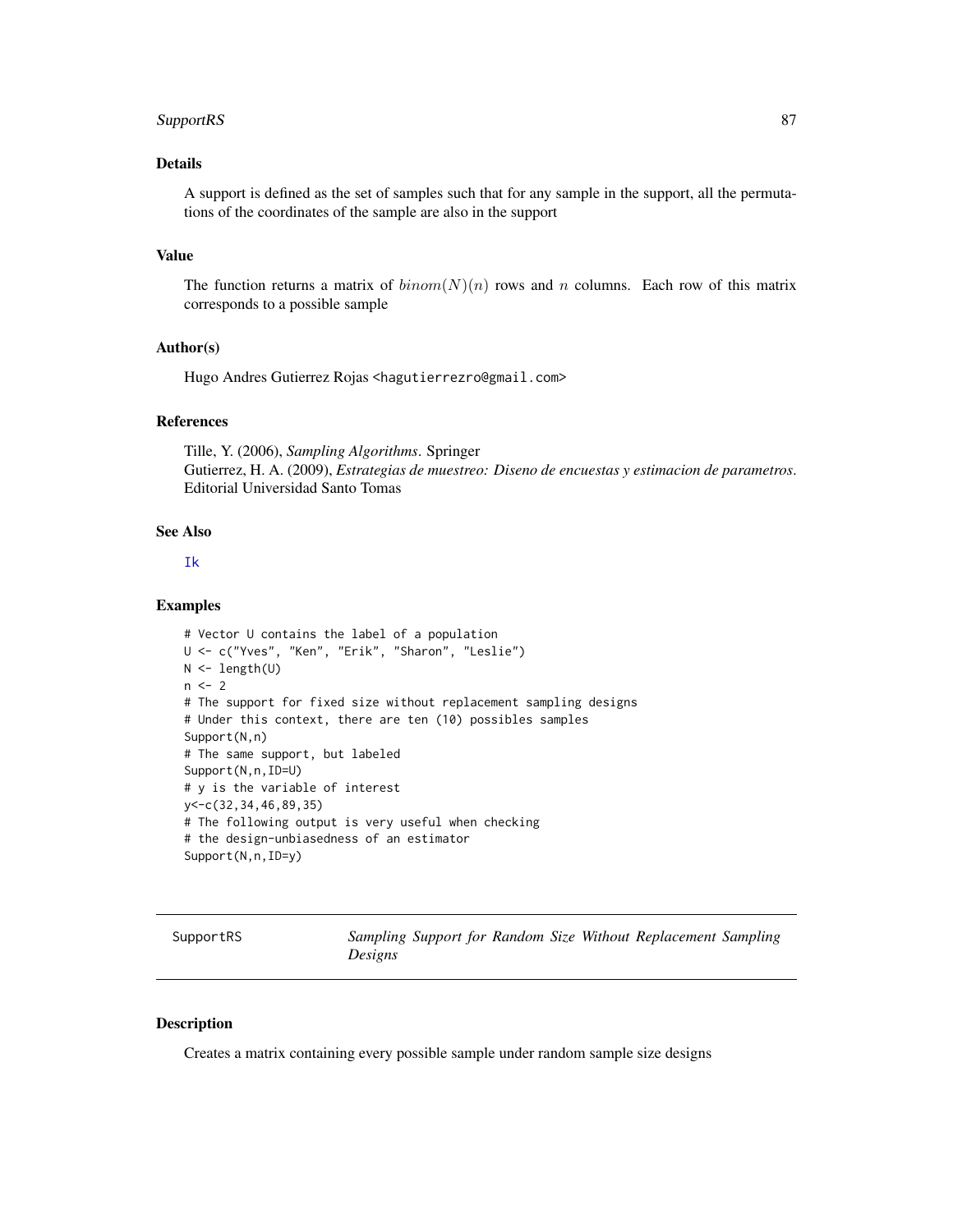### Details

A support is defined as the set of samples such that for any sample in the support, all the permutations of the coordinates of the sample are also in the support

### Value

The function returns a matrix of $binom(N)(n)$ rows and $n$ columns. Each row of this matrix corresponds to a possible sample

### Author(s)

Hugo Andres Gutierrez Rojas <hagutierrezro@gmail.com>

### References

Tille, Y. (2006), *Sampling Algorithms*. Springer
Gutierrez, H. A. (2009), *Estrategias de muestreo: Diseno de encuestas y estimacion de parametros*. Editorial Universidad Santo Tomas

### See Also

Ik

### Examples

```
# Vector U contains the label of a population
U <- c("Yves", "Ken", "Erik", "Sharon", "Leslie")
N <- length(U)
n <- 2
# The support for fixed size without replacement sampling designs
# Under this context, there are ten (10) possibles samples
Support(N,n)
# The same support, but labeled
Support(N,n,ID=U)
# y is the variable of interest
y<-c(32,34,46,89,35)
# The following output is very useful when checking
# the design-unbiasedness of an estimator
Support(N,n,ID=y)
```

---

## SupportRS — *Sampling Support for Random Size Without Replacement Sampling Designs*

### Description

Creates a matrix containing every possible sample under random sample size designs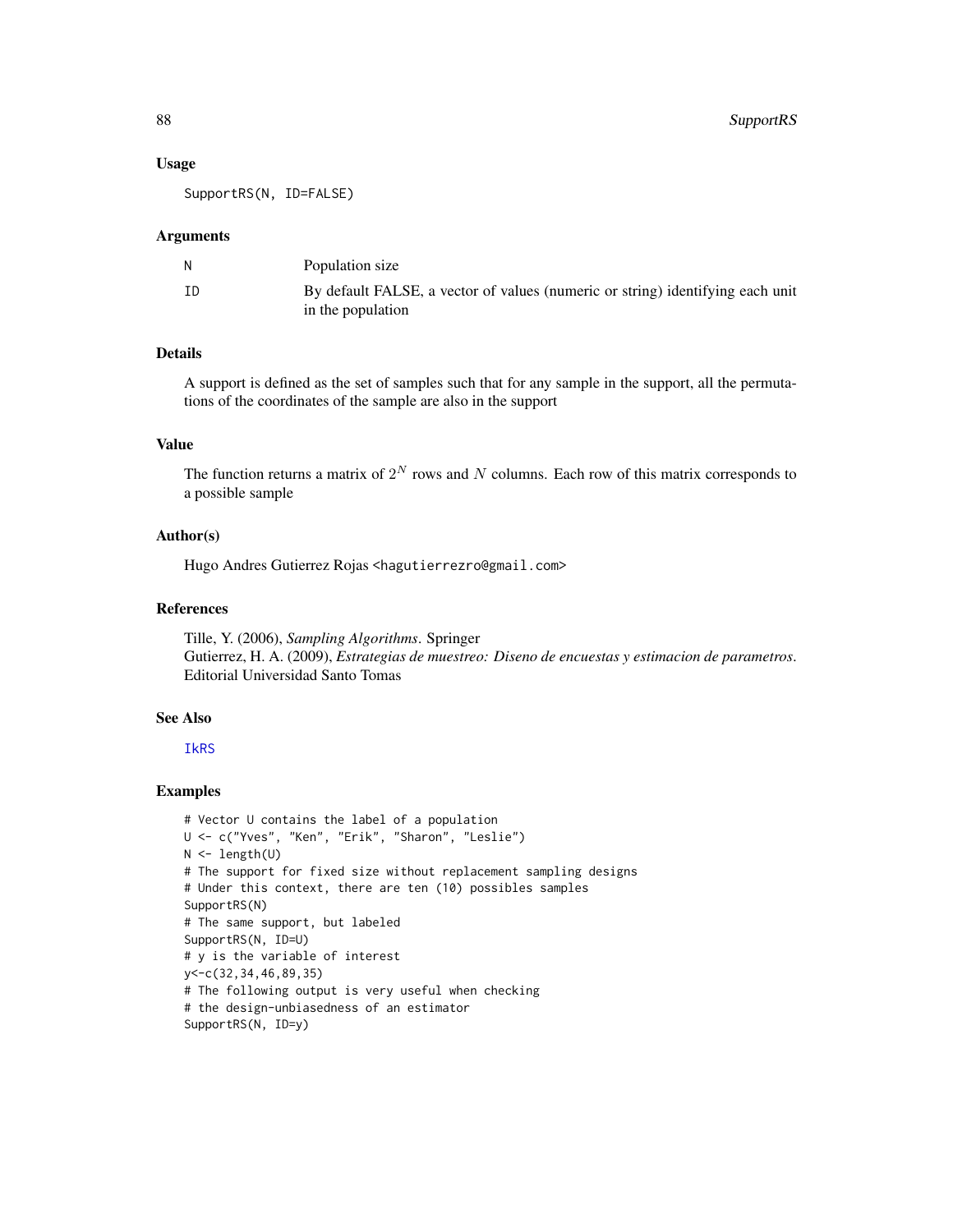### Usage

```
SupportRS(N, ID=FALSE)
```

### Arguments

| | |
|---|---|
| N | Population size |
| ID | By default FALSE, a vector of values (numeric or string) identifying each unit in the population |

### Details

A support is defined as the set of samples such that for any sample in the support, all the permutations of the coordinates of the sample are also in the support

### Value

The function returns a matrix of $2^N$ rows and $N$ columns. Each row of this matrix corresponds to a possible sample

### Author(s)

Hugo Andres Gutierrez Rojas <hagutierrezro@gmail.com>

### References

Tille, Y. (2006), *Sampling Algorithms*. Springer
Gutierrez, H. A. (2009), *Estrategias de muestreo: Diseno de encuestas y estimacion de parametros*. Editorial Universidad Santo Tomas

### See Also

IkRS

### Examples

```
# Vector U contains the label of a population
U <- c("Yves", "Ken", "Erik", "Sharon", "Leslie")
N <- length(U)
# The support for fixed size without replacement sampling designs
# Under this context, there are ten (10) possibles samples
SupportRS(N)
# The same support, but labeled
SupportRS(N, ID=U)
# y is the variable of interest
y<-c(32,34,46,89,35)
# The following output is very useful when checking
# the design-unbiasedness of an estimator
SupportRS(N, ID=y)
```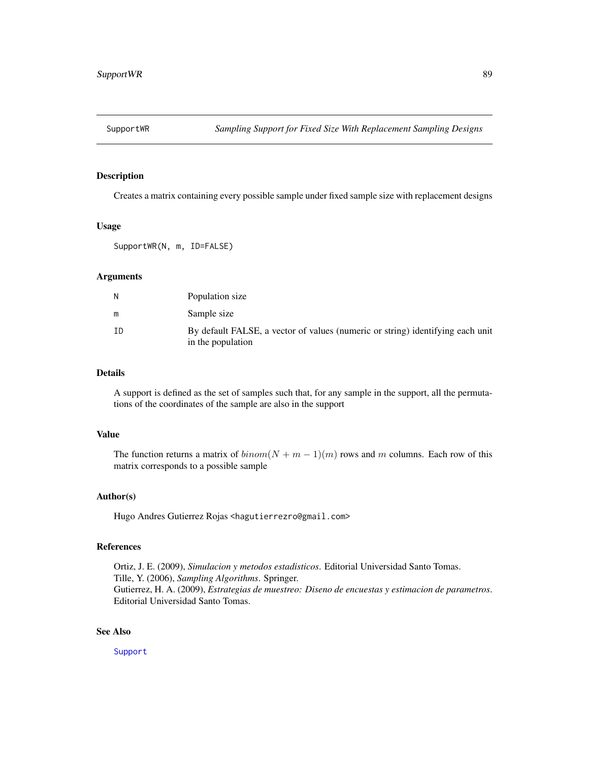## SupportWR *Sampling Support for Fixed Size With Replacement Sampling Designs*

### Description

Creates a matrix containing every possible sample under fixed sample size with replacement designs

### Usage

```
SupportWR(N, m, ID=FALSE)
```

### Arguments

| | |
|---|---|
| N | Population size |
| m | Sample size |
| ID | By default FALSE, a vector of values (numeric or string) identifying each unit in the population |

### Details

A support is defined as the set of samples such that, for any sample in the support, all the permutations of the coordinates of the sample are also in the support

### Value

The function returns a matrix of $binom(N + m - 1)(m)$ rows and $m$ columns. Each row of this matrix corresponds to a possible sample

### Author(s)

Hugo Andres Gutierrez Rojas <hagutierrezro@gmail.com>

### References

Ortiz, J. E. (2009), *Simulacion y metodos estadisticos*. Editorial Universidad Santo Tomas.
Tille, Y. (2006), *Sampling Algorithms*. Springer.
Gutierrez, H. A. (2009), *Estrategias de muestreo: Diseno de encuestas y estimacion de parametros*. Editorial Universidad Santo Tomas.

### See Also

Support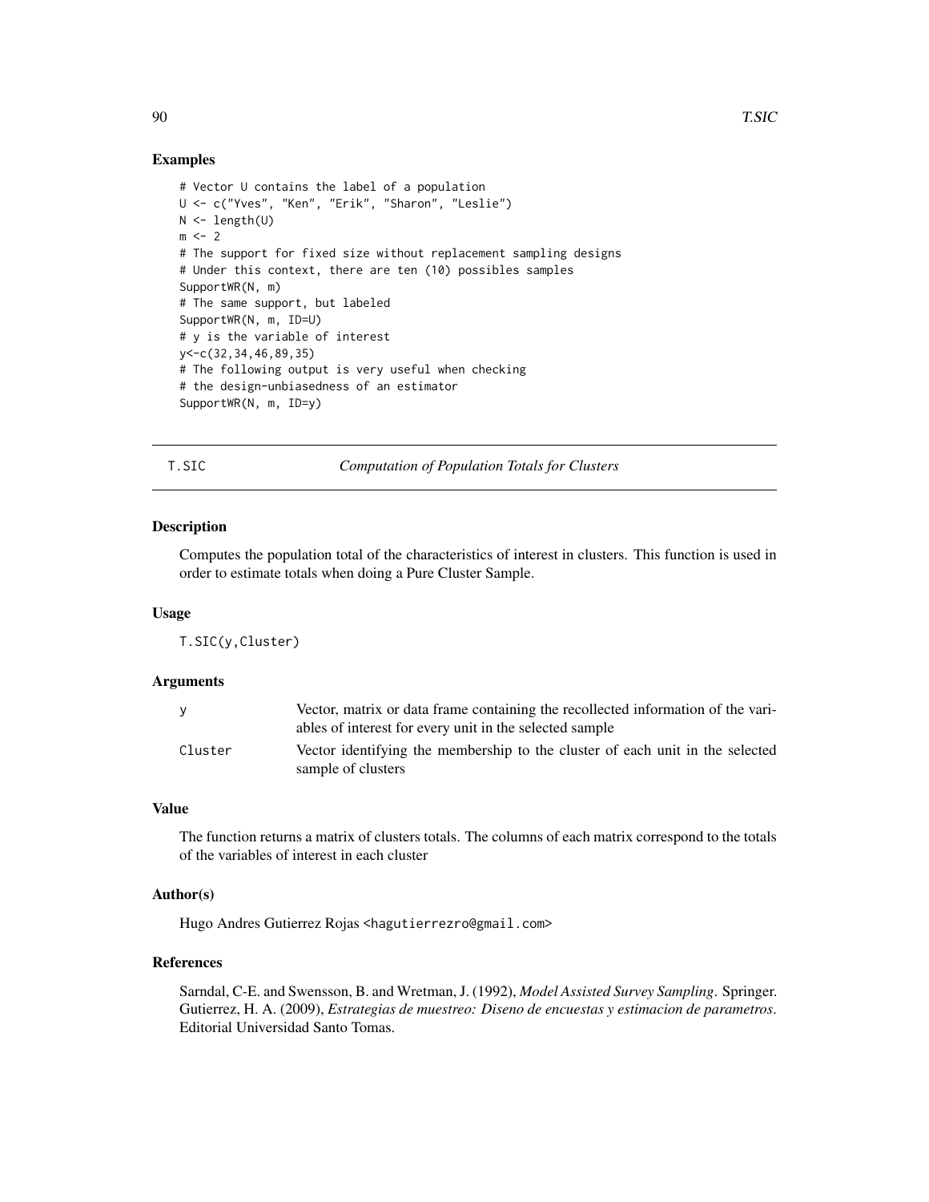### Examples

```
# Vector U contains the label of a population
U <- c("Yves", "Ken", "Erik", "Sharon", "Leslie")
N <- length(U)
m <- 2
# The support for fixed size without replacement sampling designs
# Under this context, there are ten (10) possibles samples
SupportWR(N, m)
# The same support, but labeled
SupportWR(N, m, ID=U)
# y is the variable of interest
y<-c(32,34,46,89,35)
# The following output is very useful when checking
# the design-unbiasedness of an estimator
SupportWR(N, m, ID=y)
```

---

## T.SIC — *Computation of Population Totals for Clusters*

---

### Description

Computes the population total of the characteristics of interest in clusters. This function is used in order to estimate totals when doing a Pure Cluster Sample.

### Usage

```
T.SIC(y,Cluster)
```

### Arguments

| | |
|---|---|
| y | Vector, matrix or data frame containing the recollected information of the variables of interest for every unit in the selected sample |
| Cluster | Vector identifying the membership to the cluster of each unit in the selected sample of clusters |

### Value

The function returns a matrix of clusters totals. The columns of each matrix correspond to the totals of the variables of interest in each cluster

### Author(s)

Hugo Andres Gutierrez Rojas <hagutierrezro@gmail.com>

### References

Sarndal, C-E. and Swensson, B. and Wretman, J. (1992), *Model Assisted Survey Sampling*. Springer.
Gutierrez, H. A. (2009), *Estrategias de muestreo: Diseno de encuestas y estimacion de parametros*. Editorial Universidad Santo Tomas.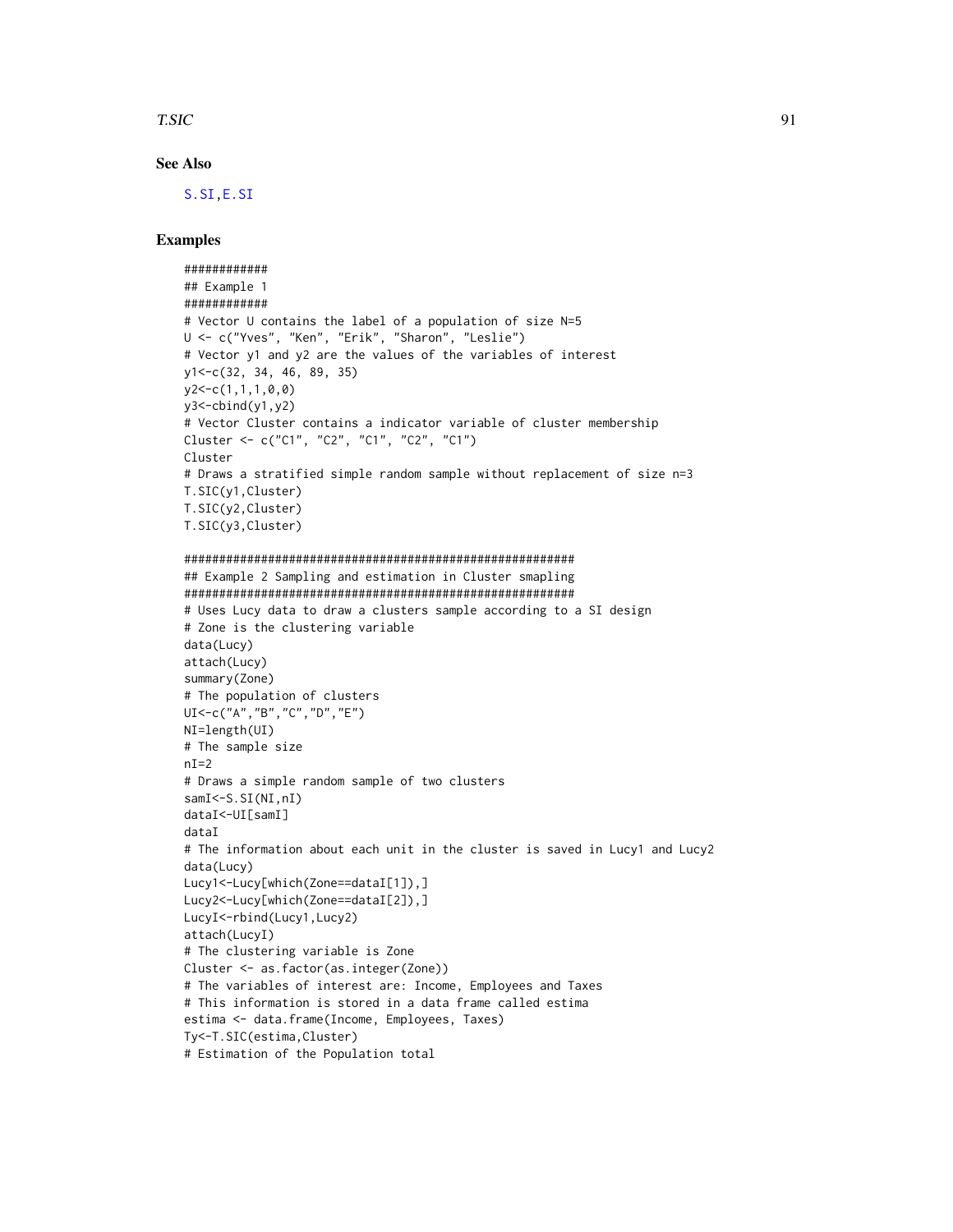### See Also

S.SI, E.SI

### Examples

```
############
## Example 1
############
# Vector U contains the label of a population of size N=5
U <- c("Yves", "Ken", "Erik", "Sharon", "Leslie")
# Vector y1 and y2 are the values of the variables of interest
y1<-c(32, 34, 46, 89, 35)
y2<-c(1,1,1,0,0)
y3<-cbind(y1,y2)
# Vector Cluster contains a indicator variable of cluster membership
Cluster <- c("C1", "C2", "C1", "C2", "C1")
Cluster
# Draws a stratified simple random sample without replacement of size n=3
T.SIC(y1,Cluster)
T.SIC(y2,Cluster)
T.SIC(y3,Cluster)

########################################################
## Example 2 Sampling and estimation in Cluster smapling
########################################################
# Uses Lucy data to draw a clusters sample according to a SI design
# Zone is the clustering variable
data(Lucy)
attach(Lucy)
summary(Zone)
# The population of clusters
UI<-c("A","B","C","D","E")
NI=length(UI)
# The sample size
nI=2
# Draws a simple random sample of two clusters
samI<-S.SI(NI,nI)
dataI<-UI[samI]
dataI
# The information about each unit in the cluster is saved in Lucy1 and Lucy2
data(Lucy)
Lucy1<-Lucy[which(Zone==dataI[1]),]
Lucy2<-Lucy[which(Zone==dataI[2]),]
LucyI<-rbind(Lucy1,Lucy2)
attach(LucyI)
# The clustering variable is Zone
Cluster <- as.factor(as.integer(Zone))
# The variables of interest are: Income, Employees and Taxes
# This information is stored in a data frame called estima
estima <- data.frame(Income, Employees, Taxes)
Ty<-T.SIC(estima,Cluster)
# Estimation of the Population total
```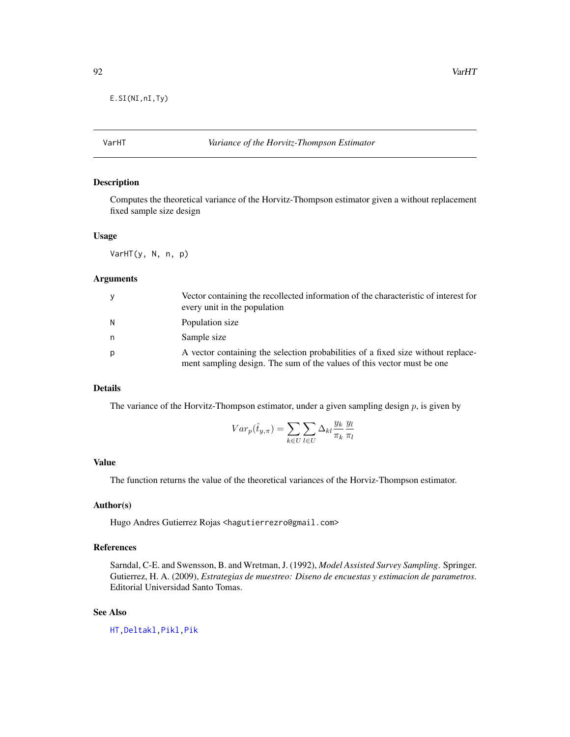```
E.SI(NI,nI,Ty)
```

## VarHT — *Variance of the Horvitz-Thompson Estimator*

### Description

Computes the theoretical variance of the Horvitz-Thompson estimator given a without replacement fixed sample size design

### Usage

```
VarHT(y, N, n, p)
```

### Arguments

| | |
|---|---|
| y | Vector containing the recollected information of the characteristic of interest for every unit in the population |
| N | Population size |
| n | Sample size |
| p | A vector containing the selection probabilities of a fixed size without replacement sampling design. The sum of the values of this vector must be one |

### Details

The variance of the Horvitz-Thompson estimator, under a given sampling design $p$, is given by

$$Var_p(\hat{t}_{y,\pi}) = \sum_{k \in U} \sum_{l \in U} \Delta_{kl} \frac{y_k}{\pi_k} \frac{y_l}{\pi_l}$$

### Value

The function returns the value of the theoretical variances of the Horviz-Thompson estimator.

### Author(s)

Hugo Andres Gutierrez Rojas <hagutierrezro@gmail.com>

### References

Sarndal, C-E. and Swensson, B. and Wretman, J. (1992), *Model Assisted Survey Sampling*. Springer.
Gutierrez, H. A. (2009), *Estrategias de muestreo: Diseno de encuestas y estimacion de parametros*. Editorial Universidad Santo Tomas.

### See Also

HT, Deltakl, Pikl, Pik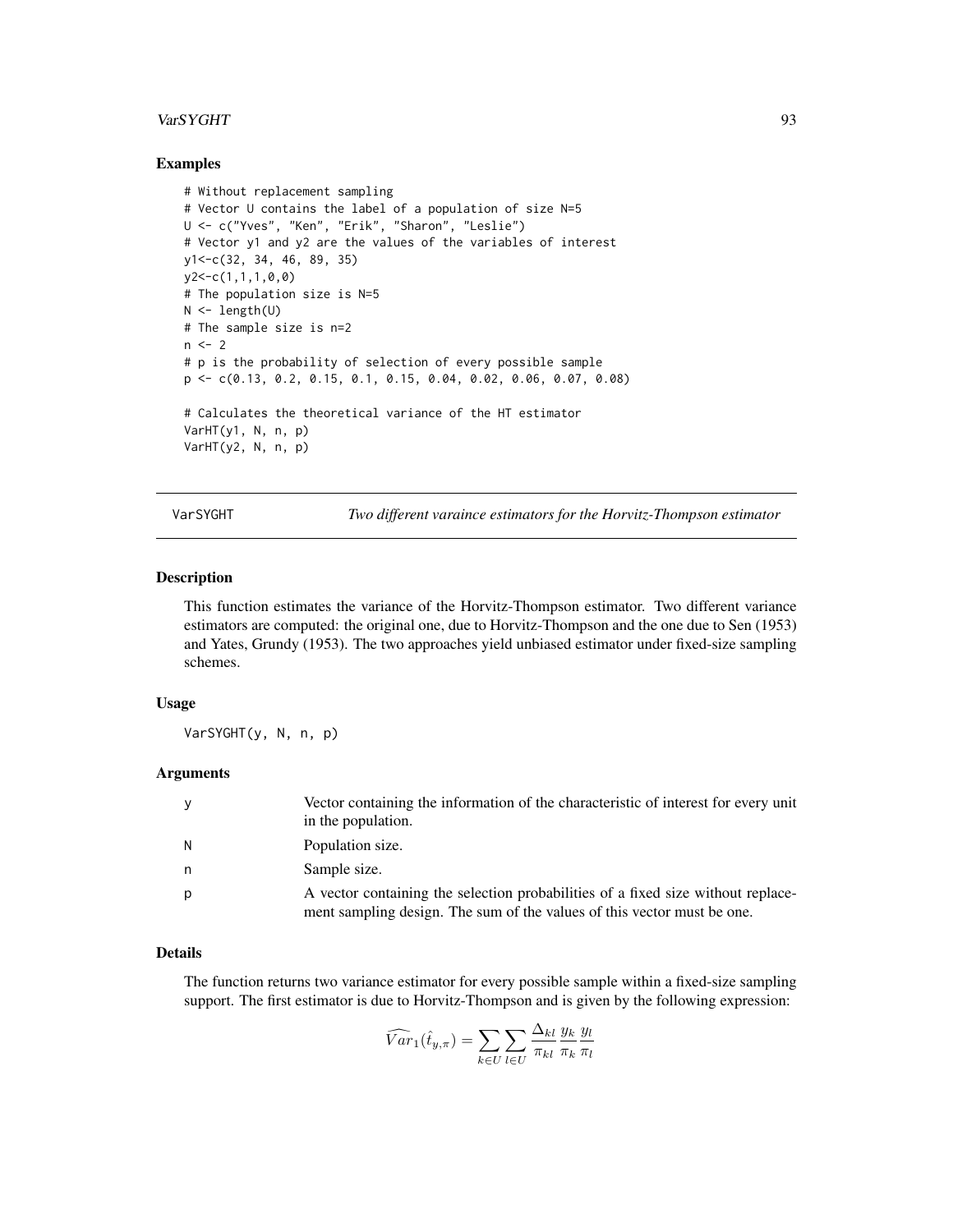### Examples

```
# Without replacement sampling
# Vector U contains the label of a population of size N=5
U <- c("Yves", "Ken", "Erik", "Sharon", "Leslie")
# Vector y1 and y2 are the values of the variables of interest
y1<-c(32, 34, 46, 89, 35)
y2<-c(1,1,1,0,0)
# The population size is N=5
N <- length(U)
# The sample size is n=2
n <- 2
# p is the probability of selection of every possible sample
p <- c(0.13, 0.2, 0.15, 0.1, 0.15, 0.04, 0.02, 0.06, 0.07, 0.08)

# Calculates the theoretical variance of the HT estimator
VarHT(y1, N, n, p)
VarHT(y2, N, n, p)
```

---

## VarSYGHT — *Two different varaince estimators for the Horvitz-Thompson estimator*

### Description

This function estimates the variance of the Horvitz-Thompson estimator. Two different variance estimators are computed: the original one, due to Horvitz-Thompson and the one due to Sen (1953) and Yates, Grundy (1953). The two approaches yield unbiased estimator under fixed-size sampling schemes.

### Usage

```
VarSYGHT(y, N, n, p)
```

### Arguments

| | |
|---|---|
| y | Vector containing the information of the characteristic of interest for every unit in the population. |
| N | Population size. |
| n | Sample size. |
| p | A vector containing the selection probabilities of a fixed size without replacement sampling design. The sum of the values of this vector must be one. |

### Details

The function returns two variance estimator for every possible sample within a fixed-size sampling support. The first estimator is due to Horvitz-Thompson and is given by the following expression:

$$\widehat{Var}_1(\hat{t}_{y,\pi}) = \sum_{k\in U}\sum_{l\in U}\frac{\Delta_{kl}}{\pi_{kl}}\frac{y_k}{\pi_k}\frac{y_l}{\pi_l}$$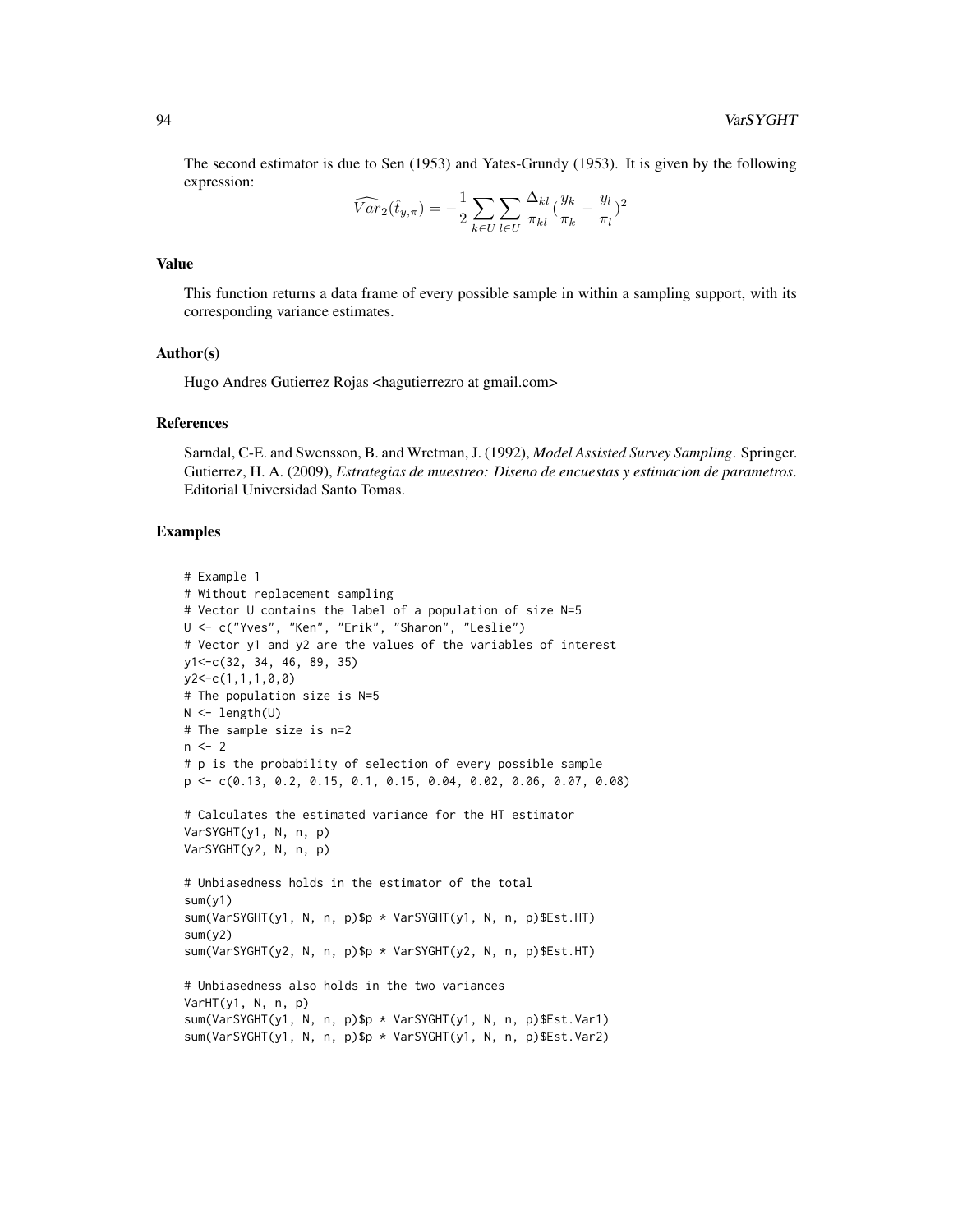The second estimator is due to Sen (1953) and Yates-Grundy (1953). It is given by the following expression:

$$\widehat{Var}_2(\hat{t}_{y,\pi}) = -\frac{1}{2}\sum_{k\in U}\sum_{l\in U}\frac{\Delta_{kl}}{\pi_{kl}}(\frac{y_k}{\pi_k} - \frac{y_l}{\pi_l})^2$$

### Value

This function returns a data frame of every possible sample in within a sampling support, with its corresponding variance estimates.

### Author(s)

Hugo Andres Gutierrez Rojas <hagutierrezro at gmail.com>

### References

Sarndal, C-E. and Swensson, B. and Wretman, J. (1992), *Model Assisted Survey Sampling*. Springer.
Gutierrez, H. A. (2009), *Estrategias de muestreo: Diseno de encuestas y estimacion de parametros*. Editorial Universidad Santo Tomas.

### Examples

```
# Example 1
# Without replacement sampling
# Vector U contains the label of a population of size N=5
U <- c("Yves", "Ken", "Erik", "Sharon", "Leslie")
# Vector y1 and y2 are the values of the variables of interest
y1<-c(32, 34, 46, 89, 35)
y2<-c(1,1,1,0,0)
# The population size is N=5
N <- length(U)
# The sample size is n=2
n <- 2
# p is the probability of selection of every possible sample
p <- c(0.13, 0.2, 0.15, 0.1, 0.15, 0.04, 0.02, 0.06, 0.07, 0.08)

# Calculates the estimated variance for the HT estimator
VarSYGHT(y1, N, n, p)
VarSYGHT(y2, N, n, p)

# Unbiasedness holds in the estimator of the total
sum(y1)
sum(VarSYGHT(y1, N, n, p)$p * VarSYGHT(y1, N, n, p)$Est.HT)
sum(y2)
sum(VarSYGHT(y2, N, n, p)$p * VarSYGHT(y2, N, n, p)$Est.HT)

# Unbiasedness also holds in the two variances
VarHT(y1, N, n, p)
sum(VarSYGHT(y1, N, n, p)$p * VarSYGHT(y1, N, n, p)$Est.Var1)
sum(VarSYGHT(y1, N, n, p)$p * VarSYGHT(y1, N, n, p)$Est.Var2)
```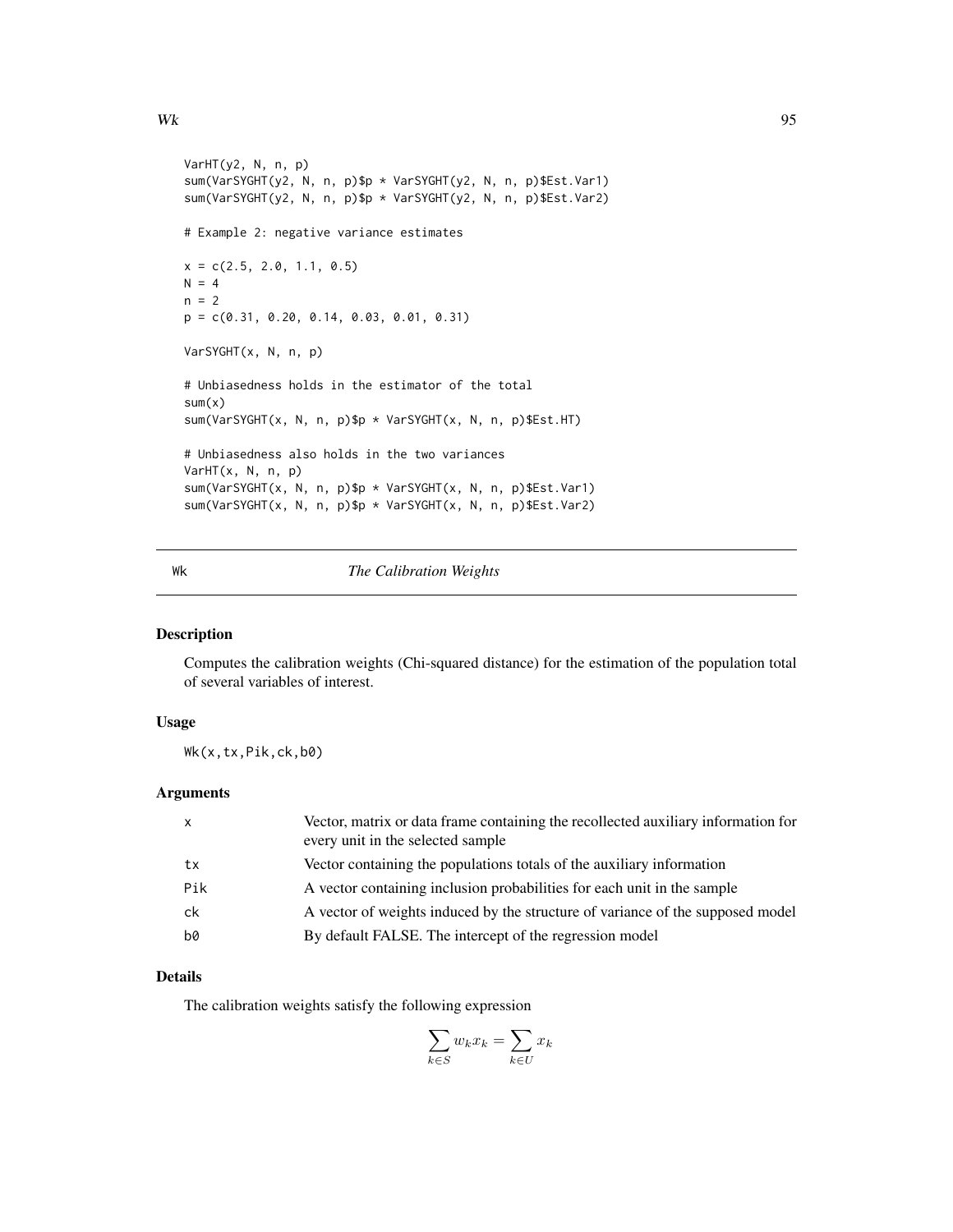```
VarHT(y2, N, n, p)
sum(VarSYGHT(y2, N, n, p)$p * VarSYGHT(y2, N, n, p)$Est.Var1)
sum(VarSYGHT(y2, N, n, p)$p * VarSYGHT(y2, N, n, p)$Est.Var2)

# Example 2: negative variance estimates

x = c(2.5, 2.0, 1.1, 0.5)
N = 4
n = 2
p = c(0.31, 0.20, 0.14, 0.03, 0.01, 0.31)

VarSYGHT(x, N, n, p)

# Unbiasedness holds in the estimator of the total
sum(x)
sum(VarSYGHT(x, N, n, p)$p * VarSYGHT(x, N, n, p)$Est.HT)

# Unbiasedness also holds in the two variances
VarHT(x, N, n, p)
sum(VarSYGHT(x, N, n, p)$p * VarSYGHT(x, N, n, p)$Est.Var1)
sum(VarSYGHT(x, N, n, p)$p * VarSYGHT(x, N, n, p)$Est.Var2)
```

## Wk *The Calibration Weights*

### Description

Computes the calibration weights (Chi-squared distance) for the estimation of the population total of several variables of interest.

### Usage

```
Wk(x,tx,Pik,ck,b0)
```

### Arguments

| | |
|---|---|
| x | Vector, matrix or data frame containing the recollected auxiliary information for every unit in the selected sample |
| tx | Vector containing the populations totals of the auxiliary information |
| Pik | A vector containing inclusion probabilities for each unit in the sample |
| ck | A vector of weights induced by the structure of variance of the supposed model |
| b0 | By default FALSE. The intercept of the regression model |

### Details

The calibration weights satisfy the following expression

$$\sum_{k \in S} w_k x_k = \sum_{k \in U} x_k$$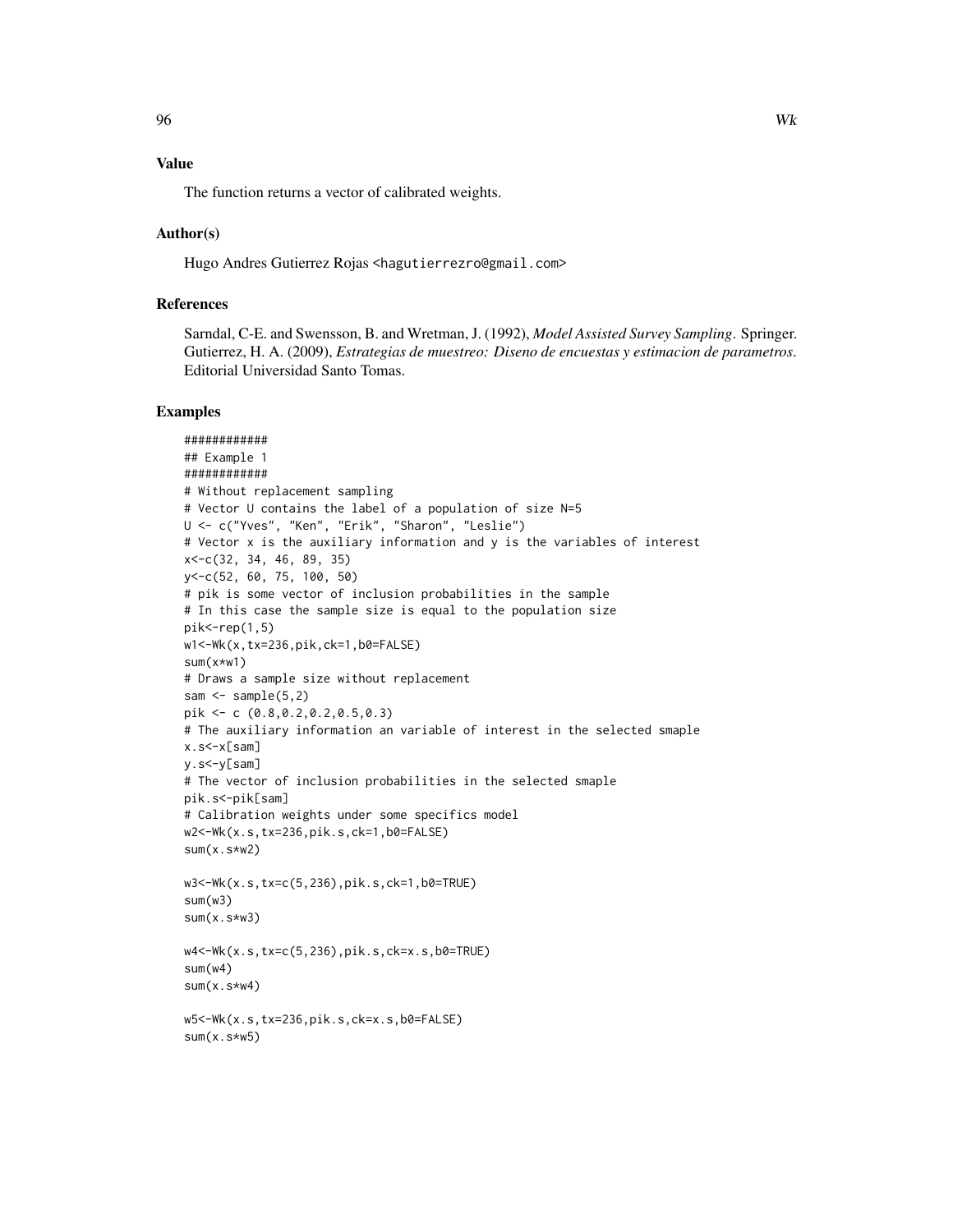### Value

The function returns a vector of calibrated weights.

### Author(s)

Hugo Andres Gutierrez Rojas <hagutierrezro@gmail.com>

### References

Sarndal, C-E. and Swensson, B. and Wretman, J. (1992), *Model Assisted Survey Sampling*. Springer.
Gutierrez, H. A. (2009), *Estrategias de muestreo: Diseno de encuestas y estimacion de parametros*. Editorial Universidad Santo Tomas.

### Examples

```
############
## Example 1
############
# Without replacement sampling
# Vector U contains the label of a population of size N=5
U <- c("Yves", "Ken", "Erik", "Sharon", "Leslie")
# Vector x is the auxiliary information and y is the variables of interest
x<-c(32, 34, 46, 89, 35)
y<-c(52, 60, 75, 100, 50)
# pik is some vector of inclusion probabilities in the sample
# In this case the sample size is equal to the population size
pik<-rep(1,5)
w1<-Wk(x,tx=236,pik,ck=1,b0=FALSE)
sum(x*w1)
# Draws a sample size without replacement
sam <- sample(5,2)
pik <- c (0.8,0.2,0.2,0.5,0.3)
# The auxiliary information an variable of interest in the selected smaple
x.s<-x[sam]
y.s<-y[sam]
# The vector of inclusion probabilities in the selected smaple
pik.s<-pik[sam]
# Calibration weights under some specifics model
w2<-Wk(x.s,tx=236,pik.s,ck=1,b0=FALSE)
sum(x.s*w2)

w3<-Wk(x.s,tx=c(5,236),pik.s,ck=1,b0=TRUE)
sum(w3)
sum(x.s*w3)

w4<-Wk(x.s,tx=c(5,236),pik.s,ck=x.s,b0=TRUE)
sum(w4)
sum(x.s*w4)

w5<-Wk(x.s,tx=236,pik.s,ck=x.s,b0=FALSE)
sum(x.s*w5)
```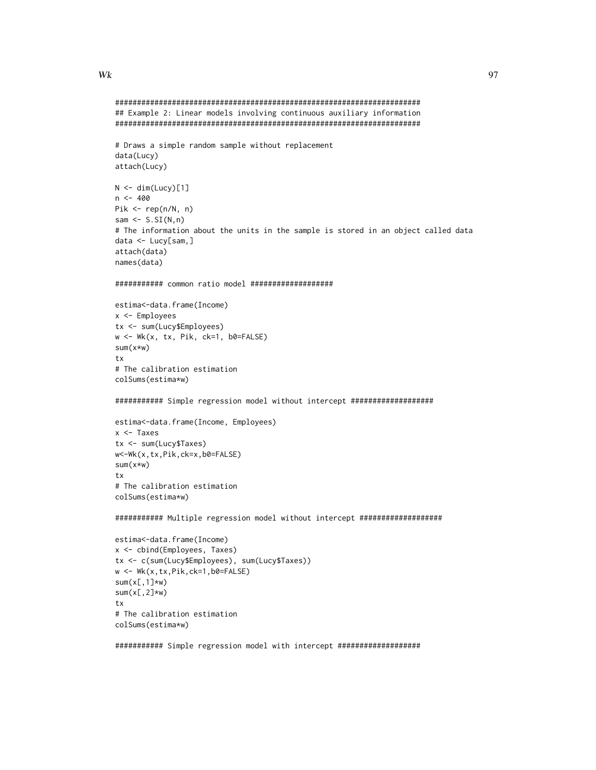```
######################################################################
## Example 2: Linear models involving continuous auxiliary information
######################################################################

# Draws a simple random sample without replacement
data(Lucy)
attach(Lucy)

N <- dim(Lucy)[1]
n <- 400
Pik <- rep(n/N, n)
sam <- S.SI(N,n)
# The information about the units in the sample is stored in an object called data
data <- Lucy[sam,]
attach(data)
names(data)

########### common ratio model ###################

estima<-data.frame(Income)
x <- Employees
tx <- sum(Lucy$Employees)
w <- Wk(x, tx, Pik, ck=1, b0=FALSE)
sum(x*w)
tx
# The calibration estimation
colSums(estima*w)

########### Simple regression model without intercept ###################

estima<-data.frame(Income, Employees)
x <- Taxes
tx <- sum(Lucy$Taxes)
w<-Wk(x,tx,Pik,ck=x,b0=FALSE)
sum(x*w)
tx
# The calibration estimation
colSums(estima*w)

########### Multiple regression model without intercept ###################

estima<-data.frame(Income)
x <- cbind(Employees, Taxes)
tx <- c(sum(Lucy$Employees), sum(Lucy$Taxes))
w <- Wk(x,tx,Pik,ck=1,b0=FALSE)
sum(x[,1]*w)
sum(x[,2]*w)
tx
# The calibration estimation
colSums(estima*w)

########### Simple regression model with intercept ###################
```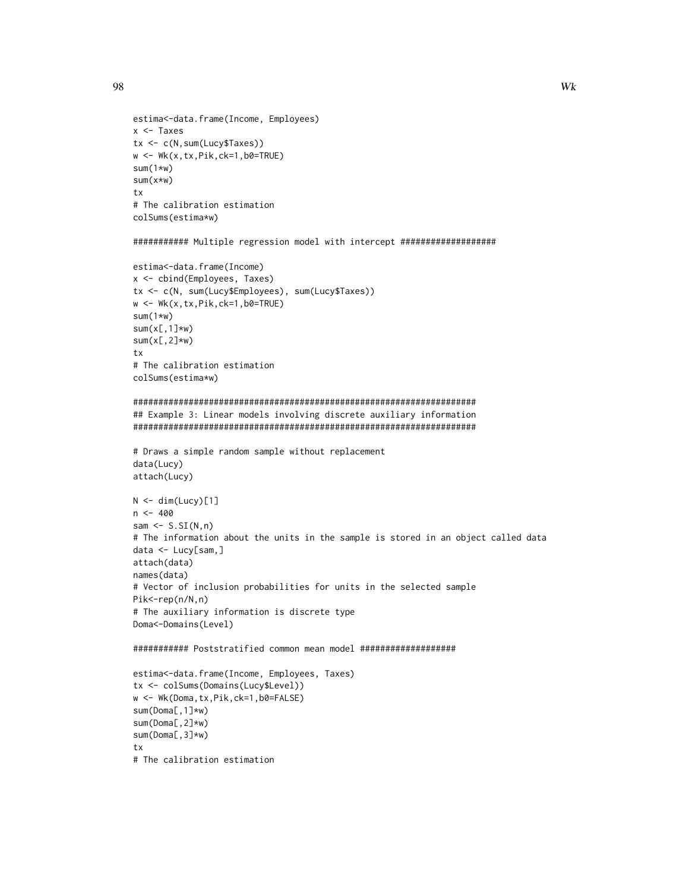```
estima<-data.frame(Income, Employees)
x <- Taxes
tx <- c(N,sum(Lucy$Taxes))
w <- Wk(x,tx,Pik,ck=1,b0=TRUE)
sum(1*w)
sum(x*w)
tx
# The calibration estimation
colSums(estima*w)

########### Multiple regression model with intercept ###################

estima<-data.frame(Income)
x <- cbind(Employees, Taxes)
tx <- c(N, sum(Lucy$Employees), sum(Lucy$Taxes))
w <- Wk(x,tx,Pik,ck=1,b0=TRUE)
sum(1*w)
sum(x[,1]*w)
sum(x[,2]*w)
tx
# The calibration estimation
colSums(estima*w)

####################################################################
## Example 3: Linear models involving discrete auxiliary information
####################################################################

# Draws a simple random sample without replacement
data(Lucy)
attach(Lucy)

N <- dim(Lucy)[1]
n <- 400
sam <- S.SI(N,n)
# The information about the units in the sample is stored in an object called data
data <- Lucy[sam,]
attach(data)
names(data)
# Vector of inclusion probabilities for units in the selected sample
Pik<-rep(n/N,n)
# The auxiliary information is discrete type
Doma<-Domains(Level)

########### Poststratified common mean model ###################

estima<-data.frame(Income, Employees, Taxes)
tx <- colSums(Domains(Lucy$Level))
w <- Wk(Doma,tx,Pik,ck=1,b0=FALSE)
sum(Doma[,1]*w)
sum(Doma[,2]*w)
sum(Doma[,3]*w)
tx
# The calibration estimation
```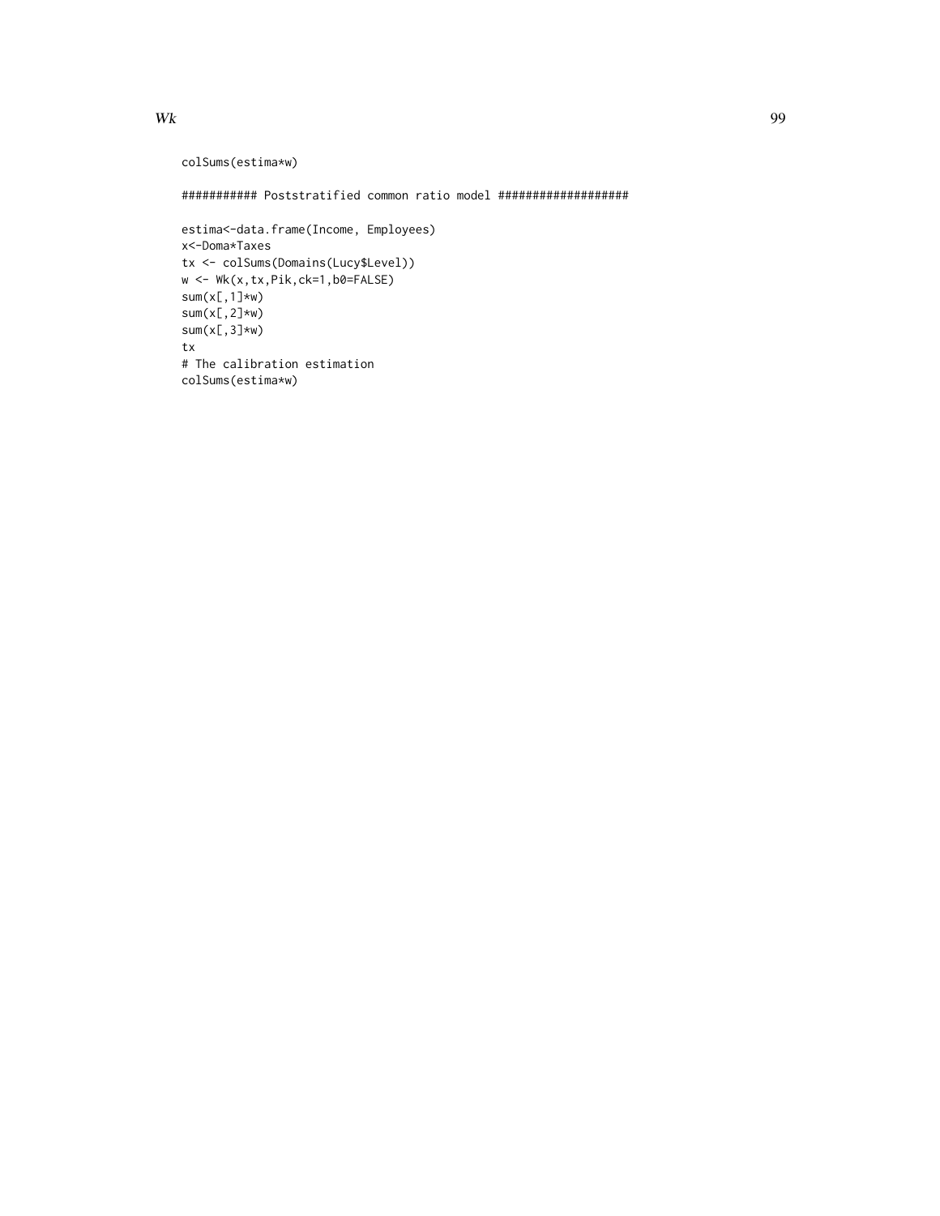```
colSums(estima*w)

########### Poststratified common ratio model ###################

estima<-data.frame(Income, Employees)
x<-Doma*Taxes
tx <- colSums(Domains(Lucy$Level))
w <- Wk(x,tx,Pik,ck=1,b0=FALSE)
sum(x[,1]*w)
sum(x[,2]*w)
sum(x[,3]*w)
tx
# The calibration estimation
colSums(estima*w)
```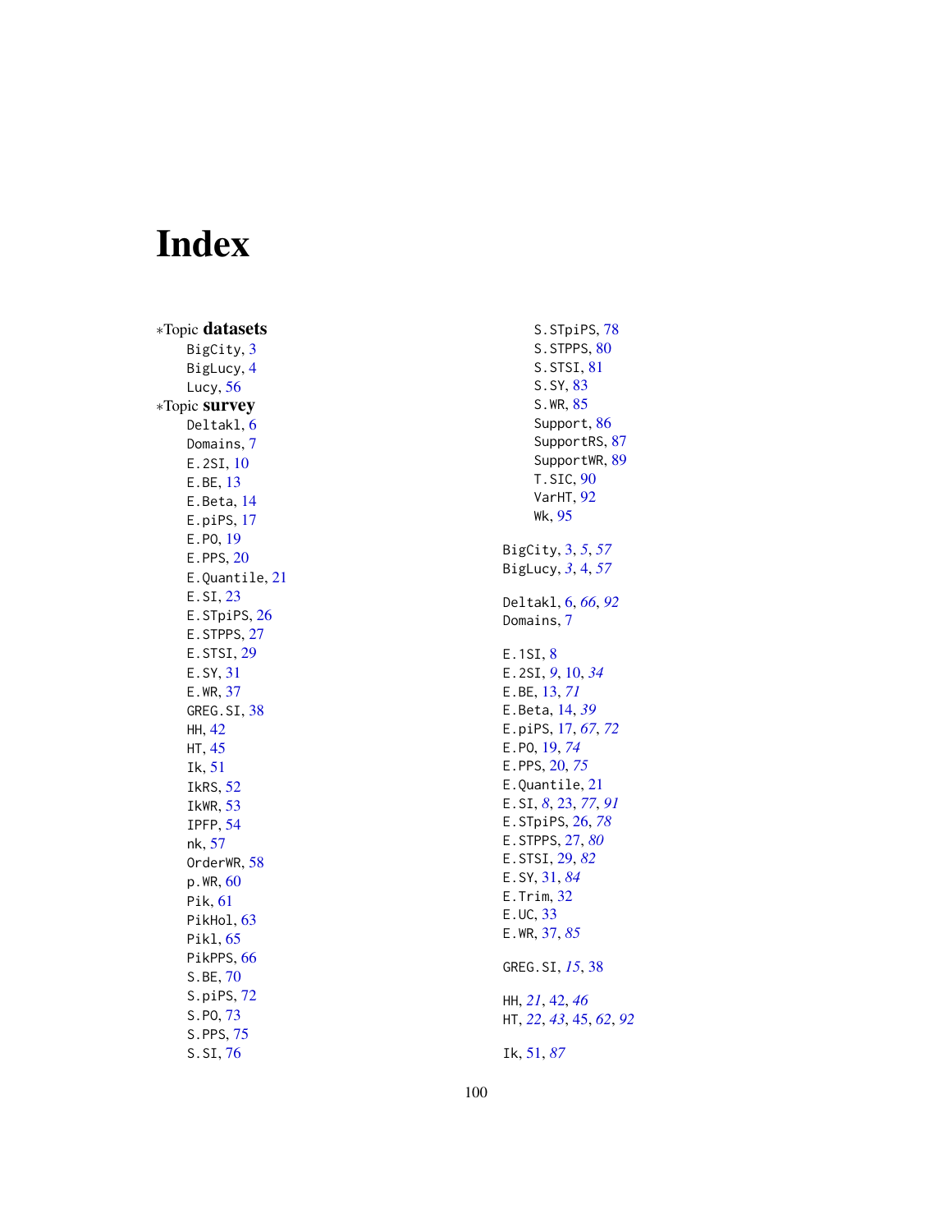# Index

∗Topic **datasets**

- BigCity, 3
- BigLucy, 4
- Lucy, 56

∗Topic **survey**

- Deltakl, 6
- Domains, 7
- E.2SI, 10
- E.BE, 13
- E.Beta, 14
- E.piPS, 17
- E.PO, 19
- E.PPS, 20
- E.Quantile, 21
- E.SI, 23
- E.STpiPS, 26
- E.STPPS, 27
- E.STSI, 29
- E.SY, 31
- E.WR, 37
- GREG.SI, 38
- HH, 42
- HT, 45
- Ik, 51
- IkRS, 52
- IkWR, 53
- IPFP, 54
- nk, 57
- OrderWR, 58
- p.WR, 60
- Pik, 61
- PikHol, 63
- Pikl, 65
- PikPPS, 66
- S.BE, 70
- S.piPS, 72
- S.PO, 73
- S.PPS, 75
- S.SI, 76
- S.STpiPS, 78
- S.STPPS, 80
- S.STSI, 81
- S.SY, 83
- S.WR, 85
- Support, 86
- SupportRS, 87
- SupportWR, 89
- T.SIC, 90
- VarHT, 92
- Wk, 95

BigCity, 3, *5*, *57*
BigLucy, *3*, 4, *57*

Deltakl, 6, *66*, *92*
Domains, 7

E.1SI, 8
E.2SI, *9*, 10, *34*
E.BE, 13, *71*
E.Beta, 14, *39*
E.piPS, 17, *67*, *72*
E.PO, 19, *74*
E.PPS, 20, *75*
E.Quantile, 21
E.SI, *8*, 23, *77*, *91*
E.STpiPS, 26, *78*
E.STPPS, 27, *80*
E.STSI, 29, *82*
E.SY, 31, *84*
E.Trim, 32
E.UC, 33
E.WR, 37, *85*

GREG.SI, *15*, 38

HH, *21*, 42, *46*
HT, *22*, *43*, 45, *62*, *92*

Ik, 51, *87*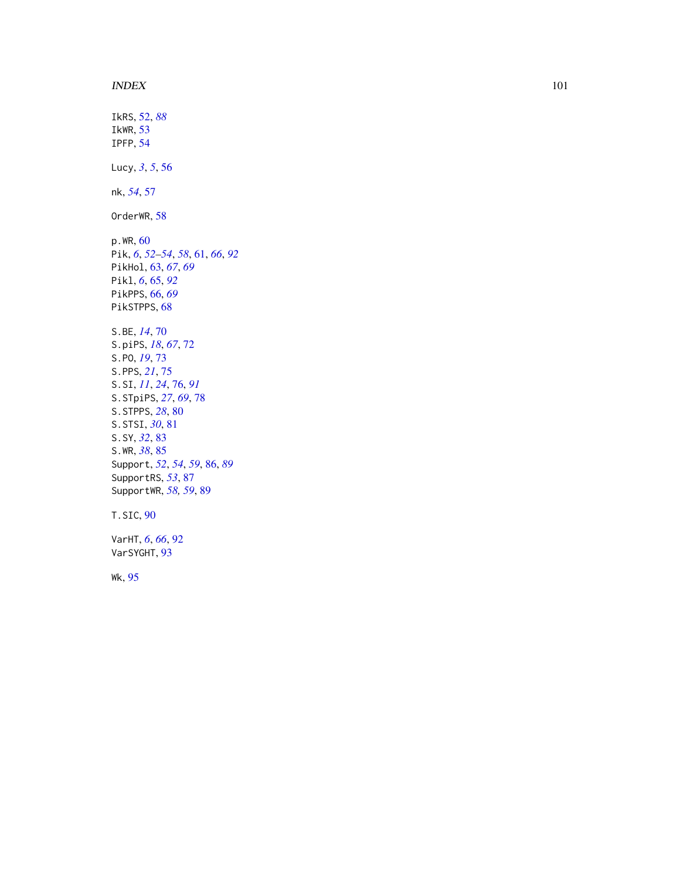IkRS, 52, *88*
IkWR, 53
IPFP, 54

Lucy, *3*, *5*, 56

nk, *54*, 57

OrderWR, 58

p.WR, 60
Pik, *6*, *52–54*, *58*, 61, *66*, *92*
PikHol, 63, *67*, *69*
Pikl, *6*, 65, *92*
PikPPS, 66, *69*
PikSTPPS, 68

S.BE, *14*, 70
S.piPS, *18*, *67*, 72
S.PO, *19*, 73
S.PPS, *21*, 75
S.SI, *11*, *24*, 76, *91*
S.STpiPS, *27*, *69*, 78
S.STPPS, *28*, 80
S.STSI, *30*, 81
S.SY, *32*, 83
S.WR, *38*, 85
Support, *52*, *54*, *59*, 86, *89*
SupportRS, *53*, 87
SupportWR, *58, 59*, 89

T.SIC, 90

VarHT, *6*, *66*, 92
VarSYGHT, 93

Wk, 95